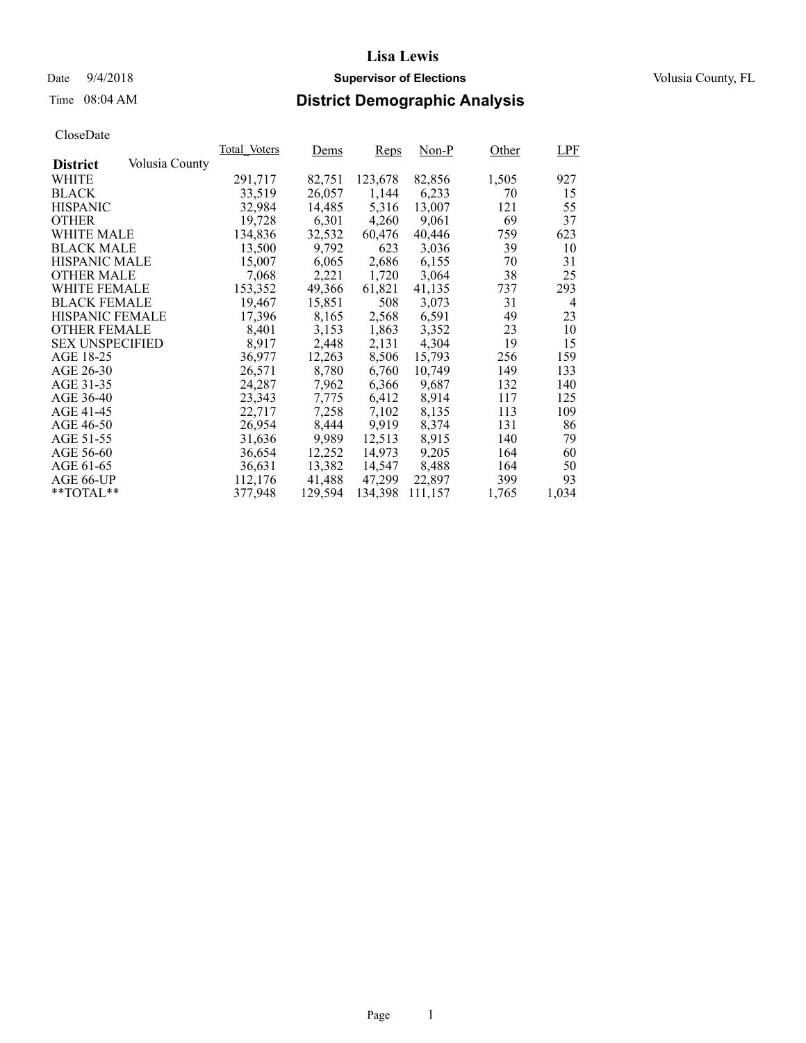**Lisa Lewis**

Date 9/4/2018 **Supervisor of Elections** Volusia County, FL

Time 08:04 AM

## District Demographic Analysis

CloseDate

| **District** Volusia County | Total_Voters | Dems | Reps | Non-P | Other | LPF |
|---|---|---|---|---|---|---|
| WHITE | 291,717 | 82,751 | 123,678 | 82,856 | 1,505 | 927 |
| BLACK | 33,519 | 26,057 | 1,144 | 6,233 | 70 | 15 |
| HISPANIC | 32,984 | 14,485 | 5,316 | 13,007 | 121 | 55 |
| OTHER | 19,728 | 6,301 | 4,260 | 9,061 | 69 | 37 |
| WHITE MALE | 134,836 | 32,532 | 60,476 | 40,446 | 759 | 623 |
| BLACK MALE | 13,500 | 9,792 | 623 | 3,036 | 39 | 10 |
| HISPANIC MALE | 15,007 | 6,065 | 2,686 | 6,155 | 70 | 31 |
| OTHER MALE | 7,068 | 2,221 | 1,720 | 3,064 | 38 | 25 |
| WHITE FEMALE | 153,352 | 49,366 | 61,821 | 41,135 | 737 | 293 |
| BLACK FEMALE | 19,467 | 15,851 | 508 | 3,073 | 31 | 4 |
| HISPANIC FEMALE | 17,396 | 8,165 | 2,568 | 6,591 | 49 | 23 |
| OTHER FEMALE | 8,401 | 3,153 | 1,863 | 3,352 | 23 | 10 |
| SEX UNSPECIFIED | 8,917 | 2,448 | 2,131 | 4,304 | 19 | 15 |
| AGE 18-25 | 36,977 | 12,263 | 8,506 | 15,793 | 256 | 159 |
| AGE 26-30 | 26,571 | 8,780 | 6,760 | 10,749 | 149 | 133 |
| AGE 31-35 | 24,287 | 7,962 | 6,366 | 9,687 | 132 | 140 |
| AGE 36-40 | 23,343 | 7,775 | 6,412 | 8,914 | 117 | 125 |
| AGE 41-45 | 22,717 | 7,258 | 7,102 | 8,135 | 113 | 109 |
| AGE 46-50 | 26,954 | 8,444 | 9,919 | 8,374 | 131 | 86 |
| AGE 51-55 | 31,636 | 9,989 | 12,513 | 8,915 | 140 | 79 |
| AGE 56-60 | 36,654 | 12,252 | 14,973 | 9,205 | 164 | 60 |
| AGE 61-65 | 36,631 | 13,382 | 14,547 | 8,488 | 164 | 50 |
| AGE 66-UP | 112,176 | 41,488 | 47,299 | 22,897 | 399 | 93 |
| **TOTAL** | 377,948 | 129,594 | 134,398 | 111,157 | 1,765 | 1,034 |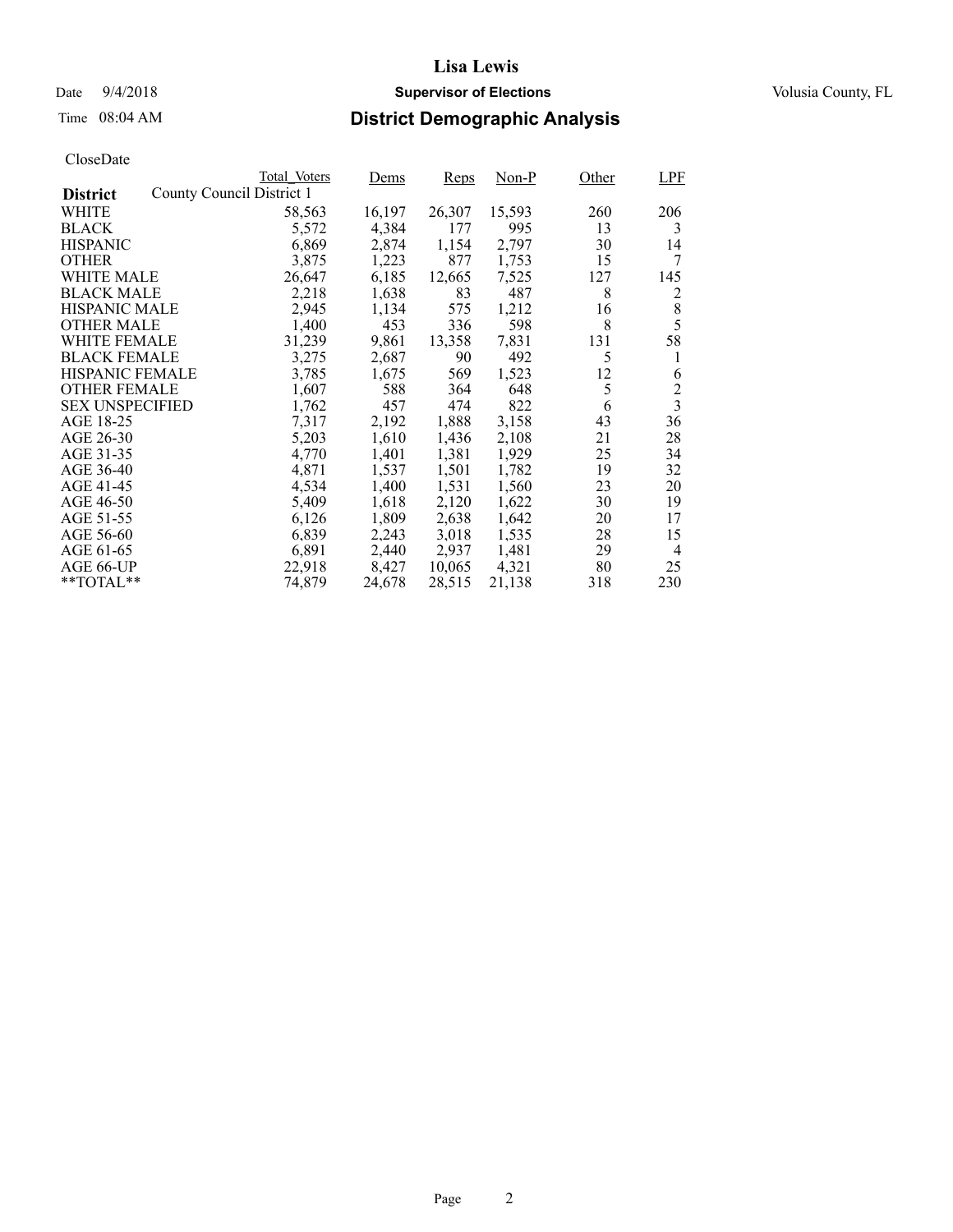# Lisa Lewis

Date 9/4/2018 **Supervisor of Elections** Volusia County, FL

Time 08:04 AM **District Demographic Analysis**

CloseDate

| **District** | Total_Voters | Dems | Reps | Non-P | Other | LPF |
|---|---|---|---|---|---|---|
| County Council District 1 | | | | | | |
| WHITE | 58,563 | 16,197 | 26,307 | 15,593 | 260 | 206 |
| BLACK | 5,572 | 4,384 | 177 | 995 | 13 | 3 |
| HISPANIC | 6,869 | 2,874 | 1,154 | 2,797 | 30 | 14 |
| OTHER | 3,875 | 1,223 | 877 | 1,753 | 15 | 7 |
| WHITE MALE | 26,647 | 6,185 | 12,665 | 7,525 | 127 | 145 |
| BLACK MALE | 2,218 | 1,638 | 83 | 487 | 8 | 2 |
| HISPANIC MALE | 2,945 | 1,134 | 575 | 1,212 | 16 | 8 |
| OTHER MALE | 1,400 | 453 | 336 | 598 | 8 | 5 |
| WHITE FEMALE | 31,239 | 9,861 | 13,358 | 7,831 | 131 | 58 |
| BLACK FEMALE | 3,275 | 2,687 | 90 | 492 | 5 | 1 |
| HISPANIC FEMALE | 3,785 | 1,675 | 569 | 1,523 | 12 | 6 |
| OTHER FEMALE | 1,607 | 588 | 364 | 648 | 5 | 2 |
| SEX UNSPECIFIED | 1,762 | 457 | 474 | 822 | 6 | 3 |
| AGE 18-25 | 7,317 | 2,192 | 1,888 | 3,158 | 43 | 36 |
| AGE 26-30 | 5,203 | 1,610 | 1,436 | 2,108 | 21 | 28 |
| AGE 31-35 | 4,770 | 1,401 | 1,381 | 1,929 | 25 | 34 |
| AGE 36-40 | 4,871 | 1,537 | 1,501 | 1,782 | 19 | 32 |
| AGE 41-45 | 4,534 | 1,400 | 1,531 | 1,560 | 23 | 20 |
| AGE 46-50 | 5,409 | 1,618 | 2,120 | 1,622 | 30 | 19 |
| AGE 51-55 | 6,126 | 1,809 | 2,638 | 1,642 | 20 | 17 |
| AGE 56-60 | 6,839 | 2,243 | 3,018 | 1,535 | 28 | 15 |
| AGE 61-65 | 6,891 | 2,440 | 2,937 | 1,481 | 29 | 4 |
| AGE 66-UP | 22,918 | 8,427 | 10,065 | 4,321 | 80 | 25 |
| **TOTAL** | 74,879 | 24,678 | 28,515 | 21,138 | 318 | 230 |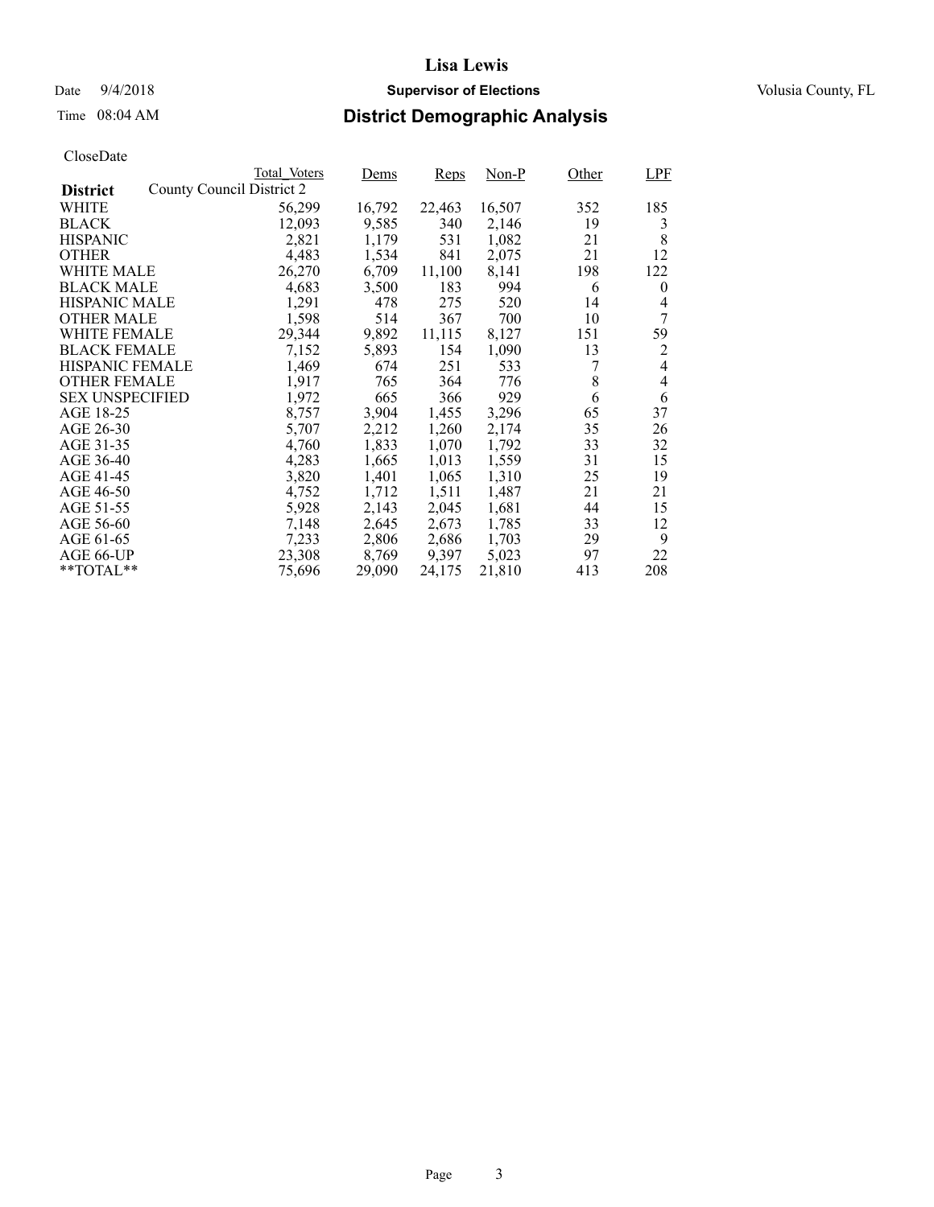# Lisa Lewis

Date 9/4/2018 **Supervisor of Elections** Volusia County, FL

Time 08:04 AM **District Demographic Analysis**

CloseDate

| **District** | Total_Voters | Dems | Reps | Non-P | Other | LPF |
|---|---|---|---|---|---|---|
| County Council District 2 | | | | | | |
| WHITE | 56,299 | 16,792 | 22,463 | 16,507 | 352 | 185 |
| BLACK | 12,093 | 9,585 | 340 | 2,146 | 19 | 3 |
| HISPANIC | 2,821 | 1,179 | 531 | 1,082 | 21 | 8 |
| OTHER | 4,483 | 1,534 | 841 | 2,075 | 21 | 12 |
| WHITE MALE | 26,270 | 6,709 | 11,100 | 8,141 | 198 | 122 |
| BLACK MALE | 4,683 | 3,500 | 183 | 994 | 6 | 0 |
| HISPANIC MALE | 1,291 | 478 | 275 | 520 | 14 | 4 |
| OTHER MALE | 1,598 | 514 | 367 | 700 | 10 | 7 |
| WHITE FEMALE | 29,344 | 9,892 | 11,115 | 8,127 | 151 | 59 |
| BLACK FEMALE | 7,152 | 5,893 | 154 | 1,090 | 13 | 2 |
| HISPANIC FEMALE | 1,469 | 674 | 251 | 533 | 7 | 4 |
| OTHER FEMALE | 1,917 | 765 | 364 | 776 | 8 | 4 |
| SEX UNSPECIFIED | 1,972 | 665 | 366 | 929 | 6 | 6 |
| AGE 18-25 | 8,757 | 3,904 | 1,455 | 3,296 | 65 | 37 |
| AGE 26-30 | 5,707 | 2,212 | 1,260 | 2,174 | 35 | 26 |
| AGE 31-35 | 4,760 | 1,833 | 1,070 | 1,792 | 33 | 32 |
| AGE 36-40 | 4,283 | 1,665 | 1,013 | 1,559 | 31 | 15 |
| AGE 41-45 | 3,820 | 1,401 | 1,065 | 1,310 | 25 | 19 |
| AGE 46-50 | 4,752 | 1,712 | 1,511 | 1,487 | 21 | 21 |
| AGE 51-55 | 5,928 | 2,143 | 2,045 | 1,681 | 44 | 15 |
| AGE 56-60 | 7,148 | 2,645 | 2,673 | 1,785 | 33 | 12 |
| AGE 61-65 | 7,233 | 2,806 | 2,686 | 1,703 | 29 | 9 |
| AGE 66-UP | 23,308 | 8,769 | 9,397 | 5,023 | 97 | 22 |
| **TOTAL** | 75,696 | 29,090 | 24,175 | 21,810 | 413 | 208 |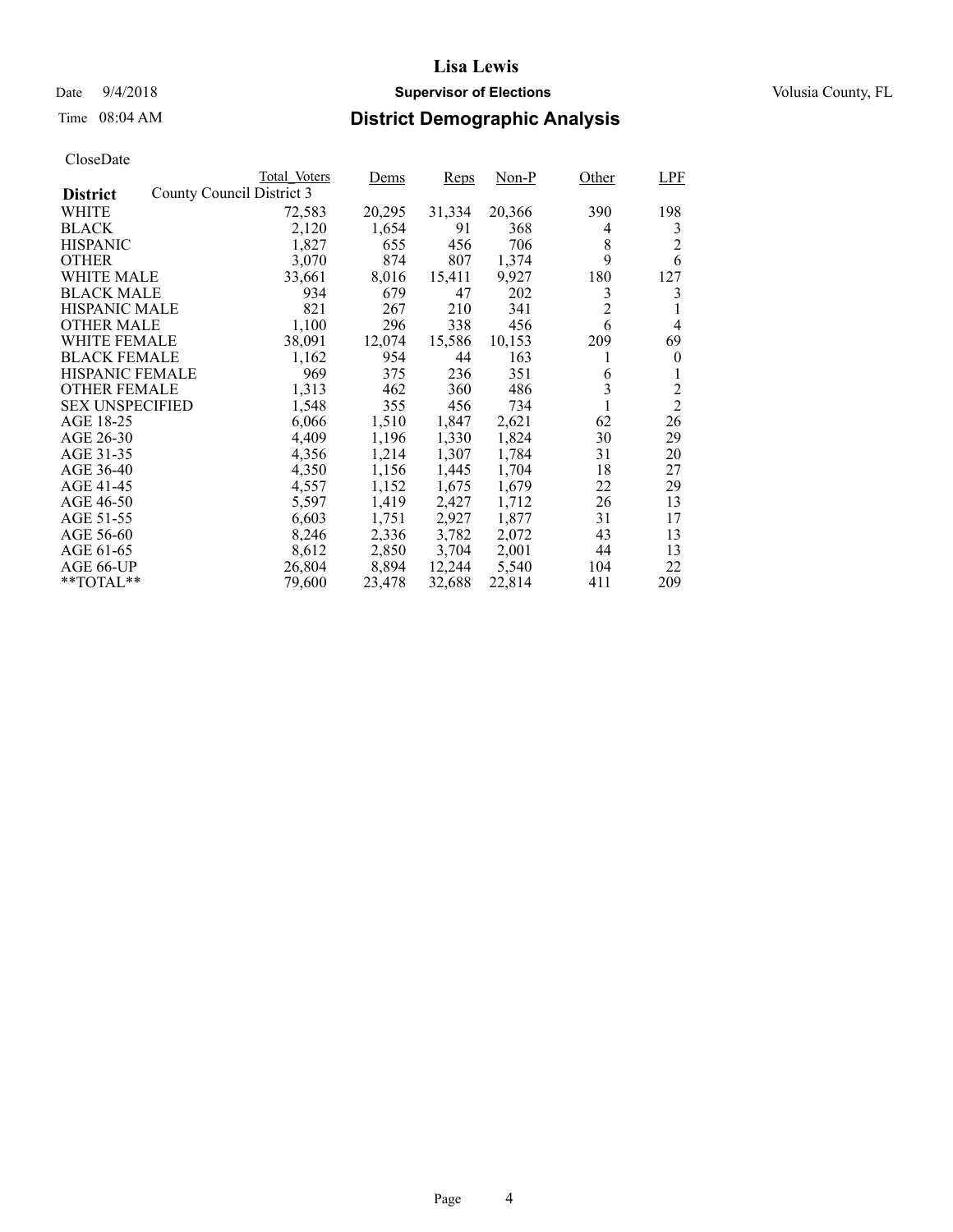# Lisa Lewis

Date 9/4/2018 **Supervisor of Elections** Volusia County, FL

Time 08:04 AM **District Demographic Analysis**

CloseDate

| District | Total_Voters | Dems | Reps | Non-P | Other | LPF |
|---|---|---|---|---|---|---|
| County Council District 3 | | | | | | |
| WHITE | 72,583 | 20,295 | 31,334 | 20,366 | 390 | 198 |
| BLACK | 2,120 | 1,654 | 91 | 368 | 4 | 3 |
| HISPANIC | 1,827 | 655 | 456 | 706 | 8 | 2 |
| OTHER | 3,070 | 874 | 807 | 1,374 | 9 | 6 |
| WHITE MALE | 33,661 | 8,016 | 15,411 | 9,927 | 180 | 127 |
| BLACK MALE | 934 | 679 | 47 | 202 | 3 | 3 |
| HISPANIC MALE | 821 | 267 | 210 | 341 | 2 | 1 |
| OTHER MALE | 1,100 | 296 | 338 | 456 | 6 | 4 |
| WHITE FEMALE | 38,091 | 12,074 | 15,586 | 10,153 | 209 | 69 |
| BLACK FEMALE | 1,162 | 954 | 44 | 163 | 1 | 0 |
| HISPANIC FEMALE | 969 | 375 | 236 | 351 | 6 | 1 |
| OTHER FEMALE | 1,313 | 462 | 360 | 486 | 3 | 2 |
| SEX UNSPECIFIED | 1,548 | 355 | 456 | 734 | 1 | 2 |
| AGE 18-25 | 6,066 | 1,510 | 1,847 | 2,621 | 62 | 26 |
| AGE 26-30 | 4,409 | 1,196 | 1,330 | 1,824 | 30 | 29 |
| AGE 31-35 | 4,356 | 1,214 | 1,307 | 1,784 | 31 | 20 |
| AGE 36-40 | 4,350 | 1,156 | 1,445 | 1,704 | 18 | 27 |
| AGE 41-45 | 4,557 | 1,152 | 1,675 | 1,679 | 22 | 29 |
| AGE 46-50 | 5,597 | 1,419 | 2,427 | 1,712 | 26 | 13 |
| AGE 51-55 | 6,603 | 1,751 | 2,927 | 1,877 | 31 | 17 |
| AGE 56-60 | 8,246 | 2,336 | 3,782 | 2,072 | 43 | 13 |
| AGE 61-65 | 8,612 | 2,850 | 3,704 | 2,001 | 44 | 13 |
| AGE 66-UP | 26,804 | 8,894 | 12,244 | 5,540 | 104 | 22 |
| **TOTAL** | 79,600 | 23,478 | 32,688 | 22,814 | 411 | 209 |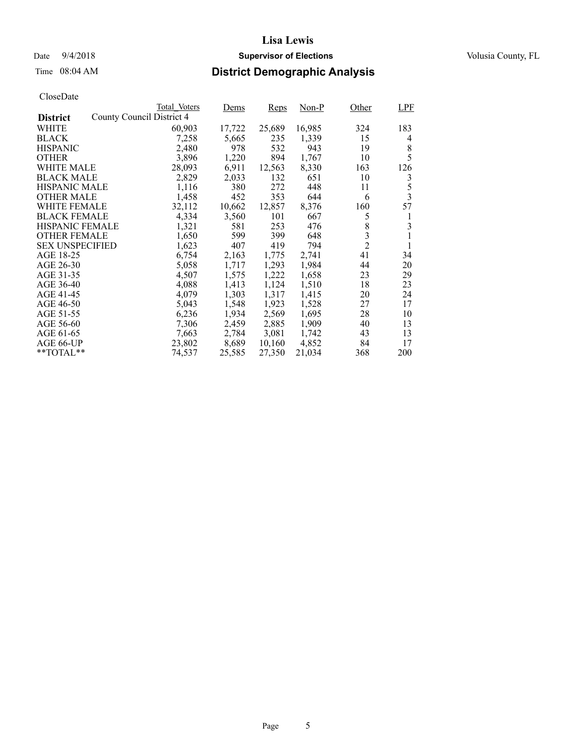# Lisa Lewis

Date 9/4/2018 **Supervisor of Elections** Volusia County, FL

Time 08:04 AM **District Demographic Analysis**

CloseDate

| District | Total_Voters | Dems | Reps | Non-P | Other | LPF |
|---|---|---|---|---|---|---|
| County Council District 4 | | | | | | |
| WHITE | 60,903 | 17,722 | 25,689 | 16,985 | 324 | 183 |
| BLACK | 7,258 | 5,665 | 235 | 1,339 | 15 | 4 |
| HISPANIC | 2,480 | 978 | 532 | 943 | 19 | 8 |
| OTHER | 3,896 | 1,220 | 894 | 1,767 | 10 | 5 |
| WHITE MALE | 28,093 | 6,911 | 12,563 | 8,330 | 163 | 126 |
| BLACK MALE | 2,829 | 2,033 | 132 | 651 | 10 | 3 |
| HISPANIC MALE | 1,116 | 380 | 272 | 448 | 11 | 5 |
| OTHER MALE | 1,458 | 452 | 353 | 644 | 6 | 3 |
| WHITE FEMALE | 32,112 | 10,662 | 12,857 | 8,376 | 160 | 57 |
| BLACK FEMALE | 4,334 | 3,560 | 101 | 667 | 5 | 1 |
| HISPANIC FEMALE | 1,321 | 581 | 253 | 476 | 8 | 3 |
| OTHER FEMALE | 1,650 | 599 | 399 | 648 | 3 | 1 |
| SEX UNSPECIFIED | 1,623 | 407 | 419 | 794 | 2 | 1 |
| AGE 18-25 | 6,754 | 2,163 | 1,775 | 2,741 | 41 | 34 |
| AGE 26-30 | 5,058 | 1,717 | 1,293 | 1,984 | 44 | 20 |
| AGE 31-35 | 4,507 | 1,575 | 1,222 | 1,658 | 23 | 29 |
| AGE 36-40 | 4,088 | 1,413 | 1,124 | 1,510 | 18 | 23 |
| AGE 41-45 | 4,079 | 1,303 | 1,317 | 1,415 | 20 | 24 |
| AGE 46-50 | 5,043 | 1,548 | 1,923 | 1,528 | 27 | 17 |
| AGE 51-55 | 6,236 | 1,934 | 2,569 | 1,695 | 28 | 10 |
| AGE 56-60 | 7,306 | 2,459 | 2,885 | 1,909 | 40 | 13 |
| AGE 61-65 | 7,663 | 2,784 | 3,081 | 1,742 | 43 | 13 |
| AGE 66-UP | 23,802 | 8,689 | 10,160 | 4,852 | 84 | 17 |
| **TOTAL** | 74,537 | 25,585 | 27,350 | 21,034 | 368 | 200 |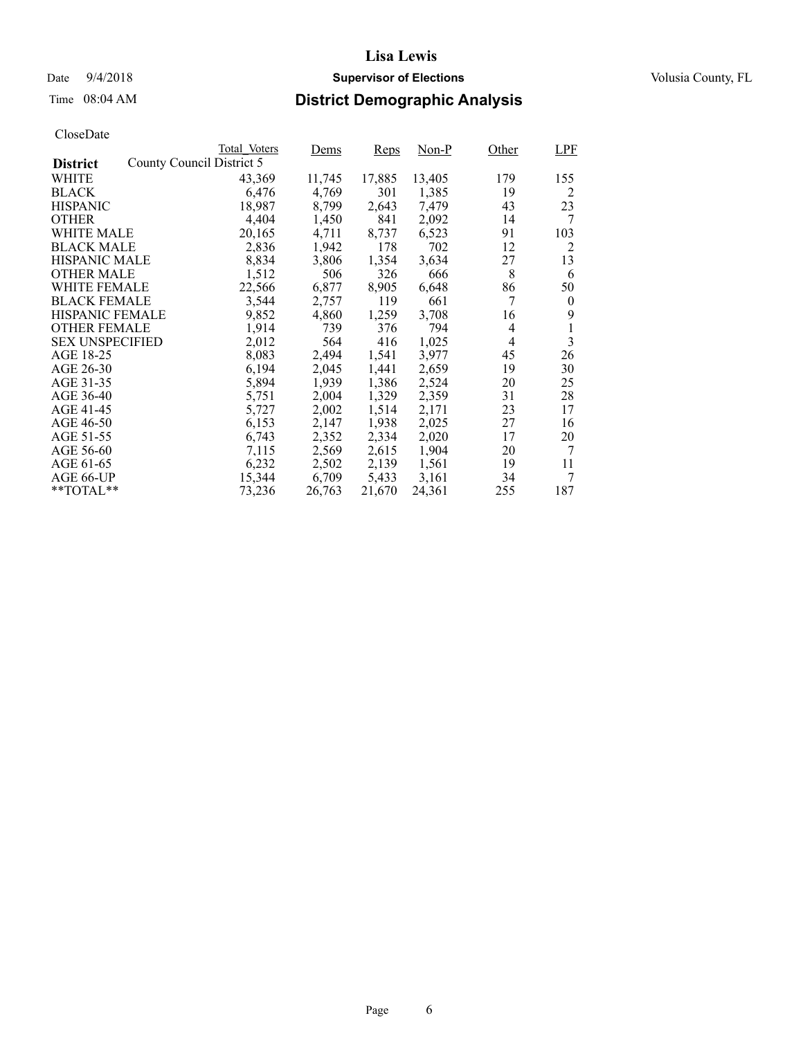# Lisa Lewis

Date 9/4/2018 **Supervisor of Elections** Volusia County, FL

Time 08:04 AM **District Demographic Analysis**

CloseDate

| District | Total_Voters | Dems | Reps | Non-P | Other | LPF |
|---|---|---|---|---|---|---|
| County Council District 5 | | | | | | |
| WHITE | 43,369 | 11,745 | 17,885 | 13,405 | 179 | 155 |
| BLACK | 6,476 | 4,769 | 301 | 1,385 | 19 | 2 |
| HISPANIC | 18,987 | 8,799 | 2,643 | 7,479 | 43 | 23 |
| OTHER | 4,404 | 1,450 | 841 | 2,092 | 14 | 7 |
| WHITE MALE | 20,165 | 4,711 | 8,737 | 6,523 | 91 | 103 |
| BLACK MALE | 2,836 | 1,942 | 178 | 702 | 12 | 2 |
| HISPANIC MALE | 8,834 | 3,806 | 1,354 | 3,634 | 27 | 13 |
| OTHER MALE | 1,512 | 506 | 326 | 666 | 8 | 6 |
| WHITE FEMALE | 22,566 | 6,877 | 8,905 | 6,648 | 86 | 50 |
| BLACK FEMALE | 3,544 | 2,757 | 119 | 661 | 7 | 0 |
| HISPANIC FEMALE | 9,852 | 4,860 | 1,259 | 3,708 | 16 | 9 |
| OTHER FEMALE | 1,914 | 739 | 376 | 794 | 4 | 1 |
| SEX UNSPECIFIED | 2,012 | 564 | 416 | 1,025 | 4 | 3 |
| AGE 18-25 | 8,083 | 2,494 | 1,541 | 3,977 | 45 | 26 |
| AGE 26-30 | 6,194 | 2,045 | 1,441 | 2,659 | 19 | 30 |
| AGE 31-35 | 5,894 | 1,939 | 1,386 | 2,524 | 20 | 25 |
| AGE 36-40 | 5,751 | 2,004 | 1,329 | 2,359 | 31 | 28 |
| AGE 41-45 | 5,727 | 2,002 | 1,514 | 2,171 | 23 | 17 |
| AGE 46-50 | 6,153 | 2,147 | 1,938 | 2,025 | 27 | 16 |
| AGE 51-55 | 6,743 | 2,352 | 2,334 | 2,020 | 17 | 20 |
| AGE 56-60 | 7,115 | 2,569 | 2,615 | 1,904 | 20 | 7 |
| AGE 61-65 | 6,232 | 2,502 | 2,139 | 1,561 | 19 | 11 |
| AGE 66-UP | 15,344 | 6,709 | 5,433 | 3,161 | 34 | 7 |
| **TOTAL** | 73,236 | 26,763 | 21,670 | 24,361 | 255 | 187 |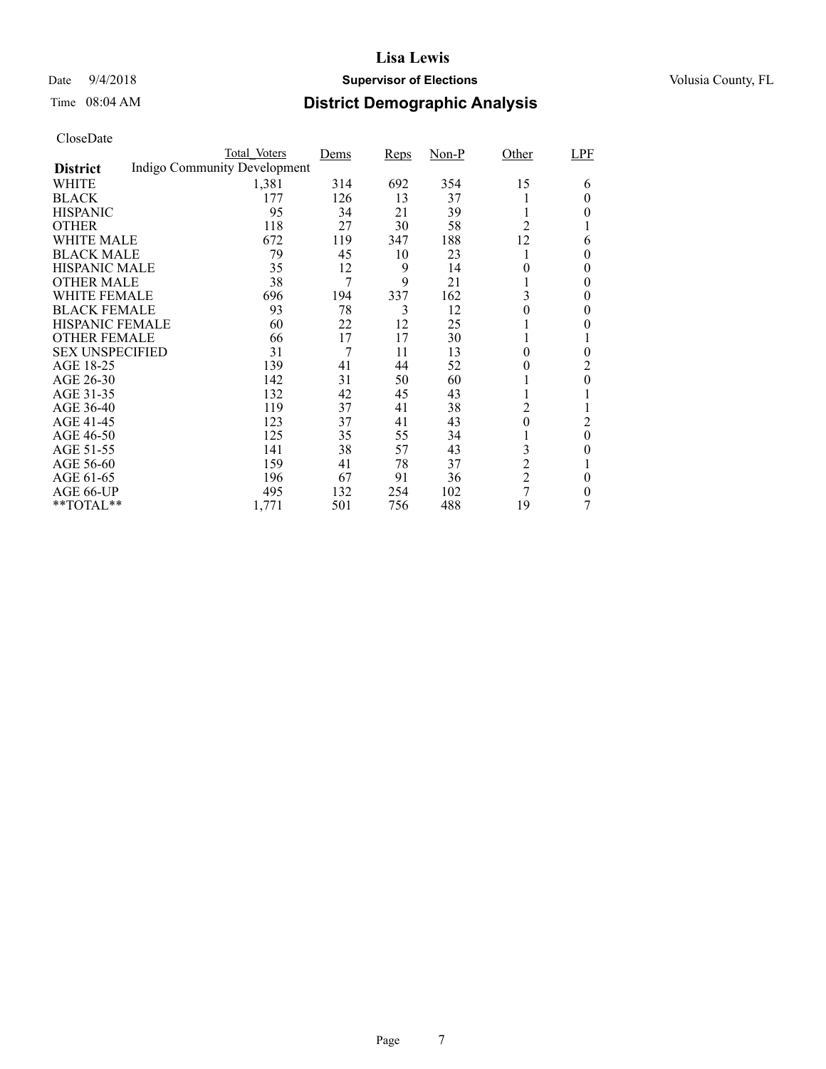# Lisa Lewis

Date 9/4/2018 **Supervisor of Elections** Volusia County, FL

Time 08:04 AM **District Demographic Analysis**

CloseDate

| District | Total_Voters | Dems | Reps | Non-P | Other | LPF |
|---|---|---|---|---|---|---|
| Indigo Community Development | | | | | | |
| WHITE | 1,381 | 314 | 692 | 354 | 15 | 6 |
| BLACK | 177 | 126 | 13 | 37 | 1 | 0 |
| HISPANIC | 95 | 34 | 21 | 39 | 1 | 0 |
| OTHER | 118 | 27 | 30 | 58 | 2 | 1 |
| WHITE MALE | 672 | 119 | 347 | 188 | 12 | 6 |
| BLACK MALE | 79 | 45 | 10 | 23 | 1 | 0 |
| HISPANIC MALE | 35 | 12 | 9 | 14 | 0 | 0 |
| OTHER MALE | 38 | 7 | 9 | 21 | 1 | 0 |
| WHITE FEMALE | 696 | 194 | 337 | 162 | 3 | 0 |
| BLACK FEMALE | 93 | 78 | 3 | 12 | 0 | 0 |
| HISPANIC FEMALE | 60 | 22 | 12 | 25 | 1 | 0 |
| OTHER FEMALE | 66 | 17 | 17 | 30 | 1 | 1 |
| SEX UNSPECIFIED | 31 | 7 | 11 | 13 | 0 | 0 |
| AGE 18-25 | 139 | 41 | 44 | 52 | 0 | 2 |
| AGE 26-30 | 142 | 31 | 50 | 60 | 1 | 0 |
| AGE 31-35 | 132 | 42 | 45 | 43 | 1 | 1 |
| AGE 36-40 | 119 | 37 | 41 | 38 | 2 | 1 |
| AGE 41-45 | 123 | 37 | 41 | 43 | 0 | 2 |
| AGE 46-50 | 125 | 35 | 55 | 34 | 1 | 0 |
| AGE 51-55 | 141 | 38 | 57 | 43 | 3 | 0 |
| AGE 56-60 | 159 | 41 | 78 | 37 | 2 | 1 |
| AGE 61-65 | 196 | 67 | 91 | 36 | 2 | 0 |
| AGE 66-UP | 495 | 132 | 254 | 102 | 7 | 0 |
| **TOTAL** | 1,771 | 501 | 756 | 488 | 19 | 7 |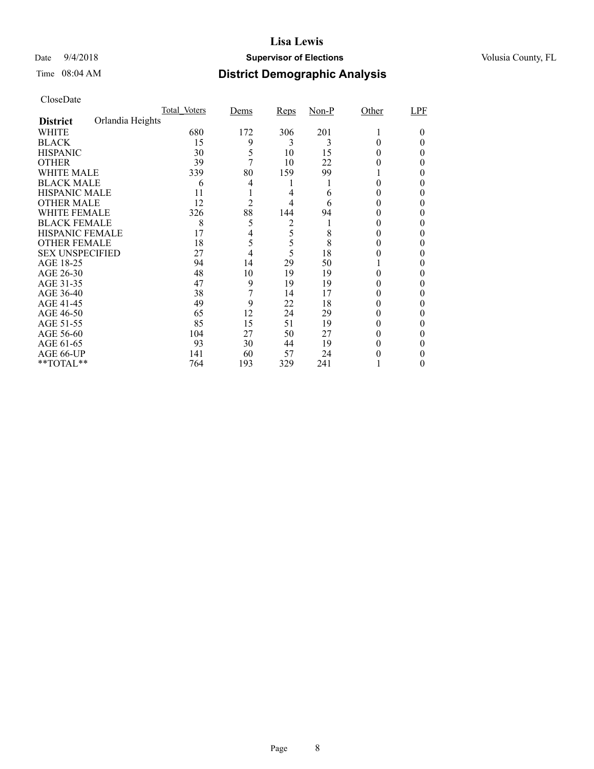Lisa Lewis

Date 9/4/2018 **Supervisor of Elections** Volusia County, FL

Time 08:04 AM **District Demographic Analysis**

CloseDate

| | Total_Voters | Dems | Reps | Non-P | Other | LPF |
|---|---|---|---|---|---|---|
| **District** Orlandia Heights | | | | | | |
| WHITE | 680 | 172 | 306 | 201 | 1 | 0 |
| BLACK | 15 | 9 | 3 | 3 | 0 | 0 |
| HISPANIC | 30 | 5 | 10 | 15 | 0 | 0 |
| OTHER | 39 | 7 | 10 | 22 | 0 | 0 |
| WHITE MALE | 339 | 80 | 159 | 99 | 1 | 0 |
| BLACK MALE | 6 | 4 | 1 | 1 | 0 | 0 |
| HISPANIC MALE | 11 | 1 | 4 | 6 | 0 | 0 |
| OTHER MALE | 12 | 2 | 4 | 6 | 0 | 0 |
| WHITE FEMALE | 326 | 88 | 144 | 94 | 0 | 0 |
| BLACK FEMALE | 8 | 5 | 2 | 1 | 0 | 0 |
| HISPANIC FEMALE | 17 | 4 | 5 | 8 | 0 | 0 |
| OTHER FEMALE | 18 | 5 | 5 | 8 | 0 | 0 |
| SEX UNSPECIFIED | 27 | 4 | 5 | 18 | 0 | 0 |
| AGE 18-25 | 94 | 14 | 29 | 50 | 1 | 0 |
| AGE 26-30 | 48 | 10 | 19 | 19 | 0 | 0 |
| AGE 31-35 | 47 | 9 | 19 | 19 | 0 | 0 |
| AGE 36-40 | 38 | 7 | 14 | 17 | 0 | 0 |
| AGE 41-45 | 49 | 9 | 22 | 18 | 0 | 0 |
| AGE 46-50 | 65 | 12 | 24 | 29 | 0 | 0 |
| AGE 51-55 | 85 | 15 | 51 | 19 | 0 | 0 |
| AGE 56-60 | 104 | 27 | 50 | 27 | 0 | 0 |
| AGE 61-65 | 93 | 30 | 44 | 19 | 0 | 0 |
| AGE 66-UP | 141 | 60 | 57 | 24 | 0 | 0 |
| **TOTAL** | 764 | 193 | 329 | 241 | 1 | 0 |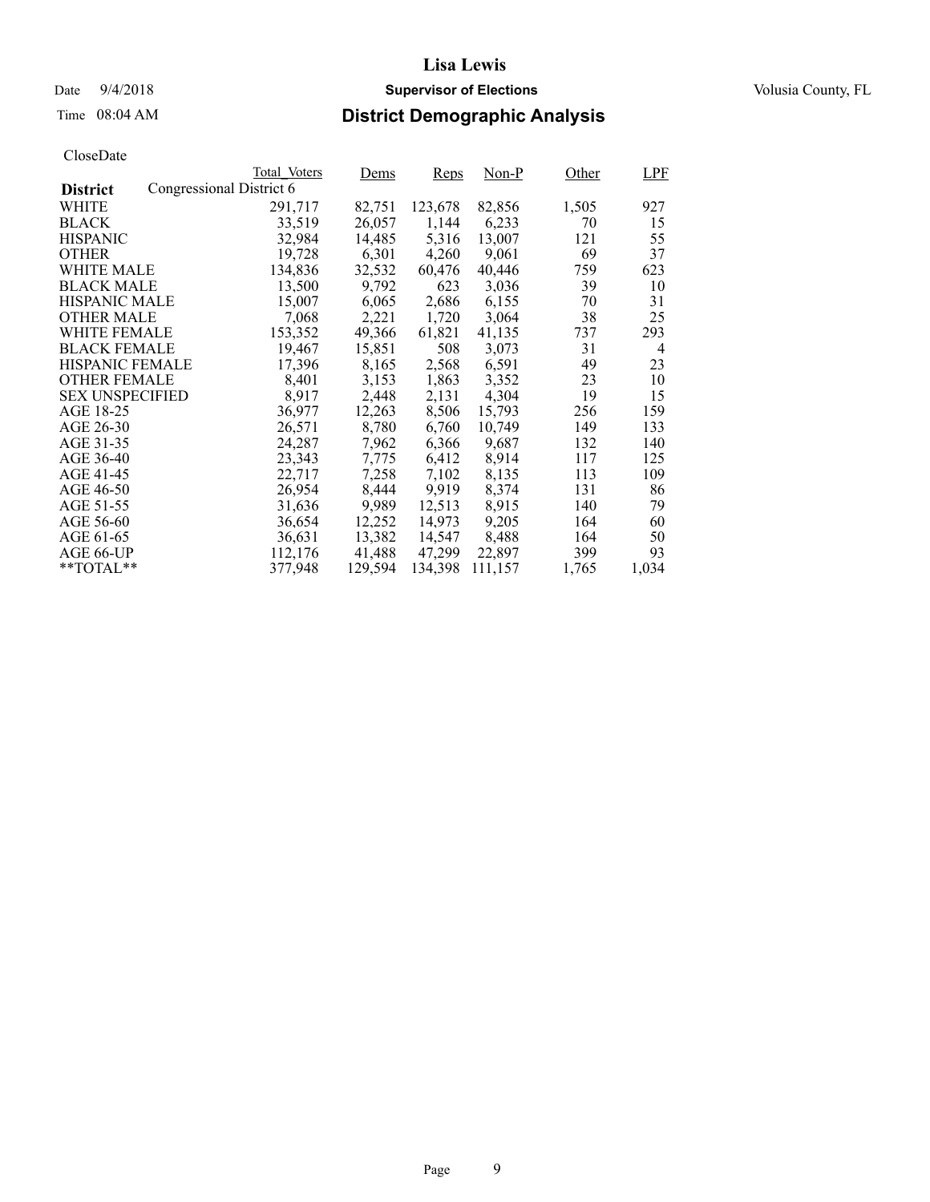# Lisa Lewis

Date 9/4/2018 **Supervisor of Elections** Volusia County, FL

Time 08:04 AM **District Demographic Analysis**

CloseDate

| **District** | Total_Voters | Dems | Reps | Non-P | Other | LPF |
|---|---|---|---|---|---|---|
| Congressional District 6 | | | | | | |
| WHITE | 291,717 | 82,751 | 123,678 | 82,856 | 1,505 | 927 |
| BLACK | 33,519 | 26,057 | 1,144 | 6,233 | 70 | 15 |
| HISPANIC | 32,984 | 14,485 | 5,316 | 13,007 | 121 | 55 |
| OTHER | 19,728 | 6,301 | 4,260 | 9,061 | 69 | 37 |
| WHITE MALE | 134,836 | 32,532 | 60,476 | 40,446 | 759 | 623 |
| BLACK MALE | 13,500 | 9,792 | 623 | 3,036 | 39 | 10 |
| HISPANIC MALE | 15,007 | 6,065 | 2,686 | 6,155 | 70 | 31 |
| OTHER MALE | 7,068 | 2,221 | 1,720 | 3,064 | 38 | 25 |
| WHITE FEMALE | 153,352 | 49,366 | 61,821 | 41,135 | 737 | 293 |
| BLACK FEMALE | 19,467 | 15,851 | 508 | 3,073 | 31 | 4 |
| HISPANIC FEMALE | 17,396 | 8,165 | 2,568 | 6,591 | 49 | 23 |
| OTHER FEMALE | 8,401 | 3,153 | 1,863 | 3,352 | 23 | 10 |
| SEX UNSPECIFIED | 8,917 | 2,448 | 2,131 | 4,304 | 19 | 15 |
| AGE 18-25 | 36,977 | 12,263 | 8,506 | 15,793 | 256 | 159 |
| AGE 26-30 | 26,571 | 8,780 | 6,760 | 10,749 | 149 | 133 |
| AGE 31-35 | 24,287 | 7,962 | 6,366 | 9,687 | 132 | 140 |
| AGE 36-40 | 23,343 | 7,775 | 6,412 | 8,914 | 117 | 125 |
| AGE 41-45 | 22,717 | 7,258 | 7,102 | 8,135 | 113 | 109 |
| AGE 46-50 | 26,954 | 8,444 | 9,919 | 8,374 | 131 | 86 |
| AGE 51-55 | 31,636 | 9,989 | 12,513 | 8,915 | 140 | 79 |
| AGE 56-60 | 36,654 | 12,252 | 14,973 | 9,205 | 164 | 60 |
| AGE 61-65 | 36,631 | 13,382 | 14,547 | 8,488 | 164 | 50 |
| AGE 66-UP | 112,176 | 41,488 | 47,299 | 22,897 | 399 | 93 |
| **TOTAL** | 377,948 | 129,594 | 134,398 | 111,157 | 1,765 | 1,034 |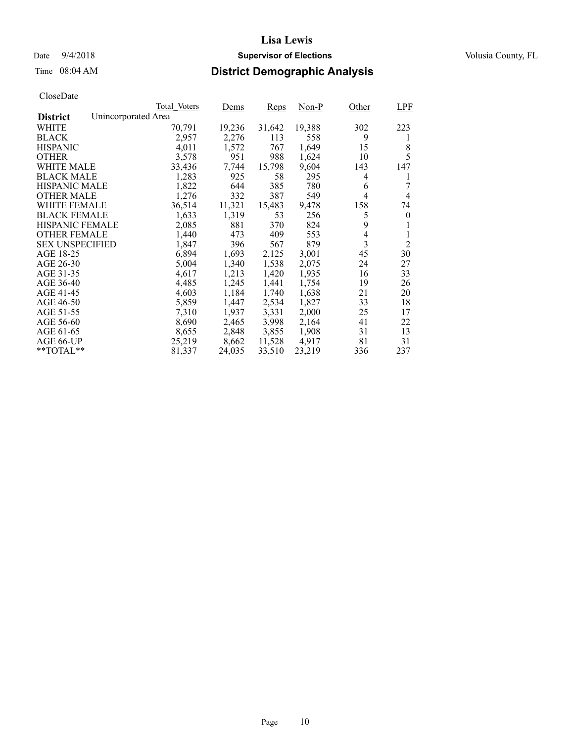# Lisa Lewis

Date 9/4/2018 **Supervisor of Elections** Volusia County, FL

Time 08:04 AM **District Demographic Analysis**

CloseDate

| | Total_Voters | Dems | Reps | Non-P | Other | LPF |
|---|---|---|---|---|---|---|
| **District** Unincorporated Area | | | | | | |
| WHITE | 70,791 | 19,236 | 31,642 | 19,388 | 302 | 223 |
| BLACK | 2,957 | 2,276 | 113 | 558 | 9 | 1 |
| HISPANIC | 4,011 | 1,572 | 767 | 1,649 | 15 | 8 |
| OTHER | 3,578 | 951 | 988 | 1,624 | 10 | 5 |
| WHITE MALE | 33,436 | 7,744 | 15,798 | 9,604 | 143 | 147 |
| BLACK MALE | 1,283 | 925 | 58 | 295 | 4 | 1 |
| HISPANIC MALE | 1,822 | 644 | 385 | 780 | 6 | 7 |
| OTHER MALE | 1,276 | 332 | 387 | 549 | 4 | 4 |
| WHITE FEMALE | 36,514 | 11,321 | 15,483 | 9,478 | 158 | 74 |
| BLACK FEMALE | 1,633 | 1,319 | 53 | 256 | 5 | 0 |
| HISPANIC FEMALE | 2,085 | 881 | 370 | 824 | 9 | 1 |
| OTHER FEMALE | 1,440 | 473 | 409 | 553 | 4 | 1 |
| SEX UNSPECIFIED | 1,847 | 396 | 567 | 879 | 3 | 2 |
| AGE 18-25 | 6,894 | 1,693 | 2,125 | 3,001 | 45 | 30 |
| AGE 26-30 | 5,004 | 1,340 | 1,538 | 2,075 | 24 | 27 |
| AGE 31-35 | 4,617 | 1,213 | 1,420 | 1,935 | 16 | 33 |
| AGE 36-40 | 4,485 | 1,245 | 1,441 | 1,754 | 19 | 26 |
| AGE 41-45 | 4,603 | 1,184 | 1,740 | 1,638 | 21 | 20 |
| AGE 46-50 | 5,859 | 1,447 | 2,534 | 1,827 | 33 | 18 |
| AGE 51-55 | 7,310 | 1,937 | 3,331 | 2,000 | 25 | 17 |
| AGE 56-60 | 8,690 | 2,465 | 3,998 | 2,164 | 41 | 22 |
| AGE 61-65 | 8,655 | 2,848 | 3,855 | 1,908 | 31 | 13 |
| AGE 66-UP | 25,219 | 8,662 | 11,528 | 4,917 | 81 | 31 |
| **TOTAL** | 81,337 | 24,035 | 33,510 | 23,219 | 336 | 237 |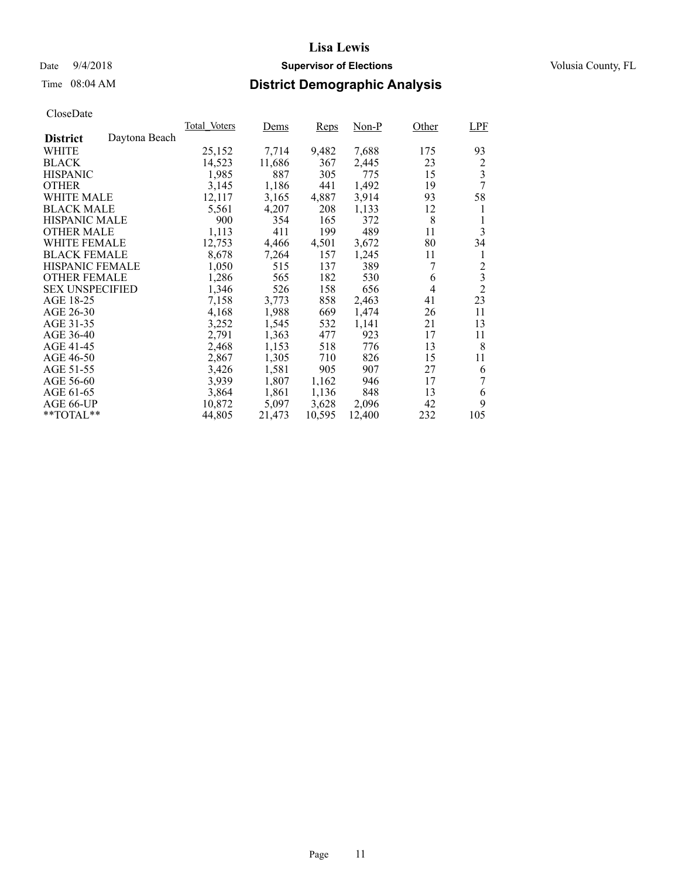# Lisa Lewis

Date 9/4/2018 **Supervisor of Elections** Volusia County, FL

Time 08:04 AM **District Demographic Analysis**

CloseDate

| **District** Daytona Beach | Total_Voters | Dems | Reps | Non-P | Other | LPF |
|---|---|---|---|---|---|---|
| WHITE | 25,152 | 7,714 | 9,482 | 7,688 | 175 | 93 |
| BLACK | 14,523 | 11,686 | 367 | 2,445 | 23 | 2 |
| HISPANIC | 1,985 | 887 | 305 | 775 | 15 | 3 |
| OTHER | 3,145 | 1,186 | 441 | 1,492 | 19 | 7 |
| WHITE MALE | 12,117 | 3,165 | 4,887 | 3,914 | 93 | 58 |
| BLACK MALE | 5,561 | 4,207 | 208 | 1,133 | 12 | 1 |
| HISPANIC MALE | 900 | 354 | 165 | 372 | 8 | 1 |
| OTHER MALE | 1,113 | 411 | 199 | 489 | 11 | 3 |
| WHITE FEMALE | 12,753 | 4,466 | 4,501 | 3,672 | 80 | 34 |
| BLACK FEMALE | 8,678 | 7,264 | 157 | 1,245 | 11 | 1 |
| HISPANIC FEMALE | 1,050 | 515 | 137 | 389 | 7 | 2 |
| OTHER FEMALE | 1,286 | 565 | 182 | 530 | 6 | 3 |
| SEX UNSPECIFIED | 1,346 | 526 | 158 | 656 | 4 | 2 |
| AGE 18-25 | 7,158 | 3,773 | 858 | 2,463 | 41 | 23 |
| AGE 26-30 | 4,168 | 1,988 | 669 | 1,474 | 26 | 11 |
| AGE 31-35 | 3,252 | 1,545 | 532 | 1,141 | 21 | 13 |
| AGE 36-40 | 2,791 | 1,363 | 477 | 923 | 17 | 11 |
| AGE 41-45 | 2,468 | 1,153 | 518 | 776 | 13 | 8 |
| AGE 46-50 | 2,867 | 1,305 | 710 | 826 | 15 | 11 |
| AGE 51-55 | 3,426 | 1,581 | 905 | 907 | 27 | 6 |
| AGE 56-60 | 3,939 | 1,807 | 1,162 | 946 | 17 | 7 |
| AGE 61-65 | 3,864 | 1,861 | 1,136 | 848 | 13 | 6 |
| AGE 66-UP | 10,872 | 5,097 | 3,628 | 2,096 | 42 | 9 |
| **TOTAL** | 44,805 | 21,473 | 10,595 | 12,400 | 232 | 105 |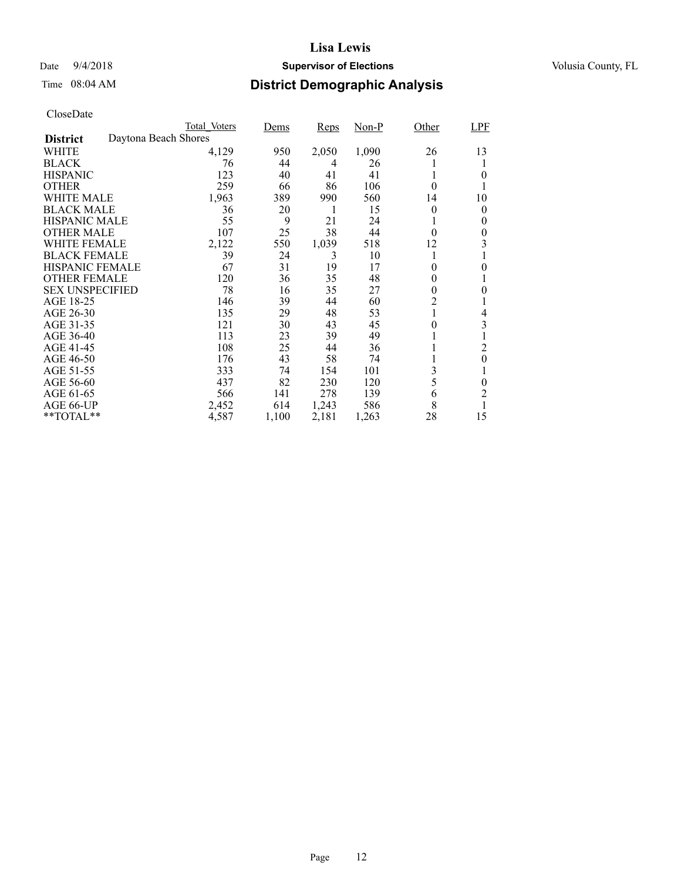# Lisa Lewis

Date 9/4/2018 **Supervisor of Elections** Volusia County, FL

Time 08:04 AM **District Demographic Analysis**

CloseDate

| | Total_Voters | Dems | Reps | Non-P | Other | LPF |
|---|---|---|---|---|---|---|
| **District** Daytona Beach Shores | | | | | | |
| WHITE | 4,129 | 950 | 2,050 | 1,090 | 26 | 13 |
| BLACK | 76 | 44 | 4 | 26 | 1 | 1 |
| HISPANIC | 123 | 40 | 41 | 41 | 1 | 0 |
| OTHER | 259 | 66 | 86 | 106 | 0 | 1 |
| WHITE MALE | 1,963 | 389 | 990 | 560 | 14 | 10 |
| BLACK MALE | 36 | 20 | 1 | 15 | 0 | 0 |
| HISPANIC MALE | 55 | 9 | 21 | 24 | 1 | 0 |
| OTHER MALE | 107 | 25 | 38 | 44 | 0 | 0 |
| WHITE FEMALE | 2,122 | 550 | 1,039 | 518 | 12 | 3 |
| BLACK FEMALE | 39 | 24 | 3 | 10 | 1 | 1 |
| HISPANIC FEMALE | 67 | 31 | 19 | 17 | 0 | 0 |
| OTHER FEMALE | 120 | 36 | 35 | 48 | 0 | 1 |
| SEX UNSPECIFIED | 78 | 16 | 35 | 27 | 0 | 0 |
| AGE 18-25 | 146 | 39 | 44 | 60 | 2 | 1 |
| AGE 26-30 | 135 | 29 | 48 | 53 | 1 | 4 |
| AGE 31-35 | 121 | 30 | 43 | 45 | 0 | 3 |
| AGE 36-40 | 113 | 23 | 39 | 49 | 1 | 1 |
| AGE 41-45 | 108 | 25 | 44 | 36 | 1 | 2 |
| AGE 46-50 | 176 | 43 | 58 | 74 | 1 | 0 |
| AGE 51-55 | 333 | 74 | 154 | 101 | 3 | 1 |
| AGE 56-60 | 437 | 82 | 230 | 120 | 5 | 0 |
| AGE 61-65 | 566 | 141 | 278 | 139 | 6 | 2 |
| AGE 66-UP | 2,452 | 614 | 1,243 | 586 | 8 | 1 |
| **TOTAL** | 4,587 | 1,100 | 2,181 | 1,263 | 28 | 15 |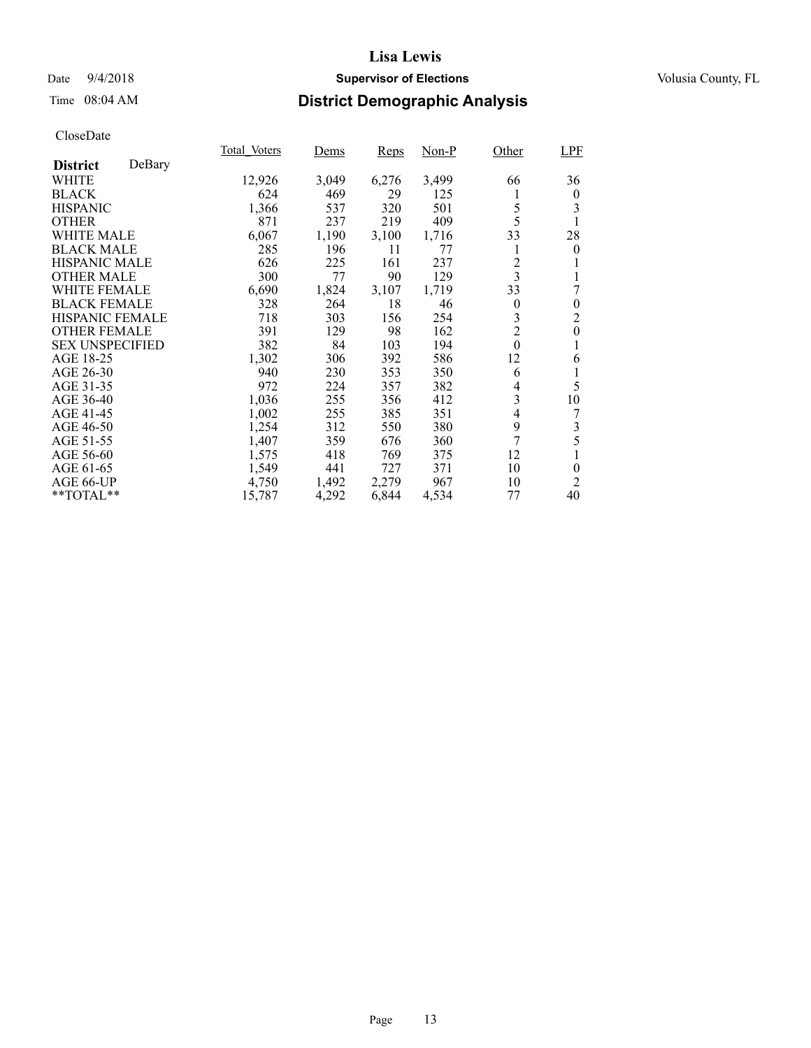# District Demographic Analysis

CloseDate

| District DeBary | Total_Voters | Dems | Reps | Non-P | Other | LPF |
|---|---|---|---|---|---|---|
| WHITE | 12,926 | 3,049 | 6,276 | 3,499 | 66 | 36 |
| BLACK | 624 | 469 | 29 | 125 | 1 | 0 |
| HISPANIC | 1,366 | 537 | 320 | 501 | 5 | 3 |
| OTHER | 871 | 237 | 219 | 409 | 5 | 1 |
| WHITE MALE | 6,067 | 1,190 | 3,100 | 1,716 | 33 | 28 |
| BLACK MALE | 285 | 196 | 11 | 77 | 1 | 0 |
| HISPANIC MALE | 626 | 225 | 161 | 237 | 2 | 1 |
| OTHER MALE | 300 | 77 | 90 | 129 | 3 | 1 |
| WHITE FEMALE | 6,690 | 1,824 | 3,107 | 1,719 | 33 | 7 |
| BLACK FEMALE | 328 | 264 | 18 | 46 | 0 | 0 |
| HISPANIC FEMALE | 718 | 303 | 156 | 254 | 3 | 2 |
| OTHER FEMALE | 391 | 129 | 98 | 162 | 2 | 0 |
| SEX UNSPECIFIED | 382 | 84 | 103 | 194 | 0 | 1 |
| AGE 18-25 | 1,302 | 306 | 392 | 586 | 12 | 6 |
| AGE 26-30 | 940 | 230 | 353 | 350 | 6 | 1 |
| AGE 31-35 | 972 | 224 | 357 | 382 | 4 | 5 |
| AGE 36-40 | 1,036 | 255 | 356 | 412 | 3 | 10 |
| AGE 41-45 | 1,002 | 255 | 385 | 351 | 4 | 7 |
| AGE 46-50 | 1,254 | 312 | 550 | 380 | 9 | 3 |
| AGE 51-55 | 1,407 | 359 | 676 | 360 | 7 | 5 |
| AGE 56-60 | 1,575 | 418 | 769 | 375 | 12 | 1 |
| AGE 61-65 | 1,549 | 441 | 727 | 371 | 10 | 0 |
| AGE 66-UP | 4,750 | 1,492 | 2,279 | 967 | 10 | 2 |
| **TOTAL** | 15,787 | 4,292 | 6,844 | 4,534 | 77 | 40 |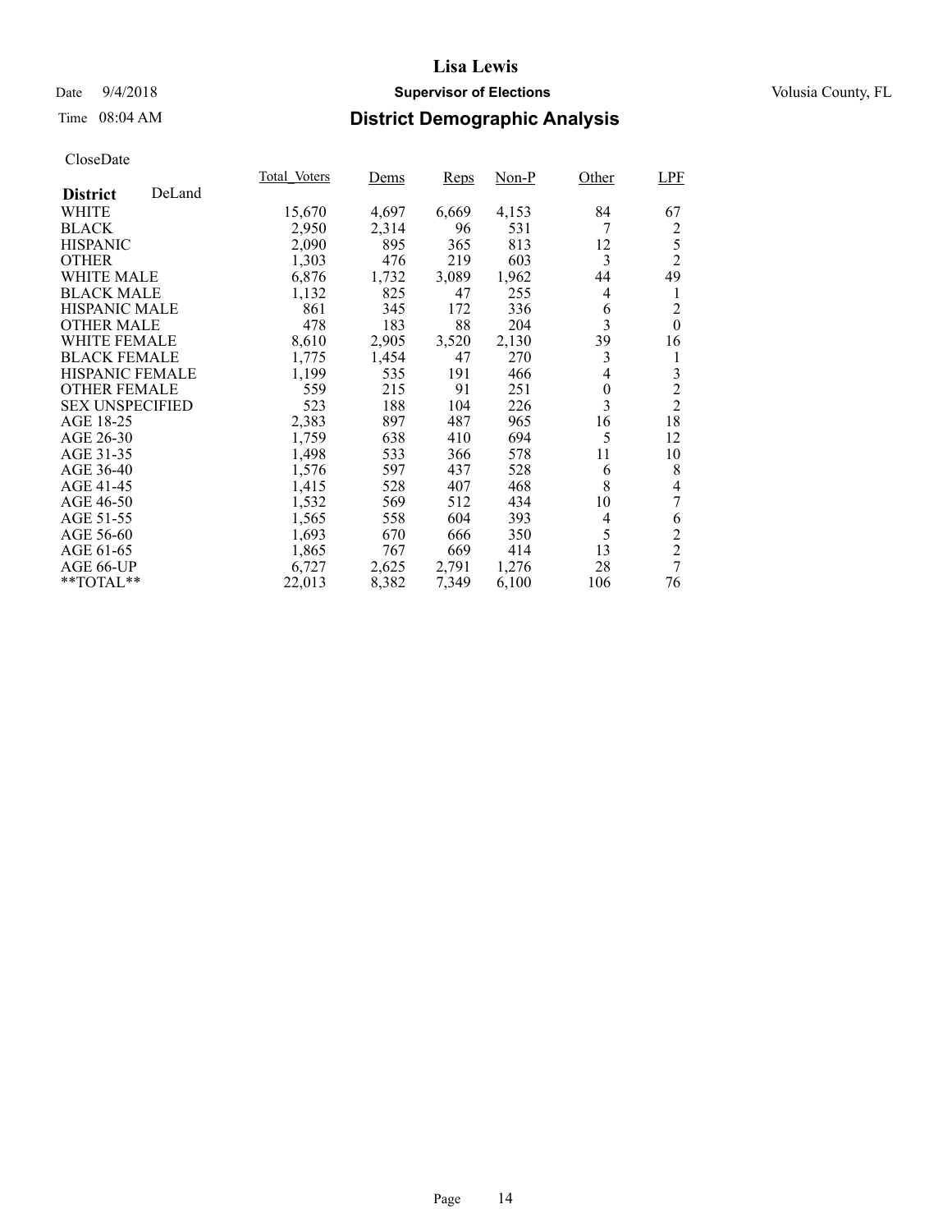# Lisa Lewis

Date 9/4/2018 **Supervisor of Elections** Volusia County, FL

Time 08:04 AM **District Demographic Analysis**

CloseDate

| District DeLand | Total_Voters | Dems | Reps | Non-P | Other | LPF |
|---|---|---|---|---|---|---|
| WHITE | 15,670 | 4,697 | 6,669 | 4,153 | 84 | 67 |
| BLACK | 2,950 | 2,314 | 96 | 531 | 7 | 2 |
| HISPANIC | 2,090 | 895 | 365 | 813 | 12 | 5 |
| OTHER | 1,303 | 476 | 219 | 603 | 3 | 2 |
| WHITE MALE | 6,876 | 1,732 | 3,089 | 1,962 | 44 | 49 |
| BLACK MALE | 1,132 | 825 | 47 | 255 | 4 | 1 |
| HISPANIC MALE | 861 | 345 | 172 | 336 | 6 | 2 |
| OTHER MALE | 478 | 183 | 88 | 204 | 3 | 0 |
| WHITE FEMALE | 8,610 | 2,905 | 3,520 | 2,130 | 39 | 16 |
| BLACK FEMALE | 1,775 | 1,454 | 47 | 270 | 3 | 1 |
| HISPANIC FEMALE | 1,199 | 535 | 191 | 466 | 4 | 3 |
| OTHER FEMALE | 559 | 215 | 91 | 251 | 0 | 2 |
| SEX UNSPECIFIED | 523 | 188 | 104 | 226 | 3 | 2 |
| AGE 18-25 | 2,383 | 897 | 487 | 965 | 16 | 18 |
| AGE 26-30 | 1,759 | 638 | 410 | 694 | 5 | 12 |
| AGE 31-35 | 1,498 | 533 | 366 | 578 | 11 | 10 |
| AGE 36-40 | 1,576 | 597 | 437 | 528 | 6 | 8 |
| AGE 41-45 | 1,415 | 528 | 407 | 468 | 8 | 4 |
| AGE 46-50 | 1,532 | 569 | 512 | 434 | 10 | 7 |
| AGE 51-55 | 1,565 | 558 | 604 | 393 | 4 | 6 |
| AGE 56-60 | 1,693 | 670 | 666 | 350 | 5 | 2 |
| AGE 61-65 | 1,865 | 767 | 669 | 414 | 13 | 2 |
| AGE 66-UP | 6,727 | 2,625 | 2,791 | 1,276 | 28 | 7 |
| **TOTAL** | 22,013 | 8,382 | 7,349 | 6,100 | 106 | 76 |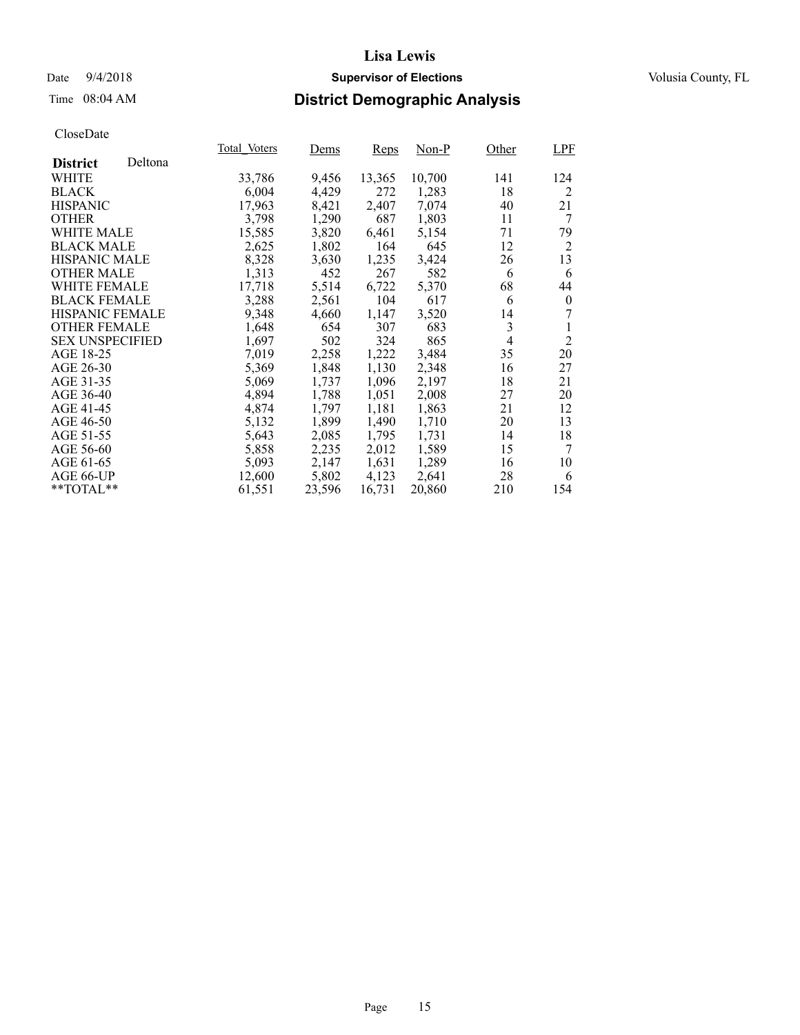# Lisa Lewis

Date 9/4/2018 **Supervisor of Elections** Volusia County, FL

Time 08:04 AM **District Demographic Analysis**

CloseDate

| **District** Deltona | Total_Voters | Dems | Reps | Non-P | Other | LPF |
|---|---|---|---|---|---|---|
| WHITE | 33,786 | 9,456 | 13,365 | 10,700 | 141 | 124 |
| BLACK | 6,004 | 4,429 | 272 | 1,283 | 18 | 2 |
| HISPANIC | 17,963 | 8,421 | 2,407 | 7,074 | 40 | 21 |
| OTHER | 3,798 | 1,290 | 687 | 1,803 | 11 | 7 |
| WHITE MALE | 15,585 | 3,820 | 6,461 | 5,154 | 71 | 79 |
| BLACK MALE | 2,625 | 1,802 | 164 | 645 | 12 | 2 |
| HISPANIC MALE | 8,328 | 3,630 | 1,235 | 3,424 | 26 | 13 |
| OTHER MALE | 1,313 | 452 | 267 | 582 | 6 | 6 |
| WHITE FEMALE | 17,718 | 5,514 | 6,722 | 5,370 | 68 | 44 |
| BLACK FEMALE | 3,288 | 2,561 | 104 | 617 | 6 | 0 |
| HISPANIC FEMALE | 9,348 | 4,660 | 1,147 | 3,520 | 14 | 7 |
| OTHER FEMALE | 1,648 | 654 | 307 | 683 | 3 | 1 |
| SEX UNSPECIFIED | 1,697 | 502 | 324 | 865 | 4 | 2 |
| AGE 18-25 | 7,019 | 2,258 | 1,222 | 3,484 | 35 | 20 |
| AGE 26-30 | 5,369 | 1,848 | 1,130 | 2,348 | 16 | 27 |
| AGE 31-35 | 5,069 | 1,737 | 1,096 | 2,197 | 18 | 21 |
| AGE 36-40 | 4,894 | 1,788 | 1,051 | 2,008 | 27 | 20 |
| AGE 41-45 | 4,874 | 1,797 | 1,181 | 1,863 | 21 | 12 |
| AGE 46-50 | 5,132 | 1,899 | 1,490 | 1,710 | 20 | 13 |
| AGE 51-55 | 5,643 | 2,085 | 1,795 | 1,731 | 14 | 18 |
| AGE 56-60 | 5,858 | 2,235 | 2,012 | 1,589 | 15 | 7 |
| AGE 61-65 | 5,093 | 2,147 | 1,631 | 1,289 | 16 | 10 |
| AGE 66-UP | 12,600 | 5,802 | 4,123 | 2,641 | 28 | 6 |
| **TOTAL** | 61,551 | 23,596 | 16,731 | 20,860 | 210 | 154 |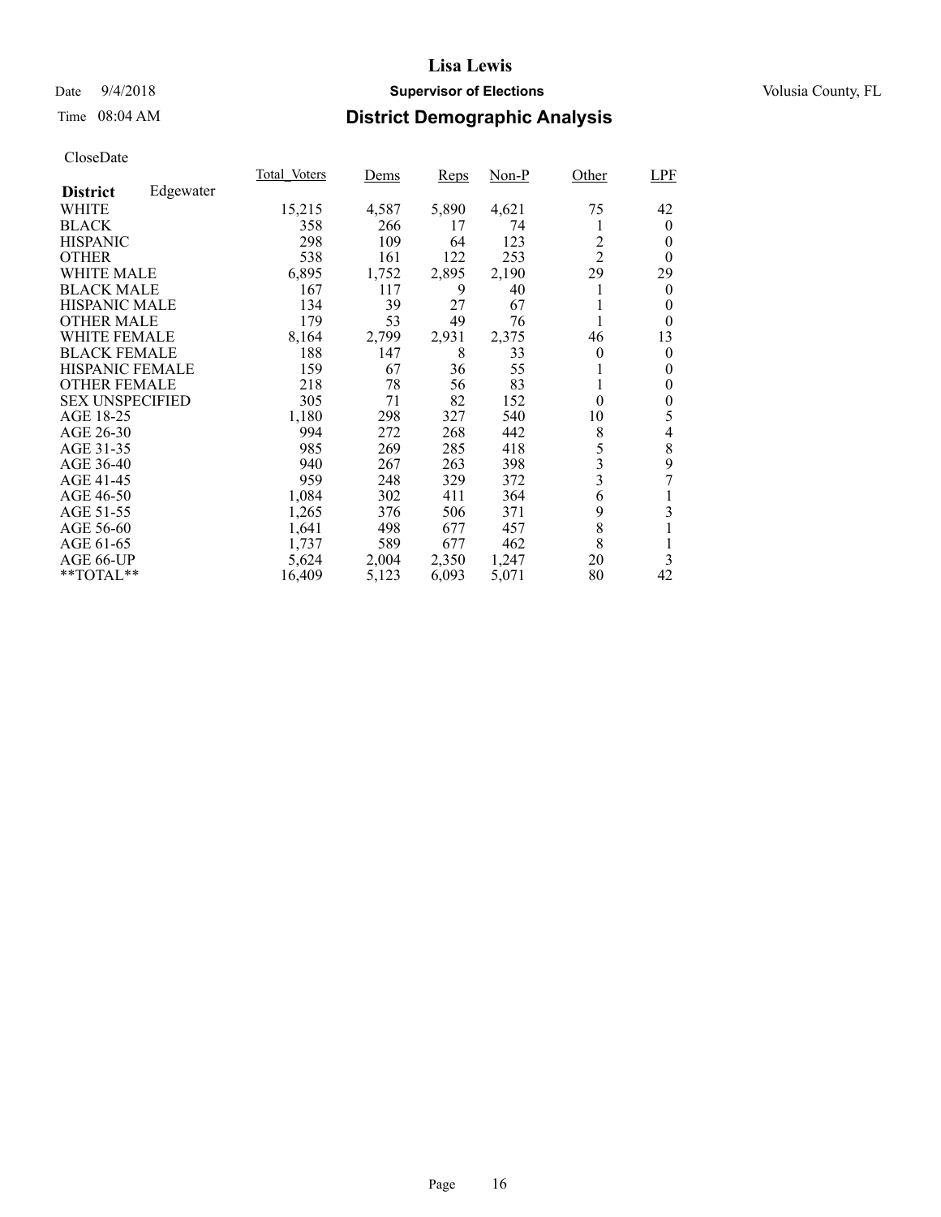# District Demographic Analysis

Lisa Lewis
Supervisor of Elections
Volusia County, FL

Date 9/4/2018
Time 08:04 AM

CloseDate

| District: Edgewater | Total_Voters | Dems | Reps | Non-P | Other | LPF |
|---|---|---|---|---|---|---|
| WHITE | 15,215 | 4,587 | 5,890 | 4,621 | 75 | 42 |
| BLACK | 358 | 266 | 17 | 74 | 1 | 0 |
| HISPANIC | 298 | 109 | 64 | 123 | 2 | 0 |
| OTHER | 538 | 161 | 122 | 253 | 2 | 0 |
| WHITE MALE | 6,895 | 1,752 | 2,895 | 2,190 | 29 | 29 |
| BLACK MALE | 167 | 117 | 9 | 40 | 1 | 0 |
| HISPANIC MALE | 134 | 39 | 27 | 67 | 1 | 0 |
| OTHER MALE | 179 | 53 | 49 | 76 | 1 | 0 |
| WHITE FEMALE | 8,164 | 2,799 | 2,931 | 2,375 | 46 | 13 |
| BLACK FEMALE | 188 | 147 | 8 | 33 | 0 | 0 |
| HISPANIC FEMALE | 159 | 67 | 36 | 55 | 1 | 0 |
| OTHER FEMALE | 218 | 78 | 56 | 83 | 1 | 0 |
| SEX UNSPECIFIED | 305 | 71 | 82 | 152 | 0 | 0 |
| AGE 18-25 | 1,180 | 298 | 327 | 540 | 10 | 5 |
| AGE 26-30 | 994 | 272 | 268 | 442 | 8 | 4 |
| AGE 31-35 | 985 | 269 | 285 | 418 | 5 | 8 |
| AGE 36-40 | 940 | 267 | 263 | 398 | 3 | 9 |
| AGE 41-45 | 959 | 248 | 329 | 372 | 3 | 7 |
| AGE 46-50 | 1,084 | 302 | 411 | 364 | 6 | 1 |
| AGE 51-55 | 1,265 | 376 | 506 | 371 | 9 | 3 |
| AGE 56-60 | 1,641 | 498 | 677 | 457 | 8 | 1 |
| AGE 61-65 | 1,737 | 589 | 677 | 462 | 8 | 1 |
| AGE 66-UP | 5,624 | 2,004 | 2,350 | 1,247 | 20 | 3 |
| **TOTAL** | 16,409 | 5,123 | 6,093 | 5,071 | 80 | 42 |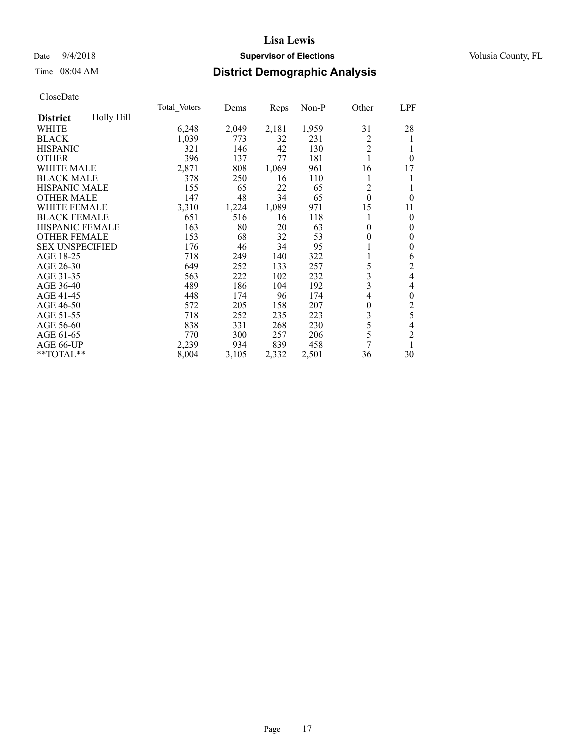# Lisa Lewis

Date 9/4/2018 **Supervisor of Elections** Volusia County, FL

Time 08:04 AM **District Demographic Analysis**

CloseDate

| District Holly Hill | Total_Voters | Dems | Reps | Non-P | Other | LPF |
|---|---|---|---|---|---|---|
| WHITE | 6,248 | 2,049 | 2,181 | 1,959 | 31 | 28 |
| BLACK | 1,039 | 773 | 32 | 231 | 2 | 1 |
| HISPANIC | 321 | 146 | 42 | 130 | 2 | 1 |
| OTHER | 396 | 137 | 77 | 181 | 1 | 0 |
| WHITE MALE | 2,871 | 808 | 1,069 | 961 | 16 | 17 |
| BLACK MALE | 378 | 250 | 16 | 110 | 1 | 1 |
| HISPANIC MALE | 155 | 65 | 22 | 65 | 2 | 1 |
| OTHER MALE | 147 | 48 | 34 | 65 | 0 | 0 |
| WHITE FEMALE | 3,310 | 1,224 | 1,089 | 971 | 15 | 11 |
| BLACK FEMALE | 651 | 516 | 16 | 118 | 1 | 0 |
| HISPANIC FEMALE | 163 | 80 | 20 | 63 | 0 | 0 |
| OTHER FEMALE | 153 | 68 | 32 | 53 | 0 | 0 |
| SEX UNSPECIFIED | 176 | 46 | 34 | 95 | 1 | 0 |
| AGE 18-25 | 718 | 249 | 140 | 322 | 1 | 6 |
| AGE 26-30 | 649 | 252 | 133 | 257 | 5 | 2 |
| AGE 31-35 | 563 | 222 | 102 | 232 | 3 | 4 |
| AGE 36-40 | 489 | 186 | 104 | 192 | 3 | 4 |
| AGE 41-45 | 448 | 174 | 96 | 174 | 4 | 0 |
| AGE 46-50 | 572 | 205 | 158 | 207 | 0 | 2 |
| AGE 51-55 | 718 | 252 | 235 | 223 | 3 | 5 |
| AGE 56-60 | 838 | 331 | 268 | 230 | 5 | 4 |
| AGE 61-65 | 770 | 300 | 257 | 206 | 5 | 2 |
| AGE 66-UP | 2,239 | 934 | 839 | 458 | 7 | 1 |
| **TOTAL** | 8,004 | 3,105 | 2,332 | 2,501 | 36 | 30 |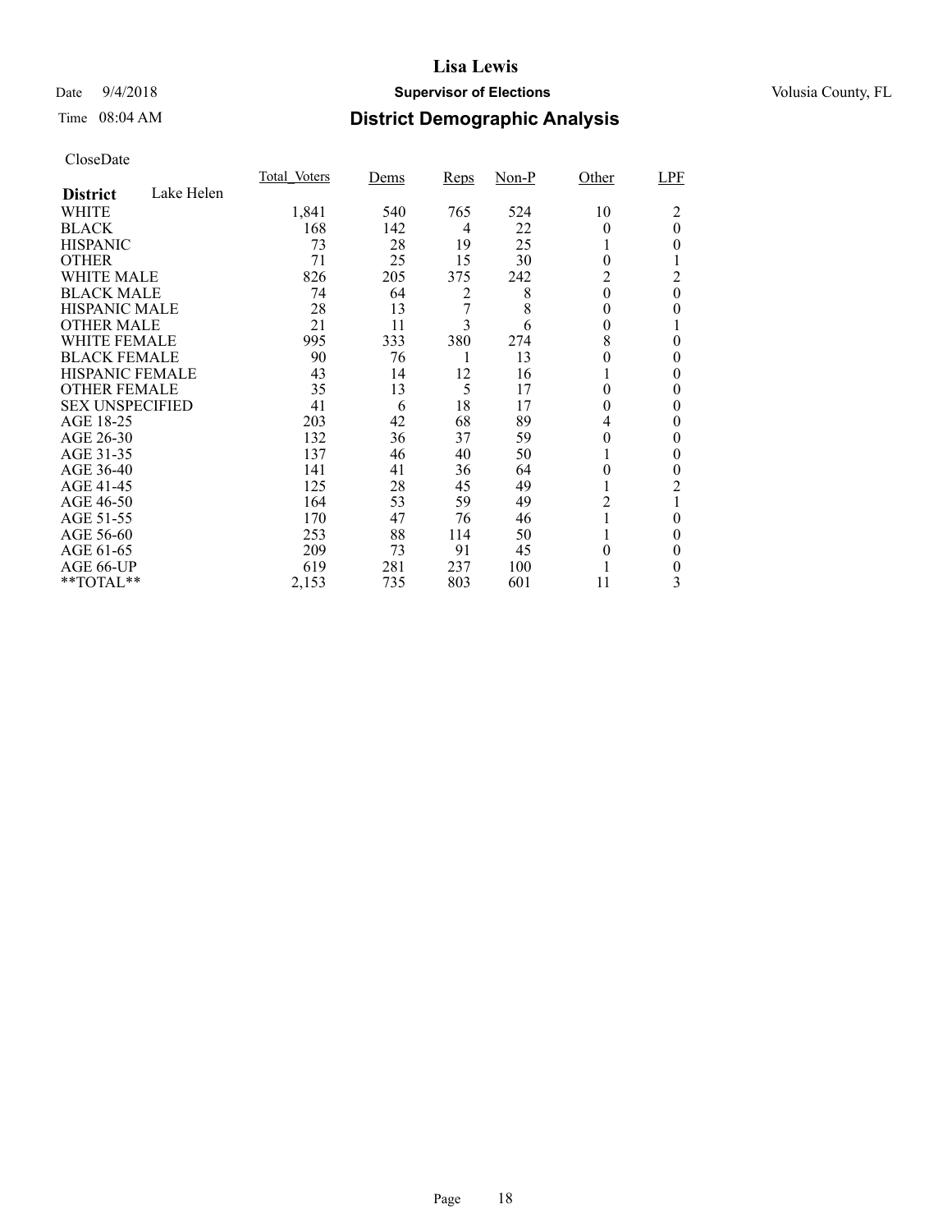# Lisa Lewis

Date 9/4/2018 **Supervisor of Elections** Volusia County, FL

Time 08:04 AM **District Demographic Analysis**

CloseDate

| **District** Lake Helen | Total_Voters | Dems | Reps | Non-P | Other | LPF |
|---|---|---|---|---|---|---|
| WHITE | 1,841 | 540 | 765 | 524 | 10 | 2 |
| BLACK | 168 | 142 | 4 | 22 | 0 | 0 |
| HISPANIC | 73 | 28 | 19 | 25 | 1 | 0 |
| OTHER | 71 | 25 | 15 | 30 | 0 | 1 |
| WHITE MALE | 826 | 205 | 375 | 242 | 2 | 2 |
| BLACK MALE | 74 | 64 | 2 | 8 | 0 | 0 |
| HISPANIC MALE | 28 | 13 | 7 | 8 | 0 | 0 |
| OTHER MALE | 21 | 11 | 3 | 6 | 0 | 1 |
| WHITE FEMALE | 995 | 333 | 380 | 274 | 8 | 0 |
| BLACK FEMALE | 90 | 76 | 1 | 13 | 0 | 0 |
| HISPANIC FEMALE | 43 | 14 | 12 | 16 | 1 | 0 |
| OTHER FEMALE | 35 | 13 | 5 | 17 | 0 | 0 |
| SEX UNSPECIFIED | 41 | 6 | 18 | 17 | 0 | 0 |
| AGE 18-25 | 203 | 42 | 68 | 89 | 4 | 0 |
| AGE 26-30 | 132 | 36 | 37 | 59 | 0 | 0 |
| AGE 31-35 | 137 | 46 | 40 | 50 | 1 | 0 |
| AGE 36-40 | 141 | 41 | 36 | 64 | 0 | 0 |
| AGE 41-45 | 125 | 28 | 45 | 49 | 1 | 2 |
| AGE 46-50 | 164 | 53 | 59 | 49 | 2 | 1 |
| AGE 51-55 | 170 | 47 | 76 | 46 | 1 | 0 |
| AGE 56-60 | 253 | 88 | 114 | 50 | 1 | 0 |
| AGE 61-65 | 209 | 73 | 91 | 45 | 0 | 0 |
| AGE 66-UP | 619 | 281 | 237 | 100 | 1 | 0 |
| **TOTAL** | 2,153 | 735 | 803 | 601 | 11 | 3 |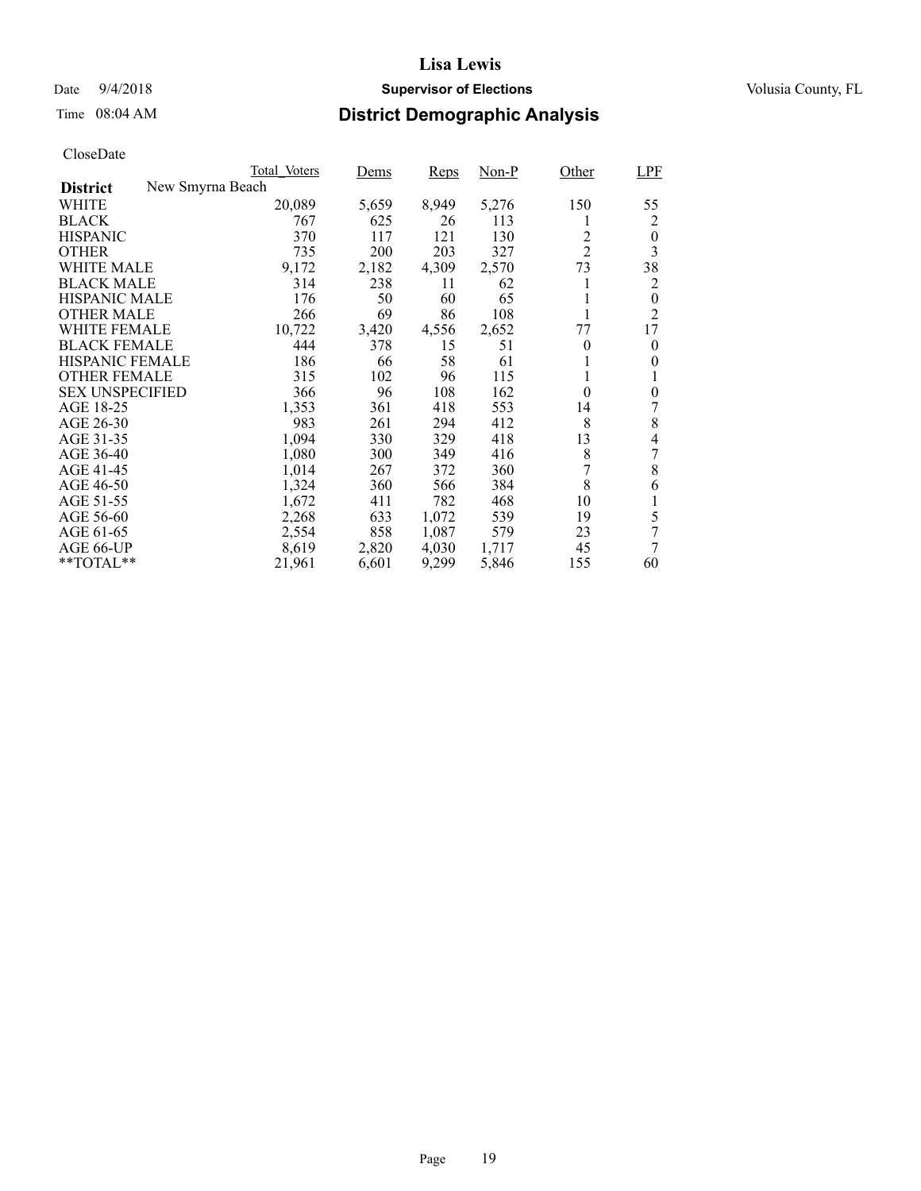# Lisa Lewis

Date 9/4/2018 **Supervisor of Elections** Volusia County, FL

Time 08:04 AM

## District Demographic Analysis

CloseDate

| | Total_Voters | Dems | Reps | Non-P | Other | LPF |
|---|---|---|---|---|---|---|
| **District** New Smyrna Beach | | | | | | |
| WHITE | 20,089 | 5,659 | 8,949 | 5,276 | 150 | 55 |
| BLACK | 767 | 625 | 26 | 113 | 1 | 2 |
| HISPANIC | 370 | 117 | 121 | 130 | 2 | 0 |
| OTHER | 735 | 200 | 203 | 327 | 2 | 3 |
| WHITE MALE | 9,172 | 2,182 | 4,309 | 2,570 | 73 | 38 |
| BLACK MALE | 314 | 238 | 11 | 62 | 1 | 2 |
| HISPANIC MALE | 176 | 50 | 60 | 65 | 1 | 0 |
| OTHER MALE | 266 | 69 | 86 | 108 | 1 | 2 |
| WHITE FEMALE | 10,722 | 3,420 | 4,556 | 2,652 | 77 | 17 |
| BLACK FEMALE | 444 | 378 | 15 | 51 | 0 | 0 |
| HISPANIC FEMALE | 186 | 66 | 58 | 61 | 1 | 0 |
| OTHER FEMALE | 315 | 102 | 96 | 115 | 1 | 1 |
| SEX UNSPECIFIED | 366 | 96 | 108 | 162 | 0 | 0 |
| AGE 18-25 | 1,353 | 361 | 418 | 553 | 14 | 7 |
| AGE 26-30 | 983 | 261 | 294 | 412 | 8 | 8 |
| AGE 31-35 | 1,094 | 330 | 329 | 418 | 13 | 4 |
| AGE 36-40 | 1,080 | 300 | 349 | 416 | 8 | 7 |
| AGE 41-45 | 1,014 | 267 | 372 | 360 | 7 | 8 |
| AGE 46-50 | 1,324 | 360 | 566 | 384 | 8 | 6 |
| AGE 51-55 | 1,672 | 411 | 782 | 468 | 10 | 1 |
| AGE 56-60 | 2,268 | 633 | 1,072 | 539 | 19 | 5 |
| AGE 61-65 | 2,554 | 858 | 1,087 | 579 | 23 | 7 |
| AGE 66-UP | 8,619 | 2,820 | 4,030 | 1,717 | 45 | 7 |
| **TOTAL** | 21,961 | 6,601 | 9,299 | 5,846 | 155 | 60 |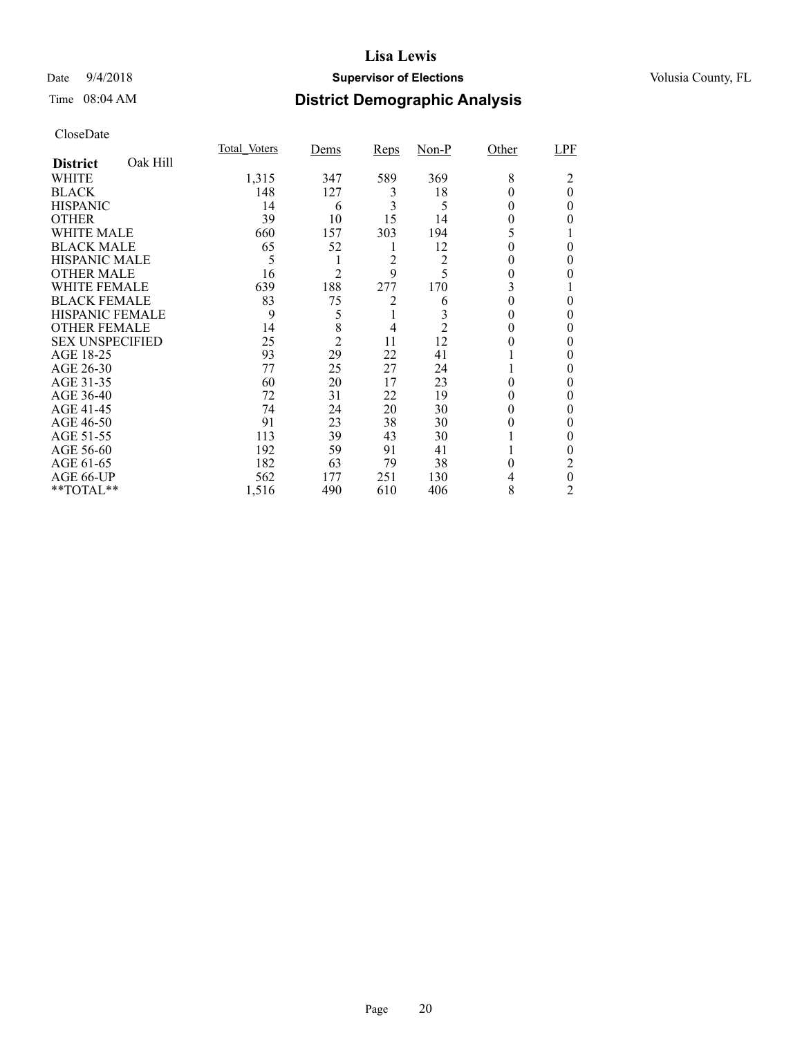# Lisa Lewis

Date 9/4/2018 **Supervisor of Elections** Volusia County, FL

Time 08:04 AM **District Demographic Analysis**

CloseDate

| District Oak Hill | Total_Voters | Dems | Reps | Non-P | Other | LPF |
|---|---|---|---|---|---|---|
| WHITE | 1,315 | 347 | 589 | 369 | 8 | 2 |
| BLACK | 148 | 127 | 3 | 18 | 0 | 0 |
| HISPANIC | 14 | 6 | 3 | 5 | 0 | 0 |
| OTHER | 39 | 10 | 15 | 14 | 0 | 0 |
| WHITE MALE | 660 | 157 | 303 | 194 | 5 | 1 |
| BLACK MALE | 65 | 52 | 1 | 12 | 0 | 0 |
| HISPANIC MALE | 5 | 1 | 2 | 2 | 0 | 0 |
| OTHER MALE | 16 | 2 | 9 | 5 | 0 | 0 |
| WHITE FEMALE | 639 | 188 | 277 | 170 | 3 | 1 |
| BLACK FEMALE | 83 | 75 | 2 | 6 | 0 | 0 |
| HISPANIC FEMALE | 9 | 5 | 1 | 3 | 0 | 0 |
| OTHER FEMALE | 14 | 8 | 4 | 2 | 0 | 0 |
| SEX UNSPECIFIED | 25 | 2 | 11 | 12 | 0 | 0 |
| AGE 18-25 | 93 | 29 | 22 | 41 | 1 | 0 |
| AGE 26-30 | 77 | 25 | 27 | 24 | 1 | 0 |
| AGE 31-35 | 60 | 20 | 17 | 23 | 0 | 0 |
| AGE 36-40 | 72 | 31 | 22 | 19 | 0 | 0 |
| AGE 41-45 | 74 | 24 | 20 | 30 | 0 | 0 |
| AGE 46-50 | 91 | 23 | 38 | 30 | 0 | 0 |
| AGE 51-55 | 113 | 39 | 43 | 30 | 1 | 0 |
| AGE 56-60 | 192 | 59 | 91 | 41 | 1 | 0 |
| AGE 61-65 | 182 | 63 | 79 | 38 | 0 | 2 |
| AGE 66-UP | 562 | 177 | 251 | 130 | 4 | 0 |
| **TOTAL** | 1,516 | 490 | 610 | 406 | 8 | 2 |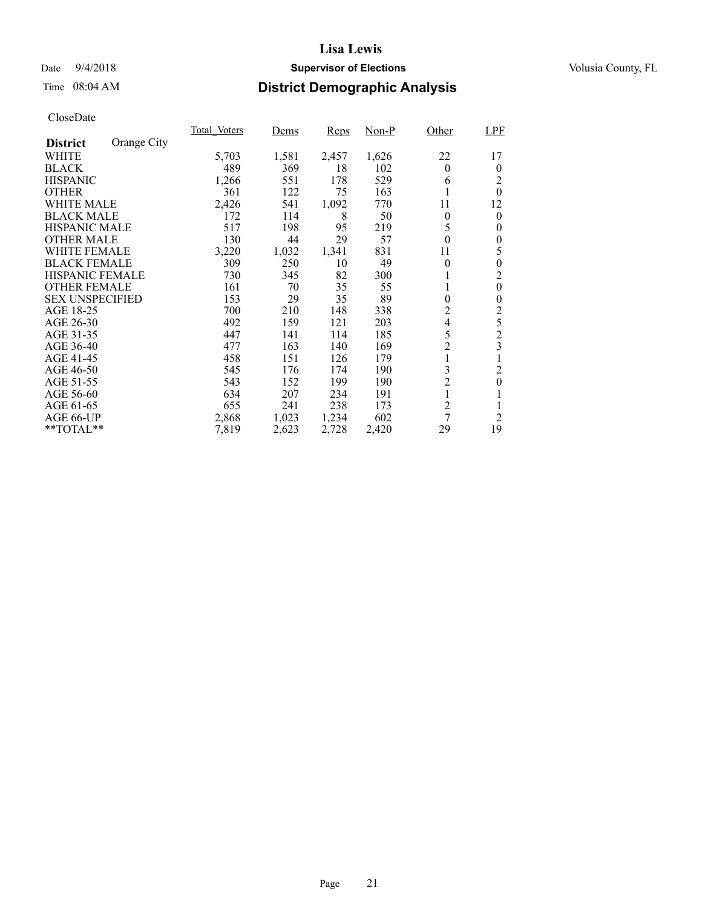# Lisa Lewis

Date 9/4/2018 **Supervisor of Elections** Volusia County, FL

Time 08:04 AM **District Demographic Analysis**

CloseDate

| **District** Orange City | Total_Voters | Dems | Reps | Non-P | Other | LPF |
|---|---|---|---|---|---|---|
| WHITE | 5,703 | 1,581 | 2,457 | 1,626 | 22 | 17 |
| BLACK | 489 | 369 | 18 | 102 | 0 | 0 |
| HISPANIC | 1,266 | 551 | 178 | 529 | 6 | 2 |
| OTHER | 361 | 122 | 75 | 163 | 1 | 0 |
| WHITE MALE | 2,426 | 541 | 1,092 | 770 | 11 | 12 |
| BLACK MALE | 172 | 114 | 8 | 50 | 0 | 0 |
| HISPANIC MALE | 517 | 198 | 95 | 219 | 5 | 0 |
| OTHER MALE | 130 | 44 | 29 | 57 | 0 | 0 |
| WHITE FEMALE | 3,220 | 1,032 | 1,341 | 831 | 11 | 5 |
| BLACK FEMALE | 309 | 250 | 10 | 49 | 0 | 0 |
| HISPANIC FEMALE | 730 | 345 | 82 | 300 | 1 | 2 |
| OTHER FEMALE | 161 | 70 | 35 | 55 | 1 | 0 |
| SEX UNSPECIFIED | 153 | 29 | 35 | 89 | 0 | 0 |
| AGE 18-25 | 700 | 210 | 148 | 338 | 2 | 2 |
| AGE 26-30 | 492 | 159 | 121 | 203 | 4 | 5 |
| AGE 31-35 | 447 | 141 | 114 | 185 | 5 | 2 |
| AGE 36-40 | 477 | 163 | 140 | 169 | 2 | 3 |
| AGE 41-45 | 458 | 151 | 126 | 179 | 1 | 1 |
| AGE 46-50 | 545 | 176 | 174 | 190 | 3 | 2 |
| AGE 51-55 | 543 | 152 | 199 | 190 | 2 | 0 |
| AGE 56-60 | 634 | 207 | 234 | 191 | 1 | 1 |
| AGE 61-65 | 655 | 241 | 238 | 173 | 2 | 1 |
| AGE 66-UP | 2,868 | 1,023 | 1,234 | 602 | 7 | 2 |
| **TOTAL** | 7,819 | 2,623 | 2,728 | 2,420 | 29 | 19 |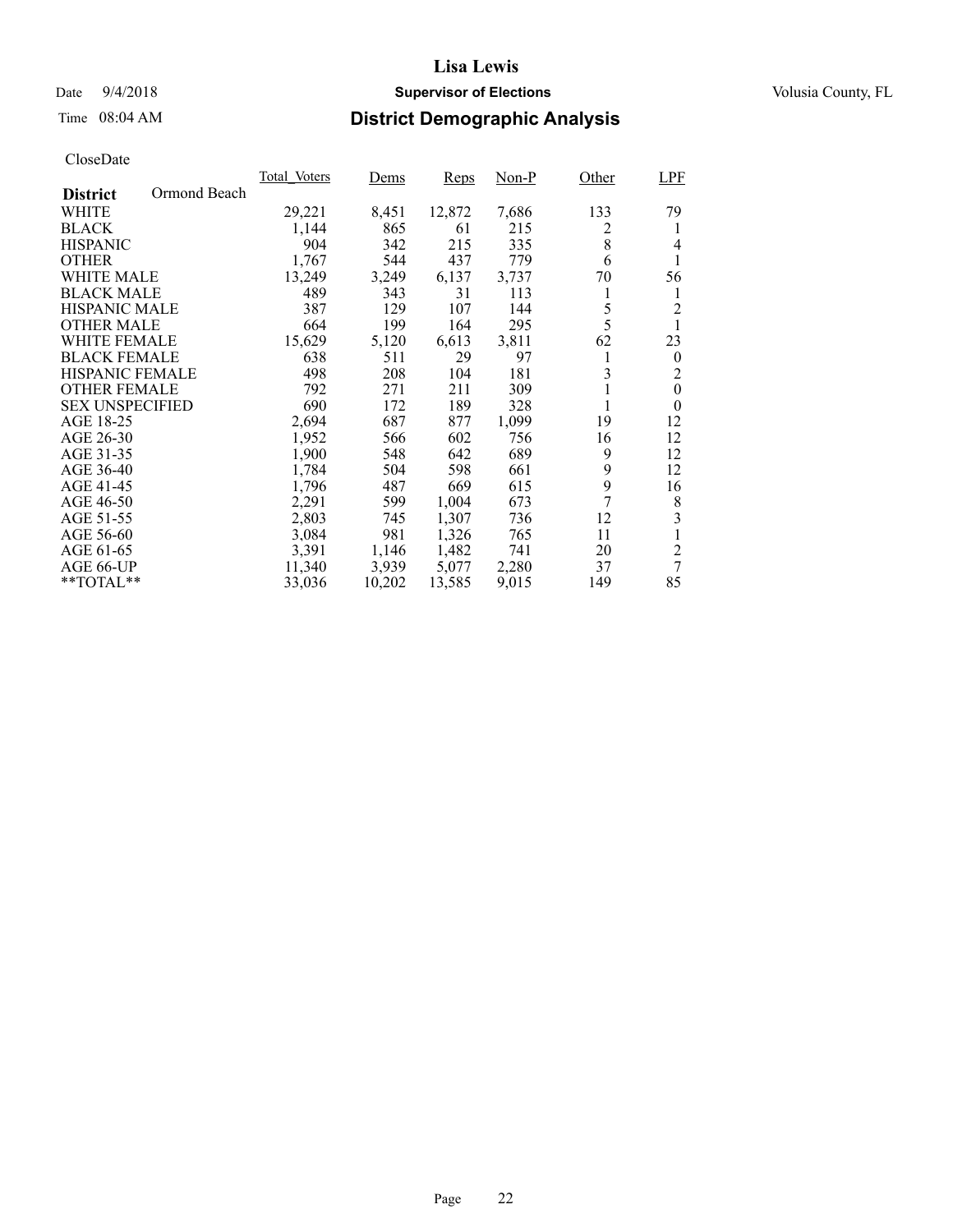# Lisa Lewis

Date 9/4/2018 **Supervisor of Elections** Volusia County, FL

Time 08:04 AM **District Demographic Analysis**

CloseDate

| **District** Ormond Beach | Total_Voters | Dems | Reps | Non-P | Other | LPF |
|---|---|---|---|---|---|---|
| WHITE | 29,221 | 8,451 | 12,872 | 7,686 | 133 | 79 |
| BLACK | 1,144 | 865 | 61 | 215 | 2 | 1 |
| HISPANIC | 904 | 342 | 215 | 335 | 8 | 4 |
| OTHER | 1,767 | 544 | 437 | 779 | 6 | 1 |
| WHITE MALE | 13,249 | 3,249 | 6,137 | 3,737 | 70 | 56 |
| BLACK MALE | 489 | 343 | 31 | 113 | 1 | 1 |
| HISPANIC MALE | 387 | 129 | 107 | 144 | 5 | 2 |
| OTHER MALE | 664 | 199 | 164 | 295 | 5 | 1 |
| WHITE FEMALE | 15,629 | 5,120 | 6,613 | 3,811 | 62 | 23 |
| BLACK FEMALE | 638 | 511 | 29 | 97 | 1 | 0 |
| HISPANIC FEMALE | 498 | 208 | 104 | 181 | 3 | 2 |
| OTHER FEMALE | 792 | 271 | 211 | 309 | 1 | 0 |
| SEX UNSPECIFIED | 690 | 172 | 189 | 328 | 1 | 0 |
| AGE 18-25 | 2,694 | 687 | 877 | 1,099 | 19 | 12 |
| AGE 26-30 | 1,952 | 566 | 602 | 756 | 16 | 12 |
| AGE 31-35 | 1,900 | 548 | 642 | 689 | 9 | 12 |
| AGE 36-40 | 1,784 | 504 | 598 | 661 | 9 | 12 |
| AGE 41-45 | 1,796 | 487 | 669 | 615 | 9 | 16 |
| AGE 46-50 | 2,291 | 599 | 1,004 | 673 | 7 | 8 |
| AGE 51-55 | 2,803 | 745 | 1,307 | 736 | 12 | 3 |
| AGE 56-60 | 3,084 | 981 | 1,326 | 765 | 11 | 1 |
| AGE 61-65 | 3,391 | 1,146 | 1,482 | 741 | 20 | 2 |
| AGE 66-UP | 11,340 | 3,939 | 5,077 | 2,280 | 37 | 7 |
| **TOTAL** | 33,036 | 10,202 | 13,585 | 9,015 | 149 | 85 |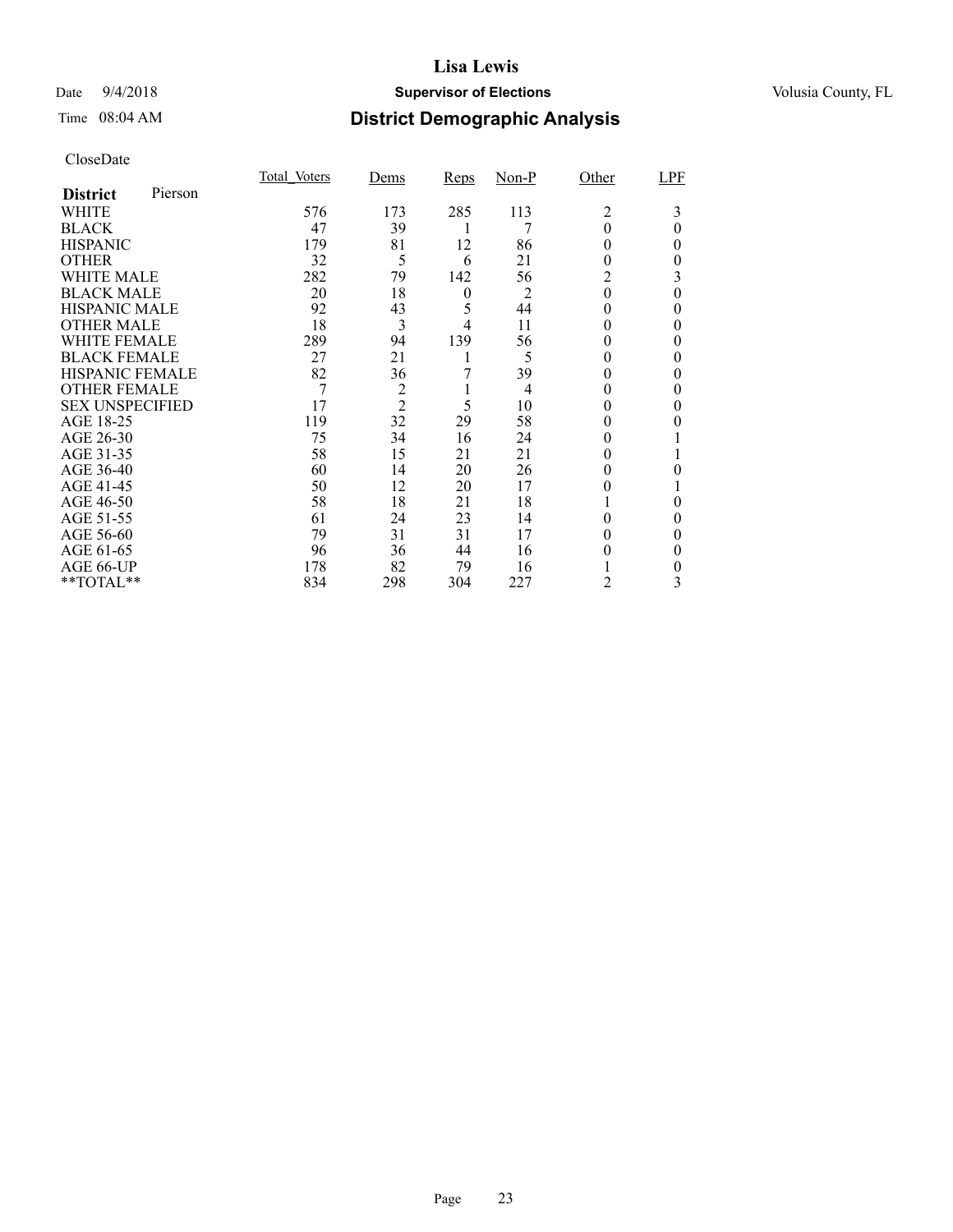# Lisa Lewis

Date 9/4/2018 **Supervisor of Elections** Volusia County, FL

Time 08:04 AM **District Demographic Analysis**

CloseDate

| **District** Pierson | Total_Voters | Dems | Reps | Non-P | Other | LPF |
|---|---|---|---|---|---|---|
| WHITE | 576 | 173 | 285 | 113 | 2 | 3 |
| BLACK | 47 | 39 | 1 | 7 | 0 | 0 |
| HISPANIC | 179 | 81 | 12 | 86 | 0 | 0 |
| OTHER | 32 | 5 | 6 | 21 | 0 | 0 |
| WHITE MALE | 282 | 79 | 142 | 56 | 2 | 3 |
| BLACK MALE | 20 | 18 | 0 | 2 | 0 | 0 |
| HISPANIC MALE | 92 | 43 | 5 | 44 | 0 | 0 |
| OTHER MALE | 18 | 3 | 4 | 11 | 0 | 0 |
| WHITE FEMALE | 289 | 94 | 139 | 56 | 0 | 0 |
| BLACK FEMALE | 27 | 21 | 1 | 5 | 0 | 0 |
| HISPANIC FEMALE | 82 | 36 | 7 | 39 | 0 | 0 |
| OTHER FEMALE | 7 | 2 | 1 | 4 | 0 | 0 |
| SEX UNSPECIFIED | 17 | 2 | 5 | 10 | 0 | 0 |
| AGE 18-25 | 119 | 32 | 29 | 58 | 0 | 0 |
| AGE 26-30 | 75 | 34 | 16 | 24 | 0 | 1 |
| AGE 31-35 | 58 | 15 | 21 | 21 | 0 | 1 |
| AGE 36-40 | 60 | 14 | 20 | 26 | 0 | 0 |
| AGE 41-45 | 50 | 12 | 20 | 17 | 0 | 1 |
| AGE 46-50 | 58 | 18 | 21 | 18 | 1 | 0 |
| AGE 51-55 | 61 | 24 | 23 | 14 | 0 | 0 |
| AGE 56-60 | 79 | 31 | 31 | 17 | 0 | 0 |
| AGE 61-65 | 96 | 36 | 44 | 16 | 0 | 0 |
| AGE 66-UP | 178 | 82 | 79 | 16 | 1 | 0 |
| **TOTAL** | 834 | 298 | 304 | 227 | 2 | 3 |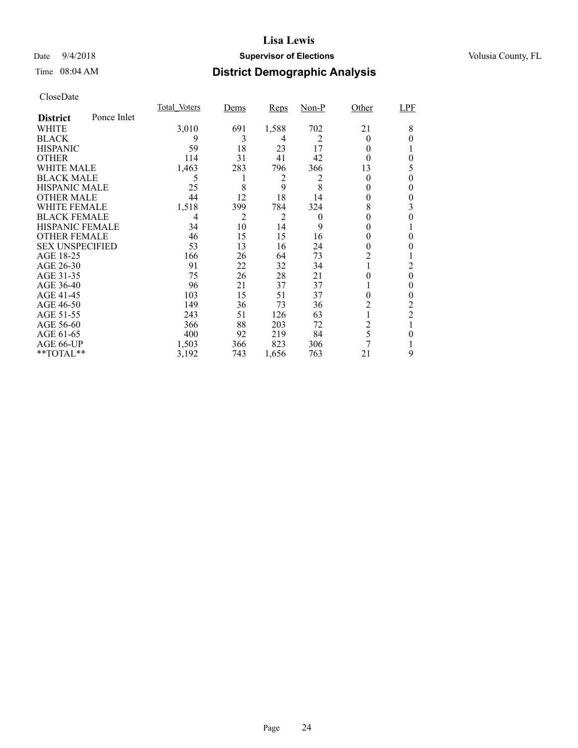# Lisa Lewis

Date 9/4/2018 **Supervisor of Elections** Volusia County, FL

Time 08:04 AM

## District Demographic Analysis

CloseDate

| **District** Ponce Inlet | Total_Voters | Dems | Reps | Non-P | Other | LPF |
|---|---|---|---|---|---|---|
| WHITE | 3,010 | 691 | 1,588 | 702 | 21 | 8 |
| BLACK | 9 | 3 | 4 | 2 | 0 | 0 |
| HISPANIC | 59 | 18 | 23 | 17 | 0 | 1 |
| OTHER | 114 | 31 | 41 | 42 | 0 | 0 |
| WHITE MALE | 1,463 | 283 | 796 | 366 | 13 | 5 |
| BLACK MALE | 5 | 1 | 2 | 2 | 0 | 0 |
| HISPANIC MALE | 25 | 8 | 9 | 8 | 0 | 0 |
| OTHER MALE | 44 | 12 | 18 | 14 | 0 | 0 |
| WHITE FEMALE | 1,518 | 399 | 784 | 324 | 8 | 3 |
| BLACK FEMALE | 4 | 2 | 2 | 0 | 0 | 0 |
| HISPANIC FEMALE | 34 | 10 | 14 | 9 | 0 | 1 |
| OTHER FEMALE | 46 | 15 | 15 | 16 | 0 | 0 |
| SEX UNSPECIFIED | 53 | 13 | 16 | 24 | 0 | 0 |
| AGE 18-25 | 166 | 26 | 64 | 73 | 2 | 1 |
| AGE 26-30 | 91 | 22 | 32 | 34 | 1 | 2 |
| AGE 31-35 | 75 | 26 | 28 | 21 | 0 | 0 |
| AGE 36-40 | 96 | 21 | 37 | 37 | 1 | 0 |
| AGE 41-45 | 103 | 15 | 51 | 37 | 0 | 0 |
| AGE 46-50 | 149 | 36 | 73 | 36 | 2 | 2 |
| AGE 51-55 | 243 | 51 | 126 | 63 | 1 | 2 |
| AGE 56-60 | 366 | 88 | 203 | 72 | 2 | 1 |
| AGE 61-65 | 400 | 92 | 219 | 84 | 5 | 0 |
| AGE 66-UP | 1,503 | 366 | 823 | 306 | 7 | 1 |
| **TOTAL** | 3,192 | 743 | 1,656 | 763 | 21 | 9 |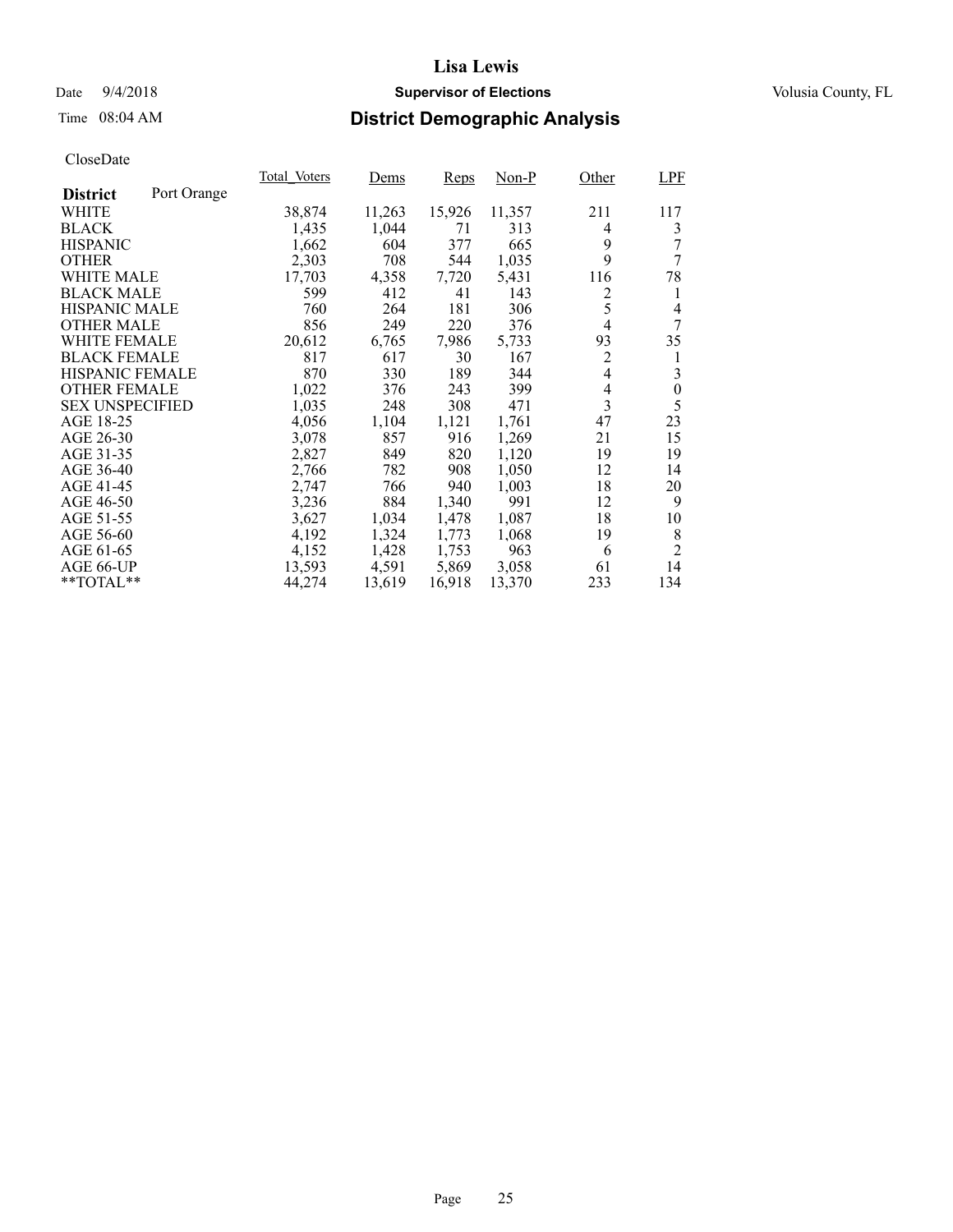# Lisa Lewis

Date 9/4/2018 **Supervisor of Elections** Volusia County, FL

Time 08:04 AM **District Demographic Analysis**

CloseDate

| District | Port Orange | Total_Voters | Dems | Reps | Non-P | Other | LPF |
|---|---|---|---|---|---|---|---|
| WHITE | | 38,874 | 11,263 | 15,926 | 11,357 | 211 | 117 |
| BLACK | | 1,435 | 1,044 | 71 | 313 | 4 | 3 |
| HISPANIC | | 1,662 | 604 | 377 | 665 | 9 | 7 |
| OTHER | | 2,303 | 708 | 544 | 1,035 | 9 | 7 |
| WHITE MALE | | 17,703 | 4,358 | 7,720 | 5,431 | 116 | 78 |
| BLACK MALE | | 599 | 412 | 41 | 143 | 2 | 1 |
| HISPANIC MALE | | 760 | 264 | 181 | 306 | 5 | 4 |
| OTHER MALE | | 856 | 249 | 220 | 376 | 4 | 7 |
| WHITE FEMALE | | 20,612 | 6,765 | 7,986 | 5,733 | 93 | 35 |
| BLACK FEMALE | | 817 | 617 | 30 | 167 | 2 | 1 |
| HISPANIC FEMALE | | 870 | 330 | 189 | 344 | 4 | 3 |
| OTHER FEMALE | | 1,022 | 376 | 243 | 399 | 4 | 0 |
| SEX UNSPECIFIED | | 1,035 | 248 | 308 | 471 | 3 | 5 |
| AGE 18-25 | | 4,056 | 1,104 | 1,121 | 1,761 | 47 | 23 |
| AGE 26-30 | | 3,078 | 857 | 916 | 1,269 | 21 | 15 |
| AGE 31-35 | | 2,827 | 849 | 820 | 1,120 | 19 | 19 |
| AGE 36-40 | | 2,766 | 782 | 908 | 1,050 | 12 | 14 |
| AGE 41-45 | | 2,747 | 766 | 940 | 1,003 | 18 | 20 |
| AGE 46-50 | | 3,236 | 884 | 1,340 | 991 | 12 | 9 |
| AGE 51-55 | | 3,627 | 1,034 | 1,478 | 1,087 | 18 | 10 |
| AGE 56-60 | | 4,192 | 1,324 | 1,773 | 1,068 | 19 | 8 |
| AGE 61-65 | | 4,152 | 1,428 | 1,753 | 963 | 6 | 2 |
| AGE 66-UP | | 13,593 | 4,591 | 5,869 | 3,058 | 61 | 14 |
| **TOTAL** | | 44,274 | 13,619 | 16,918 | 13,370 | 233 | 134 |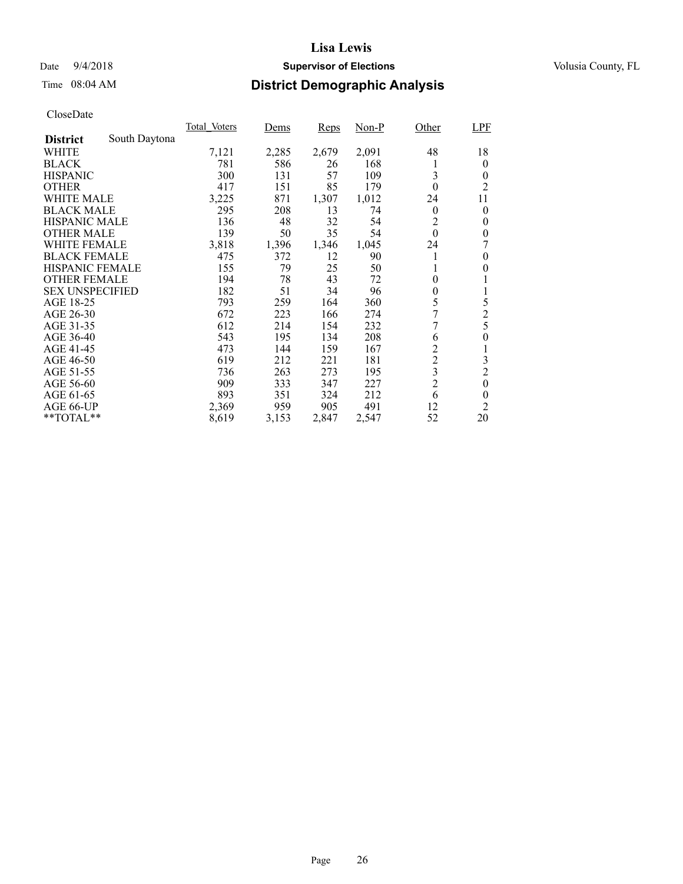# Lisa Lewis

Date 9/4/2018 **Supervisor of Elections** Volusia County, FL

Time 08:04 AM **District Demographic Analysis**

CloseDate

| District: South Daytona | Total_Voters | Dems | Reps | Non-P | Other | LPF |
|---|---|---|---|---|---|---|
| WHITE | 7,121 | 2,285 | 2,679 | 2,091 | 48 | 18 |
| BLACK | 781 | 586 | 26 | 168 | 1 | 0 |
| HISPANIC | 300 | 131 | 57 | 109 | 3 | 0 |
| OTHER | 417 | 151 | 85 | 179 | 0 | 2 |
| WHITE MALE | 3,225 | 871 | 1,307 | 1,012 | 24 | 11 |
| BLACK MALE | 295 | 208 | 13 | 74 | 0 | 0 |
| HISPANIC MALE | 136 | 48 | 32 | 54 | 2 | 0 |
| OTHER MALE | 139 | 50 | 35 | 54 | 0 | 0 |
| WHITE FEMALE | 3,818 | 1,396 | 1,346 | 1,045 | 24 | 7 |
| BLACK FEMALE | 475 | 372 | 12 | 90 | 1 | 0 |
| HISPANIC FEMALE | 155 | 79 | 25 | 50 | 1 | 0 |
| OTHER FEMALE | 194 | 78 | 43 | 72 | 0 | 1 |
| SEX UNSPECIFIED | 182 | 51 | 34 | 96 | 0 | 1 |
| AGE 18-25 | 793 | 259 | 164 | 360 | 5 | 5 |
| AGE 26-30 | 672 | 223 | 166 | 274 | 7 | 2 |
| AGE 31-35 | 612 | 214 | 154 | 232 | 7 | 5 |
| AGE 36-40 | 543 | 195 | 134 | 208 | 6 | 0 |
| AGE 41-45 | 473 | 144 | 159 | 167 | 2 | 1 |
| AGE 46-50 | 619 | 212 | 221 | 181 | 2 | 3 |
| AGE 51-55 | 736 | 263 | 273 | 195 | 3 | 2 |
| AGE 56-60 | 909 | 333 | 347 | 227 | 2 | 0 |
| AGE 61-65 | 893 | 351 | 324 | 212 | 6 | 0 |
| AGE 66-UP | 2,369 | 959 | 905 | 491 | 12 | 2 |
| **TOTAL** | 8,619 | 3,153 | 2,847 | 2,547 | 52 | 20 |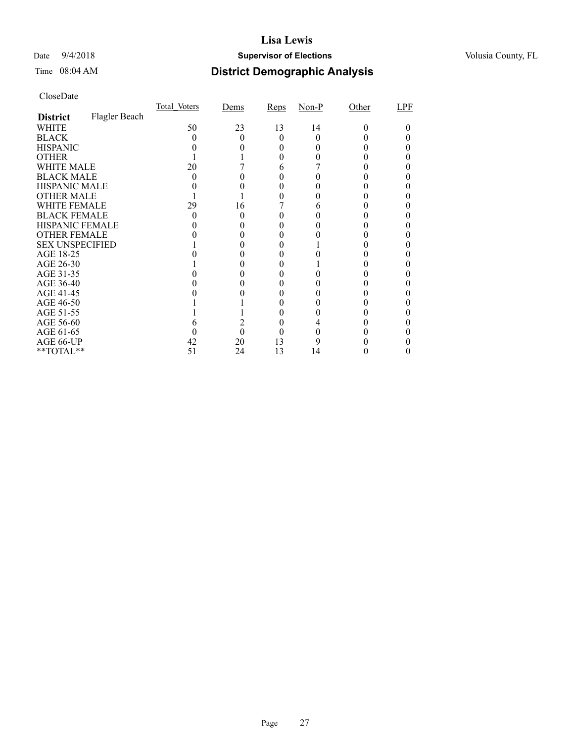# Lisa Lewis

Date 9/4/2018 **Supervisor of Elections** Volusia County, FL

Time 08:04 AM **District Demographic Analysis**

CloseDate

| **District** Flagler Beach | Total_Voters | Dems | Reps | Non-P | Other | LPF |
|---|---|---|---|---|---|---|
| WHITE | 50 | 23 | 13 | 14 | 0 | 0 |
| BLACK | 0 | 0 | 0 | 0 | 0 | 0 |
| HISPANIC | 0 | 0 | 0 | 0 | 0 | 0 |
| OTHER | 1 | 1 | 0 | 0 | 0 | 0 |
| WHITE MALE | 20 | 7 | 6 | 7 | 0 | 0 |
| BLACK MALE | 0 | 0 | 0 | 0 | 0 | 0 |
| HISPANIC MALE | 0 | 0 | 0 | 0 | 0 | 0 |
| OTHER MALE | 1 | 1 | 0 | 0 | 0 | 0 |
| WHITE FEMALE | 29 | 16 | 7 | 6 | 0 | 0 |
| BLACK FEMALE | 0 | 0 | 0 | 0 | 0 | 0 |
| HISPANIC FEMALE | 0 | 0 | 0 | 0 | 0 | 0 |
| OTHER FEMALE | 0 | 0 | 0 | 0 | 0 | 0 |
| SEX UNSPECIFIED | 1 | 0 | 0 | 1 | 0 | 0 |
| AGE 18-25 | 0 | 0 | 0 | 0 | 0 | 0 |
| AGE 26-30 | 1 | 0 | 0 | 1 | 0 | 0 |
| AGE 31-35 | 0 | 0 | 0 | 0 | 0 | 0 |
| AGE 36-40 | 0 | 0 | 0 | 0 | 0 | 0 |
| AGE 41-45 | 0 | 0 | 0 | 0 | 0 | 0 |
| AGE 46-50 | 1 | 1 | 0 | 0 | 0 | 0 |
| AGE 51-55 | 1 | 1 | 0 | 0 | 0 | 0 |
| AGE 56-60 | 6 | 2 | 0 | 4 | 0 | 0 |
| AGE 61-65 | 0 | 0 | 0 | 0 | 0 | 0 |
| AGE 66-UP | 42 | 20 | 13 | 9 | 0 | 0 |
| **TOTAL** | 51 | 24 | 13 | 14 | 0 | 0 |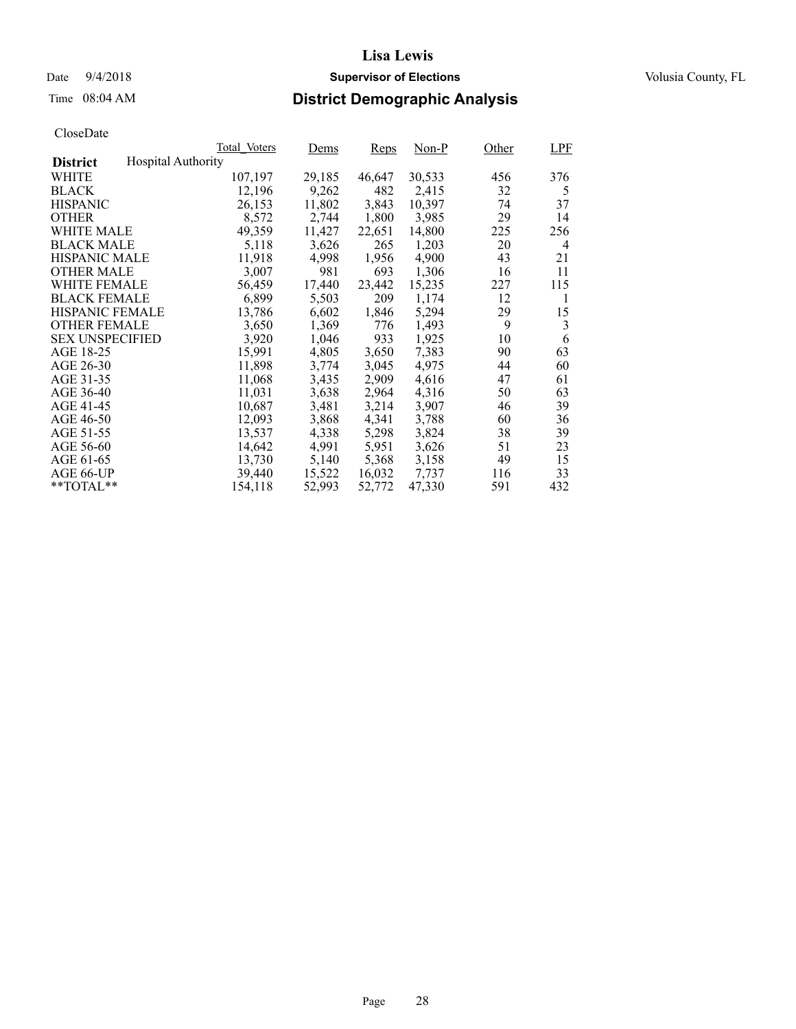# District Demographic Analysis

Lisa Lewis

Supervisor of Elections

Volusia County, FL

Date 9/4/2018

Time 08:04 AM

CloseDate

| District Hospital Authority | Total_Voters | Dems | Reps | Non-P | Other | LPF |
|---|---|---|---|---|---|---|
| WHITE | 107,197 | 29,185 | 46,647 | 30,533 | 456 | 376 |
| BLACK | 12,196 | 9,262 | 482 | 2,415 | 32 | 5 |
| HISPANIC | 26,153 | 11,802 | 3,843 | 10,397 | 74 | 37 |
| OTHER | 8,572 | 2,744 | 1,800 | 3,985 | 29 | 14 |
| WHITE MALE | 49,359 | 11,427 | 22,651 | 14,800 | 225 | 256 |
| BLACK MALE | 5,118 | 3,626 | 265 | 1,203 | 20 | 4 |
| HISPANIC MALE | 11,918 | 4,998 | 1,956 | 4,900 | 43 | 21 |
| OTHER MALE | 3,007 | 981 | 693 | 1,306 | 16 | 11 |
| WHITE FEMALE | 56,459 | 17,440 | 23,442 | 15,235 | 227 | 115 |
| BLACK FEMALE | 6,899 | 5,503 | 209 | 1,174 | 12 | 1 |
| HISPANIC FEMALE | 13,786 | 6,602 | 1,846 | 5,294 | 29 | 15 |
| OTHER FEMALE | 3,650 | 1,369 | 776 | 1,493 | 9 | 3 |
| SEX UNSPECIFIED | 3,920 | 1,046 | 933 | 1,925 | 10 | 6 |
| AGE 18-25 | 15,991 | 4,805 | 3,650 | 7,383 | 90 | 63 |
| AGE 26-30 | 11,898 | 3,774 | 3,045 | 4,975 | 44 | 60 |
| AGE 31-35 | 11,068 | 3,435 | 2,909 | 4,616 | 47 | 61 |
| AGE 36-40 | 11,031 | 3,638 | 2,964 | 4,316 | 50 | 63 |
| AGE 41-45 | 10,687 | 3,481 | 3,214 | 3,907 | 46 | 39 |
| AGE 46-50 | 12,093 | 3,868 | 4,341 | 3,788 | 60 | 36 |
| AGE 51-55 | 13,537 | 4,338 | 5,298 | 3,824 | 38 | 39 |
| AGE 56-60 | 14,642 | 4,991 | 5,951 | 3,626 | 51 | 23 |
| AGE 61-65 | 13,730 | 5,140 | 5,368 | 3,158 | 49 | 15 |
| AGE 66-UP | 39,440 | 15,522 | 16,032 | 7,737 | 116 | 33 |
| **TOTAL** | 154,118 | 52,993 | 52,772 | 47,330 | 591 | 432 |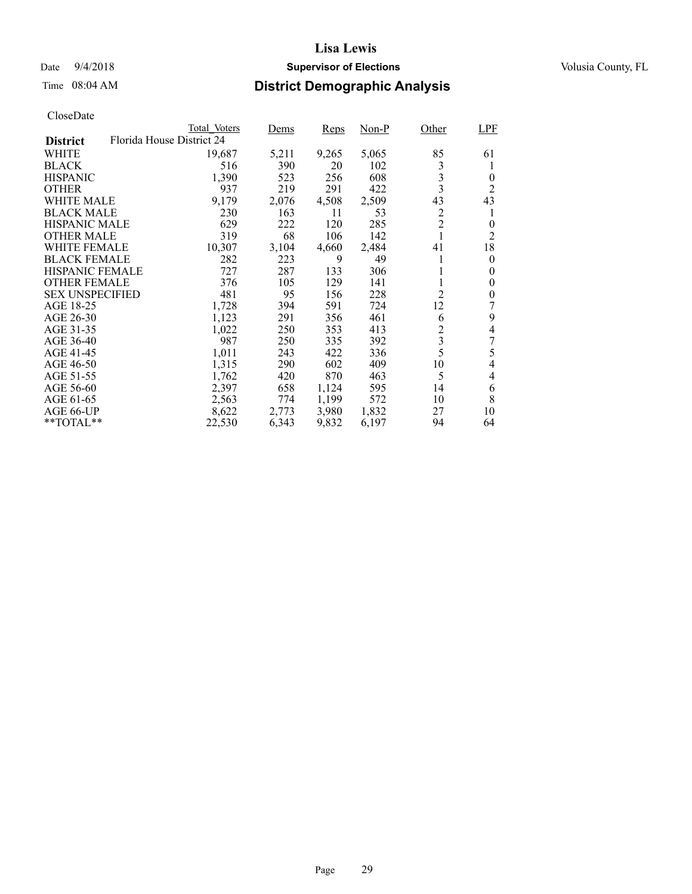# Lisa Lewis

Date 9/4/2018 **Supervisor of Elections** Volusia County, FL

Time 08:04 AM **District Demographic Analysis**

CloseDate

| District: Florida House District 24 | Total_Voters | Dems | Reps | Non-P | Other | LPF |
|---|---|---|---|---|---|---|
| WHITE | 19,687 | 5,211 | 9,265 | 5,065 | 85 | 61 |
| BLACK | 516 | 390 | 20 | 102 | 3 | 1 |
| HISPANIC | 1,390 | 523 | 256 | 608 | 3 | 0 |
| OTHER | 937 | 219 | 291 | 422 | 3 | 2 |
| WHITE MALE | 9,179 | 2,076 | 4,508 | 2,509 | 43 | 43 |
| BLACK MALE | 230 | 163 | 11 | 53 | 2 | 1 |
| HISPANIC MALE | 629 | 222 | 120 | 285 | 2 | 0 |
| OTHER MALE | 319 | 68 | 106 | 142 | 1 | 2 |
| WHITE FEMALE | 10,307 | 3,104 | 4,660 | 2,484 | 41 | 18 |
| BLACK FEMALE | 282 | 223 | 9 | 49 | 1 | 0 |
| HISPANIC FEMALE | 727 | 287 | 133 | 306 | 1 | 0 |
| OTHER FEMALE | 376 | 105 | 129 | 141 | 1 | 0 |
| SEX UNSPECIFIED | 481 | 95 | 156 | 228 | 2 | 0 |
| AGE 18-25 | 1,728 | 394 | 591 | 724 | 12 | 7 |
| AGE 26-30 | 1,123 | 291 | 356 | 461 | 6 | 9 |
| AGE 31-35 | 1,022 | 250 | 353 | 413 | 2 | 4 |
| AGE 36-40 | 987 | 250 | 335 | 392 | 3 | 7 |
| AGE 41-45 | 1,011 | 243 | 422 | 336 | 5 | 5 |
| AGE 46-50 | 1,315 | 290 | 602 | 409 | 10 | 4 |
| AGE 51-55 | 1,762 | 420 | 870 | 463 | 5 | 4 |
| AGE 56-60 | 2,397 | 658 | 1,124 | 595 | 14 | 6 |
| AGE 61-65 | 2,563 | 774 | 1,199 | 572 | 10 | 8 |
| AGE 66-UP | 8,622 | 2,773 | 3,980 | 1,832 | 27 | 10 |
| **TOTAL** | 22,530 | 6,343 | 9,832 | 6,197 | 94 | 64 |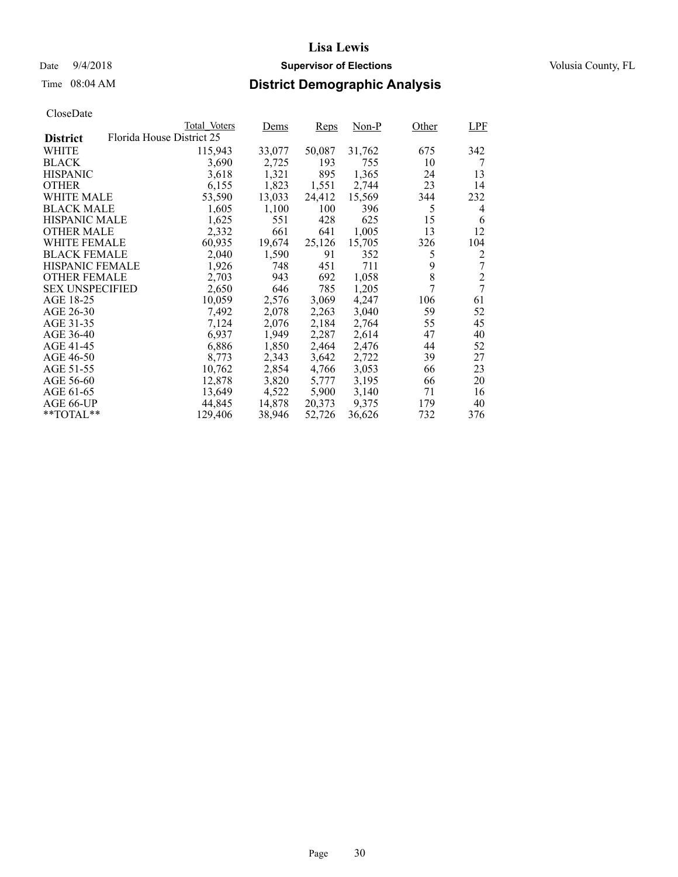# Lisa Lewis

Date 9/4/2018 **Supervisor of Elections** Volusia County, FL

Time 08:04 AM **District Demographic Analysis**

CloseDate

| | Total_Voters | Dems | Reps | Non-P | Other | LPF |
|---|---|---|---|---|---|---|
| **District** Florida House District 25 | | | | | | |
| WHITE | 115,943 | 33,077 | 50,087 | 31,762 | 675 | 342 |
| BLACK | 3,690 | 2,725 | 193 | 755 | 10 | 7 |
| HISPANIC | 3,618 | 1,321 | 895 | 1,365 | 24 | 13 |
| OTHER | 6,155 | 1,823 | 1,551 | 2,744 | 23 | 14 |
| WHITE MALE | 53,590 | 13,033 | 24,412 | 15,569 | 344 | 232 |
| BLACK MALE | 1,605 | 1,100 | 100 | 396 | 5 | 4 |
| HISPANIC MALE | 1,625 | 551 | 428 | 625 | 15 | 6 |
| OTHER MALE | 2,332 | 661 | 641 | 1,005 | 13 | 12 |
| WHITE FEMALE | 60,935 | 19,674 | 25,126 | 15,705 | 326 | 104 |
| BLACK FEMALE | 2,040 | 1,590 | 91 | 352 | 5 | 2 |
| HISPANIC FEMALE | 1,926 | 748 | 451 | 711 | 9 | 7 |
| OTHER FEMALE | 2,703 | 943 | 692 | 1,058 | 8 | 2 |
| SEX UNSPECIFIED | 2,650 | 646 | 785 | 1,205 | 7 | 7 |
| AGE 18-25 | 10,059 | 2,576 | 3,069 | 4,247 | 106 | 61 |
| AGE 26-30 | 7,492 | 2,078 | 2,263 | 3,040 | 59 | 52 |
| AGE 31-35 | 7,124 | 2,076 | 2,184 | 2,764 | 55 | 45 |
| AGE 36-40 | 6,937 | 1,949 | 2,287 | 2,614 | 47 | 40 |
| AGE 41-45 | 6,886 | 1,850 | 2,464 | 2,476 | 44 | 52 |
| AGE 46-50 | 8,773 | 2,343 | 3,642 | 2,722 | 39 | 27 |
| AGE 51-55 | 10,762 | 2,854 | 4,766 | 3,053 | 66 | 23 |
| AGE 56-60 | 12,878 | 3,820 | 5,777 | 3,195 | 66 | 20 |
| AGE 61-65 | 13,649 | 4,522 | 5,900 | 3,140 | 71 | 16 |
| AGE 66-UP | 44,845 | 14,878 | 20,373 | 9,375 | 179 | 40 |
| **TOTAL** | 129,406 | 38,946 | 52,726 | 36,626 | 732 | 376 |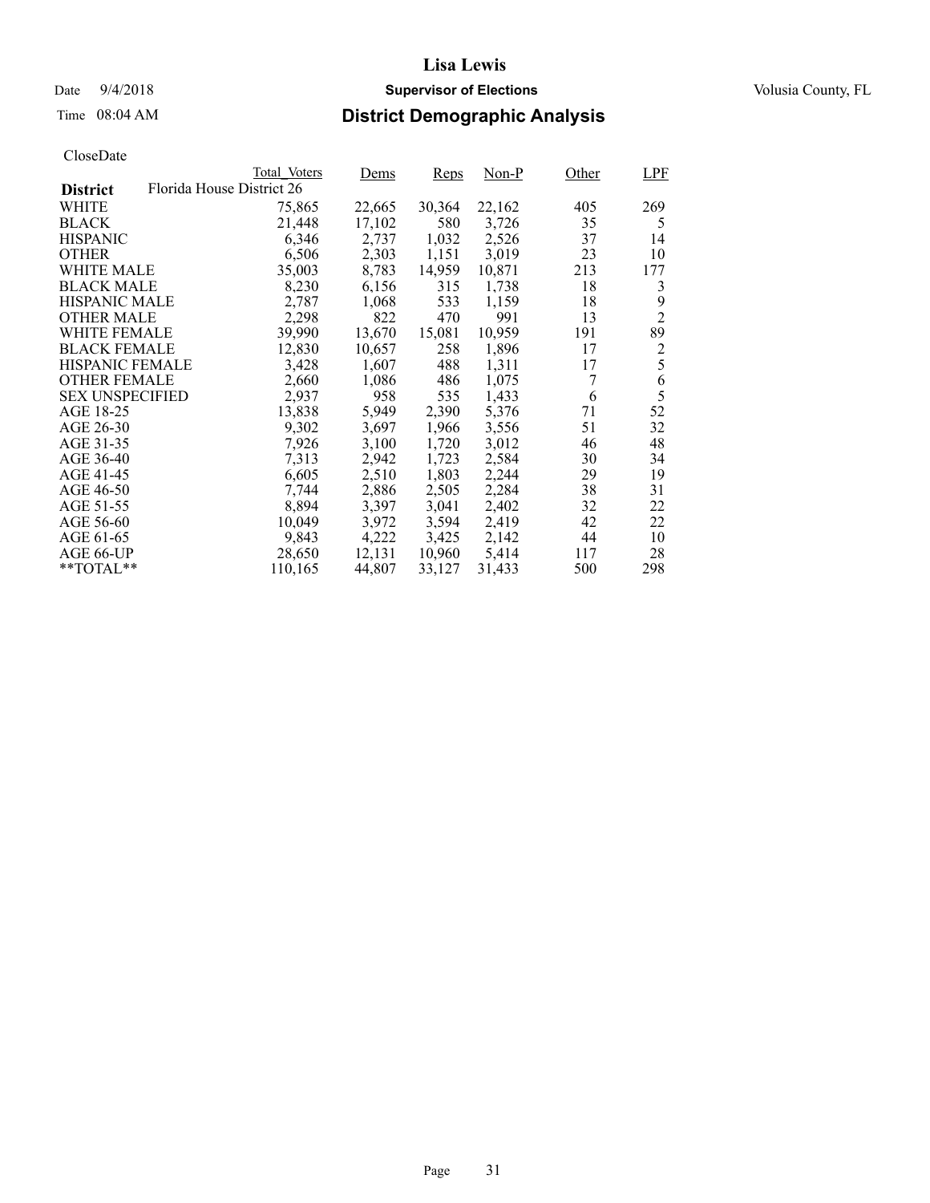# Lisa Lewis

Date 9/4/2018 **Supervisor of Elections** Volusia County, FL

Time 08:04 AM **District Demographic Analysis**

CloseDate

| **District** Florida House District 26 | Total_Voters | Dems | Reps | Non-P | Other | LPF |
|---|---|---|---|---|---|---|
| WHITE | 75,865 | 22,665 | 30,364 | 22,162 | 405 | 269 |
| BLACK | 21,448 | 17,102 | 580 | 3,726 | 35 | 5 |
| HISPANIC | 6,346 | 2,737 | 1,032 | 2,526 | 37 | 14 |
| OTHER | 6,506 | 2,303 | 1,151 | 3,019 | 23 | 10 |
| WHITE MALE | 35,003 | 8,783 | 14,959 | 10,871 | 213 | 177 |
| BLACK MALE | 8,230 | 6,156 | 315 | 1,738 | 18 | 3 |
| HISPANIC MALE | 2,787 | 1,068 | 533 | 1,159 | 18 | 9 |
| OTHER MALE | 2,298 | 822 | 470 | 991 | 13 | 2 |
| WHITE FEMALE | 39,990 | 13,670 | 15,081 | 10,959 | 191 | 89 |
| BLACK FEMALE | 12,830 | 10,657 | 258 | 1,896 | 17 | 2 |
| HISPANIC FEMALE | 3,428 | 1,607 | 488 | 1,311 | 17 | 5 |
| OTHER FEMALE | 2,660 | 1,086 | 486 | 1,075 | 7 | 6 |
| SEX UNSPECIFIED | 2,937 | 958 | 535 | 1,433 | 6 | 5 |
| AGE 18-25 | 13,838 | 5,949 | 2,390 | 5,376 | 71 | 52 |
| AGE 26-30 | 9,302 | 3,697 | 1,966 | 3,556 | 51 | 32 |
| AGE 31-35 | 7,926 | 3,100 | 1,720 | 3,012 | 46 | 48 |
| AGE 36-40 | 7,313 | 2,942 | 1,723 | 2,584 | 30 | 34 |
| AGE 41-45 | 6,605 | 2,510 | 1,803 | 2,244 | 29 | 19 |
| AGE 46-50 | 7,744 | 2,886 | 2,505 | 2,284 | 38 | 31 |
| AGE 51-55 | 8,894 | 3,397 | 3,041 | 2,402 | 32 | 22 |
| AGE 56-60 | 10,049 | 3,972 | 3,594 | 2,419 | 42 | 22 |
| AGE 61-65 | 9,843 | 4,222 | 3,425 | 2,142 | 44 | 10 |
| AGE 66-UP | 28,650 | 12,131 | 10,960 | 5,414 | 117 | 28 |
| **TOTAL** | 110,165 | 44,807 | 33,127 | 31,433 | 500 | 298 |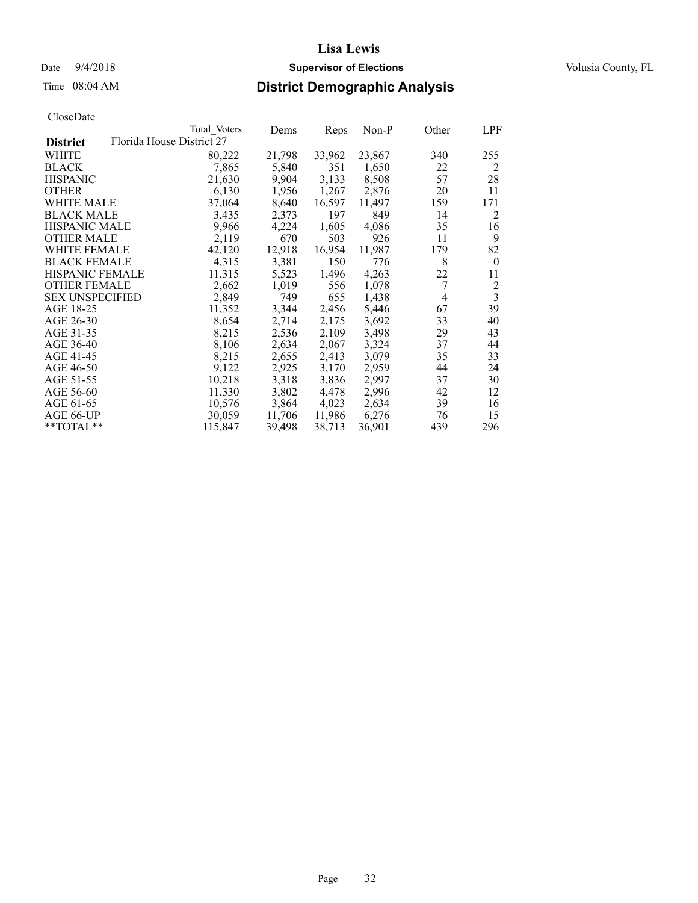# Lisa Lewis

Date 9/4/2018 **Supervisor of Elections** Volusia County, FL

Time 08:04 AM

## District Demographic Analysis

CloseDate

| District | Total_Voters | Dems | Reps | Non-P | Other | LPF |
|---|---|---|---|---|---|---|
| Florida House District 27 | | | | | | |
| WHITE | 80,222 | 21,798 | 33,962 | 23,867 | 340 | 255 |
| BLACK | 7,865 | 5,840 | 351 | 1,650 | 22 | 2 |
| HISPANIC | 21,630 | 9,904 | 3,133 | 8,508 | 57 | 28 |
| OTHER | 6,130 | 1,956 | 1,267 | 2,876 | 20 | 11 |
| WHITE MALE | 37,064 | 8,640 | 16,597 | 11,497 | 159 | 171 |
| BLACK MALE | 3,435 | 2,373 | 197 | 849 | 14 | 2 |
| HISPANIC MALE | 9,966 | 4,224 | 1,605 | 4,086 | 35 | 16 |
| OTHER MALE | 2,119 | 670 | 503 | 926 | 11 | 9 |
| WHITE FEMALE | 42,120 | 12,918 | 16,954 | 11,987 | 179 | 82 |
| BLACK FEMALE | 4,315 | 3,381 | 150 | 776 | 8 | 0 |
| HISPANIC FEMALE | 11,315 | 5,523 | 1,496 | 4,263 | 22 | 11 |
| OTHER FEMALE | 2,662 | 1,019 | 556 | 1,078 | 7 | 2 |
| SEX UNSPECIFIED | 2,849 | 749 | 655 | 1,438 | 4 | 3 |
| AGE 18-25 | 11,352 | 3,344 | 2,456 | 5,446 | 67 | 39 |
| AGE 26-30 | 8,654 | 2,714 | 2,175 | 3,692 | 33 | 40 |
| AGE 31-35 | 8,215 | 2,536 | 2,109 | 3,498 | 29 | 43 |
| AGE 36-40 | 8,106 | 2,634 | 2,067 | 3,324 | 37 | 44 |
| AGE 41-45 | 8,215 | 2,655 | 2,413 | 3,079 | 35 | 33 |
| AGE 46-50 | 9,122 | 2,925 | 3,170 | 2,959 | 44 | 24 |
| AGE 51-55 | 10,218 | 3,318 | 3,836 | 2,997 | 37 | 30 |
| AGE 56-60 | 11,330 | 3,802 | 4,478 | 2,996 | 42 | 12 |
| AGE 61-65 | 10,576 | 3,864 | 4,023 | 2,634 | 39 | 16 |
| AGE 66-UP | 30,059 | 11,706 | 11,986 | 6,276 | 76 | 15 |
| **TOTAL** | 115,847 | 39,498 | 38,713 | 36,901 | 439 | 296 |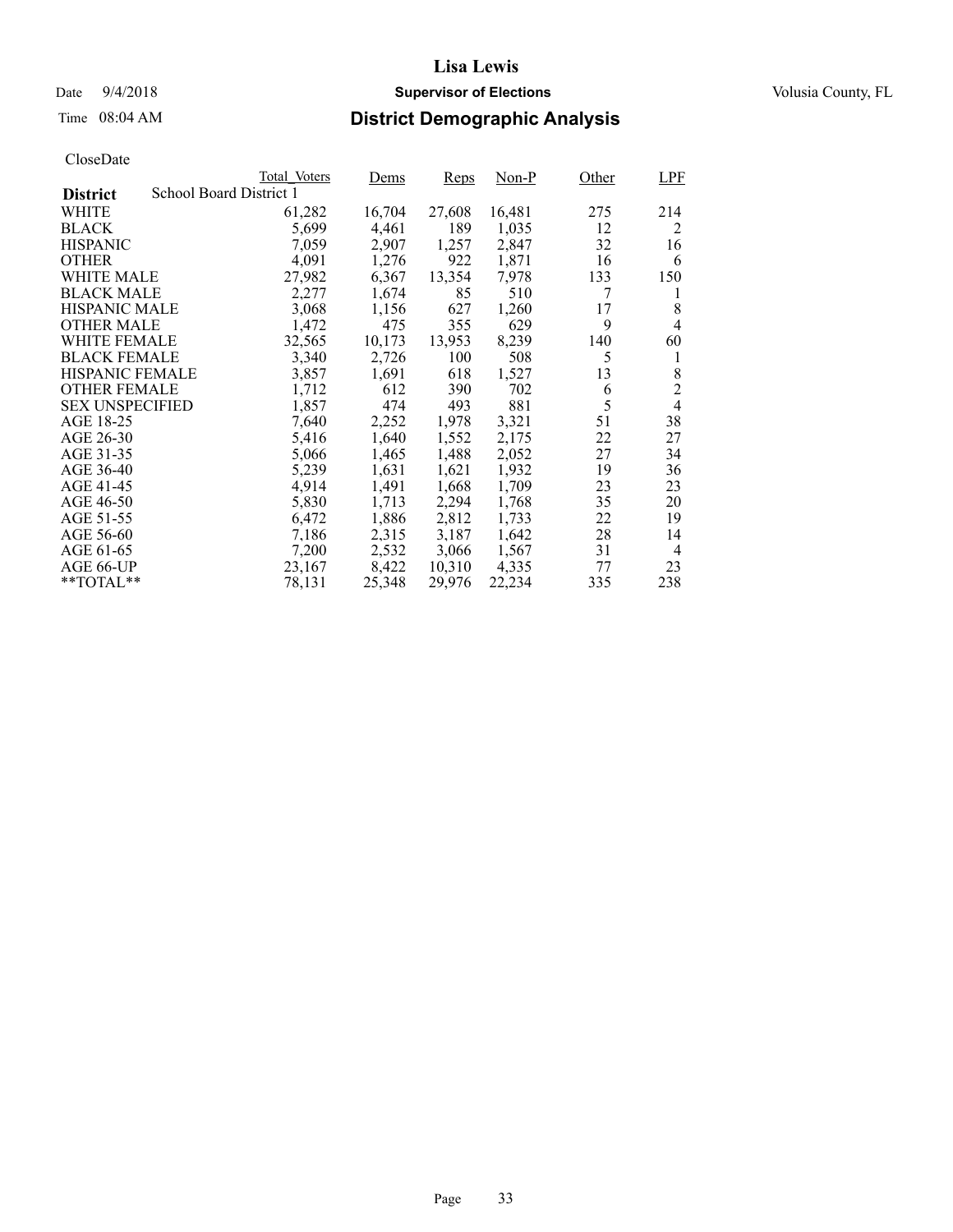# Lisa Lewis

Date 9/4/2018 **Supervisor of Elections** Volusia County, FL

Time 08:04 AM **District Demographic Analysis**

CloseDate

| District | Total_Voters | Dems | Reps | Non-P | Other | LPF |
|---|---|---|---|---|---|---|
| School Board District 1 | | | | | | |
| WHITE | 61,282 | 16,704 | 27,608 | 16,481 | 275 | 214 |
| BLACK | 5,699 | 4,461 | 189 | 1,035 | 12 | 2 |
| HISPANIC | 7,059 | 2,907 | 1,257 | 2,847 | 32 | 16 |
| OTHER | 4,091 | 1,276 | 922 | 1,871 | 16 | 6 |
| WHITE MALE | 27,982 | 6,367 | 13,354 | 7,978 | 133 | 150 |
| BLACK MALE | 2,277 | 1,674 | 85 | 510 | 7 | 1 |
| HISPANIC MALE | 3,068 | 1,156 | 627 | 1,260 | 17 | 8 |
| OTHER MALE | 1,472 | 475 | 355 | 629 | 9 | 4 |
| WHITE FEMALE | 32,565 | 10,173 | 13,953 | 8,239 | 140 | 60 |
| BLACK FEMALE | 3,340 | 2,726 | 100 | 508 | 5 | 1 |
| HISPANIC FEMALE | 3,857 | 1,691 | 618 | 1,527 | 13 | 8 |
| OTHER FEMALE | 1,712 | 612 | 390 | 702 | 6 | 2 |
| SEX UNSPECIFIED | 1,857 | 474 | 493 | 881 | 5 | 4 |
| AGE 18-25 | 7,640 | 2,252 | 1,978 | 3,321 | 51 | 38 |
| AGE 26-30 | 5,416 | 1,640 | 1,552 | 2,175 | 22 | 27 |
| AGE 31-35 | 5,066 | 1,465 | 1,488 | 2,052 | 27 | 34 |
| AGE 36-40 | 5,239 | 1,631 | 1,621 | 1,932 | 19 | 36 |
| AGE 41-45 | 4,914 | 1,491 | 1,668 | 1,709 | 23 | 23 |
| AGE 46-50 | 5,830 | 1,713 | 2,294 | 1,768 | 35 | 20 |
| AGE 51-55 | 6,472 | 1,886 | 2,812 | 1,733 | 22 | 19 |
| AGE 56-60 | 7,186 | 2,315 | 3,187 | 1,642 | 28 | 14 |
| AGE 61-65 | 7,200 | 2,532 | 3,066 | 1,567 | 31 | 4 |
| AGE 66-UP | 23,167 | 8,422 | 10,310 | 4,335 | 77 | 23 |
| **TOTAL** | 78,131 | 25,348 | 29,976 | 22,234 | 335 | 238 |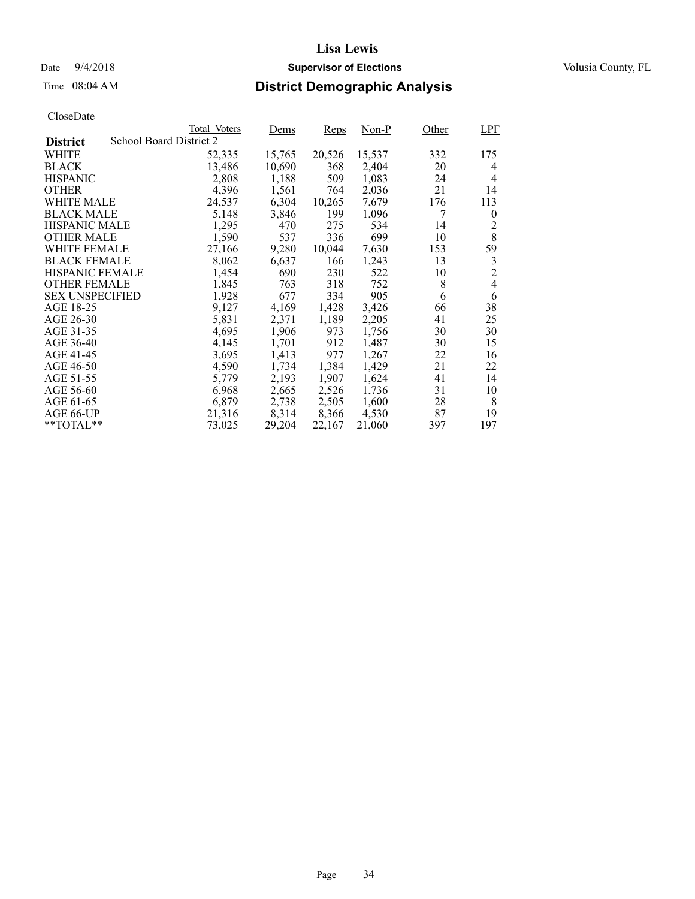# Lisa Lewis

Date 9/4/2018 **Supervisor of Elections** Volusia County, FL

Time 08:04 AM **District Demographic Analysis**

CloseDate

| District | Total_Voters | Dems | Reps | Non-P | Other | LPF |
|---|---|---|---|---|---|---|
| **School Board District 2** | | | | | | |
| WHITE | 52,335 | 15,765 | 20,526 | 15,537 | 332 | 175 |
| BLACK | 13,486 | 10,690 | 368 | 2,404 | 20 | 4 |
| HISPANIC | 2,808 | 1,188 | 509 | 1,083 | 24 | 4 |
| OTHER | 4,396 | 1,561 | 764 | 2,036 | 21 | 14 |
| WHITE MALE | 24,537 | 6,304 | 10,265 | 7,679 | 176 | 113 |
| BLACK MALE | 5,148 | 3,846 | 199 | 1,096 | 7 | 0 |
| HISPANIC MALE | 1,295 | 470 | 275 | 534 | 14 | 2 |
| OTHER MALE | 1,590 | 537 | 336 | 699 | 10 | 8 |
| WHITE FEMALE | 27,166 | 9,280 | 10,044 | 7,630 | 153 | 59 |
| BLACK FEMALE | 8,062 | 6,637 | 166 | 1,243 | 13 | 3 |
| HISPANIC FEMALE | 1,454 | 690 | 230 | 522 | 10 | 2 |
| OTHER FEMALE | 1,845 | 763 | 318 | 752 | 8 | 4 |
| SEX UNSPECIFIED | 1,928 | 677 | 334 | 905 | 6 | 6 |
| AGE 18-25 | 9,127 | 4,169 | 1,428 | 3,426 | 66 | 38 |
| AGE 26-30 | 5,831 | 2,371 | 1,189 | 2,205 | 41 | 25 |
| AGE 31-35 | 4,695 | 1,906 | 973 | 1,756 | 30 | 30 |
| AGE 36-40 | 4,145 | 1,701 | 912 | 1,487 | 30 | 15 |
| AGE 41-45 | 3,695 | 1,413 | 977 | 1,267 | 22 | 16 |
| AGE 46-50 | 4,590 | 1,734 | 1,384 | 1,429 | 21 | 22 |
| AGE 51-55 | 5,779 | 2,193 | 1,907 | 1,624 | 41 | 14 |
| AGE 56-60 | 6,968 | 2,665 | 2,526 | 1,736 | 31 | 10 |
| AGE 61-65 | 6,879 | 2,738 | 2,505 | 1,600 | 28 | 8 |
| AGE 66-UP | 21,316 | 8,314 | 8,366 | 4,530 | 87 | 19 |
| **TOTAL** | 73,025 | 29,204 | 22,167 | 21,060 | 397 | 197 |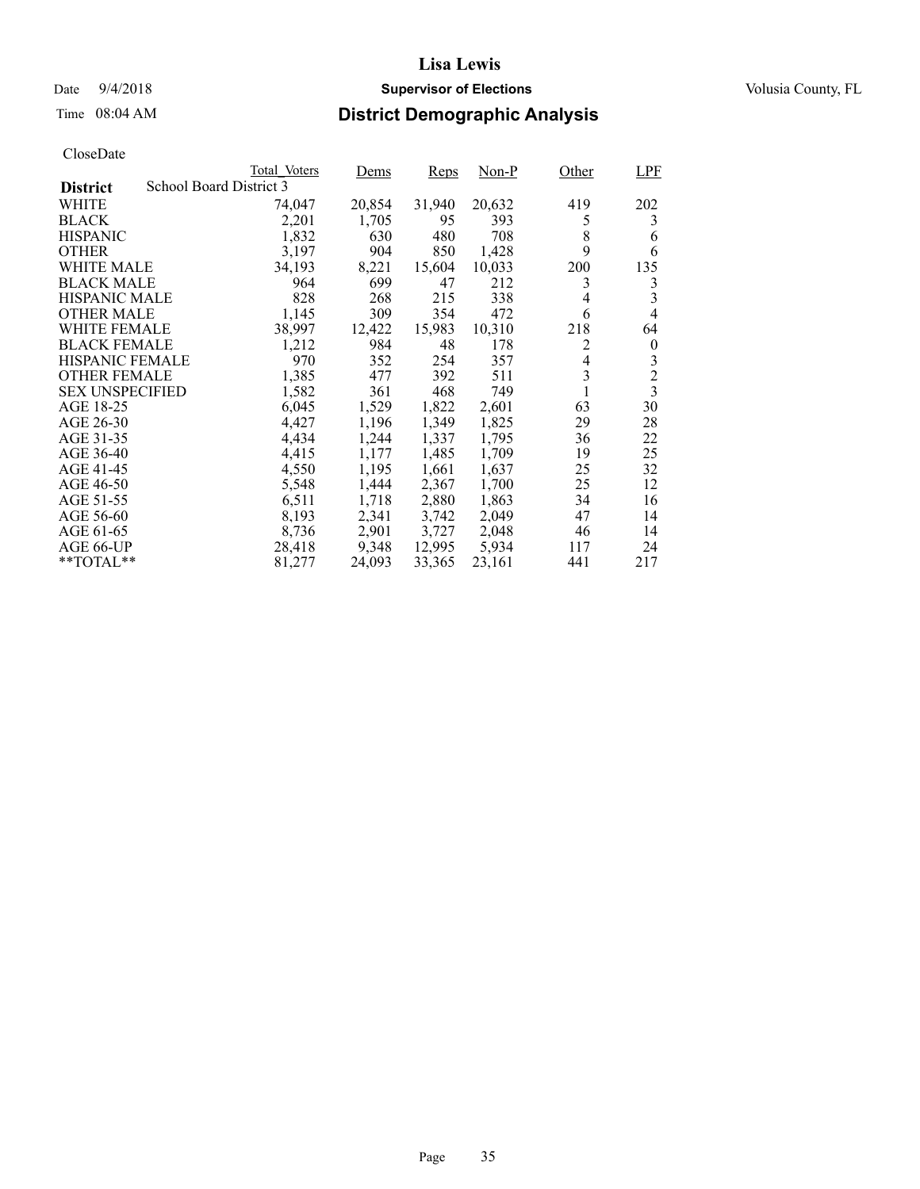# Lisa Lewis

Date 9/4/2018 **Supervisor of Elections** Volusia County, FL

Time 08:04 AM **District Demographic Analysis**

CloseDate

| District: School Board District 3 | Total_Voters | Dems | Reps | Non-P | Other | LPF |
|---|---|---|---|---|---|---|
| WHITE | 74,047 | 20,854 | 31,940 | 20,632 | 419 | 202 |
| BLACK | 2,201 | 1,705 | 95 | 393 | 5 | 3 |
| HISPANIC | 1,832 | 630 | 480 | 708 | 8 | 6 |
| OTHER | 3,197 | 904 | 850 | 1,428 | 9 | 6 |
| WHITE MALE | 34,193 | 8,221 | 15,604 | 10,033 | 200 | 135 |
| BLACK MALE | 964 | 699 | 47 | 212 | 3 | 3 |
| HISPANIC MALE | 828 | 268 | 215 | 338 | 4 | 3 |
| OTHER MALE | 1,145 | 309 | 354 | 472 | 6 | 4 |
| WHITE FEMALE | 38,997 | 12,422 | 15,983 | 10,310 | 218 | 64 |
| BLACK FEMALE | 1,212 | 984 | 48 | 178 | 2 | 0 |
| HISPANIC FEMALE | 970 | 352 | 254 | 357 | 4 | 3 |
| OTHER FEMALE | 1,385 | 477 | 392 | 511 | 3 | 2 |
| SEX UNSPECIFIED | 1,582 | 361 | 468 | 749 | 1 | 3 |
| AGE 18-25 | 6,045 | 1,529 | 1,822 | 2,601 | 63 | 30 |
| AGE 26-30 | 4,427 | 1,196 | 1,349 | 1,825 | 29 | 28 |
| AGE 31-35 | 4,434 | 1,244 | 1,337 | 1,795 | 36 | 22 |
| AGE 36-40 | 4,415 | 1,177 | 1,485 | 1,709 | 19 | 25 |
| AGE 41-45 | 4,550 | 1,195 | 1,661 | 1,637 | 25 | 32 |
| AGE 46-50 | 5,548 | 1,444 | 2,367 | 1,700 | 25 | 12 |
| AGE 51-55 | 6,511 | 1,718 | 2,880 | 1,863 | 34 | 16 |
| AGE 56-60 | 8,193 | 2,341 | 3,742 | 2,049 | 47 | 14 |
| AGE 61-65 | 8,736 | 2,901 | 3,727 | 2,048 | 46 | 14 |
| AGE 66-UP | 28,418 | 9,348 | 12,995 | 5,934 | 117 | 24 |
| **TOTAL** | 81,277 | 24,093 | 33,365 | 23,161 | 441 | 217 |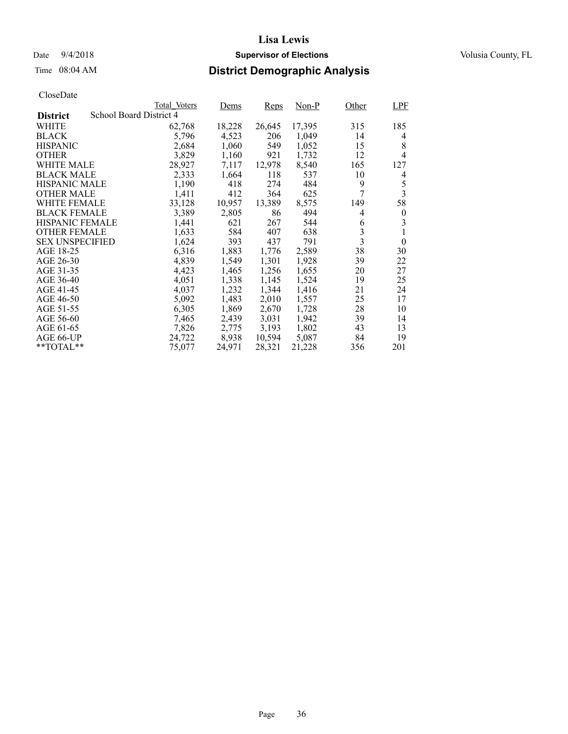# Lisa Lewis

Date 9/4/2018 **Supervisor of Elections** Volusia County, FL

Time 08:04 AM **District Demographic Analysis**

CloseDate

| District | Total_Voters | Dems | Reps | Non-P | Other | LPF |
|---|---|---|---|---|---|---|
| School Board District 4 | | | | | | |
| WHITE | 62,768 | 18,228 | 26,645 | 17,395 | 315 | 185 |
| BLACK | 5,796 | 4,523 | 206 | 1,049 | 14 | 4 |
| HISPANIC | 2,684 | 1,060 | 549 | 1,052 | 15 | 8 |
| OTHER | 3,829 | 1,160 | 921 | 1,732 | 12 | 4 |
| WHITE MALE | 28,927 | 7,117 | 12,978 | 8,540 | 165 | 127 |
| BLACK MALE | 2,333 | 1,664 | 118 | 537 | 10 | 4 |
| HISPANIC MALE | 1,190 | 418 | 274 | 484 | 9 | 5 |
| OTHER MALE | 1,411 | 412 | 364 | 625 | 7 | 3 |
| WHITE FEMALE | 33,128 | 10,957 | 13,389 | 8,575 | 149 | 58 |
| BLACK FEMALE | 3,389 | 2,805 | 86 | 494 | 4 | 0 |
| HISPANIC FEMALE | 1,441 | 621 | 267 | 544 | 6 | 3 |
| OTHER FEMALE | 1,633 | 584 | 407 | 638 | 3 | 1 |
| SEX UNSPECIFIED | 1,624 | 393 | 437 | 791 | 3 | 0 |
| AGE 18-25 | 6,316 | 1,883 | 1,776 | 2,589 | 38 | 30 |
| AGE 26-30 | 4,839 | 1,549 | 1,301 | 1,928 | 39 | 22 |
| AGE 31-35 | 4,423 | 1,465 | 1,256 | 1,655 | 20 | 27 |
| AGE 36-40 | 4,051 | 1,338 | 1,145 | 1,524 | 19 | 25 |
| AGE 41-45 | 4,037 | 1,232 | 1,344 | 1,416 | 21 | 24 |
| AGE 46-50 | 5,092 | 1,483 | 2,010 | 1,557 | 25 | 17 |
| AGE 51-55 | 6,305 | 1,869 | 2,670 | 1,728 | 28 | 10 |
| AGE 56-60 | 7,465 | 2,439 | 3,031 | 1,942 | 39 | 14 |
| AGE 61-65 | 7,826 | 2,775 | 3,193 | 1,802 | 43 | 13 |
| AGE 66-UP | 24,722 | 8,938 | 10,594 | 5,087 | 84 | 19 |
| **TOTAL** | 75,077 | 24,971 | 28,321 | 21,228 | 356 | 201 |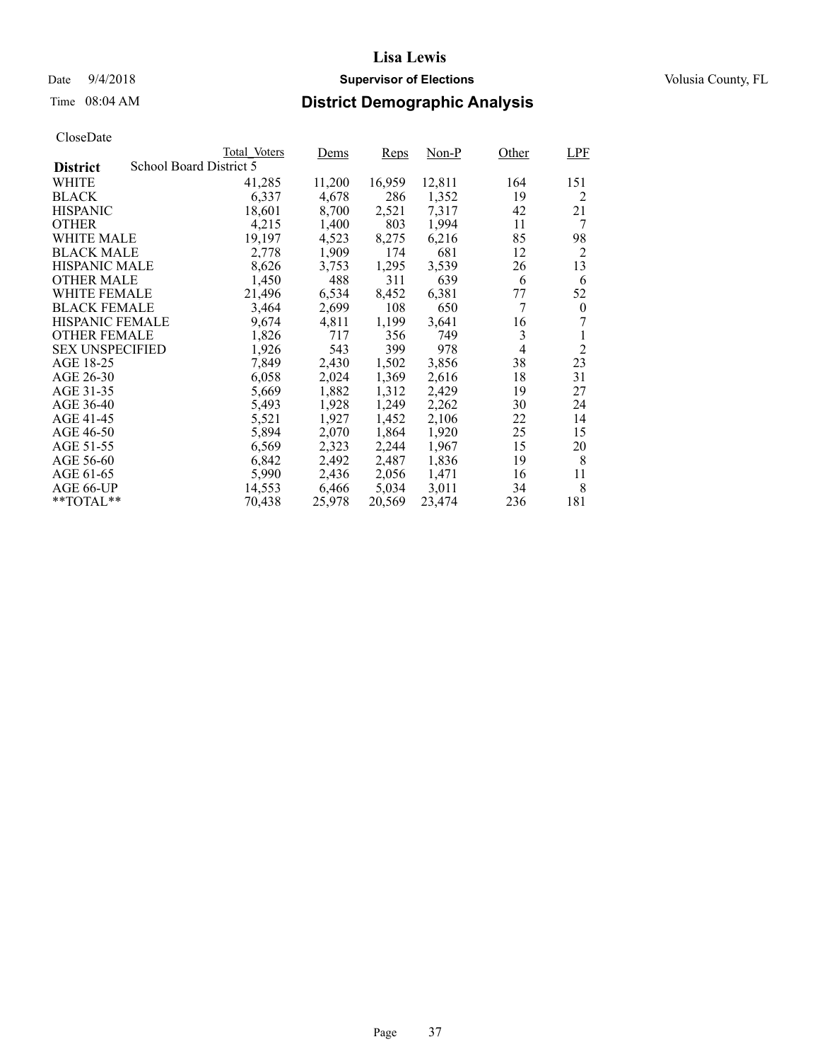# Lisa Lewis

Date 9/4/2018 **Supervisor of Elections** Volusia County, FL

Time 08:04 AM **District Demographic Analysis**

CloseDate

| District: School Board District 5 | Total_Voters | Dems | Reps | Non-P | Other | LPF |
|---|---|---|---|---|---|---|
| WHITE | 41,285 | 11,200 | 16,959 | 12,811 | 164 | 151 |
| BLACK | 6,337 | 4,678 | 286 | 1,352 | 19 | 2 |
| HISPANIC | 18,601 | 8,700 | 2,521 | 7,317 | 42 | 21 |
| OTHER | 4,215 | 1,400 | 803 | 1,994 | 11 | 7 |
| WHITE MALE | 19,197 | 4,523 | 8,275 | 6,216 | 85 | 98 |
| BLACK MALE | 2,778 | 1,909 | 174 | 681 | 12 | 2 |
| HISPANIC MALE | 8,626 | 3,753 | 1,295 | 3,539 | 26 | 13 |
| OTHER MALE | 1,450 | 488 | 311 | 639 | 6 | 6 |
| WHITE FEMALE | 21,496 | 6,534 | 8,452 | 6,381 | 77 | 52 |
| BLACK FEMALE | 3,464 | 2,699 | 108 | 650 | 7 | 0 |
| HISPANIC FEMALE | 9,674 | 4,811 | 1,199 | 3,641 | 16 | 7 |
| OTHER FEMALE | 1,826 | 717 | 356 | 749 | 3 | 1 |
| SEX UNSPECIFIED | 1,926 | 543 | 399 | 978 | 4 | 2 |
| AGE 18-25 | 7,849 | 2,430 | 1,502 | 3,856 | 38 | 23 |
| AGE 26-30 | 6,058 | 2,024 | 1,369 | 2,616 | 18 | 31 |
| AGE 31-35 | 5,669 | 1,882 | 1,312 | 2,429 | 19 | 27 |
| AGE 36-40 | 5,493 | 1,928 | 1,249 | 2,262 | 30 | 24 |
| AGE 41-45 | 5,521 | 1,927 | 1,452 | 2,106 | 22 | 14 |
| AGE 46-50 | 5,894 | 2,070 | 1,864 | 1,920 | 25 | 15 |
| AGE 51-55 | 6,569 | 2,323 | 2,244 | 1,967 | 15 | 20 |
| AGE 56-60 | 6,842 | 2,492 | 2,487 | 1,836 | 19 | 8 |
| AGE 61-65 | 5,990 | 2,436 | 2,056 | 1,471 | 16 | 11 |
| AGE 66-UP | 14,553 | 6,466 | 5,034 | 3,011 | 34 | 8 |
| **TOTAL** | 70,438 | 25,978 | 20,569 | 23,474 | 236 | 181 |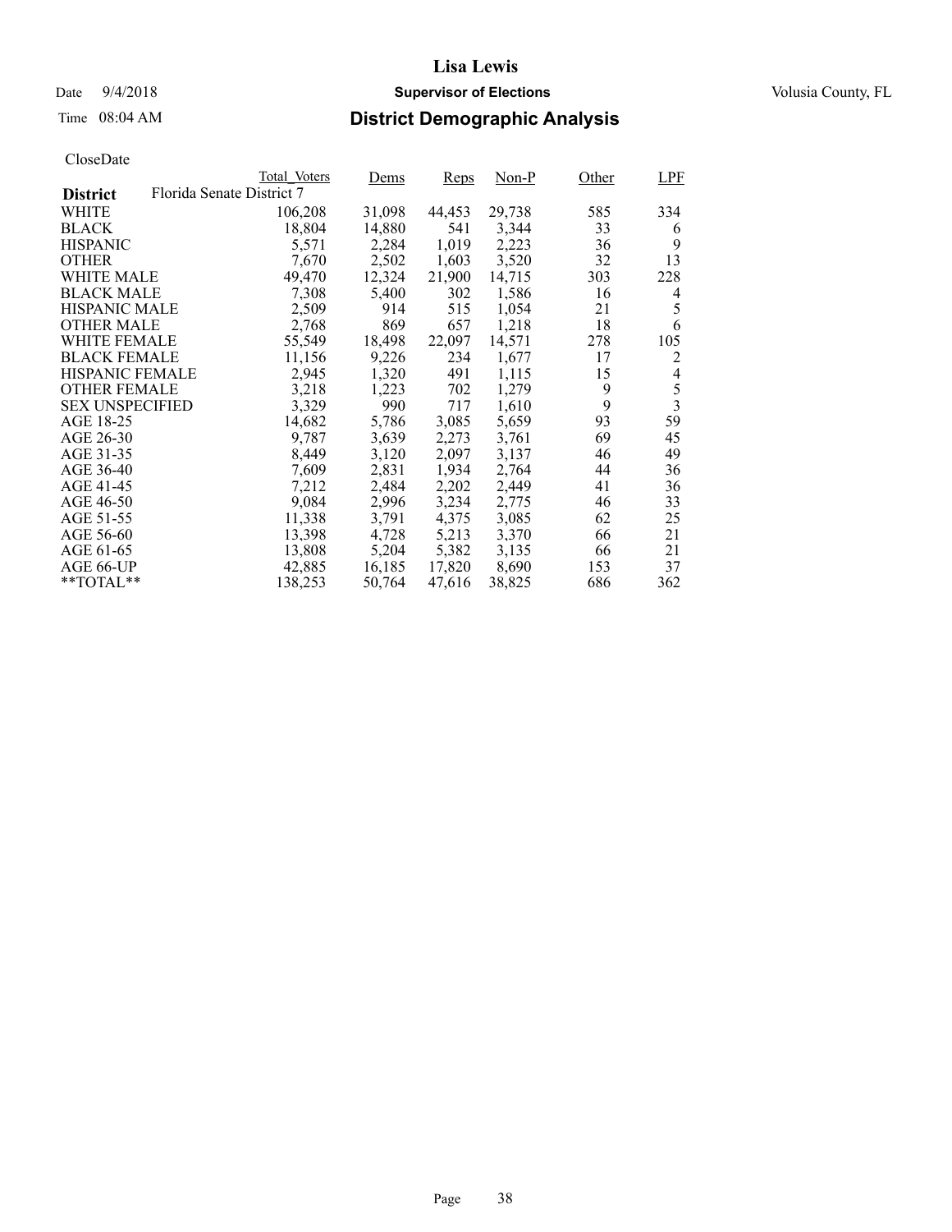# Lisa Lewis

Date 9/4/2018 **Supervisor of Elections** Volusia County, FL

Time 08:04 AM **District Demographic Analysis**

CloseDate

| District | Total_Voters | Dems | Reps | Non-P | Other | LPF |
|---|---|---|---|---|---|---|
| **Florida Senate District 7** | | | | | | |
| WHITE | 106,208 | 31,098 | 44,453 | 29,738 | 585 | 334 |
| BLACK | 18,804 | 14,880 | 541 | 3,344 | 33 | 6 |
| HISPANIC | 5,571 | 2,284 | 1,019 | 2,223 | 36 | 9 |
| OTHER | 7,670 | 2,502 | 1,603 | 3,520 | 32 | 13 |
| WHITE MALE | 49,470 | 12,324 | 21,900 | 14,715 | 303 | 228 |
| BLACK MALE | 7,308 | 5,400 | 302 | 1,586 | 16 | 4 |
| HISPANIC MALE | 2,509 | 914 | 515 | 1,054 | 21 | 5 |
| OTHER MALE | 2,768 | 869 | 657 | 1,218 | 18 | 6 |
| WHITE FEMALE | 55,549 | 18,498 | 22,097 | 14,571 | 278 | 105 |
| BLACK FEMALE | 11,156 | 9,226 | 234 | 1,677 | 17 | 2 |
| HISPANIC FEMALE | 2,945 | 1,320 | 491 | 1,115 | 15 | 4 |
| OTHER FEMALE | 3,218 | 1,223 | 702 | 1,279 | 9 | 5 |
| SEX UNSPECIFIED | 3,329 | 990 | 717 | 1,610 | 9 | 3 |
| AGE 18-25 | 14,682 | 5,786 | 3,085 | 5,659 | 93 | 59 |
| AGE 26-30 | 9,787 | 3,639 | 2,273 | 3,761 | 69 | 45 |
| AGE 31-35 | 8,449 | 3,120 | 2,097 | 3,137 | 46 | 49 |
| AGE 36-40 | 7,609 | 2,831 | 1,934 | 2,764 | 44 | 36 |
| AGE 41-45 | 7,212 | 2,484 | 2,202 | 2,449 | 41 | 36 |
| AGE 46-50 | 9,084 | 2,996 | 3,234 | 2,775 | 46 | 33 |
| AGE 51-55 | 11,338 | 3,791 | 4,375 | 3,085 | 62 | 25 |
| AGE 56-60 | 13,398 | 4,728 | 5,213 | 3,370 | 66 | 21 |
| AGE 61-65 | 13,808 | 5,204 | 5,382 | 3,135 | 66 | 21 |
| AGE 66-UP | 42,885 | 16,185 | 17,820 | 8,690 | 153 | 37 |
| **TOTAL** | 138,253 | 50,764 | 47,616 | 38,825 | 686 | 362 |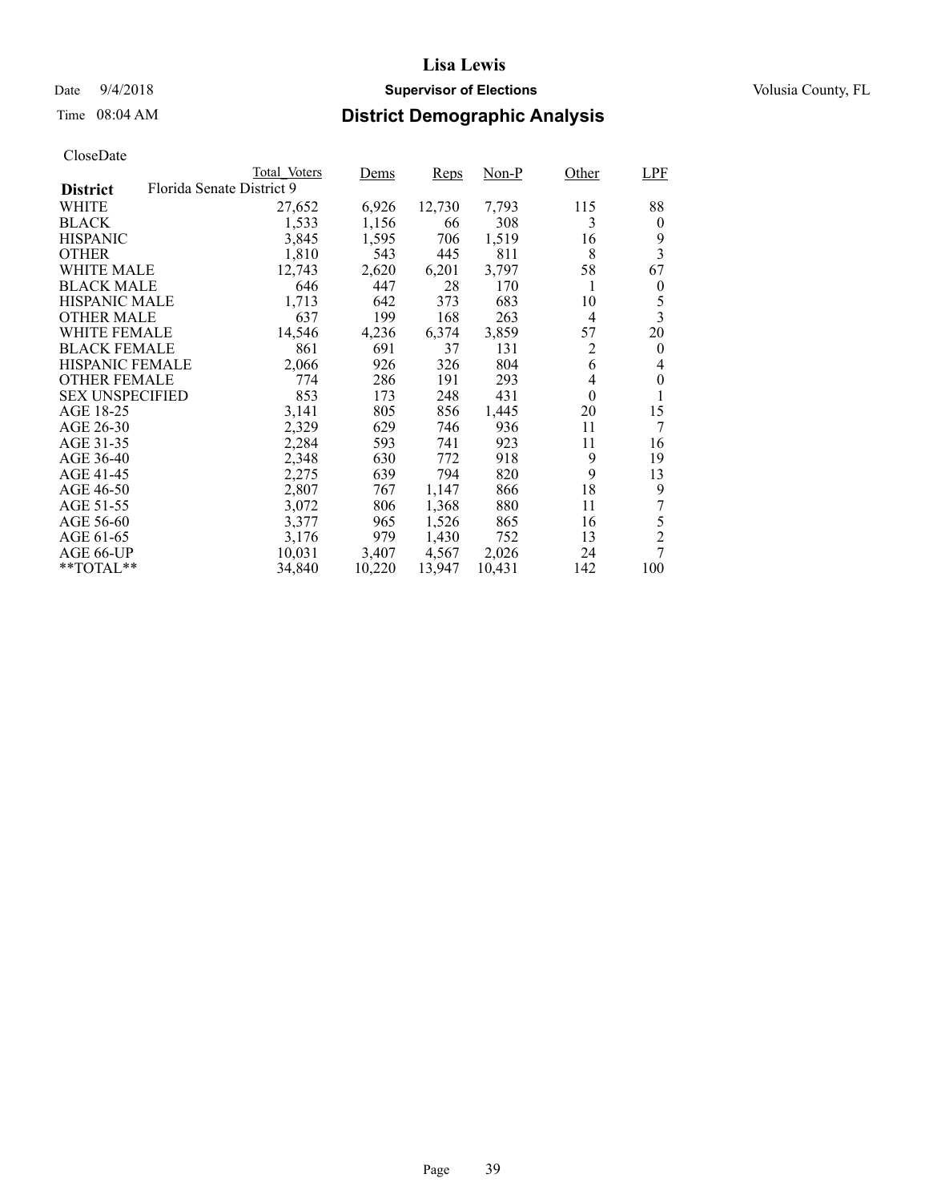# Lisa Lewis

Date 9/4/2018 **Supervisor of Elections** Volusia County, FL

Time 08:04 AM **District Demographic Analysis**

CloseDate

| **District** | Total_Voters | Dems | Reps | Non-P | Other | LPF |
|---|---|---|---|---|---|---|
| Florida Senate District 9 | | | | | | |
| WHITE | 27,652 | 6,926 | 12,730 | 7,793 | 115 | 88 |
| BLACK | 1,533 | 1,156 | 66 | 308 | 3 | 0 |
| HISPANIC | 3,845 | 1,595 | 706 | 1,519 | 16 | 9 |
| OTHER | 1,810 | 543 | 445 | 811 | 8 | 3 |
| WHITE MALE | 12,743 | 2,620 | 6,201 | 3,797 | 58 | 67 |
| BLACK MALE | 646 | 447 | 28 | 170 | 1 | 0 |
| HISPANIC MALE | 1,713 | 642 | 373 | 683 | 10 | 5 |
| OTHER MALE | 637 | 199 | 168 | 263 | 4 | 3 |
| WHITE FEMALE | 14,546 | 4,236 | 6,374 | 3,859 | 57 | 20 |
| BLACK FEMALE | 861 | 691 | 37 | 131 | 2 | 0 |
| HISPANIC FEMALE | 2,066 | 926 | 326 | 804 | 6 | 4 |
| OTHER FEMALE | 774 | 286 | 191 | 293 | 4 | 0 |
| SEX UNSPECIFIED | 853 | 173 | 248 | 431 | 0 | 1 |
| AGE 18-25 | 3,141 | 805 | 856 | 1,445 | 20 | 15 |
| AGE 26-30 | 2,329 | 629 | 746 | 936 | 11 | 7 |
| AGE 31-35 | 2,284 | 593 | 741 | 923 | 11 | 16 |
| AGE 36-40 | 2,348 | 630 | 772 | 918 | 9 | 19 |
| AGE 41-45 | 2,275 | 639 | 794 | 820 | 9 | 13 |
| AGE 46-50 | 2,807 | 767 | 1,147 | 866 | 18 | 9 |
| AGE 51-55 | 3,072 | 806 | 1,368 | 880 | 11 | 7 |
| AGE 56-60 | 3,377 | 965 | 1,526 | 865 | 16 | 5 |
| AGE 61-65 | 3,176 | 979 | 1,430 | 752 | 13 | 2 |
| AGE 66-UP | 10,031 | 3,407 | 4,567 | 2,026 | 24 | 7 |
| **TOTAL** | 34,840 | 10,220 | 13,947 | 10,431 | 142 | 100 |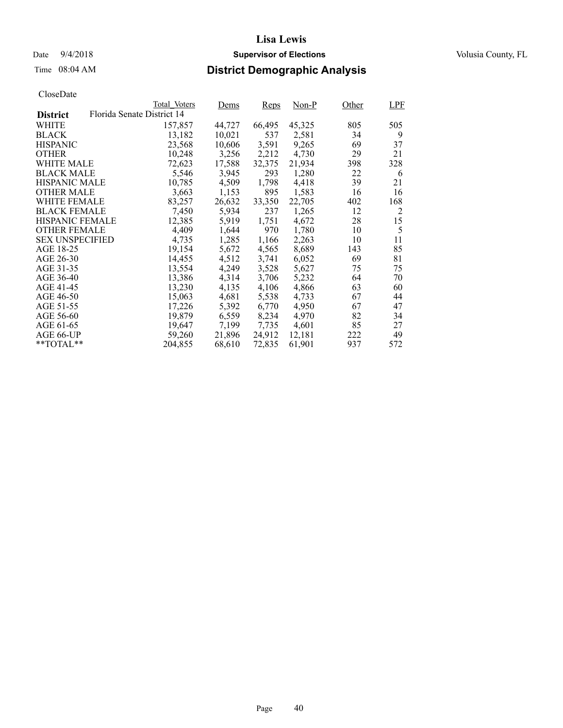# Lisa Lewis

Date 9/4/2018 **Supervisor of Elections** Volusia County, FL

Time 08:04 AM **District Demographic Analysis**

CloseDate

| District | Total_Voters | Dems | Reps | Non-P | Other | LPF |
|---|---|---|---|---|---|---|
| Florida Senate District 14 | | | | | | |
| WHITE | 157,857 | 44,727 | 66,495 | 45,325 | 805 | 505 |
| BLACK | 13,182 | 10,021 | 537 | 2,581 | 34 | 9 |
| HISPANIC | 23,568 | 10,606 | 3,591 | 9,265 | 69 | 37 |
| OTHER | 10,248 | 3,256 | 2,212 | 4,730 | 29 | 21 |
| WHITE MALE | 72,623 | 17,588 | 32,375 | 21,934 | 398 | 328 |
| BLACK MALE | 5,546 | 3,945 | 293 | 1,280 | 22 | 6 |
| HISPANIC MALE | 10,785 | 4,509 | 1,798 | 4,418 | 39 | 21 |
| OTHER MALE | 3,663 | 1,153 | 895 | 1,583 | 16 | 16 |
| WHITE FEMALE | 83,257 | 26,632 | 33,350 | 22,705 | 402 | 168 |
| BLACK FEMALE | 7,450 | 5,934 | 237 | 1,265 | 12 | 2 |
| HISPANIC FEMALE | 12,385 | 5,919 | 1,751 | 4,672 | 28 | 15 |
| OTHER FEMALE | 4,409 | 1,644 | 970 | 1,780 | 10 | 5 |
| SEX UNSPECIFIED | 4,735 | 1,285 | 1,166 | 2,263 | 10 | 11 |
| AGE 18-25 | 19,154 | 5,672 | 4,565 | 8,689 | 143 | 85 |
| AGE 26-30 | 14,455 | 4,512 | 3,741 | 6,052 | 69 | 81 |
| AGE 31-35 | 13,554 | 4,249 | 3,528 | 5,627 | 75 | 75 |
| AGE 36-40 | 13,386 | 4,314 | 3,706 | 5,232 | 64 | 70 |
| AGE 41-45 | 13,230 | 4,135 | 4,106 | 4,866 | 63 | 60 |
| AGE 46-50 | 15,063 | 4,681 | 5,538 | 4,733 | 67 | 44 |
| AGE 51-55 | 17,226 | 5,392 | 6,770 | 4,950 | 67 | 47 |
| AGE 56-60 | 19,879 | 6,559 | 8,234 | 4,970 | 82 | 34 |
| AGE 61-65 | 19,647 | 7,199 | 7,735 | 4,601 | 85 | 27 |
| AGE 66-UP | 59,260 | 21,896 | 24,912 | 12,181 | 222 | 49 |
| **TOTAL** | 204,855 | 68,610 | 72,835 | 61,901 | 937 | 572 |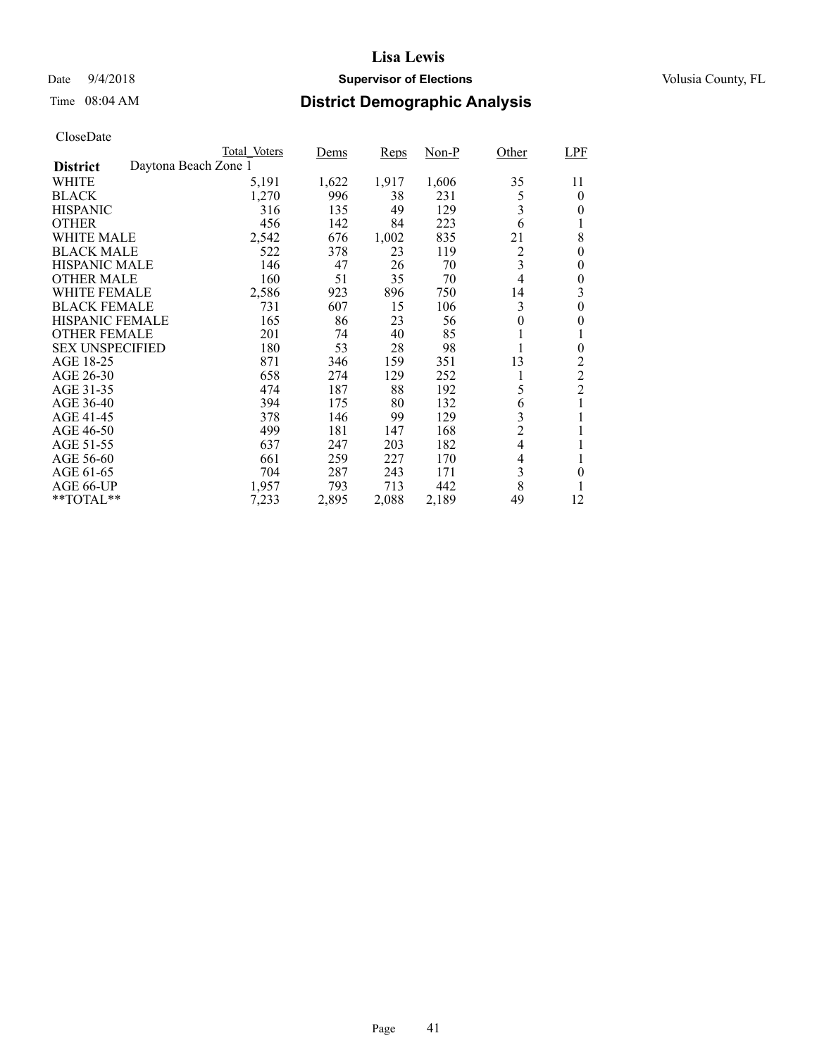# Lisa Lewis

Date 9/4/2018 **Supervisor of Elections** Volusia County, FL

Time 08:04 AM **District Demographic Analysis**

CloseDate

| | Total_Voters | Dems | Reps | Non-P | Other | LPF |
|---|---|---|---|---|---|---|
| **District** Daytona Beach Zone 1 | | | | | | |
| WHITE | 5,191 | 1,622 | 1,917 | 1,606 | 35 | 11 |
| BLACK | 1,270 | 996 | 38 | 231 | 5 | 0 |
| HISPANIC | 316 | 135 | 49 | 129 | 3 | 0 |
| OTHER | 456 | 142 | 84 | 223 | 6 | 1 |
| WHITE MALE | 2,542 | 676 | 1,002 | 835 | 21 | 8 |
| BLACK MALE | 522 | 378 | 23 | 119 | 2 | 0 |
| HISPANIC MALE | 146 | 47 | 26 | 70 | 3 | 0 |
| OTHER MALE | 160 | 51 | 35 | 70 | 4 | 0 |
| WHITE FEMALE | 2,586 | 923 | 896 | 750 | 14 | 3 |
| BLACK FEMALE | 731 | 607 | 15 | 106 | 3 | 0 |
| HISPANIC FEMALE | 165 | 86 | 23 | 56 | 0 | 0 |
| OTHER FEMALE | 201 | 74 | 40 | 85 | 1 | 1 |
| SEX UNSPECIFIED | 180 | 53 | 28 | 98 | 1 | 0 |
| AGE 18-25 | 871 | 346 | 159 | 351 | 13 | 2 |
| AGE 26-30 | 658 | 274 | 129 | 252 | 1 | 2 |
| AGE 31-35 | 474 | 187 | 88 | 192 | 5 | 2 |
| AGE 36-40 | 394 | 175 | 80 | 132 | 6 | 1 |
| AGE 41-45 | 378 | 146 | 99 | 129 | 3 | 1 |
| AGE 46-50 | 499 | 181 | 147 | 168 | 2 | 1 |
| AGE 51-55 | 637 | 247 | 203 | 182 | 4 | 1 |
| AGE 56-60 | 661 | 259 | 227 | 170 | 4 | 1 |
| AGE 61-65 | 704 | 287 | 243 | 171 | 3 | 0 |
| AGE 66-UP | 1,957 | 793 | 713 | 442 | 8 | 1 |
| **TOTAL** | 7,233 | 2,895 | 2,088 | 2,189 | 49 | 12 |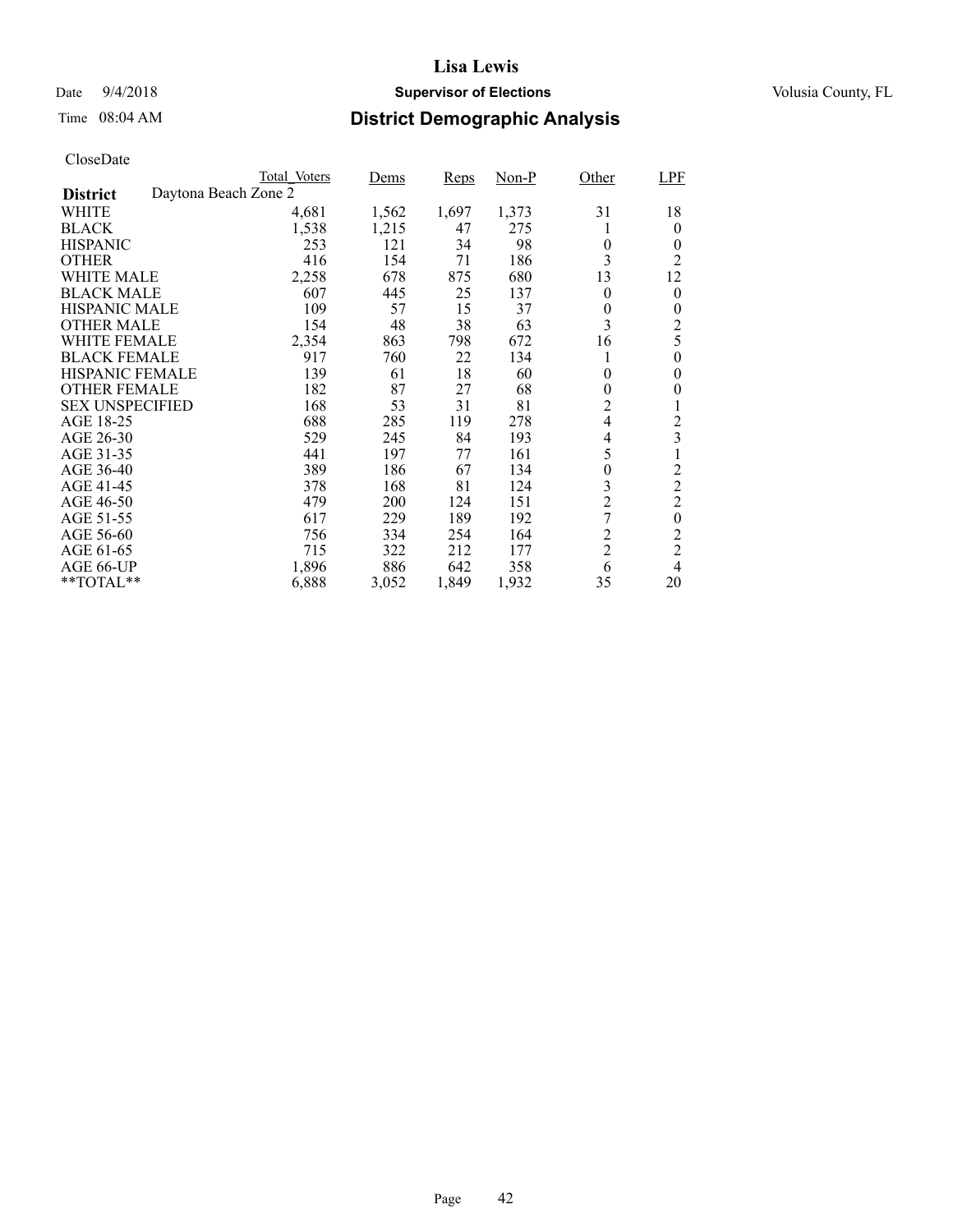# Lisa Lewis

Date 9/4/2018 **Supervisor of Elections** Volusia County, FL

Time 08:04 AM **District Demographic Analysis**

CloseDate

| | Total_Voters | Dems | Reps | Non-P | Other | LPF |
|---|---|---|---|---|---|---|
| **District** Daytona Beach Zone 2 | | | | | | |
| WHITE | 4,681 | 1,562 | 1,697 | 1,373 | 31 | 18 |
| BLACK | 1,538 | 1,215 | 47 | 275 | 1 | 0 |
| HISPANIC | 253 | 121 | 34 | 98 | 0 | 0 |
| OTHER | 416 | 154 | 71 | 186 | 3 | 2 |
| WHITE MALE | 2,258 | 678 | 875 | 680 | 13 | 12 |
| BLACK MALE | 607 | 445 | 25 | 137 | 0 | 0 |
| HISPANIC MALE | 109 | 57 | 15 | 37 | 0 | 0 |
| OTHER MALE | 154 | 48 | 38 | 63 | 3 | 2 |
| WHITE FEMALE | 2,354 | 863 | 798 | 672 | 16 | 5 |
| BLACK FEMALE | 917 | 760 | 22 | 134 | 1 | 0 |
| HISPANIC FEMALE | 139 | 61 | 18 | 60 | 0 | 0 |
| OTHER FEMALE | 182 | 87 | 27 | 68 | 0 | 0 |
| SEX UNSPECIFIED | 168 | 53 | 31 | 81 | 2 | 1 |
| AGE 18-25 | 688 | 285 | 119 | 278 | 4 | 2 |
| AGE 26-30 | 529 | 245 | 84 | 193 | 4 | 3 |
| AGE 31-35 | 441 | 197 | 77 | 161 | 5 | 1 |
| AGE 36-40 | 389 | 186 | 67 | 134 | 0 | 2 |
| AGE 41-45 | 378 | 168 | 81 | 124 | 3 | 2 |
| AGE 46-50 | 479 | 200 | 124 | 151 | 2 | 2 |
| AGE 51-55 | 617 | 229 | 189 | 192 | 7 | 0 |
| AGE 56-60 | 756 | 334 | 254 | 164 | 2 | 2 |
| AGE 61-65 | 715 | 322 | 212 | 177 | 2 | 2 |
| AGE 66-UP | 1,896 | 886 | 642 | 358 | 6 | 4 |
| **TOTAL** | 6,888 | 3,052 | 1,849 | 1,932 | 35 | 20 |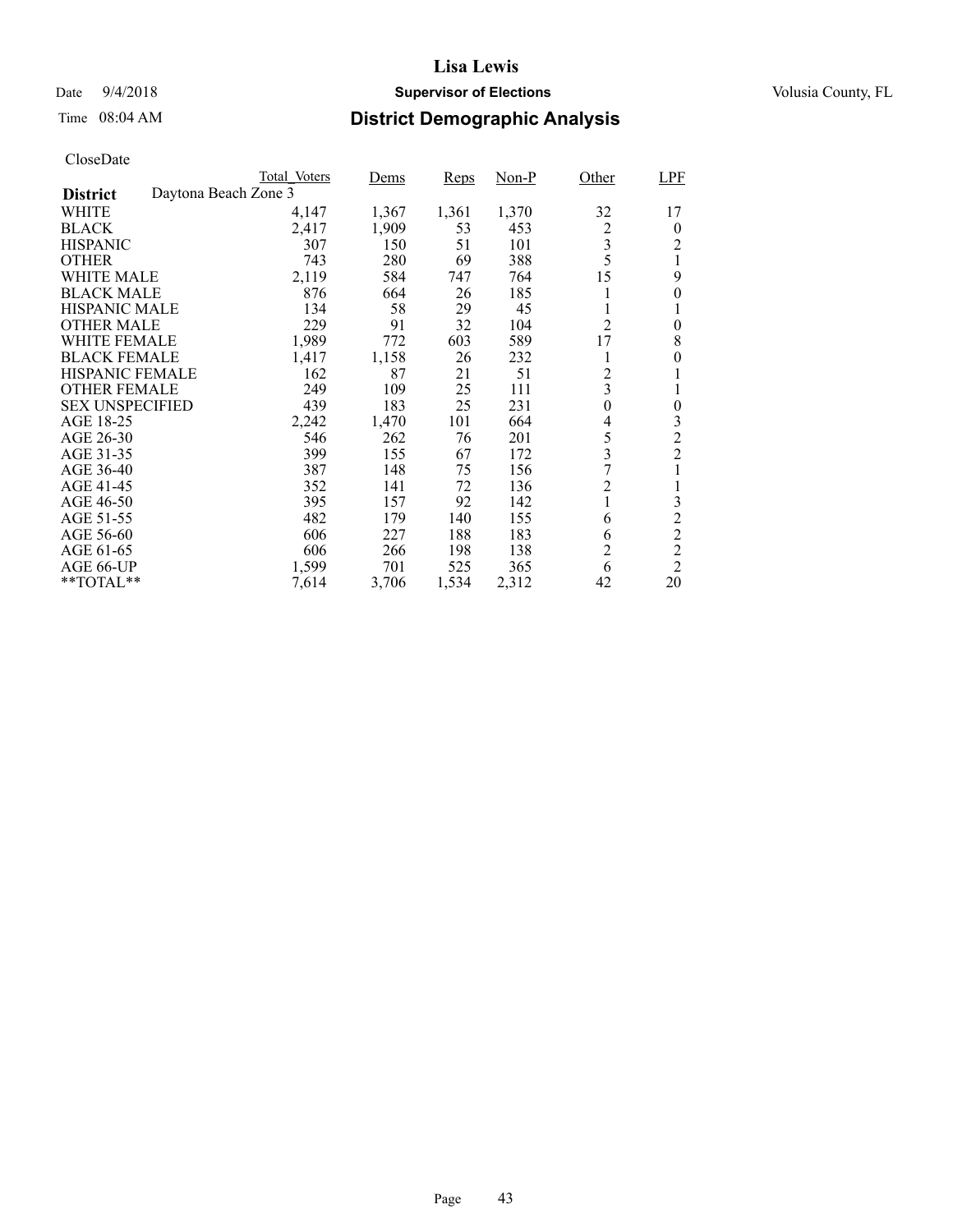# Lisa Lewis

Date 9/4/2018 **Supervisor of Elections** Volusia County, FL

Time 08:04 AM **District Demographic Analysis**

CloseDate

| District: Daytona Beach Zone 3 | Total_Voters | Dems | Reps | Non-P | Other | LPF |
|---|---|---|---|---|---|---|
| WHITE | 4,147 | 1,367 | 1,361 | 1,370 | 32 | 17 |
| BLACK | 2,417 | 1,909 | 53 | 453 | 2 | 0 |
| HISPANIC | 307 | 150 | 51 | 101 | 3 | 2 |
| OTHER | 743 | 280 | 69 | 388 | 5 | 1 |
| WHITE MALE | 2,119 | 584 | 747 | 764 | 15 | 9 |
| BLACK MALE | 876 | 664 | 26 | 185 | 1 | 0 |
| HISPANIC MALE | 134 | 58 | 29 | 45 | 1 | 1 |
| OTHER MALE | 229 | 91 | 32 | 104 | 2 | 0 |
| WHITE FEMALE | 1,989 | 772 | 603 | 589 | 17 | 8 |
| BLACK FEMALE | 1,417 | 1,158 | 26 | 232 | 1 | 0 |
| HISPANIC FEMALE | 162 | 87 | 21 | 51 | 2 | 1 |
| OTHER FEMALE | 249 | 109 | 25 | 111 | 3 | 1 |
| SEX UNSPECIFIED | 439 | 183 | 25 | 231 | 0 | 0 |
| AGE 18-25 | 2,242 | 1,470 | 101 | 664 | 4 | 3 |
| AGE 26-30 | 546 | 262 | 76 | 201 | 5 | 2 |
| AGE 31-35 | 399 | 155 | 67 | 172 | 3 | 2 |
| AGE 36-40 | 387 | 148 | 75 | 156 | 7 | 1 |
| AGE 41-45 | 352 | 141 | 72 | 136 | 2 | 1 |
| AGE 46-50 | 395 | 157 | 92 | 142 | 1 | 3 |
| AGE 51-55 | 482 | 179 | 140 | 155 | 6 | 2 |
| AGE 56-60 | 606 | 227 | 188 | 183 | 6 | 2 |
| AGE 61-65 | 606 | 266 | 198 | 138 | 2 | 2 |
| AGE 66-UP | 1,599 | 701 | 525 | 365 | 6 | 2 |
| **TOTAL** | 7,614 | 3,706 | 1,534 | 2,312 | 42 | 20 |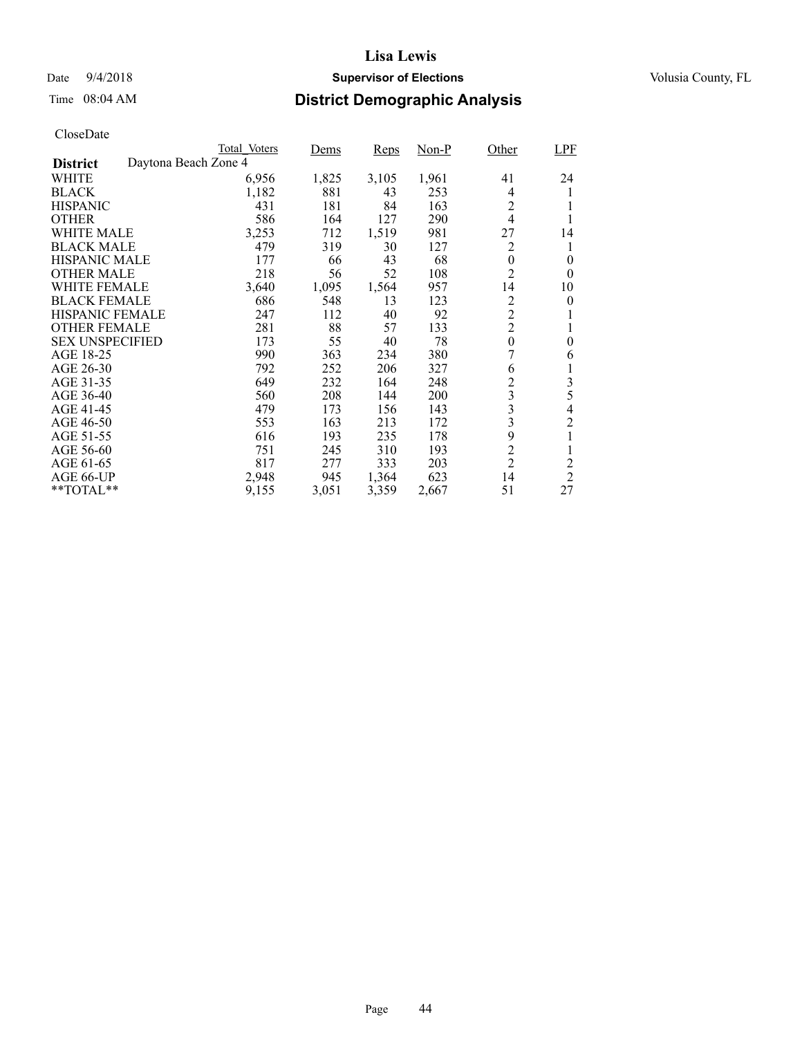CloseDate

| District | Total_Voters | Dems | Reps | Non-P | Other | LPF |
|---|---|---|---|---|---|---|
| Daytona Beach Zone 4 | | | | | | |
| WHITE | 6,956 | 1,825 | 3,105 | 1,961 | 41 | 24 |
| BLACK | 1,182 | 881 | 43 | 253 | 4 | 1 |
| HISPANIC | 431 | 181 | 84 | 163 | 2 | 1 |
| OTHER | 586 | 164 | 127 | 290 | 4 | 1 |
| WHITE MALE | 3,253 | 712 | 1,519 | 981 | 27 | 14 |
| BLACK MALE | 479 | 319 | 30 | 127 | 2 | 1 |
| HISPANIC MALE | 177 | 66 | 43 | 68 | 0 | 0 |
| OTHER MALE | 218 | 56 | 52 | 108 | 2 | 0 |
| WHITE FEMALE | 3,640 | 1,095 | 1,564 | 957 | 14 | 10 |
| BLACK FEMALE | 686 | 548 | 13 | 123 | 2 | 0 |
| HISPANIC FEMALE | 247 | 112 | 40 | 92 | 2 | 1 |
| OTHER FEMALE | 281 | 88 | 57 | 133 | 2 | 1 |
| SEX UNSPECIFIED | 173 | 55 | 40 | 78 | 0 | 0 |
| AGE 18-25 | 990 | 363 | 234 | 380 | 7 | 6 |
| AGE 26-30 | 792 | 252 | 206 | 327 | 6 | 1 |
| AGE 31-35 | 649 | 232 | 164 | 248 | 2 | 3 |
| AGE 36-40 | 560 | 208 | 144 | 200 | 3 | 5 |
| AGE 41-45 | 479 | 173 | 156 | 143 | 3 | 4 |
| AGE 46-50 | 553 | 163 | 213 | 172 | 3 | 2 |
| AGE 51-55 | 616 | 193 | 235 | 178 | 9 | 1 |
| AGE 56-60 | 751 | 245 | 310 | 193 | 2 | 1 |
| AGE 61-65 | 817 | 277 | 333 | 203 | 2 | 2 |
| AGE 66-UP | 2,948 | 945 | 1,364 | 623 | 14 | 2 |
| **TOTAL** | 9,155 | 3,051 | 3,359 | 2,667 | 51 | 27 |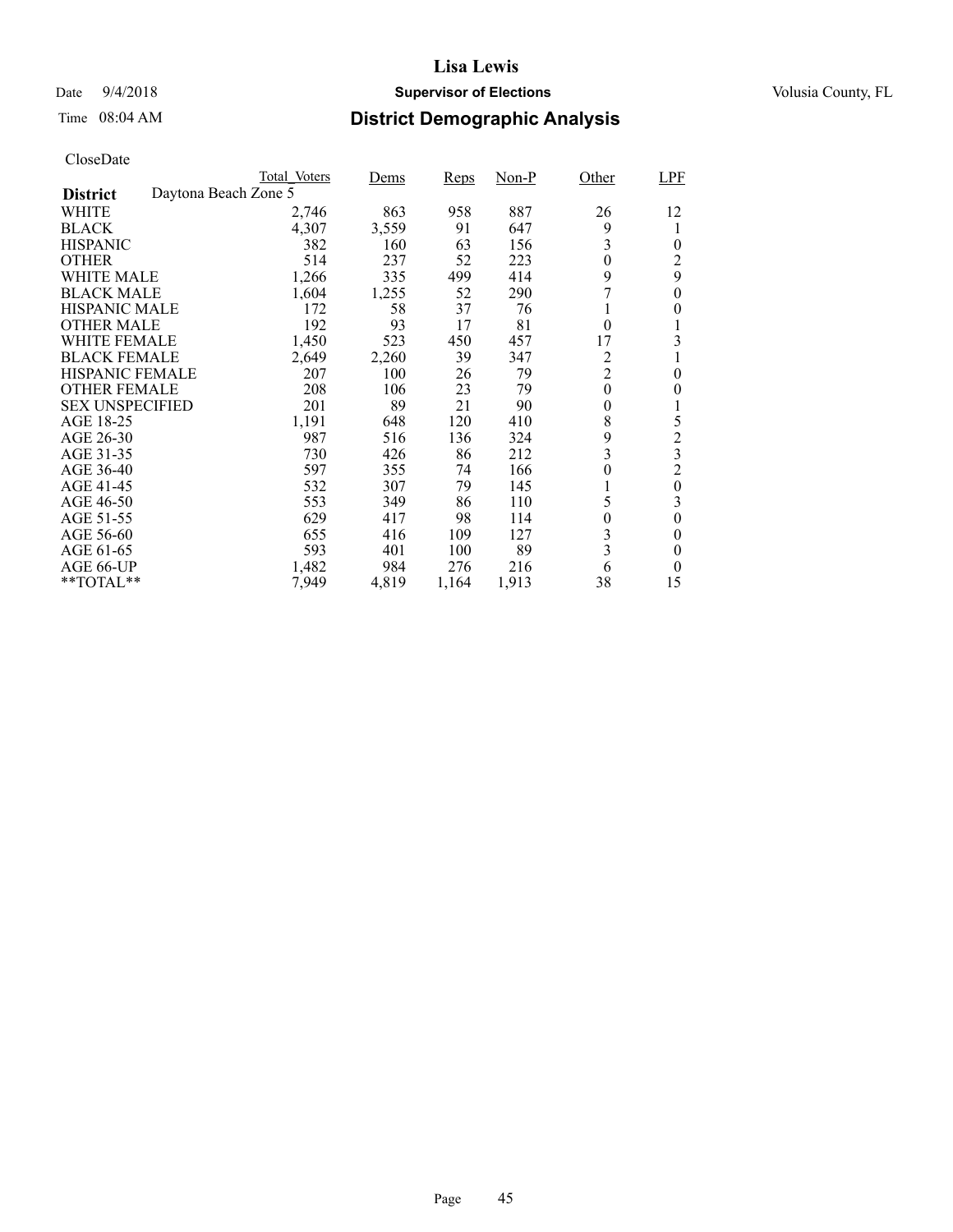# Lisa Lewis

Date 9/4/2018 **Supervisor of Elections** Volusia County, FL

Time 08:04 AM **District Demographic Analysis**

CloseDate

| | Total_Voters | Dems | Reps | Non-P | Other | LPF |
|---|---|---|---|---|---|---|
| **District** Daytona Beach Zone 5 | | | | | | |
| WHITE | 2,746 | 863 | 958 | 887 | 26 | 12 |
| BLACK | 4,307 | 3,559 | 91 | 647 | 9 | 1 |
| HISPANIC | 382 | 160 | 63 | 156 | 3 | 0 |
| OTHER | 514 | 237 | 52 | 223 | 0 | 2 |
| WHITE MALE | 1,266 | 335 | 499 | 414 | 9 | 9 |
| BLACK MALE | 1,604 | 1,255 | 52 | 290 | 7 | 0 |
| HISPANIC MALE | 172 | 58 | 37 | 76 | 1 | 0 |
| OTHER MALE | 192 | 93 | 17 | 81 | 0 | 1 |
| WHITE FEMALE | 1,450 | 523 | 450 | 457 | 17 | 3 |
| BLACK FEMALE | 2,649 | 2,260 | 39 | 347 | 2 | 1 |
| HISPANIC FEMALE | 207 | 100 | 26 | 79 | 2 | 0 |
| OTHER FEMALE | 208 | 106 | 23 | 79 | 0 | 0 |
| SEX UNSPECIFIED | 201 | 89 | 21 | 90 | 0 | 1 |
| AGE 18-25 | 1,191 | 648 | 120 | 410 | 8 | 5 |
| AGE 26-30 | 987 | 516 | 136 | 324 | 9 | 2 |
| AGE 31-35 | 730 | 426 | 86 | 212 | 3 | 3 |
| AGE 36-40 | 597 | 355 | 74 | 166 | 0 | 2 |
| AGE 41-45 | 532 | 307 | 79 | 145 | 1 | 0 |
| AGE 46-50 | 553 | 349 | 86 | 110 | 5 | 3 |
| AGE 51-55 | 629 | 417 | 98 | 114 | 0 | 0 |
| AGE 56-60 | 655 | 416 | 109 | 127 | 3 | 0 |
| AGE 61-65 | 593 | 401 | 100 | 89 | 3 | 0 |
| AGE 66-UP | 1,482 | 984 | 276 | 216 | 6 | 0 |
| **TOTAL** | 7,949 | 4,819 | 1,164 | 1,913 | 38 | 15 |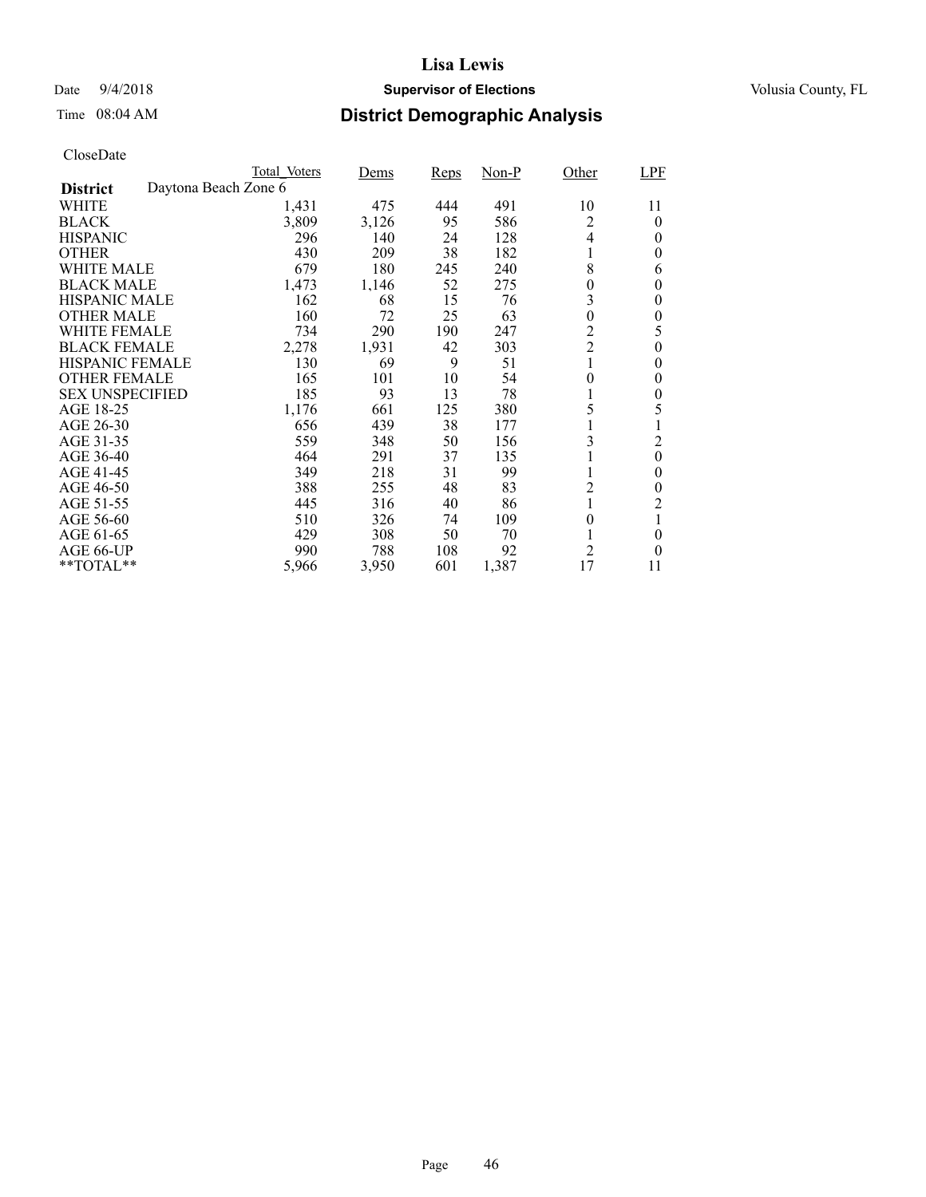# Lisa Lewis

Date 9/4/2018 **Supervisor of Elections** Volusia County, FL

Time 08:04 AM **District Demographic Analysis**

CloseDate

| | Total_Voters | Dems | Reps | Non-P | Other | LPF |
|---|---|---|---|---|---|---|
| **District** Daytona Beach Zone 6 | | | | | | |
| WHITE | 1,431 | 475 | 444 | 491 | 10 | 11 |
| BLACK | 3,809 | 3,126 | 95 | 586 | 2 | 0 |
| HISPANIC | 296 | 140 | 24 | 128 | 4 | 0 |
| OTHER | 430 | 209 | 38 | 182 | 1 | 0 |
| WHITE MALE | 679 | 180 | 245 | 240 | 8 | 6 |
| BLACK MALE | 1,473 | 1,146 | 52 | 275 | 0 | 0 |
| HISPANIC MALE | 162 | 68 | 15 | 76 | 3 | 0 |
| OTHER MALE | 160 | 72 | 25 | 63 | 0 | 0 |
| WHITE FEMALE | 734 | 290 | 190 | 247 | 2 | 5 |
| BLACK FEMALE | 2,278 | 1,931 | 42 | 303 | 2 | 0 |
| HISPANIC FEMALE | 130 | 69 | 9 | 51 | 1 | 0 |
| OTHER FEMALE | 165 | 101 | 10 | 54 | 0 | 0 |
| SEX UNSPECIFIED | 185 | 93 | 13 | 78 | 1 | 0 |
| AGE 18-25 | 1,176 | 661 | 125 | 380 | 5 | 5 |
| AGE 26-30 | 656 | 439 | 38 | 177 | 1 | 1 |
| AGE 31-35 | 559 | 348 | 50 | 156 | 3 | 2 |
| AGE 36-40 | 464 | 291 | 37 | 135 | 1 | 0 |
| AGE 41-45 | 349 | 218 | 31 | 99 | 1 | 0 |
| AGE 46-50 | 388 | 255 | 48 | 83 | 2 | 0 |
| AGE 51-55 | 445 | 316 | 40 | 86 | 1 | 2 |
| AGE 56-60 | 510 | 326 | 74 | 109 | 0 | 1 |
| AGE 61-65 | 429 | 308 | 50 | 70 | 1 | 0 |
| AGE 66-UP | 990 | 788 | 108 | 92 | 2 | 0 |
| **TOTAL** | 5,966 | 3,950 | 601 | 1,387 | 17 | 11 |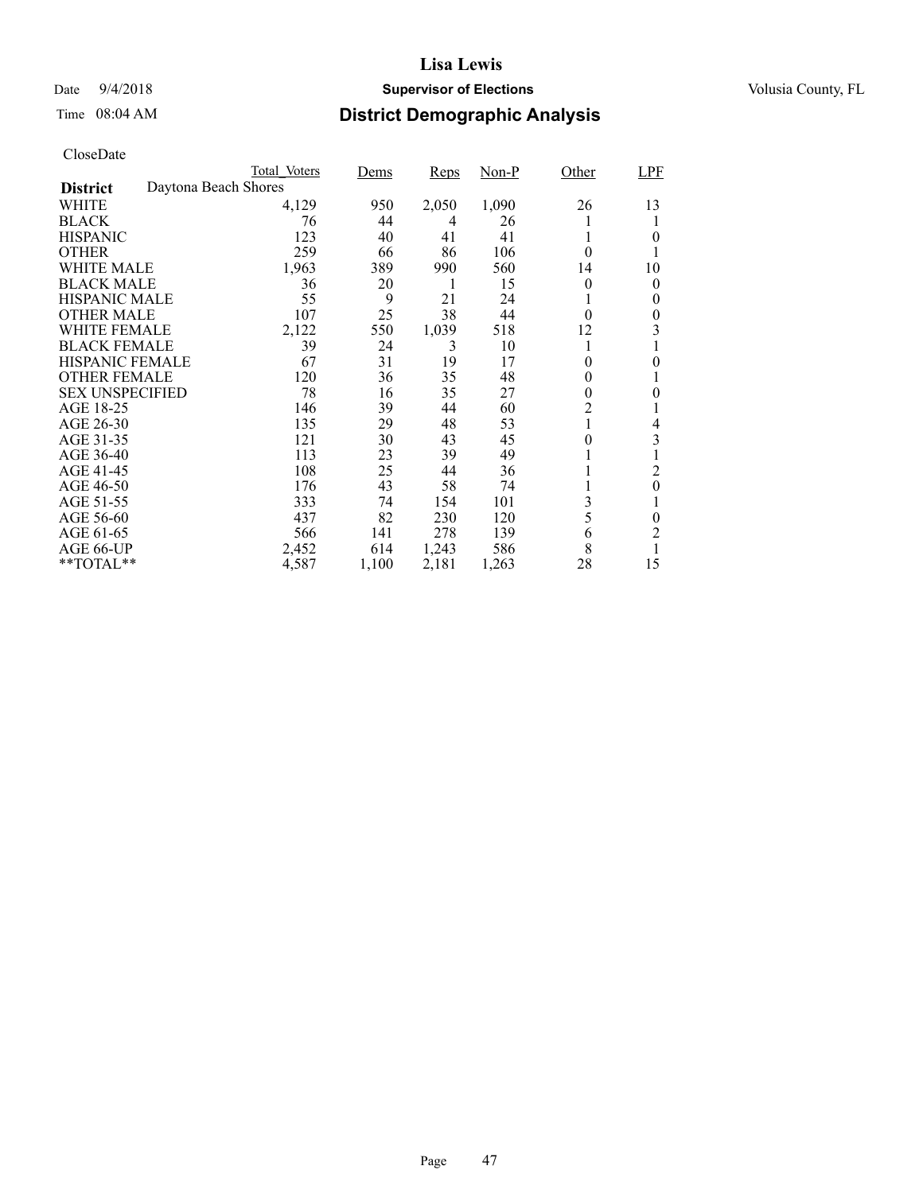# Lisa Lewis

Date 9/4/2018 **Supervisor of Elections** Volusia County, FL

Time 08:04 AM

## District Demographic Analysis

CloseDate

| | Total_Voters | Dems | Reps | Non-P | Other | LPF |
|---|---|---|---|---|---|---|
| **District** Daytona Beach Shores | | | | | | |
| WHITE | 4,129 | 950 | 2,050 | 1,090 | 26 | 13 |
| BLACK | 76 | 44 | 4 | 26 | 1 | 1 |
| HISPANIC | 123 | 40 | 41 | 41 | 1 | 0 |
| OTHER | 259 | 66 | 86 | 106 | 0 | 1 |
| WHITE MALE | 1,963 | 389 | 990 | 560 | 14 | 10 |
| BLACK MALE | 36 | 20 | 1 | 15 | 0 | 0 |
| HISPANIC MALE | 55 | 9 | 21 | 24 | 1 | 0 |
| OTHER MALE | 107 | 25 | 38 | 44 | 0 | 0 |
| WHITE FEMALE | 2,122 | 550 | 1,039 | 518 | 12 | 3 |
| BLACK FEMALE | 39 | 24 | 3 | 10 | 1 | 1 |
| HISPANIC FEMALE | 67 | 31 | 19 | 17 | 0 | 0 |
| OTHER FEMALE | 120 | 36 | 35 | 48 | 0 | 1 |
| SEX UNSPECIFIED | 78 | 16 | 35 | 27 | 0 | 0 |
| AGE 18-25 | 146 | 39 | 44 | 60 | 2 | 1 |
| AGE 26-30 | 135 | 29 | 48 | 53 | 1 | 4 |
| AGE 31-35 | 121 | 30 | 43 | 45 | 0 | 3 |
| AGE 36-40 | 113 | 23 | 39 | 49 | 1 | 1 |
| AGE 41-45 | 108 | 25 | 44 | 36 | 1 | 2 |
| AGE 46-50 | 176 | 43 | 58 | 74 | 1 | 0 |
| AGE 51-55 | 333 | 74 | 154 | 101 | 3 | 1 |
| AGE 56-60 | 437 | 82 | 230 | 120 | 5 | 0 |
| AGE 61-65 | 566 | 141 | 278 | 139 | 6 | 2 |
| AGE 66-UP | 2,452 | 614 | 1,243 | 586 | 8 | 1 |
| **TOTAL** | 4,587 | 1,100 | 2,181 | 1,263 | 28 | 15 |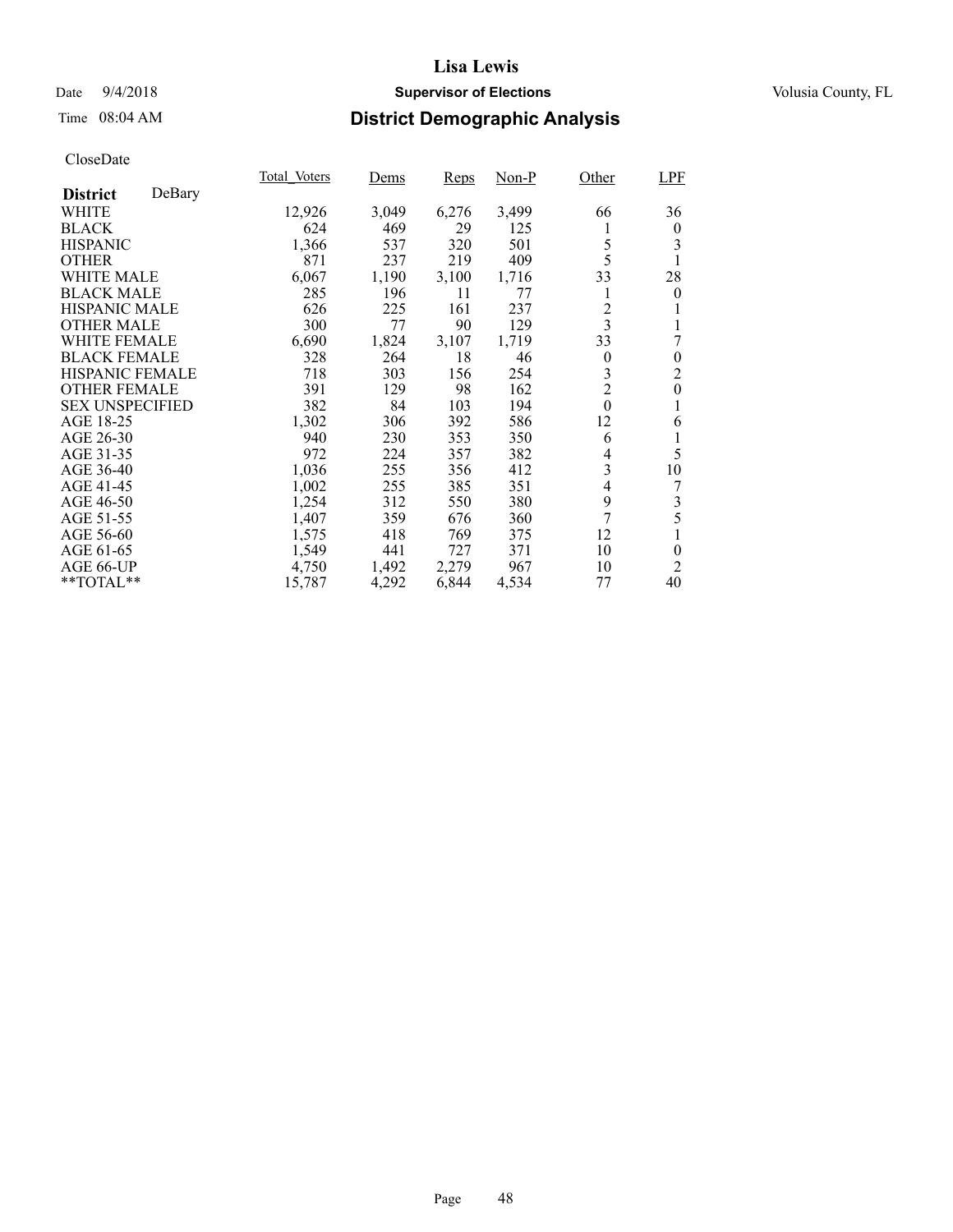# Lisa Lewis

Date 9/4/2018 **Supervisor of Elections** Volusia County, FL

Time 08:04 AM **District Demographic Analysis**

CloseDate

| **District** DeBary | Total_Voters | Dems | Reps | Non-P | Other | LPF |
|---|---|---|---|---|---|---|
| WHITE | 12,926 | 3,049 | 6,276 | 3,499 | 66 | 36 |
| BLACK | 624 | 469 | 29 | 125 | 1 | 0 |
| HISPANIC | 1,366 | 537 | 320 | 501 | 5 | 3 |
| OTHER | 871 | 237 | 219 | 409 | 5 | 1 |
| WHITE MALE | 6,067 | 1,190 | 3,100 | 1,716 | 33 | 28 |
| BLACK MALE | 285 | 196 | 11 | 77 | 1 | 0 |
| HISPANIC MALE | 626 | 225 | 161 | 237 | 2 | 1 |
| OTHER MALE | 300 | 77 | 90 | 129 | 3 | 1 |
| WHITE FEMALE | 6,690 | 1,824 | 3,107 | 1,719 | 33 | 7 |
| BLACK FEMALE | 328 | 264 | 18 | 46 | 0 | 0 |
| HISPANIC FEMALE | 718 | 303 | 156 | 254 | 3 | 2 |
| OTHER FEMALE | 391 | 129 | 98 | 162 | 2 | 0 |
| SEX UNSPECIFIED | 382 | 84 | 103 | 194 | 0 | 1 |
| AGE 18-25 | 1,302 | 306 | 392 | 586 | 12 | 6 |
| AGE 26-30 | 940 | 230 | 353 | 350 | 6 | 1 |
| AGE 31-35 | 972 | 224 | 357 | 382 | 4 | 5 |
| AGE 36-40 | 1,036 | 255 | 356 | 412 | 3 | 10 |
| AGE 41-45 | 1,002 | 255 | 385 | 351 | 4 | 7 |
| AGE 46-50 | 1,254 | 312 | 550 | 380 | 9 | 3 |
| AGE 51-55 | 1,407 | 359 | 676 | 360 | 7 | 5 |
| AGE 56-60 | 1,575 | 418 | 769 | 375 | 12 | 1 |
| AGE 61-65 | 1,549 | 441 | 727 | 371 | 10 | 0 |
| AGE 66-UP | 4,750 | 1,492 | 2,279 | 967 | 10 | 2 |
| **TOTAL** | 15,787 | 4,292 | 6,844 | 4,534 | 77 | 40 |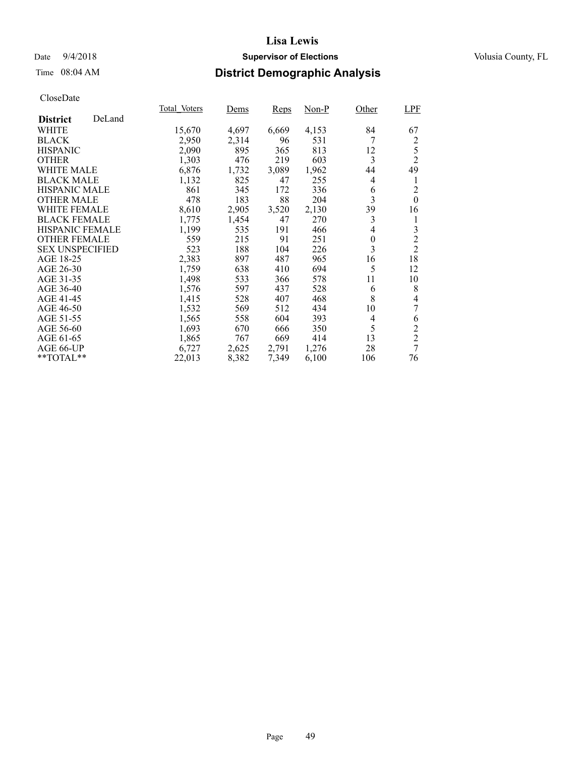# Lisa Lewis

Date 9/4/2018 **Supervisor of Elections** Volusia County, FL

Time 08:04 AM **District Demographic Analysis**

CloseDate

| District DeLand | Total_Voters | Dems | Reps | Non-P | Other | LPF |
|---|---|---|---|---|---|---|
| WHITE | 15,670 | 4,697 | 6,669 | 4,153 | 84 | 67 |
| BLACK | 2,950 | 2,314 | 96 | 531 | 7 | 2 |
| HISPANIC | 2,090 | 895 | 365 | 813 | 12 | 5 |
| OTHER | 1,303 | 476 | 219 | 603 | 3 | 2 |
| WHITE MALE | 6,876 | 1,732 | 3,089 | 1,962 | 44 | 49 |
| BLACK MALE | 1,132 | 825 | 47 | 255 | 4 | 1 |
| HISPANIC MALE | 861 | 345 | 172 | 336 | 6 | 2 |
| OTHER MALE | 478 | 183 | 88 | 204 | 3 | 0 |
| WHITE FEMALE | 8,610 | 2,905 | 3,520 | 2,130 | 39 | 16 |
| BLACK FEMALE | 1,775 | 1,454 | 47 | 270 | 3 | 1 |
| HISPANIC FEMALE | 1,199 | 535 | 191 | 466 | 4 | 3 |
| OTHER FEMALE | 559 | 215 | 91 | 251 | 0 | 2 |
| SEX UNSPECIFIED | 523 | 188 | 104 | 226 | 3 | 2 |
| AGE 18-25 | 2,383 | 897 | 487 | 965 | 16 | 18 |
| AGE 26-30 | 1,759 | 638 | 410 | 694 | 5 | 12 |
| AGE 31-35 | 1,498 | 533 | 366 | 578 | 11 | 10 |
| AGE 36-40 | 1,576 | 597 | 437 | 528 | 6 | 8 |
| AGE 41-45 | 1,415 | 528 | 407 | 468 | 8 | 4 |
| AGE 46-50 | 1,532 | 569 | 512 | 434 | 10 | 7 |
| AGE 51-55 | 1,565 | 558 | 604 | 393 | 4 | 6 |
| AGE 56-60 | 1,693 | 670 | 666 | 350 | 5 | 2 |
| AGE 61-65 | 1,865 | 767 | 669 | 414 | 13 | 2 |
| AGE 66-UP | 6,727 | 2,625 | 2,791 | 1,276 | 28 | 7 |
| **TOTAL** | 22,013 | 8,382 | 7,349 | 6,100 | 106 | 76 |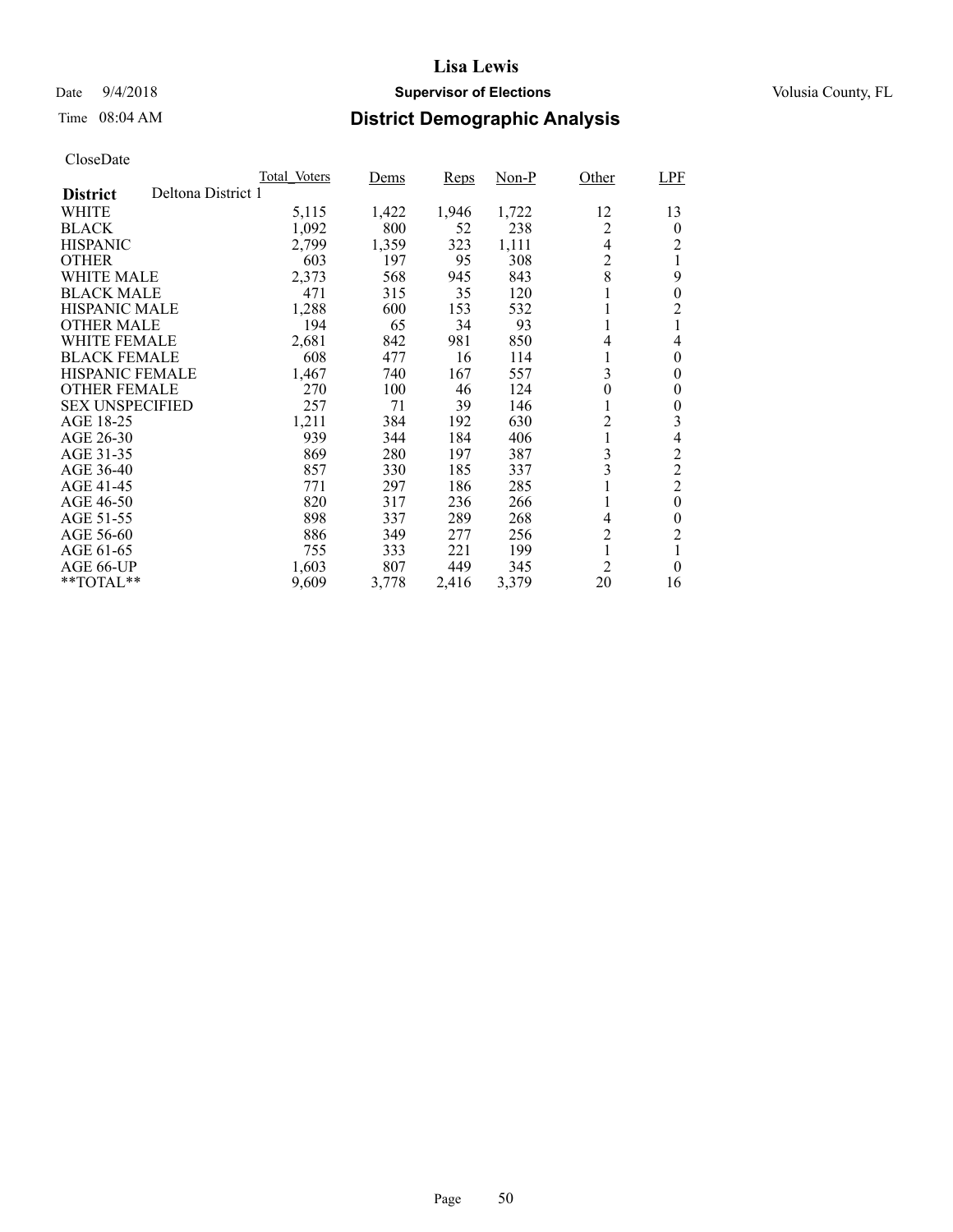# Lisa Lewis

Date 9/4/2018 **Supervisor of Elections** Volusia County, FL

Time 08:04 AM **District Demographic Analysis**

CloseDate

| District: Deltona District 1 | Total_Voters | Dems | Reps | Non-P | Other | LPF |
|---|---|---|---|---|---|---|
| WHITE | 5,115 | 1,422 | 1,946 | 1,722 | 12 | 13 |
| BLACK | 1,092 | 800 | 52 | 238 | 2 | 0 |
| HISPANIC | 2,799 | 1,359 | 323 | 1,111 | 4 | 2 |
| OTHER | 603 | 197 | 95 | 308 | 2 | 1 |
| WHITE MALE | 2,373 | 568 | 945 | 843 | 8 | 9 |
| BLACK MALE | 471 | 315 | 35 | 120 | 1 | 0 |
| HISPANIC MALE | 1,288 | 600 | 153 | 532 | 1 | 2 |
| OTHER MALE | 194 | 65 | 34 | 93 | 1 | 1 |
| WHITE FEMALE | 2,681 | 842 | 981 | 850 | 4 | 4 |
| BLACK FEMALE | 608 | 477 | 16 | 114 | 1 | 0 |
| HISPANIC FEMALE | 1,467 | 740 | 167 | 557 | 3 | 0 |
| OTHER FEMALE | 270 | 100 | 46 | 124 | 0 | 0 |
| SEX UNSPECIFIED | 257 | 71 | 39 | 146 | 1 | 0 |
| AGE 18-25 | 1,211 | 384 | 192 | 630 | 2 | 3 |
| AGE 26-30 | 939 | 344 | 184 | 406 | 1 | 4 |
| AGE 31-35 | 869 | 280 | 197 | 387 | 3 | 2 |
| AGE 36-40 | 857 | 330 | 185 | 337 | 3 | 2 |
| AGE 41-45 | 771 | 297 | 186 | 285 | 1 | 2 |
| AGE 46-50 | 820 | 317 | 236 | 266 | 1 | 0 |
| AGE 51-55 | 898 | 337 | 289 | 268 | 4 | 0 |
| AGE 56-60 | 886 | 349 | 277 | 256 | 2 | 2 |
| AGE 61-65 | 755 | 333 | 221 | 199 | 1 | 1 |
| AGE 66-UP | 1,603 | 807 | 449 | 345 | 2 | 0 |
| **TOTAL** | 9,609 | 3,778 | 2,416 | 3,379 | 20 | 16 |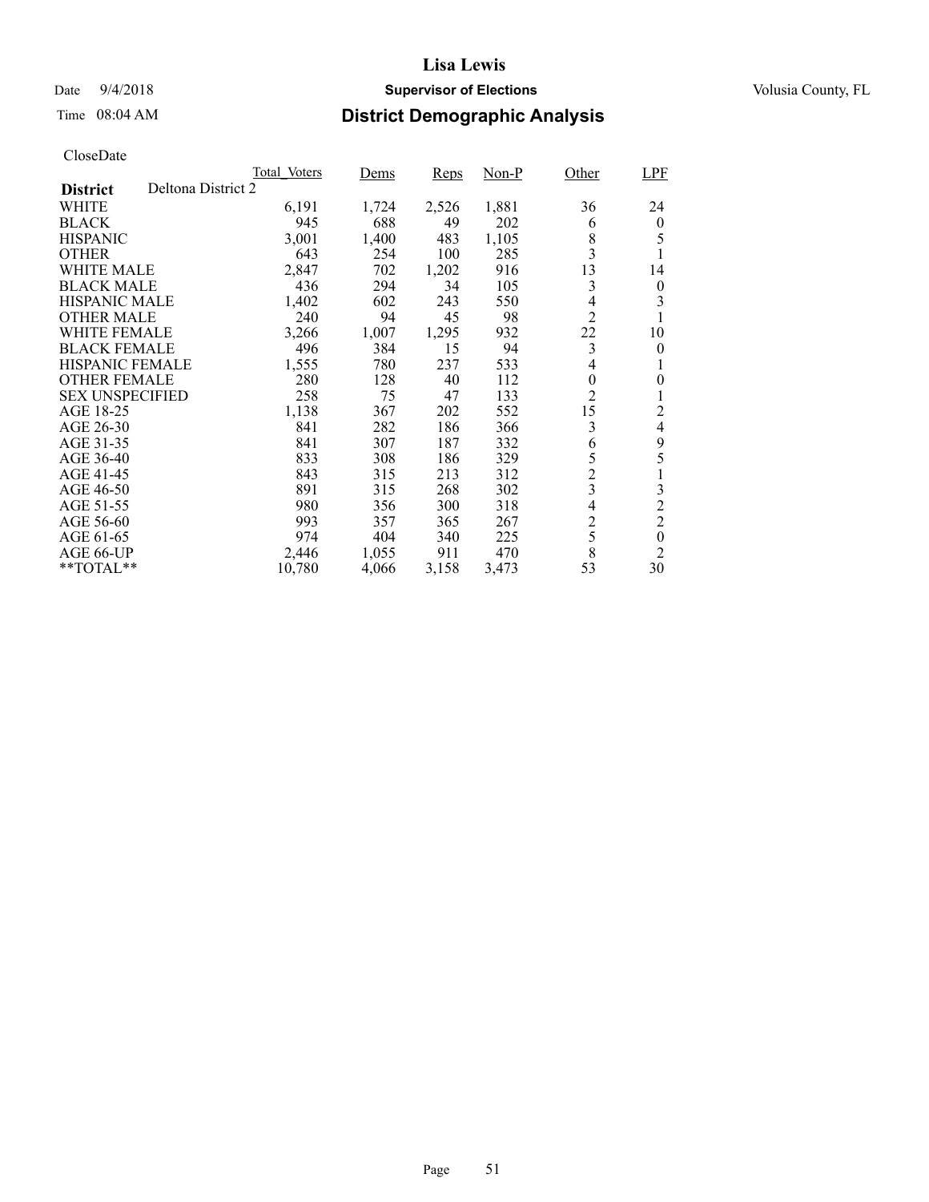# Lisa Lewis

Date 9/4/2018 **Supervisor of Elections** Volusia County, FL

Time 08:04 AM **District Demographic Analysis**

CloseDate

| District: Deltona District 2 | Total_Voters | Dems | Reps | Non-P | Other | LPF |
|---|---|---|---|---|---|---|
| WHITE | 6,191 | 1,724 | 2,526 | 1,881 | 36 | 24 |
| BLACK | 945 | 688 | 49 | 202 | 6 | 0 |
| HISPANIC | 3,001 | 1,400 | 483 | 1,105 | 8 | 5 |
| OTHER | 643 | 254 | 100 | 285 | 3 | 1 |
| WHITE MALE | 2,847 | 702 | 1,202 | 916 | 13 | 14 |
| BLACK MALE | 436 | 294 | 34 | 105 | 3 | 0 |
| HISPANIC MALE | 1,402 | 602 | 243 | 550 | 4 | 3 |
| OTHER MALE | 240 | 94 | 45 | 98 | 2 | 1 |
| WHITE FEMALE | 3,266 | 1,007 | 1,295 | 932 | 22 | 10 |
| BLACK FEMALE | 496 | 384 | 15 | 94 | 3 | 0 |
| HISPANIC FEMALE | 1,555 | 780 | 237 | 533 | 4 | 1 |
| OTHER FEMALE | 280 | 128 | 40 | 112 | 0 | 0 |
| SEX UNSPECIFIED | 258 | 75 | 47 | 133 | 2 | 1 |
| AGE 18-25 | 1,138 | 367 | 202 | 552 | 15 | 2 |
| AGE 26-30 | 841 | 282 | 186 | 366 | 3 | 4 |
| AGE 31-35 | 841 | 307 | 187 | 332 | 6 | 9 |
| AGE 36-40 | 833 | 308 | 186 | 329 | 5 | 5 |
| AGE 41-45 | 843 | 315 | 213 | 312 | 2 | 1 |
| AGE 46-50 | 891 | 315 | 268 | 302 | 3 | 3 |
| AGE 51-55 | 980 | 356 | 300 | 318 | 4 | 2 |
| AGE 56-60 | 993 | 357 | 365 | 267 | 2 | 2 |
| AGE 61-65 | 974 | 404 | 340 | 225 | 5 | 0 |
| AGE 66-UP | 2,446 | 1,055 | 911 | 470 | 8 | 2 |
| **TOTAL** | 10,780 | 4,066 | 3,158 | 3,473 | 53 | 30 |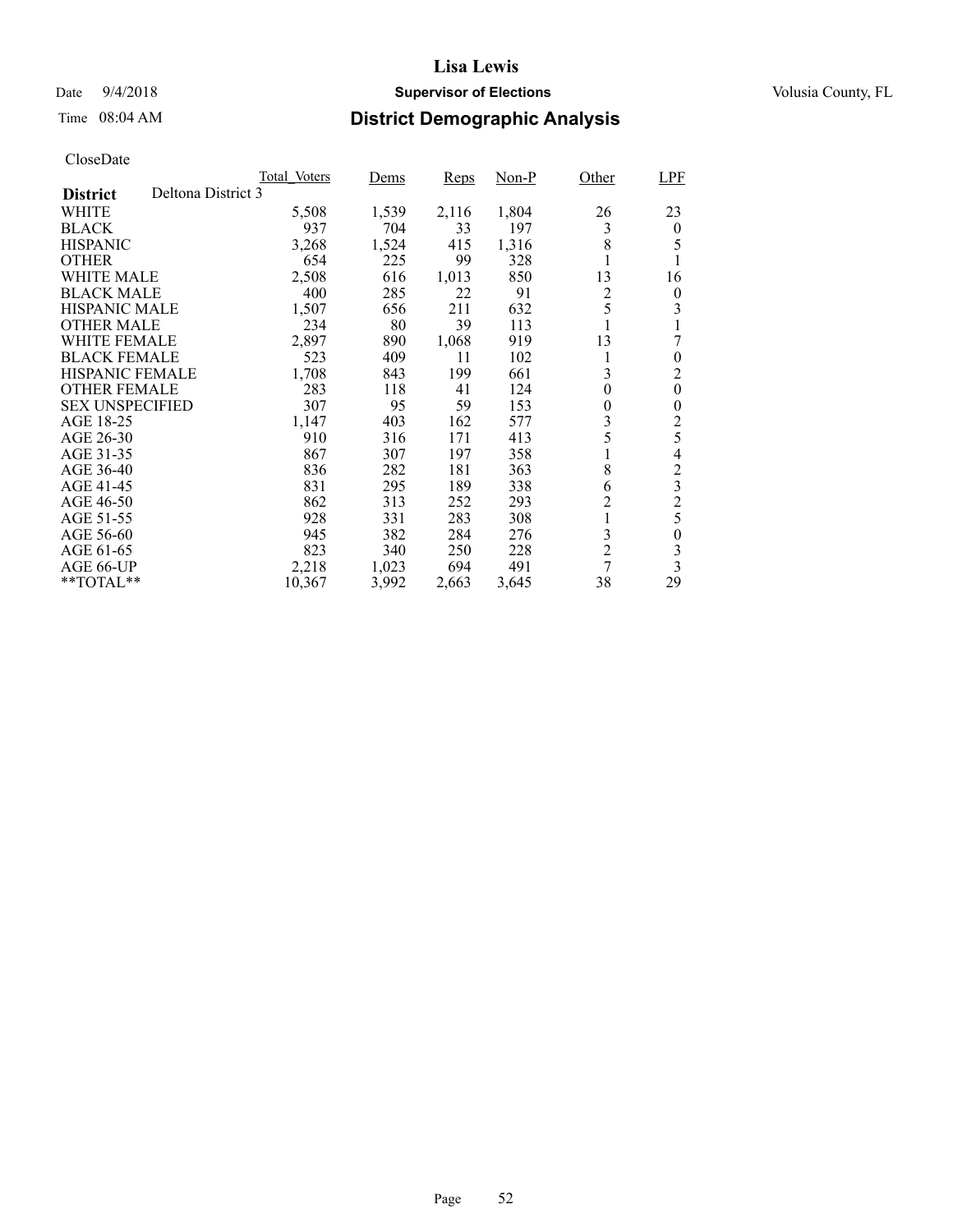# Lisa Lewis

Date 9/4/2018 **Supervisor of Elections** Volusia County, FL

Time 08:04 AM **District Demographic Analysis**

CloseDate

| | Total_Voters | Dems | Reps | Non-P | Other | LPF |
|---|---|---|---|---|---|---|
| **District** Deltona District 3 | | | | | | |
| WHITE | 5,508 | 1,539 | 2,116 | 1,804 | 26 | 23 |
| BLACK | 937 | 704 | 33 | 197 | 3 | 0 |
| HISPANIC | 3,268 | 1,524 | 415 | 1,316 | 8 | 5 |
| OTHER | 654 | 225 | 99 | 328 | 1 | 1 |
| WHITE MALE | 2,508 | 616 | 1,013 | 850 | 13 | 16 |
| BLACK MALE | 400 | 285 | 22 | 91 | 2 | 0 |
| HISPANIC MALE | 1,507 | 656 | 211 | 632 | 5 | 3 |
| OTHER MALE | 234 | 80 | 39 | 113 | 1 | 1 |
| WHITE FEMALE | 2,897 | 890 | 1,068 | 919 | 13 | 7 |
| BLACK FEMALE | 523 | 409 | 11 | 102 | 1 | 0 |
| HISPANIC FEMALE | 1,708 | 843 | 199 | 661 | 3 | 2 |
| OTHER FEMALE | 283 | 118 | 41 | 124 | 0 | 0 |
| SEX UNSPECIFIED | 307 | 95 | 59 | 153 | 0 | 0 |
| AGE 18-25 | 1,147 | 403 | 162 | 577 | 3 | 2 |
| AGE 26-30 | 910 | 316 | 171 | 413 | 5 | 5 |
| AGE 31-35 | 867 | 307 | 197 | 358 | 1 | 4 |
| AGE 36-40 | 836 | 282 | 181 | 363 | 8 | 2 |
| AGE 41-45 | 831 | 295 | 189 | 338 | 6 | 3 |
| AGE 46-50 | 862 | 313 | 252 | 293 | 2 | 2 |
| AGE 51-55 | 928 | 331 | 283 | 308 | 1 | 5 |
| AGE 56-60 | 945 | 382 | 284 | 276 | 3 | 0 |
| AGE 61-65 | 823 | 340 | 250 | 228 | 2 | 3 |
| AGE 66-UP | 2,218 | 1,023 | 694 | 491 | 7 | 3 |
| **TOTAL** | 10,367 | 3,992 | 2,663 | 3,645 | 38 | 29 |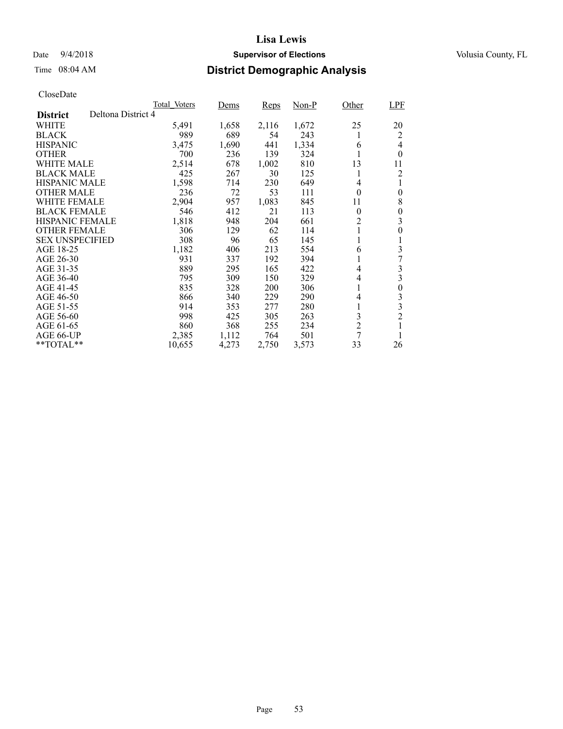# Lisa Lewis

Date 9/4/2018 **Supervisor of Elections** Volusia County, FL

Time 08:04 AM **District Demographic Analysis**

CloseDate

| | Total_Voters | Dems | Reps | Non-P | Other | LPF |
|---|---|---|---|---|---|---|
| **District** Deltona District 4 | | | | | | |
| WHITE | 5,491 | 1,658 | 2,116 | 1,672 | 25 | 20 |
| BLACK | 989 | 689 | 54 | 243 | 1 | 2 |
| HISPANIC | 3,475 | 1,690 | 441 | 1,334 | 6 | 4 |
| OTHER | 700 | 236 | 139 | 324 | 1 | 0 |
| WHITE MALE | 2,514 | 678 | 1,002 | 810 | 13 | 11 |
| BLACK MALE | 425 | 267 | 30 | 125 | 1 | 2 |
| HISPANIC MALE | 1,598 | 714 | 230 | 649 | 4 | 1 |
| OTHER MALE | 236 | 72 | 53 | 111 | 0 | 0 |
| WHITE FEMALE | 2,904 | 957 | 1,083 | 845 | 11 | 8 |
| BLACK FEMALE | 546 | 412 | 21 | 113 | 0 | 0 |
| HISPANIC FEMALE | 1,818 | 948 | 204 | 661 | 2 | 3 |
| OTHER FEMALE | 306 | 129 | 62 | 114 | 1 | 0 |
| SEX UNSPECIFIED | 308 | 96 | 65 | 145 | 1 | 1 |
| AGE 18-25 | 1,182 | 406 | 213 | 554 | 6 | 3 |
| AGE 26-30 | 931 | 337 | 192 | 394 | 1 | 7 |
| AGE 31-35 | 889 | 295 | 165 | 422 | 4 | 3 |
| AGE 36-40 | 795 | 309 | 150 | 329 | 4 | 3 |
| AGE 41-45 | 835 | 328 | 200 | 306 | 1 | 0 |
| AGE 46-50 | 866 | 340 | 229 | 290 | 4 | 3 |
| AGE 51-55 | 914 | 353 | 277 | 280 | 1 | 3 |
| AGE 56-60 | 998 | 425 | 305 | 263 | 3 | 2 |
| AGE 61-65 | 860 | 368 | 255 | 234 | 2 | 1 |
| AGE 66-UP | 2,385 | 1,112 | 764 | 501 | 7 | 1 |
| **TOTAL** | 10,655 | 4,273 | 2,750 | 3,573 | 33 | 26 |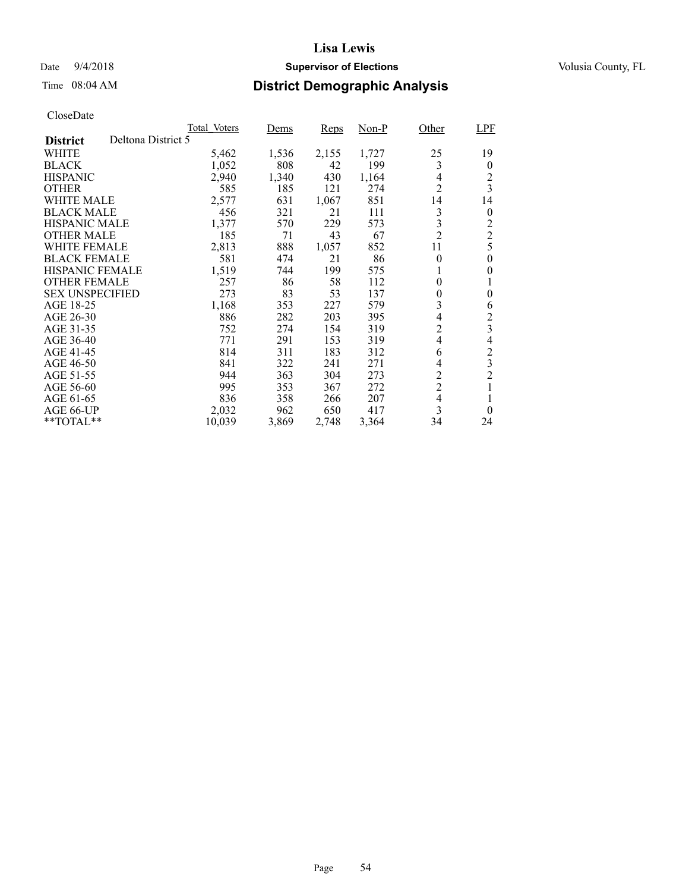# Lisa Lewis

Date 9/4/2018 **Supervisor of Elections** Volusia County, FL

Time 08:04 AM **District Demographic Analysis**

CloseDate

| District: Deltona District 5 | Total_Voters | Dems | Reps | Non-P | Other | LPF |
|---|---|---|---|---|---|---|
| WHITE | 5,462 | 1,536 | 2,155 | 1,727 | 25 | 19 |
| BLACK | 1,052 | 808 | 42 | 199 | 3 | 0 |
| HISPANIC | 2,940 | 1,340 | 430 | 1,164 | 4 | 2 |
| OTHER | 585 | 185 | 121 | 274 | 2 | 3 |
| WHITE MALE | 2,577 | 631 | 1,067 | 851 | 14 | 14 |
| BLACK MALE | 456 | 321 | 21 | 111 | 3 | 0 |
| HISPANIC MALE | 1,377 | 570 | 229 | 573 | 3 | 2 |
| OTHER MALE | 185 | 71 | 43 | 67 | 2 | 2 |
| WHITE FEMALE | 2,813 | 888 | 1,057 | 852 | 11 | 5 |
| BLACK FEMALE | 581 | 474 | 21 | 86 | 0 | 0 |
| HISPANIC FEMALE | 1,519 | 744 | 199 | 575 | 1 | 0 |
| OTHER FEMALE | 257 | 86 | 58 | 112 | 0 | 1 |
| SEX UNSPECIFIED | 273 | 83 | 53 | 137 | 0 | 0 |
| AGE 18-25 | 1,168 | 353 | 227 | 579 | 3 | 6 |
| AGE 26-30 | 886 | 282 | 203 | 395 | 4 | 2 |
| AGE 31-35 | 752 | 274 | 154 | 319 | 2 | 3 |
| AGE 36-40 | 771 | 291 | 153 | 319 | 4 | 4 |
| AGE 41-45 | 814 | 311 | 183 | 312 | 6 | 2 |
| AGE 46-50 | 841 | 322 | 241 | 271 | 4 | 3 |
| AGE 51-55 | 944 | 363 | 304 | 273 | 2 | 2 |
| AGE 56-60 | 995 | 353 | 367 | 272 | 2 | 1 |
| AGE 61-65 | 836 | 358 | 266 | 207 | 4 | 1 |
| AGE 66-UP | 2,032 | 962 | 650 | 417 | 3 | 0 |
| **TOTAL** | 10,039 | 3,869 | 2,748 | 3,364 | 34 | 24 |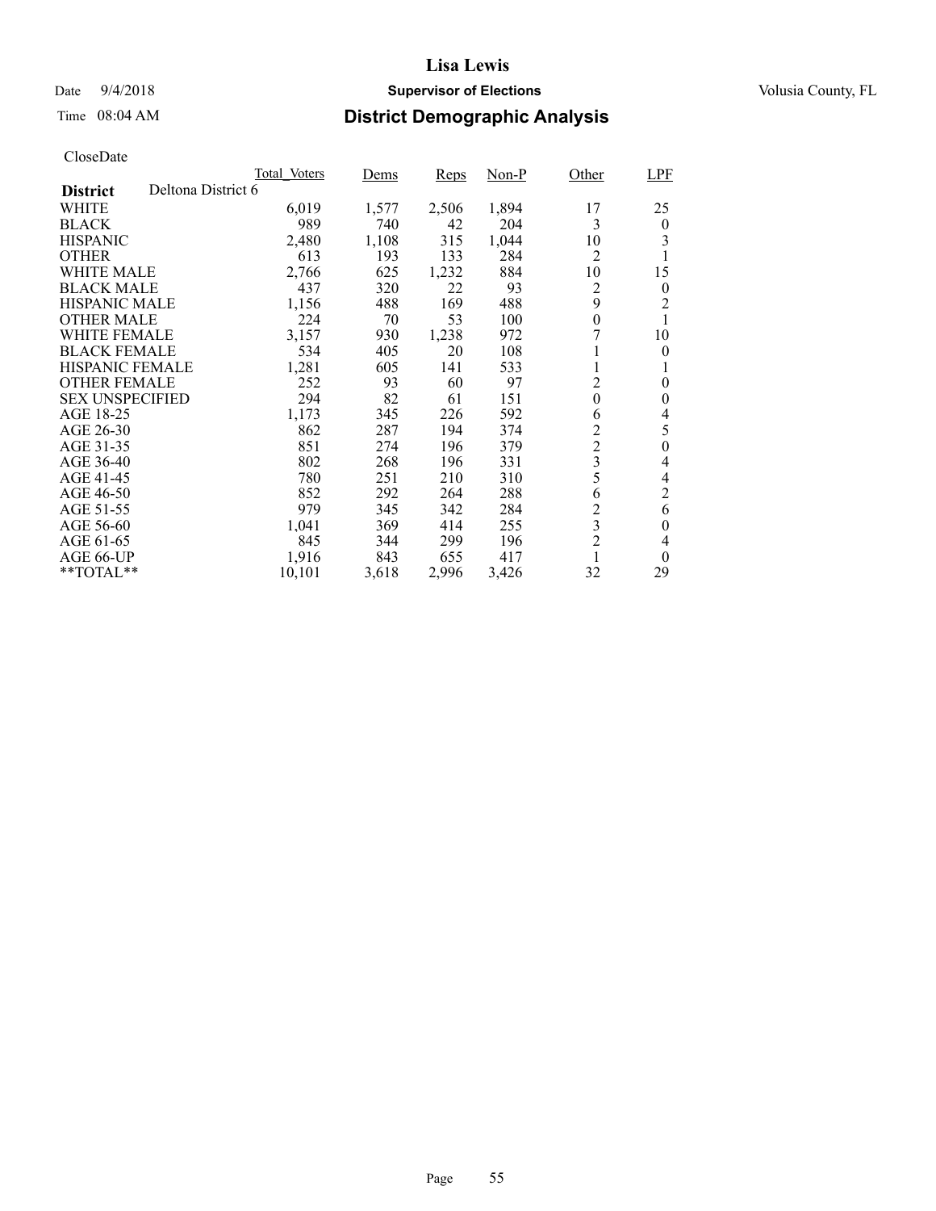# Lisa Lewis

Date 9/4/2018 **Supervisor of Elections** Volusia County, FL

Time 08:04 AM

## District Demographic Analysis

CloseDate

| | Total_Voters | Dems | Reps | Non-P | Other | LPF |
|---|---|---|---|---|---|---|
| **District** Deltona District 6 | | | | | | |
| WHITE | 6,019 | 1,577 | 2,506 | 1,894 | 17 | 25 |
| BLACK | 989 | 740 | 42 | 204 | 3 | 0 |
| HISPANIC | 2,480 | 1,108 | 315 | 1,044 | 10 | 3 |
| OTHER | 613 | 193 | 133 | 284 | 2 | 1 |
| WHITE MALE | 2,766 | 625 | 1,232 | 884 | 10 | 15 |
| BLACK MALE | 437 | 320 | 22 | 93 | 2 | 0 |
| HISPANIC MALE | 1,156 | 488 | 169 | 488 | 9 | 2 |
| OTHER MALE | 224 | 70 | 53 | 100 | 0 | 1 |
| WHITE FEMALE | 3,157 | 930 | 1,238 | 972 | 7 | 10 |
| BLACK FEMALE | 534 | 405 | 20 | 108 | 1 | 0 |
| HISPANIC FEMALE | 1,281 | 605 | 141 | 533 | 1 | 1 |
| OTHER FEMALE | 252 | 93 | 60 | 97 | 2 | 0 |
| SEX UNSPECIFIED | 294 | 82 | 61 | 151 | 0 | 0 |
| AGE 18-25 | 1,173 | 345 | 226 | 592 | 6 | 4 |
| AGE 26-30 | 862 | 287 | 194 | 374 | 2 | 5 |
| AGE 31-35 | 851 | 274 | 196 | 379 | 2 | 0 |
| AGE 36-40 | 802 | 268 | 196 | 331 | 3 | 4 |
| AGE 41-45 | 780 | 251 | 210 | 310 | 5 | 4 |
| AGE 46-50 | 852 | 292 | 264 | 288 | 6 | 2 |
| AGE 51-55 | 979 | 345 | 342 | 284 | 2 | 6 |
| AGE 56-60 | 1,041 | 369 | 414 | 255 | 3 | 0 |
| AGE 61-65 | 845 | 344 | 299 | 196 | 2 | 4 |
| AGE 66-UP | 1,916 | 843 | 655 | 417 | 1 | 0 |
| **TOTAL** | 10,101 | 3,618 | 2,996 | 3,426 | 32 | 29 |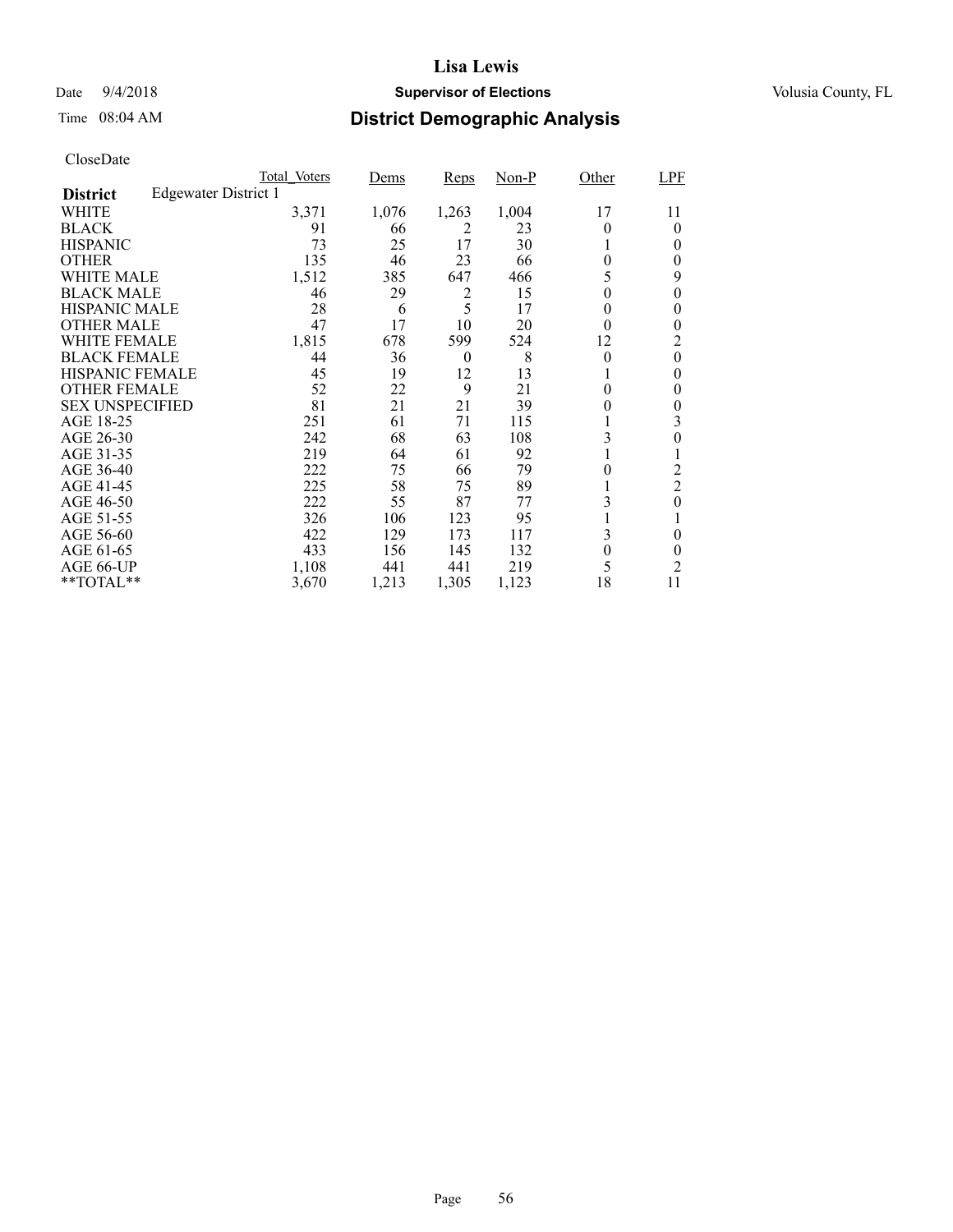# Lisa Lewis

Date 9/4/2018 **Supervisor of Elections** Volusia County, FL

Time 08:04 AM

## District Demographic Analysis

CloseDate

**District** Edgewater District 1

| | Total_Voters | Dems | Reps | Non-P | Other | LPF |
|---|---|---|---|---|---|---|
| WHITE | 3,371 | 1,076 | 1,263 | 1,004 | 17 | 11 |
| BLACK | 91 | 66 | 2 | 23 | 0 | 0 |
| HISPANIC | 73 | 25 | 17 | 30 | 1 | 0 |
| OTHER | 135 | 46 | 23 | 66 | 0 | 0 |
| WHITE MALE | 1,512 | 385 | 647 | 466 | 5 | 9 |
| BLACK MALE | 46 | 29 | 2 | 15 | 0 | 0 |
| HISPANIC MALE | 28 | 6 | 5 | 17 | 0 | 0 |
| OTHER MALE | 47 | 17 | 10 | 20 | 0 | 0 |
| WHITE FEMALE | 1,815 | 678 | 599 | 524 | 12 | 2 |
| BLACK FEMALE | 44 | 36 | 0 | 8 | 0 | 0 |
| HISPANIC FEMALE | 45 | 19 | 12 | 13 | 1 | 0 |
| OTHER FEMALE | 52 | 22 | 9 | 21 | 0 | 0 |
| SEX UNSPECIFIED | 81 | 21 | 21 | 39 | 0 | 0 |
| AGE 18-25 | 251 | 61 | 71 | 115 | 1 | 3 |
| AGE 26-30 | 242 | 68 | 63 | 108 | 3 | 0 |
| AGE 31-35 | 219 | 64 | 61 | 92 | 1 | 1 |
| AGE 36-40 | 222 | 75 | 66 | 79 | 0 | 2 |
| AGE 41-45 | 225 | 58 | 75 | 89 | 1 | 2 |
| AGE 46-50 | 222 | 55 | 87 | 77 | 3 | 0 |
| AGE 51-55 | 326 | 106 | 123 | 95 | 1 | 1 |
| AGE 56-60 | 422 | 129 | 173 | 117 | 3 | 0 |
| AGE 61-65 | 433 | 156 | 145 | 132 | 0 | 0 |
| AGE 66-UP | 1,108 | 441 | 441 | 219 | 5 | 2 |
| **TOTAL** | 3,670 | 1,213 | 1,305 | 1,123 | 18 | 11 |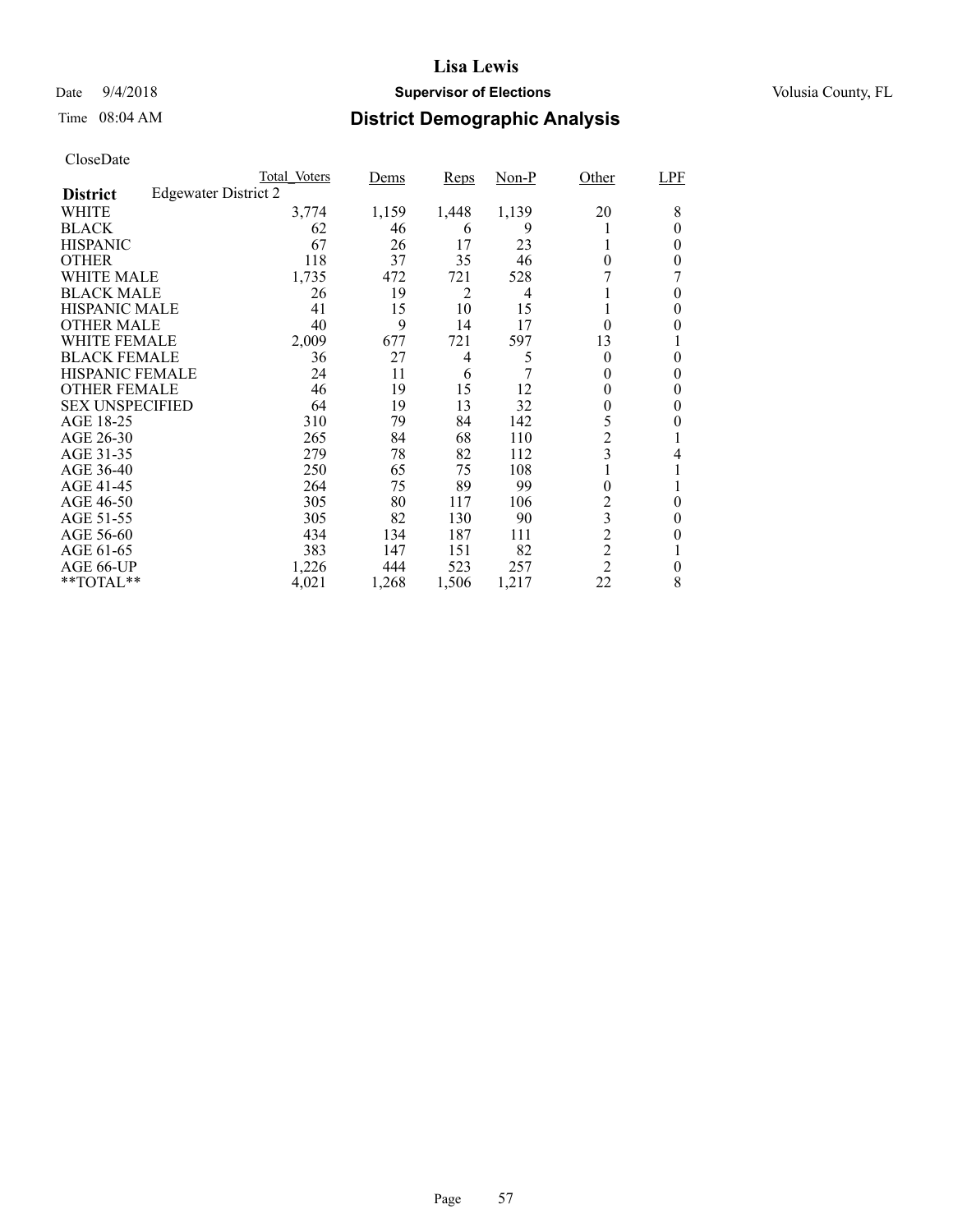# Lisa Lewis

Date 9/4/2018 **Supervisor of Elections** Volusia County, FL

Time 08:04 AM **District Demographic Analysis**

CloseDate

| **District** Edgewater District 2 | Total_Voters | Dems | Reps | Non-P | Other | LPF |
|---|---|---|---|---|---|---|
| WHITE | 3,774 | 1,159 | 1,448 | 1,139 | 20 | 8 |
| BLACK | 62 | 46 | 6 | 9 | 1 | 0 |
| HISPANIC | 67 | 26 | 17 | 23 | 1 | 0 |
| OTHER | 118 | 37 | 35 | 46 | 0 | 0 |
| WHITE MALE | 1,735 | 472 | 721 | 528 | 7 | 7 |
| BLACK MALE | 26 | 19 | 2 | 4 | 1 | 0 |
| HISPANIC MALE | 41 | 15 | 10 | 15 | 1 | 0 |
| OTHER MALE | 40 | 9 | 14 | 17 | 0 | 0 |
| WHITE FEMALE | 2,009 | 677 | 721 | 597 | 13 | 1 |
| BLACK FEMALE | 36 | 27 | 4 | 5 | 0 | 0 |
| HISPANIC FEMALE | 24 | 11 | 6 | 7 | 0 | 0 |
| OTHER FEMALE | 46 | 19 | 15 | 12 | 0 | 0 |
| SEX UNSPECIFIED | 64 | 19 | 13 | 32 | 0 | 0 |
| AGE 18-25 | 310 | 79 | 84 | 142 | 5 | 0 |
| AGE 26-30 | 265 | 84 | 68 | 110 | 2 | 1 |
| AGE 31-35 | 279 | 78 | 82 | 112 | 3 | 4 |
| AGE 36-40 | 250 | 65 | 75 | 108 | 1 | 1 |
| AGE 41-45 | 264 | 75 | 89 | 99 | 0 | 1 |
| AGE 46-50 | 305 | 80 | 117 | 106 | 2 | 0 |
| AGE 51-55 | 305 | 82 | 130 | 90 | 3 | 0 |
| AGE 56-60 | 434 | 134 | 187 | 111 | 2 | 0 |
| AGE 61-65 | 383 | 147 | 151 | 82 | 2 | 1 |
| AGE 66-UP | 1,226 | 444 | 523 | 257 | 2 | 0 |
| **TOTAL** | 4,021 | 1,268 | 1,506 | 1,217 | 22 | 8 |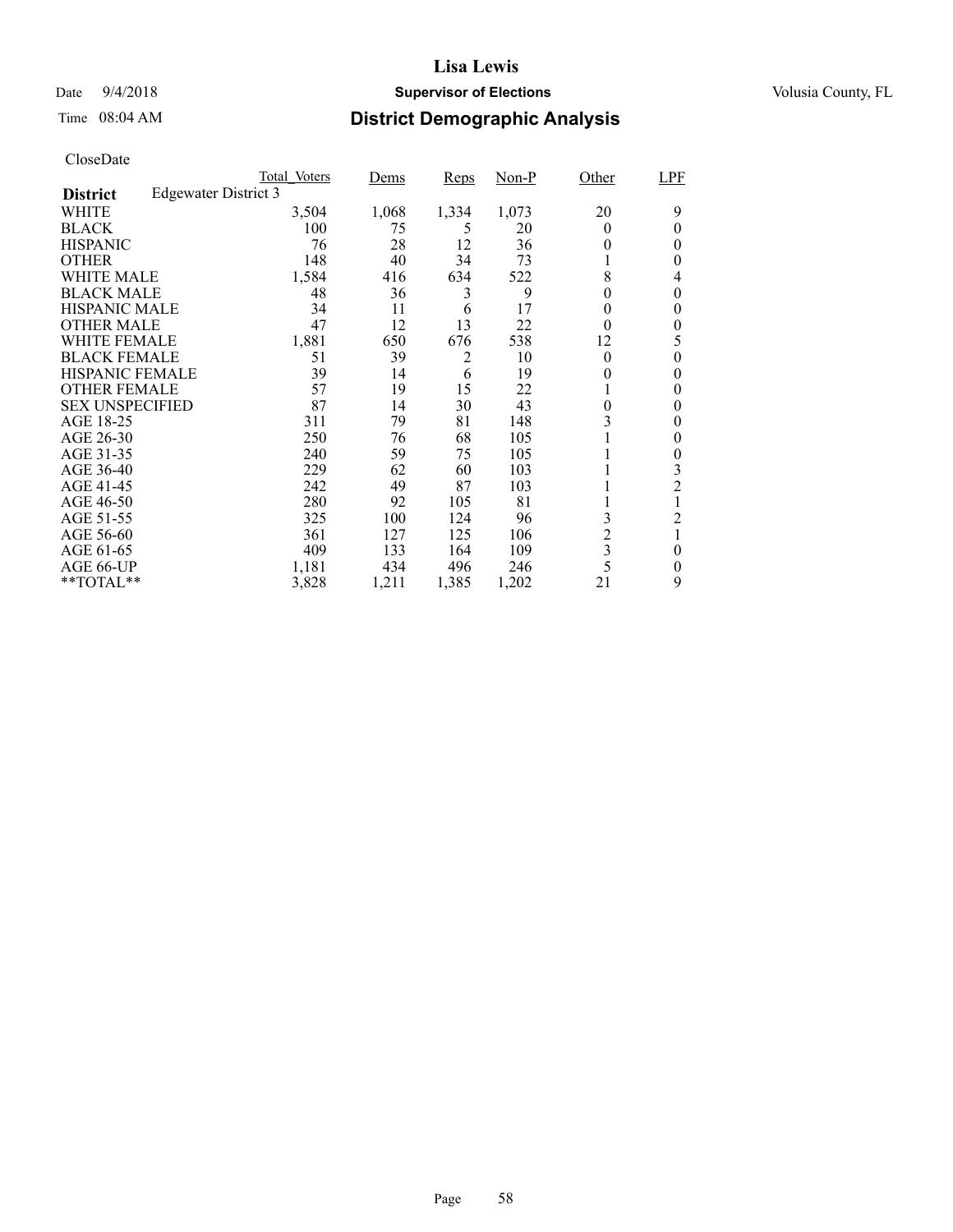# Lisa Lewis

Date 9/4/2018 **Supervisor of Elections** Volusia County, FL

Time 08:04 AM **District Demographic Analysis**

CloseDate

| **District** Edgewater District 3 | Total_Voters | Dems | Reps | Non-P | Other | LPF |
|---|---|---|---|---|---|---|
| WHITE | 3,504 | 1,068 | 1,334 | 1,073 | 20 | 9 |
| BLACK | 100 | 75 | 5 | 20 | 0 | 0 |
| HISPANIC | 76 | 28 | 12 | 36 | 0 | 0 |
| OTHER | 148 | 40 | 34 | 73 | 1 | 0 |
| WHITE MALE | 1,584 | 416 | 634 | 522 | 8 | 4 |
| BLACK MALE | 48 | 36 | 3 | 9 | 0 | 0 |
| HISPANIC MALE | 34 | 11 | 6 | 17 | 0 | 0 |
| OTHER MALE | 47 | 12 | 13 | 22 | 0 | 0 |
| WHITE FEMALE | 1,881 | 650 | 676 | 538 | 12 | 5 |
| BLACK FEMALE | 51 | 39 | 2 | 10 | 0 | 0 |
| HISPANIC FEMALE | 39 | 14 | 6 | 19 | 0 | 0 |
| OTHER FEMALE | 57 | 19 | 15 | 22 | 1 | 0 |
| SEX UNSPECIFIED | 87 | 14 | 30 | 43 | 0 | 0 |
| AGE 18-25 | 311 | 79 | 81 | 148 | 3 | 0 |
| AGE 26-30 | 250 | 76 | 68 | 105 | 1 | 0 |
| AGE 31-35 | 240 | 59 | 75 | 105 | 1 | 0 |
| AGE 36-40 | 229 | 62 | 60 | 103 | 1 | 3 |
| AGE 41-45 | 242 | 49 | 87 | 103 | 1 | 2 |
| AGE 46-50 | 280 | 92 | 105 | 81 | 1 | 1 |
| AGE 51-55 | 325 | 100 | 124 | 96 | 3 | 2 |
| AGE 56-60 | 361 | 127 | 125 | 106 | 2 | 1 |
| AGE 61-65 | 409 | 133 | 164 | 109 | 3 | 0 |
| AGE 66-UP | 1,181 | 434 | 496 | 246 | 5 | 0 |
| **TOTAL** | 3,828 | 1,211 | 1,385 | 1,202 | 21 | 9 |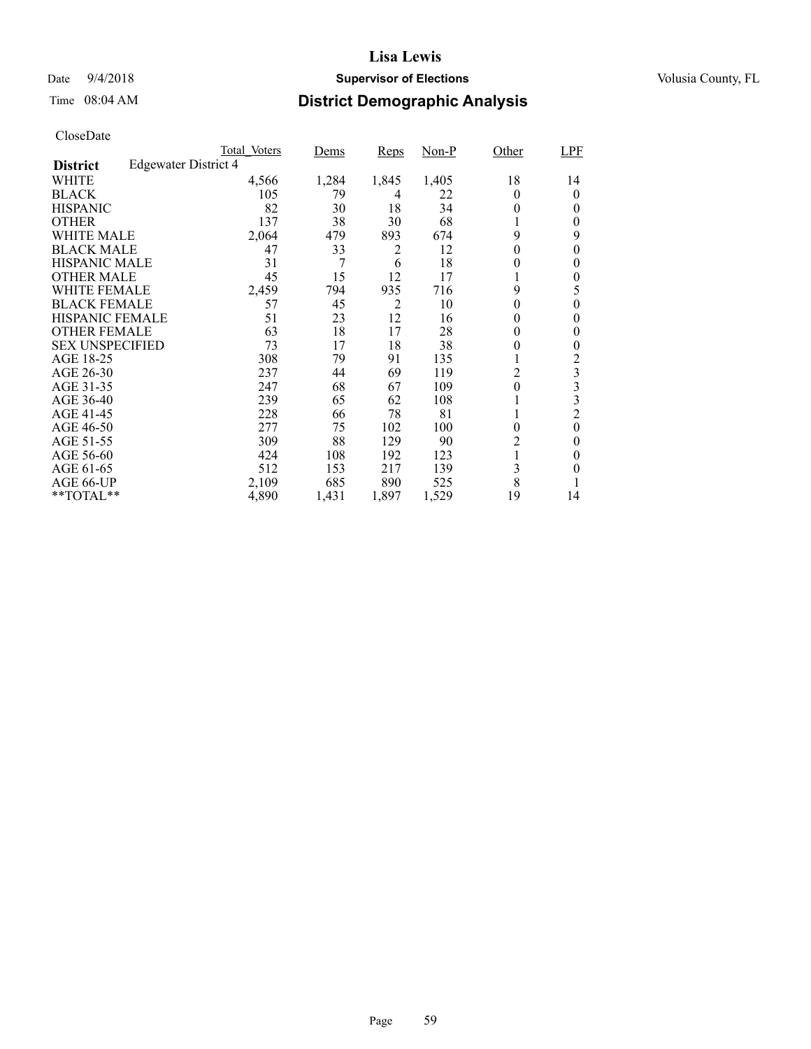# Lisa Lewis

Date 9/4/2018 **Supervisor of Elections** Volusia County, FL

Time 08:04 AM **District Demographic Analysis**

CloseDate

| District | Edgewater District 4 Total_Voters | Dems | Reps | Non-P | Other | LPF |
|---|---|---|---|---|---|---|
| WHITE | 4,566 | 1,284 | 1,845 | 1,405 | 18 | 14 |
| BLACK | 105 | 79 | 4 | 22 | 0 | 0 |
| HISPANIC | 82 | 30 | 18 | 34 | 0 | 0 |
| OTHER | 137 | 38 | 30 | 68 | 1 | 0 |
| WHITE MALE | 2,064 | 479 | 893 | 674 | 9 | 9 |
| BLACK MALE | 47 | 33 | 2 | 12 | 0 | 0 |
| HISPANIC MALE | 31 | 7 | 6 | 18 | 0 | 0 |
| OTHER MALE | 45 | 15 | 12 | 17 | 1 | 0 |
| WHITE FEMALE | 2,459 | 794 | 935 | 716 | 9 | 5 |
| BLACK FEMALE | 57 | 45 | 2 | 10 | 0 | 0 |
| HISPANIC FEMALE | 51 | 23 | 12 | 16 | 0 | 0 |
| OTHER FEMALE | 63 | 18 | 17 | 28 | 0 | 0 |
| SEX UNSPECIFIED | 73 | 17 | 18 | 38 | 0 | 0 |
| AGE 18-25 | 308 | 79 | 91 | 135 | 1 | 2 |
| AGE 26-30 | 237 | 44 | 69 | 119 | 2 | 3 |
| AGE 31-35 | 247 | 68 | 67 | 109 | 0 | 3 |
| AGE 36-40 | 239 | 65 | 62 | 108 | 1 | 3 |
| AGE 41-45 | 228 | 66 | 78 | 81 | 1 | 2 |
| AGE 46-50 | 277 | 75 | 102 | 100 | 0 | 0 |
| AGE 51-55 | 309 | 88 | 129 | 90 | 2 | 0 |
| AGE 56-60 | 424 | 108 | 192 | 123 | 1 | 0 |
| AGE 61-65 | 512 | 153 | 217 | 139 | 3 | 0 |
| AGE 66-UP | 2,109 | 685 | 890 | 525 | 8 | 1 |
| **TOTAL** | 4,890 | 1,431 | 1,897 | 1,529 | 19 | 14 |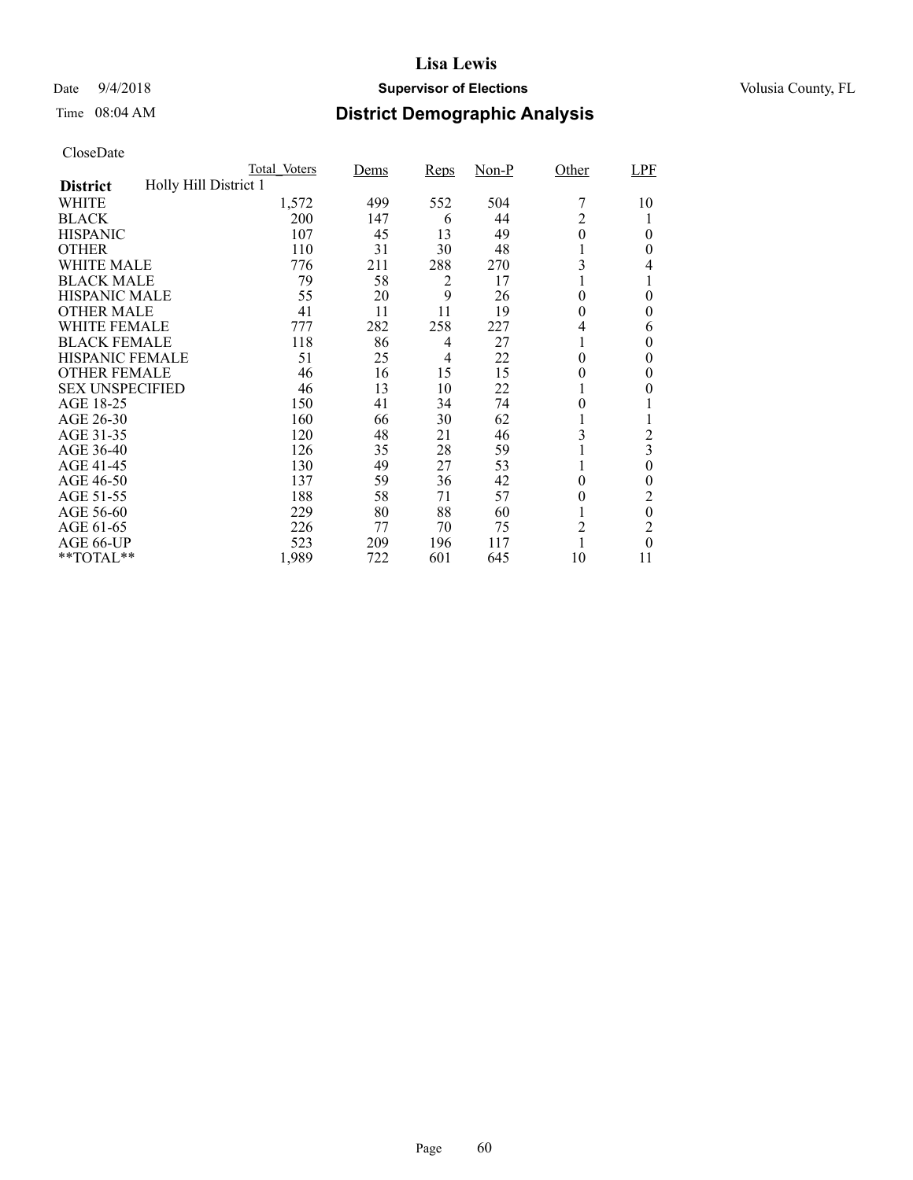# Lisa Lewis

Date 9/4/2018 **Supervisor of Elections** Volusia County, FL

Time 08:04 AM **District Demographic Analysis**

CloseDate

| | Total_Voters | Dems | Reps | Non-P | Other | LPF |
|---|---|---|---|---|---|---|
| **District** Holly Hill District 1 | | | | | | |
| WHITE | 1,572 | 499 | 552 | 504 | 7 | 10 |
| BLACK | 200 | 147 | 6 | 44 | 2 | 1 |
| HISPANIC | 107 | 45 | 13 | 49 | 0 | 0 |
| OTHER | 110 | 31 | 30 | 48 | 1 | 0 |
| WHITE MALE | 776 | 211 | 288 | 270 | 3 | 4 |
| BLACK MALE | 79 | 58 | 2 | 17 | 1 | 1 |
| HISPANIC MALE | 55 | 20 | 9 | 26 | 0 | 0 |
| OTHER MALE | 41 | 11 | 11 | 19 | 0 | 0 |
| WHITE FEMALE | 777 | 282 | 258 | 227 | 4 | 6 |
| BLACK FEMALE | 118 | 86 | 4 | 27 | 1 | 0 |
| HISPANIC FEMALE | 51 | 25 | 4 | 22 | 0 | 0 |
| OTHER FEMALE | 46 | 16 | 15 | 15 | 0 | 0 |
| SEX UNSPECIFIED | 46 | 13 | 10 | 22 | 1 | 0 |
| AGE 18-25 | 150 | 41 | 34 | 74 | 0 | 1 |
| AGE 26-30 | 160 | 66 | 30 | 62 | 1 | 1 |
| AGE 31-35 | 120 | 48 | 21 | 46 | 3 | 2 |
| AGE 36-40 | 126 | 35 | 28 | 59 | 1 | 3 |
| AGE 41-45 | 130 | 49 | 27 | 53 | 1 | 0 |
| AGE 46-50 | 137 | 59 | 36 | 42 | 0 | 0 |
| AGE 51-55 | 188 | 58 | 71 | 57 | 0 | 2 |
| AGE 56-60 | 229 | 80 | 88 | 60 | 1 | 0 |
| AGE 61-65 | 226 | 77 | 70 | 75 | 2 | 2 |
| AGE 66-UP | 523 | 209 | 196 | 117 | 1 | 0 |
| **TOTAL** | 1,989 | 722 | 601 | 645 | 10 | 11 |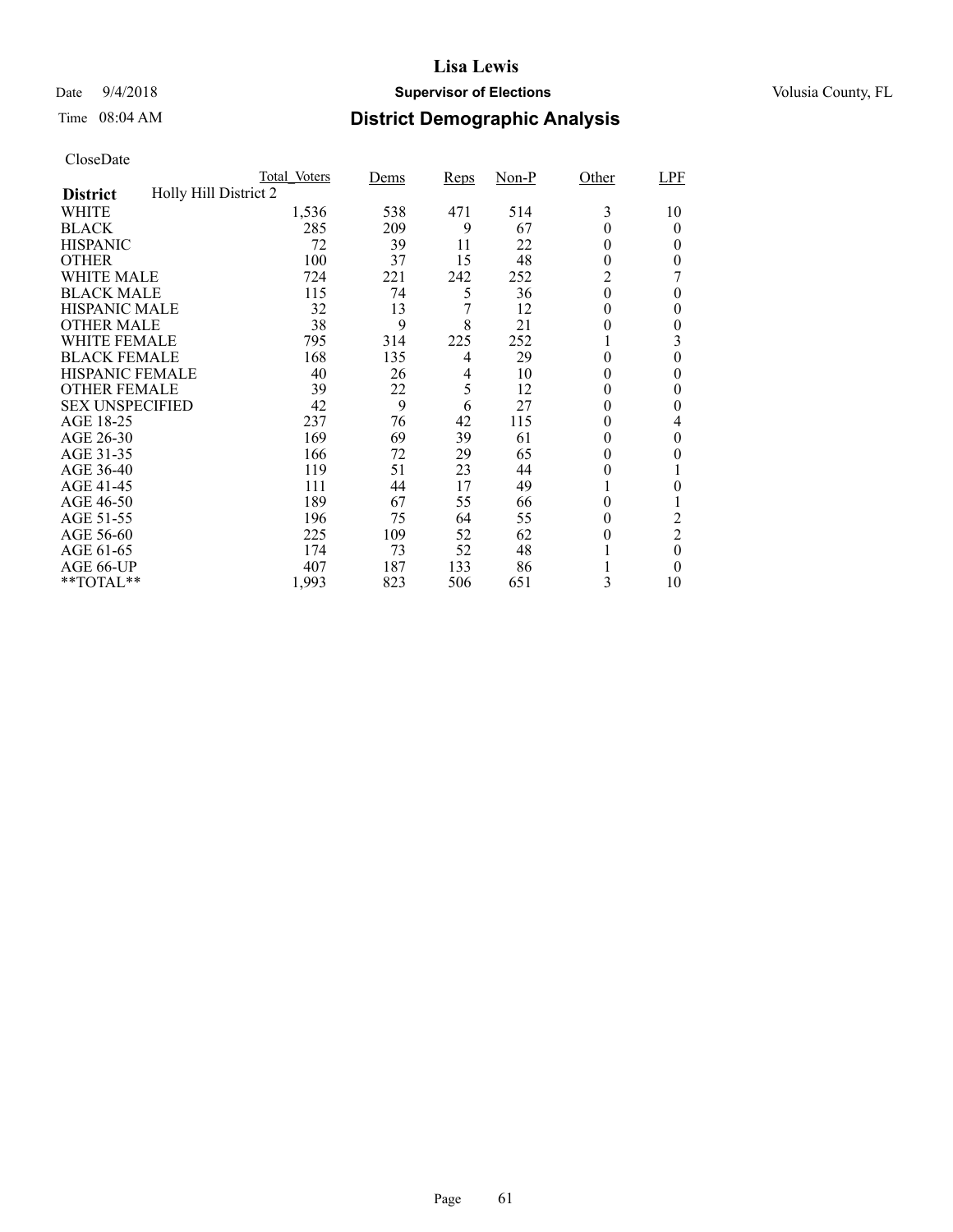# Lisa Lewis

Date 9/4/2018 **Supervisor of Elections** Volusia County, FL

Time 08:04 AM **District Demographic Analysis**

CloseDate

| District: Holly Hill District 2 | Total_Voters | Dems | Reps | Non-P | Other | LPF |
|---|---|---|---|---|---|---|
| WHITE | 1,536 | 538 | 471 | 514 | 3 | 10 |
| BLACK | 285 | 209 | 9 | 67 | 0 | 0 |
| HISPANIC | 72 | 39 | 11 | 22 | 0 | 0 |
| OTHER | 100 | 37 | 15 | 48 | 0 | 0 |
| WHITE MALE | 724 | 221 | 242 | 252 | 2 | 7 |
| BLACK MALE | 115 | 74 | 5 | 36 | 0 | 0 |
| HISPANIC MALE | 32 | 13 | 7 | 12 | 0 | 0 |
| OTHER MALE | 38 | 9 | 8 | 21 | 0 | 0 |
| WHITE FEMALE | 795 | 314 | 225 | 252 | 1 | 3 |
| BLACK FEMALE | 168 | 135 | 4 | 29 | 0 | 0 |
| HISPANIC FEMALE | 40 | 26 | 4 | 10 | 0 | 0 |
| OTHER FEMALE | 39 | 22 | 5 | 12 | 0 | 0 |
| SEX UNSPECIFIED | 42 | 9 | 6 | 27 | 0 | 0 |
| AGE 18-25 | 237 | 76 | 42 | 115 | 0 | 4 |
| AGE 26-30 | 169 | 69 | 39 | 61 | 0 | 0 |
| AGE 31-35 | 166 | 72 | 29 | 65 | 0 | 0 |
| AGE 36-40 | 119 | 51 | 23 | 44 | 0 | 1 |
| AGE 41-45 | 111 | 44 | 17 | 49 | 1 | 0 |
| AGE 46-50 | 189 | 67 | 55 | 66 | 0 | 1 |
| AGE 51-55 | 196 | 75 | 64 | 55 | 0 | 2 |
| AGE 56-60 | 225 | 109 | 52 | 62 | 0 | 2 |
| AGE 61-65 | 174 | 73 | 52 | 48 | 1 | 0 |
| AGE 66-UP | 407 | 187 | 133 | 86 | 1 | 0 |
| **TOTAL** | 1,993 | 823 | 506 | 651 | 3 | 10 |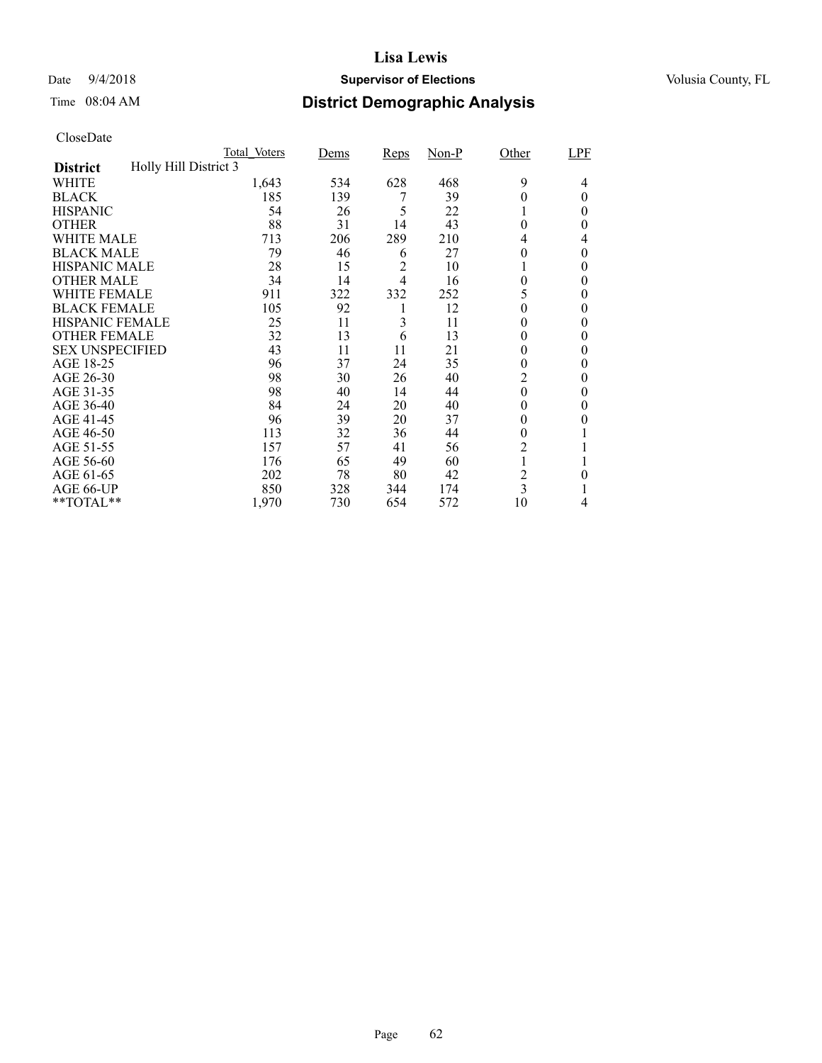# Lisa Lewis

Date 9/4/2018 **Supervisor of Elections** Volusia County, FL

Time 08:04 AM **District Demographic Analysis**

CloseDate

| District: Holly Hill District 3 | Total_Voters | Dems | Reps | Non-P | Other | LPF |
|---|---|---|---|---|---|---|
| WHITE | 1,643 | 534 | 628 | 468 | 9 | 4 |
| BLACK | 185 | 139 | 7 | 39 | 0 | 0 |
| HISPANIC | 54 | 26 | 5 | 22 | 1 | 0 |
| OTHER | 88 | 31 | 14 | 43 | 0 | 0 |
| WHITE MALE | 713 | 206 | 289 | 210 | 4 | 4 |
| BLACK MALE | 79 | 46 | 6 | 27 | 0 | 0 |
| HISPANIC MALE | 28 | 15 | 2 | 10 | 1 | 0 |
| OTHER MALE | 34 | 14 | 4 | 16 | 0 | 0 |
| WHITE FEMALE | 911 | 322 | 332 | 252 | 5 | 0 |
| BLACK FEMALE | 105 | 92 | 1 | 12 | 0 | 0 |
| HISPANIC FEMALE | 25 | 11 | 3 | 11 | 0 | 0 |
| OTHER FEMALE | 32 | 13 | 6 | 13 | 0 | 0 |
| SEX UNSPECIFIED | 43 | 11 | 11 | 21 | 0 | 0 |
| AGE 18-25 | 96 | 37 | 24 | 35 | 0 | 0 |
| AGE 26-30 | 98 | 30 | 26 | 40 | 2 | 0 |
| AGE 31-35 | 98 | 40 | 14 | 44 | 0 | 0 |
| AGE 36-40 | 84 | 24 | 20 | 40 | 0 | 0 |
| AGE 41-45 | 96 | 39 | 20 | 37 | 0 | 0 |
| AGE 46-50 | 113 | 32 | 36 | 44 | 0 | 1 |
| AGE 51-55 | 157 | 57 | 41 | 56 | 2 | 1 |
| AGE 56-60 | 176 | 65 | 49 | 60 | 1 | 1 |
| AGE 61-65 | 202 | 78 | 80 | 42 | 2 | 0 |
| AGE 66-UP | 850 | 328 | 344 | 174 | 3 | 1 |
| **TOTAL** | 1,970 | 730 | 654 | 572 | 10 | 4 |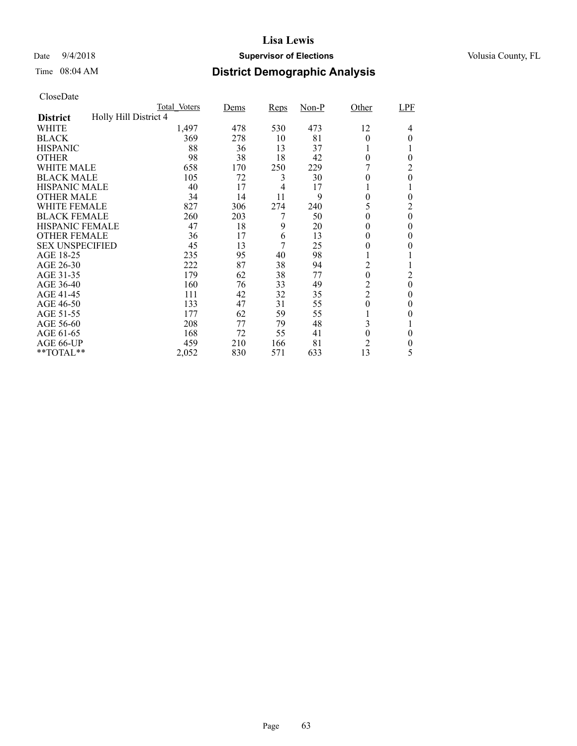# Lisa Lewis

Date 9/4/2018 **Supervisor of Elections** Volusia County, FL

Time 08:04 AM **District Demographic Analysis**

CloseDate

| District | Total_Voters | Dems | Reps | Non-P | Other | LPF |
|---|---|---|---|---|---|---|
| **District** Holly Hill District 4 | | | | | | |
| WHITE | 1,497 | 478 | 530 | 473 | 12 | 4 |
| BLACK | 369 | 278 | 10 | 81 | 0 | 0 |
| HISPANIC | 88 | 36 | 13 | 37 | 1 | 1 |
| OTHER | 98 | 38 | 18 | 42 | 0 | 0 |
| WHITE MALE | 658 | 170 | 250 | 229 | 7 | 2 |
| BLACK MALE | 105 | 72 | 3 | 30 | 0 | 0 |
| HISPANIC MALE | 40 | 17 | 4 | 17 | 1 | 1 |
| OTHER MALE | 34 | 14 | 11 | 9 | 0 | 0 |
| WHITE FEMALE | 827 | 306 | 274 | 240 | 5 | 2 |
| BLACK FEMALE | 260 | 203 | 7 | 50 | 0 | 0 |
| HISPANIC FEMALE | 47 | 18 | 9 | 20 | 0 | 0 |
| OTHER FEMALE | 36 | 17 | 6 | 13 | 0 | 0 |
| SEX UNSPECIFIED | 45 | 13 | 7 | 25 | 0 | 0 |
| AGE 18-25 | 235 | 95 | 40 | 98 | 1 | 1 |
| AGE 26-30 | 222 | 87 | 38 | 94 | 2 | 1 |
| AGE 31-35 | 179 | 62 | 38 | 77 | 0 | 2 |
| AGE 36-40 | 160 | 76 | 33 | 49 | 2 | 0 |
| AGE 41-45 | 111 | 42 | 32 | 35 | 2 | 0 |
| AGE 46-50 | 133 | 47 | 31 | 55 | 0 | 0 |
| AGE 51-55 | 177 | 62 | 59 | 55 | 1 | 0 |
| AGE 56-60 | 208 | 77 | 79 | 48 | 3 | 1 |
| AGE 61-65 | 168 | 72 | 55 | 41 | 0 | 0 |
| AGE 66-UP | 459 | 210 | 166 | 81 | 2 | 0 |
| **TOTAL** | 2,052 | 830 | 571 | 633 | 13 | 5 |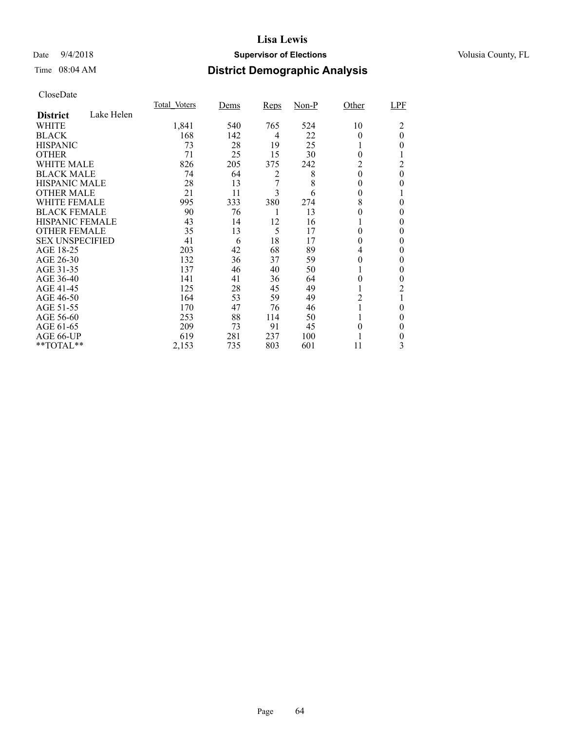# Lisa Lewis

Date 9/4/2018 **Supervisor of Elections** Volusia County, FL

Time 08:04 AM **District Demographic Analysis**

CloseDate

| District | Lake Helen | Total_Voters | Dems | Reps | Non-P | Other | LPF |
|---|---|---|---|---|---|---|---|
| WHITE | | 1,841 | 540 | 765 | 524 | 10 | 2 |
| BLACK | | 168 | 142 | 4 | 22 | 0 | 0 |
| HISPANIC | | 73 | 28 | 19 | 25 | 1 | 0 |
| OTHER | | 71 | 25 | 15 | 30 | 0 | 1 |
| WHITE MALE | | 826 | 205 | 375 | 242 | 2 | 2 |
| BLACK MALE | | 74 | 64 | 2 | 8 | 0 | 0 |
| HISPANIC MALE | | 28 | 13 | 7 | 8 | 0 | 0 |
| OTHER MALE | | 21 | 11 | 3 | 6 | 0 | 1 |
| WHITE FEMALE | | 995 | 333 | 380 | 274 | 8 | 0 |
| BLACK FEMALE | | 90 | 76 | 1 | 13 | 0 | 0 |
| HISPANIC FEMALE | | 43 | 14 | 12 | 16 | 1 | 0 |
| OTHER FEMALE | | 35 | 13 | 5 | 17 | 0 | 0 |
| SEX UNSPECIFIED | | 41 | 6 | 18 | 17 | 0 | 0 |
| AGE 18-25 | | 203 | 42 | 68 | 89 | 4 | 0 |
| AGE 26-30 | | 132 | 36 | 37 | 59 | 0 | 0 |
| AGE 31-35 | | 137 | 46 | 40 | 50 | 1 | 0 |
| AGE 36-40 | | 141 | 41 | 36 | 64 | 0 | 0 |
| AGE 41-45 | | 125 | 28 | 45 | 49 | 1 | 2 |
| AGE 46-50 | | 164 | 53 | 59 | 49 | 2 | 1 |
| AGE 51-55 | | 170 | 47 | 76 | 46 | 1 | 0 |
| AGE 56-60 | | 253 | 88 | 114 | 50 | 1 | 0 |
| AGE 61-65 | | 209 | 73 | 91 | 45 | 0 | 0 |
| AGE 66-UP | | 619 | 281 | 237 | 100 | 1 | 0 |
| **TOTAL** | | 2,153 | 735 | 803 | 601 | 11 | 3 |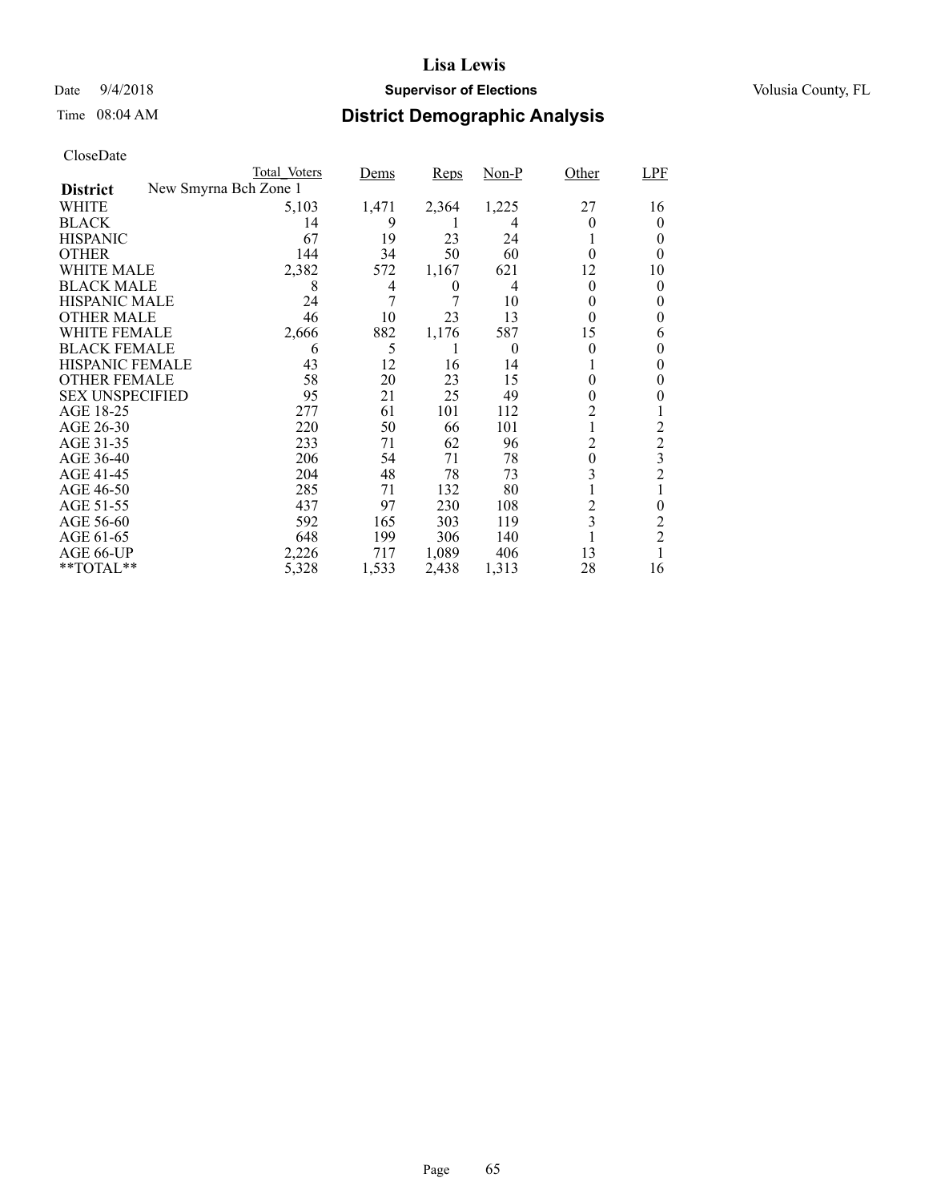# Lisa Lewis

Date 9/4/2018 **Supervisor of Elections** Volusia County, FL

Time 08:04 AM

## District Demographic Analysis

CloseDate

| District | Total_Voters | Dems | Reps | Non-P | Other | LPF |
|---|---|---|---|---|---|---|
| **New Smyrna Bch Zone 1** | | | | | | |
| WHITE | 5,103 | 1,471 | 2,364 | 1,225 | 27 | 16 |
| BLACK | 14 | 9 | 1 | 4 | 0 | 0 |
| HISPANIC | 67 | 19 | 23 | 24 | 1 | 0 |
| OTHER | 144 | 34 | 50 | 60 | 0 | 0 |
| WHITE MALE | 2,382 | 572 | 1,167 | 621 | 12 | 10 |
| BLACK MALE | 8 | 4 | 0 | 4 | 0 | 0 |
| HISPANIC MALE | 24 | 7 | 7 | 10 | 0 | 0 |
| OTHER MALE | 46 | 10 | 23 | 13 | 0 | 0 |
| WHITE FEMALE | 2,666 | 882 | 1,176 | 587 | 15 | 6 |
| BLACK FEMALE | 6 | 5 | 1 | 0 | 0 | 0 |
| HISPANIC FEMALE | 43 | 12 | 16 | 14 | 1 | 0 |
| OTHER FEMALE | 58 | 20 | 23 | 15 | 0 | 0 |
| SEX UNSPECIFIED | 95 | 21 | 25 | 49 | 0 | 0 |
| AGE 18-25 | 277 | 61 | 101 | 112 | 2 | 1 |
| AGE 26-30 | 220 | 50 | 66 | 101 | 1 | 2 |
| AGE 31-35 | 233 | 71 | 62 | 96 | 2 | 2 |
| AGE 36-40 | 206 | 54 | 71 | 78 | 0 | 3 |
| AGE 41-45 | 204 | 48 | 78 | 73 | 3 | 2 |
| AGE 46-50 | 285 | 71 | 132 | 80 | 1 | 1 |
| AGE 51-55 | 437 | 97 | 230 | 108 | 2 | 0 |
| AGE 56-60 | 592 | 165 | 303 | 119 | 3 | 2 |
| AGE 61-65 | 648 | 199 | 306 | 140 | 1 | 2 |
| AGE 66-UP | 2,226 | 717 | 1,089 | 406 | 13 | 1 |
| **TOTAL** | 5,328 | 1,533 | 2,438 | 1,313 | 28 | 16 |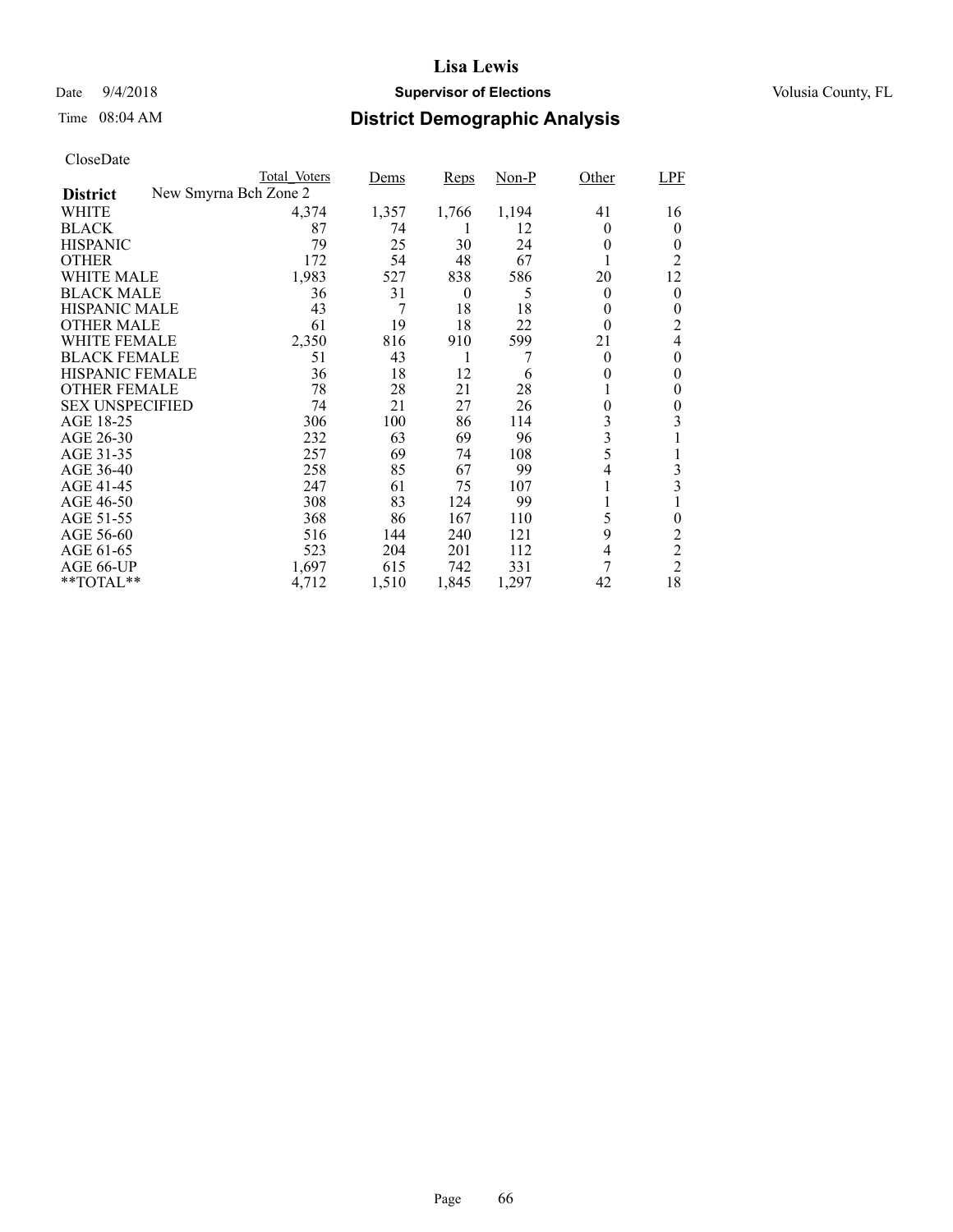# Lisa Lewis

Date 9/4/2018 **Supervisor of Elections** Volusia County, FL

Time 08:04 AM **District Demographic Analysis**

CloseDate

| District | New Smyrna Bch Zone 2 | Total_Voters | Dems | Reps | Non-P | Other | LPF |
|---|---|---|---|---|---|---|---|
| WHITE | | 4,374 | 1,357 | 1,766 | 1,194 | 41 | 16 |
| BLACK | | 87 | 74 | 1 | 12 | 0 | 0 |
| HISPANIC | | 79 | 25 | 30 | 24 | 0 | 0 |
| OTHER | | 172 | 54 | 48 | 67 | 1 | 2 |
| WHITE MALE | | 1,983 | 527 | 838 | 586 | 20 | 12 |
| BLACK MALE | | 36 | 31 | 0 | 5 | 0 | 0 |
| HISPANIC MALE | | 43 | 7 | 18 | 18 | 0 | 0 |
| OTHER MALE | | 61 | 19 | 18 | 22 | 0 | 2 |
| WHITE FEMALE | | 2,350 | 816 | 910 | 599 | 21 | 4 |
| BLACK FEMALE | | 51 | 43 | 1 | 7 | 0 | 0 |
| HISPANIC FEMALE | | 36 | 18 | 12 | 6 | 0 | 0 |
| OTHER FEMALE | | 78 | 28 | 21 | 28 | 1 | 0 |
| SEX UNSPECIFIED | | 74 | 21 | 27 | 26 | 0 | 0 |
| AGE 18-25 | | 306 | 100 | 86 | 114 | 3 | 3 |
| AGE 26-30 | | 232 | 63 | 69 | 96 | 3 | 1 |
| AGE 31-35 | | 257 | 69 | 74 | 108 | 5 | 1 |
| AGE 36-40 | | 258 | 85 | 67 | 99 | 4 | 3 |
| AGE 41-45 | | 247 | 61 | 75 | 107 | 1 | 3 |
| AGE 46-50 | | 308 | 83 | 124 | 99 | 1 | 1 |
| AGE 51-55 | | 368 | 86 | 167 | 110 | 5 | 0 |
| AGE 56-60 | | 516 | 144 | 240 | 121 | 9 | 2 |
| AGE 61-65 | | 523 | 204 | 201 | 112 | 4 | 2 |
| AGE 66-UP | | 1,697 | 615 | 742 | 331 | 7 | 2 |
| **TOTAL** | | 4,712 | 1,510 | 1,845 | 1,297 | 42 | 18 |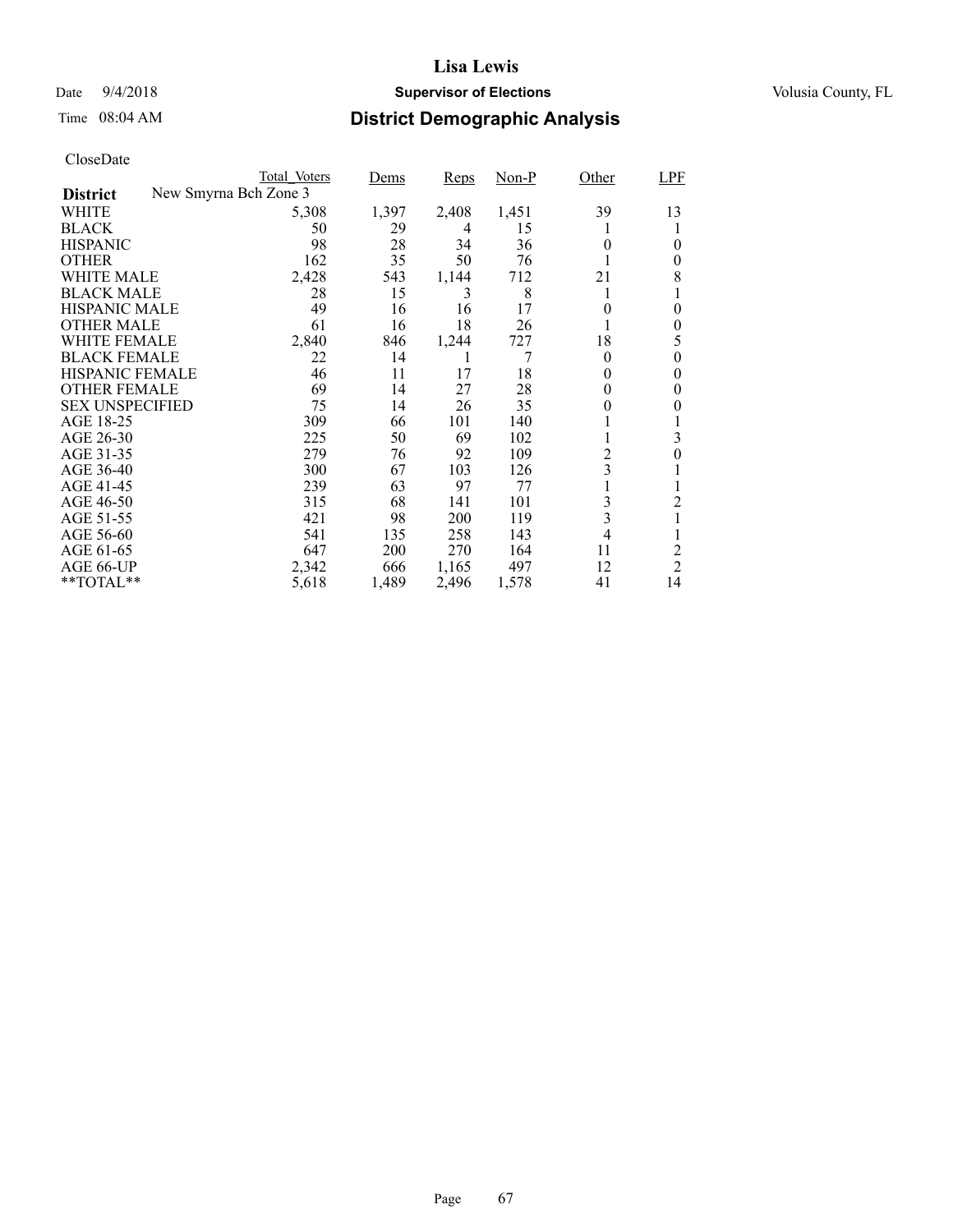# Lisa Lewis

Date 9/4/2018 **Supervisor of Elections** Volusia County, FL

Time 08:04 AM **District Demographic Analysis**

CloseDate

| | Total_Voters | Dems | Reps | Non-P | Other | LPF |
|---|---|---|---|---|---|---|
| **District** New Smyrna Bch Zone 3 | | | | | | |
| WHITE | 5,308 | 1,397 | 2,408 | 1,451 | 39 | 13 |
| BLACK | 50 | 29 | 4 | 15 | 1 | 1 |
| HISPANIC | 98 | 28 | 34 | 36 | 0 | 0 |
| OTHER | 162 | 35 | 50 | 76 | 1 | 0 |
| WHITE MALE | 2,428 | 543 | 1,144 | 712 | 21 | 8 |
| BLACK MALE | 28 | 15 | 3 | 8 | 1 | 1 |
| HISPANIC MALE | 49 | 16 | 16 | 17 | 0 | 0 |
| OTHER MALE | 61 | 16 | 18 | 26 | 1 | 0 |
| WHITE FEMALE | 2,840 | 846 | 1,244 | 727 | 18 | 5 |
| BLACK FEMALE | 22 | 14 | 1 | 7 | 0 | 0 |
| HISPANIC FEMALE | 46 | 11 | 17 | 18 | 0 | 0 |
| OTHER FEMALE | 69 | 14 | 27 | 28 | 0 | 0 |
| SEX UNSPECIFIED | 75 | 14 | 26 | 35 | 0 | 0 |
| AGE 18-25 | 309 | 66 | 101 | 140 | 1 | 1 |
| AGE 26-30 | 225 | 50 | 69 | 102 | 1 | 3 |
| AGE 31-35 | 279 | 76 | 92 | 109 | 2 | 0 |
| AGE 36-40 | 300 | 67 | 103 | 126 | 3 | 1 |
| AGE 41-45 | 239 | 63 | 97 | 77 | 1 | 1 |
| AGE 46-50 | 315 | 68 | 141 | 101 | 3 | 2 |
| AGE 51-55 | 421 | 98 | 200 | 119 | 3 | 1 |
| AGE 56-60 | 541 | 135 | 258 | 143 | 4 | 1 |
| AGE 61-65 | 647 | 200 | 270 | 164 | 11 | 2 |
| AGE 66-UP | 2,342 | 666 | 1,165 | 497 | 12 | 2 |
| **TOTAL** | 5,618 | 1,489 | 2,496 | 1,578 | 41 | 14 |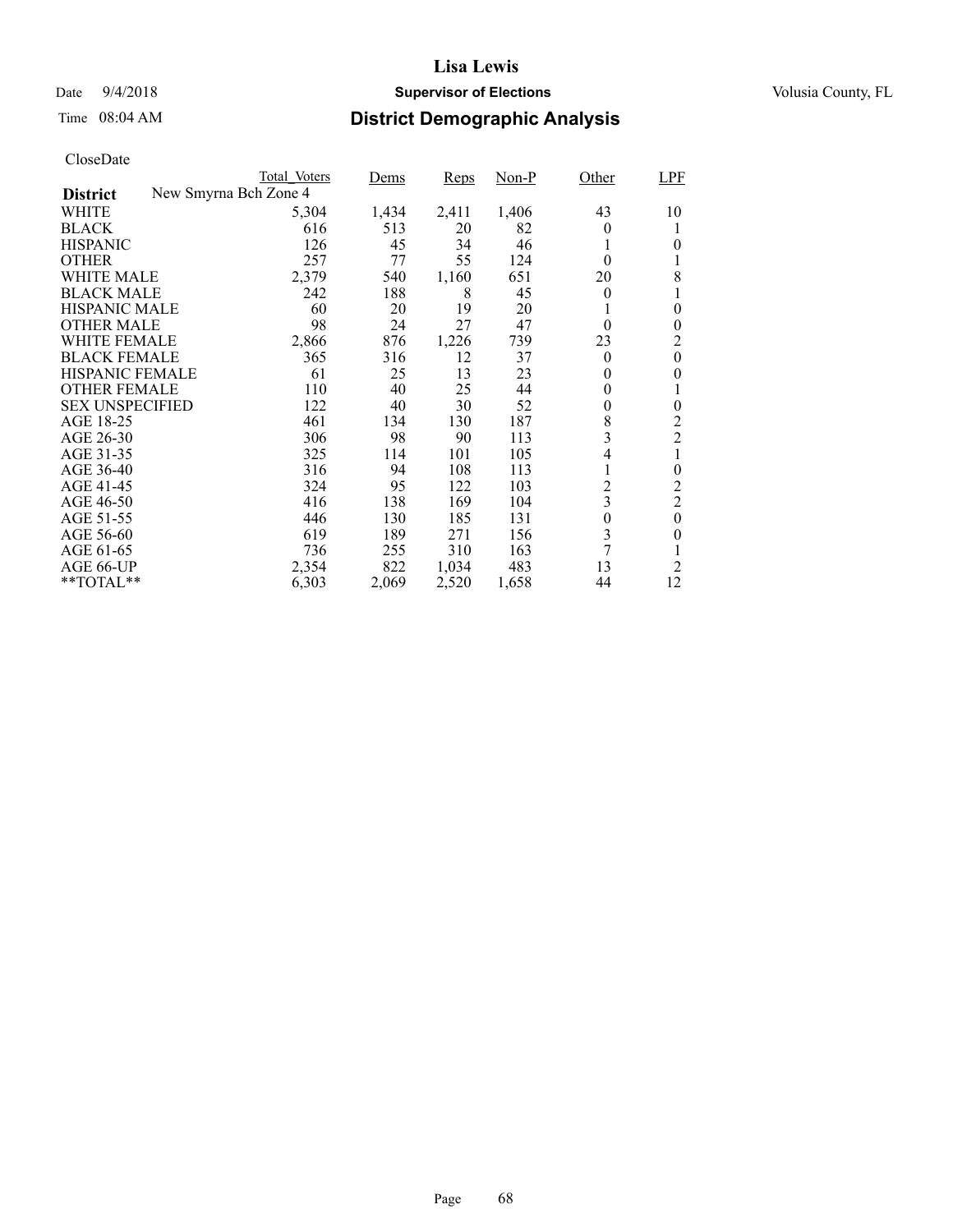**Lisa Lewis**

Date 9/4/2018 **Supervisor of Elections** Volusia County, FL

Time 08:04 AM

## District Demographic Analysis

CloseDate

| District | Total_Voters | Dems | Reps | Non-P | Other | LPF |
|---|---|---|---|---|---|---|
| New Smyrna Bch Zone 4 | | | | | | |
| WHITE | 5,304 | 1,434 | 2,411 | 1,406 | 43 | 10 |
| BLACK | 616 | 513 | 20 | 82 | 0 | 1 |
| HISPANIC | 126 | 45 | 34 | 46 | 1 | 0 |
| OTHER | 257 | 77 | 55 | 124 | 0 | 1 |
| WHITE MALE | 2,379 | 540 | 1,160 | 651 | 20 | 8 |
| BLACK MALE | 242 | 188 | 8 | 45 | 0 | 1 |
| HISPANIC MALE | 60 | 20 | 19 | 20 | 1 | 0 |
| OTHER MALE | 98 | 24 | 27 | 47 | 0 | 0 |
| WHITE FEMALE | 2,866 | 876 | 1,226 | 739 | 23 | 2 |
| BLACK FEMALE | 365 | 316 | 12 | 37 | 0 | 0 |
| HISPANIC FEMALE | 61 | 25 | 13 | 23 | 0 | 0 |
| OTHER FEMALE | 110 | 40 | 25 | 44 | 0 | 1 |
| SEX UNSPECIFIED | 122 | 40 | 30 | 52 | 0 | 0 |
| AGE 18-25 | 461 | 134 | 130 | 187 | 8 | 2 |
| AGE 26-30 | 306 | 98 | 90 | 113 | 3 | 2 |
| AGE 31-35 | 325 | 114 | 101 | 105 | 4 | 1 |
| AGE 36-40 | 316 | 94 | 108 | 113 | 1 | 0 |
| AGE 41-45 | 324 | 95 | 122 | 103 | 2 | 2 |
| AGE 46-50 | 416 | 138 | 169 | 104 | 3 | 2 |
| AGE 51-55 | 446 | 130 | 185 | 131 | 0 | 0 |
| AGE 56-60 | 619 | 189 | 271 | 156 | 3 | 0 |
| AGE 61-65 | 736 | 255 | 310 | 163 | 7 | 1 |
| AGE 66-UP | 2,354 | 822 | 1,034 | 483 | 13 | 2 |
| **TOTAL** | 6,303 | 2,069 | 2,520 | 1,658 | 44 | 12 |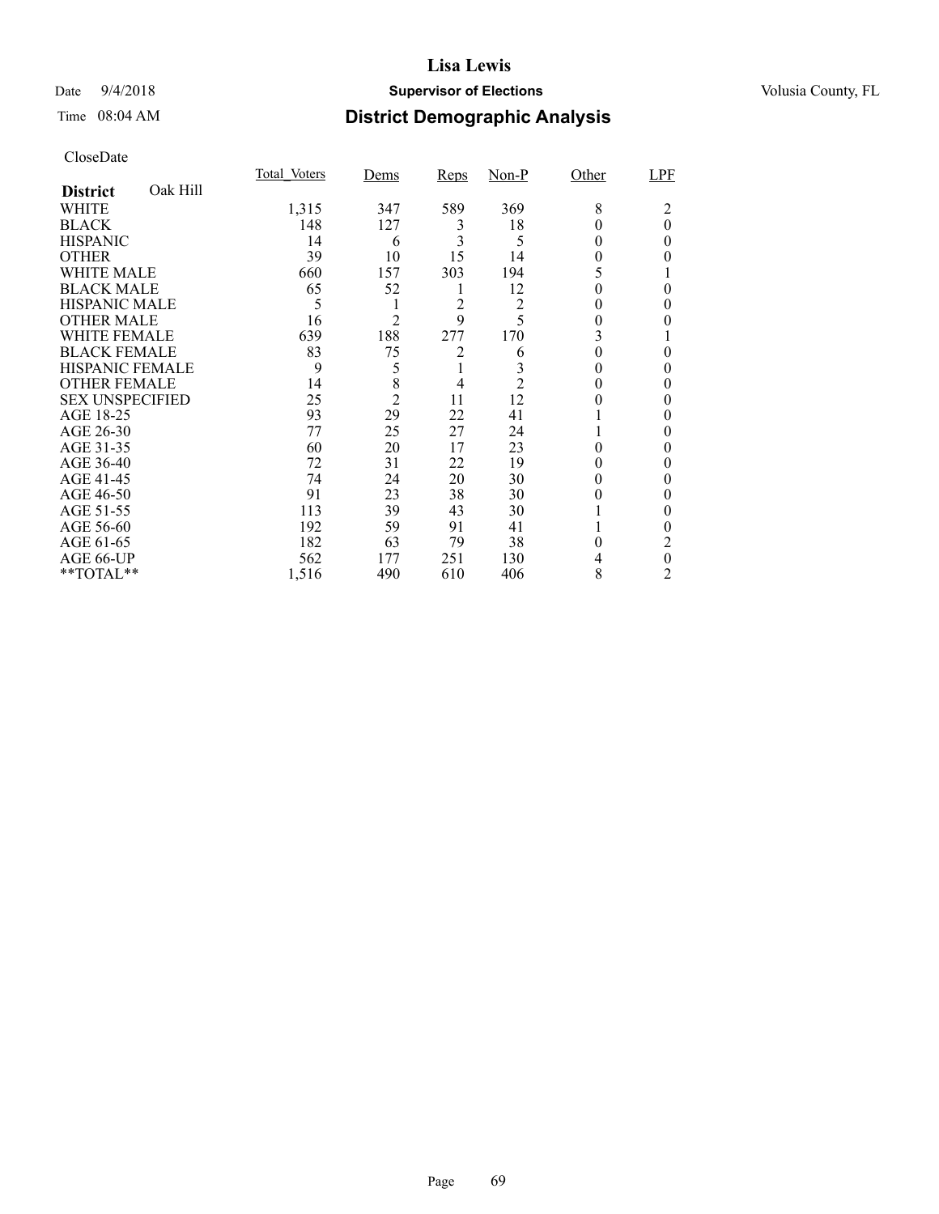# Lisa Lewis

Date 9/4/2018 **Supervisor of Elections** Volusia County, FL

Time 08:04 AM **District Demographic Analysis**

CloseDate

| **District** Oak Hill | Total_Voters | Dems | Reps | Non-P | Other | LPF |
|---|---|---|---|---|---|---|
| WHITE | 1,315 | 347 | 589 | 369 | 8 | 2 |
| BLACK | 148 | 127 | 3 | 18 | 0 | 0 |
| HISPANIC | 14 | 6 | 3 | 5 | 0 | 0 |
| OTHER | 39 | 10 | 15 | 14 | 0 | 0 |
| WHITE MALE | 660 | 157 | 303 | 194 | 5 | 1 |
| BLACK MALE | 65 | 52 | 1 | 12 | 0 | 0 |
| HISPANIC MALE | 5 | 1 | 2 | 2 | 0 | 0 |
| OTHER MALE | 16 | 2 | 9 | 5 | 0 | 0 |
| WHITE FEMALE | 639 | 188 | 277 | 170 | 3 | 1 |
| BLACK FEMALE | 83 | 75 | 2 | 6 | 0 | 0 |
| HISPANIC FEMALE | 9 | 5 | 1 | 3 | 0 | 0 |
| OTHER FEMALE | 14 | 8 | 4 | 2 | 0 | 0 |
| SEX UNSPECIFIED | 25 | 2 | 11 | 12 | 0 | 0 |
| AGE 18-25 | 93 | 29 | 22 | 41 | 1 | 0 |
| AGE 26-30 | 77 | 25 | 27 | 24 | 1 | 0 |
| AGE 31-35 | 60 | 20 | 17 | 23 | 0 | 0 |
| AGE 36-40 | 72 | 31 | 22 | 19 | 0 | 0 |
| AGE 41-45 | 74 | 24 | 20 | 30 | 0 | 0 |
| AGE 46-50 | 91 | 23 | 38 | 30 | 0 | 0 |
| AGE 51-55 | 113 | 39 | 43 | 30 | 1 | 0 |
| AGE 56-60 | 192 | 59 | 91 | 41 | 1 | 0 |
| AGE 61-65 | 182 | 63 | 79 | 38 | 0 | 2 |
| AGE 66-UP | 562 | 177 | 251 | 130 | 4 | 0 |
| **TOTAL** | 1,516 | 490 | 610 | 406 | 8 | 2 |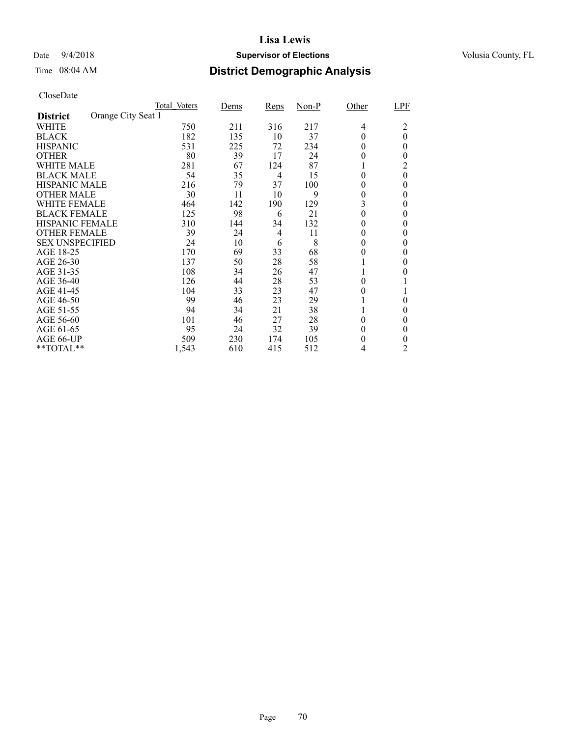**Lisa Lewis**

Date 9/4/2018 **Supervisor of Elections** Volusia County, FL

Time 08:04 AM

## District Demographic Analysis

CloseDate

| | Total_Voters | Dems | Reps | Non-P | Other | LPF |
|---|---|---|---|---|---|---|
| **District** Orange City Seat 1 | | | | | | |
| WHITE | 750 | 211 | 316 | 217 | 4 | 2 |
| BLACK | 182 | 135 | 10 | 37 | 0 | 0 |
| HISPANIC | 531 | 225 | 72 | 234 | 0 | 0 |
| OTHER | 80 | 39 | 17 | 24 | 0 | 0 |
| WHITE MALE | 281 | 67 | 124 | 87 | 1 | 2 |
| BLACK MALE | 54 | 35 | 4 | 15 | 0 | 0 |
| HISPANIC MALE | 216 | 79 | 37 | 100 | 0 | 0 |
| OTHER MALE | 30 | 11 | 10 | 9 | 0 | 0 |
| WHITE FEMALE | 464 | 142 | 190 | 129 | 3 | 0 |
| BLACK FEMALE | 125 | 98 | 6 | 21 | 0 | 0 |
| HISPANIC FEMALE | 310 | 144 | 34 | 132 | 0 | 0 |
| OTHER FEMALE | 39 | 24 | 4 | 11 | 0 | 0 |
| SEX UNSPECIFIED | 24 | 10 | 6 | 8 | 0 | 0 |
| AGE 18-25 | 170 | 69 | 33 | 68 | 0 | 0 |
| AGE 26-30 | 137 | 50 | 28 | 58 | 1 | 0 |
| AGE 31-35 | 108 | 34 | 26 | 47 | 1 | 0 |
| AGE 36-40 | 126 | 44 | 28 | 53 | 0 | 1 |
| AGE 41-45 | 104 | 33 | 23 | 47 | 0 | 1 |
| AGE 46-50 | 99 | 46 | 23 | 29 | 1 | 0 |
| AGE 51-55 | 94 | 34 | 21 | 38 | 1 | 0 |
| AGE 56-60 | 101 | 46 | 27 | 28 | 0 | 0 |
| AGE 61-65 | 95 | 24 | 32 | 39 | 0 | 0 |
| AGE 66-UP | 509 | 230 | 174 | 105 | 0 | 0 |
| **TOTAL** | 1,543 | 610 | 415 | 512 | 4 | 2 |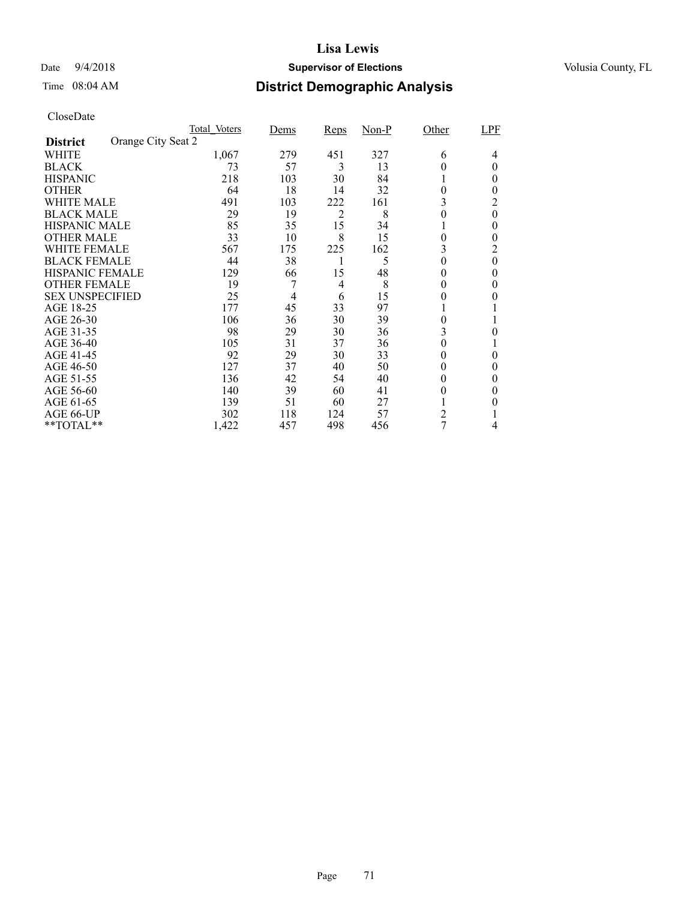# Lisa Lewis

Date 9/4/2018 **Supervisor of Elections** Volusia County, FL

Time 08:04 AM **District Demographic Analysis**

CloseDate

| **District** Orange City Seat 2 | Total_Voters | Dems | Reps | Non-P | Other | LPF |
|---|---|---|---|---|---|---|
| WHITE | 1,067 | 279 | 451 | 327 | 6 | 4 |
| BLACK | 73 | 57 | 3 | 13 | 0 | 0 |
| HISPANIC | 218 | 103 | 30 | 84 | 1 | 0 |
| OTHER | 64 | 18 | 14 | 32 | 0 | 0 |
| WHITE MALE | 491 | 103 | 222 | 161 | 3 | 2 |
| BLACK MALE | 29 | 19 | 2 | 8 | 0 | 0 |
| HISPANIC MALE | 85 | 35 | 15 | 34 | 1 | 0 |
| OTHER MALE | 33 | 10 | 8 | 15 | 0 | 0 |
| WHITE FEMALE | 567 | 175 | 225 | 162 | 3 | 2 |
| BLACK FEMALE | 44 | 38 | 1 | 5 | 0 | 0 |
| HISPANIC FEMALE | 129 | 66 | 15 | 48 | 0 | 0 |
| OTHER FEMALE | 19 | 7 | 4 | 8 | 0 | 0 |
| SEX UNSPECIFIED | 25 | 4 | 6 | 15 | 0 | 0 |
| AGE 18-25 | 177 | 45 | 33 | 97 | 1 | 1 |
| AGE 26-30 | 106 | 36 | 30 | 39 | 0 | 1 |
| AGE 31-35 | 98 | 29 | 30 | 36 | 3 | 0 |
| AGE 36-40 | 105 | 31 | 37 | 36 | 0 | 1 |
| AGE 41-45 | 92 | 29 | 30 | 33 | 0 | 0 |
| AGE 46-50 | 127 | 37 | 40 | 50 | 0 | 0 |
| AGE 51-55 | 136 | 42 | 54 | 40 | 0 | 0 |
| AGE 56-60 | 140 | 39 | 60 | 41 | 0 | 0 |
| AGE 61-65 | 139 | 51 | 60 | 27 | 1 | 0 |
| AGE 66-UP | 302 | 118 | 124 | 57 | 2 | 1 |
| **TOTAL** | 1,422 | 457 | 498 | 456 | 7 | 4 |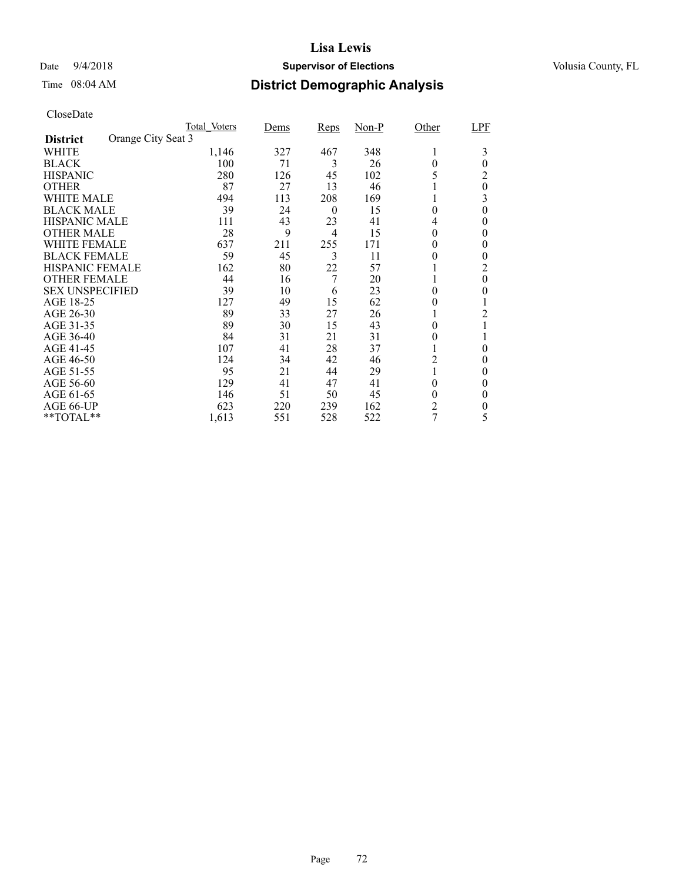# Lisa Lewis

Date 9/4/2018 **Supervisor of Elections** Volusia County, FL

Time 08:04 AM **District Demographic Analysis**

CloseDate

| **District** Orange City Seat 3 | Total_Voters | Dems | Reps | Non-P | Other | LPF |
|---|---|---|---|---|---|---|
| WHITE | 1,146 | 327 | 467 | 348 | 1 | 3 |
| BLACK | 100 | 71 | 3 | 26 | 0 | 0 |
| HISPANIC | 280 | 126 | 45 | 102 | 5 | 2 |
| OTHER | 87 | 27 | 13 | 46 | 1 | 0 |
| WHITE MALE | 494 | 113 | 208 | 169 | 1 | 3 |
| BLACK MALE | 39 | 24 | 0 | 15 | 0 | 0 |
| HISPANIC MALE | 111 | 43 | 23 | 41 | 4 | 0 |
| OTHER MALE | 28 | 9 | 4 | 15 | 0 | 0 |
| WHITE FEMALE | 637 | 211 | 255 | 171 | 0 | 0 |
| BLACK FEMALE | 59 | 45 | 3 | 11 | 0 | 0 |
| HISPANIC FEMALE | 162 | 80 | 22 | 57 | 1 | 2 |
| OTHER FEMALE | 44 | 16 | 7 | 20 | 1 | 0 |
| SEX UNSPECIFIED | 39 | 10 | 6 | 23 | 0 | 0 |
| AGE 18-25 | 127 | 49 | 15 | 62 | 0 | 1 |
| AGE 26-30 | 89 | 33 | 27 | 26 | 1 | 2 |
| AGE 31-35 | 89 | 30 | 15 | 43 | 0 | 1 |
| AGE 36-40 | 84 | 31 | 21 | 31 | 0 | 1 |
| AGE 41-45 | 107 | 41 | 28 | 37 | 1 | 0 |
| AGE 46-50 | 124 | 34 | 42 | 46 | 2 | 0 |
| AGE 51-55 | 95 | 21 | 44 | 29 | 1 | 0 |
| AGE 56-60 | 129 | 41 | 47 | 41 | 0 | 0 |
| AGE 61-65 | 146 | 51 | 50 | 45 | 0 | 0 |
| AGE 66-UP | 623 | 220 | 239 | 162 | 2 | 0 |
| **TOTAL** | 1,613 | 551 | 528 | 522 | 7 | 5 |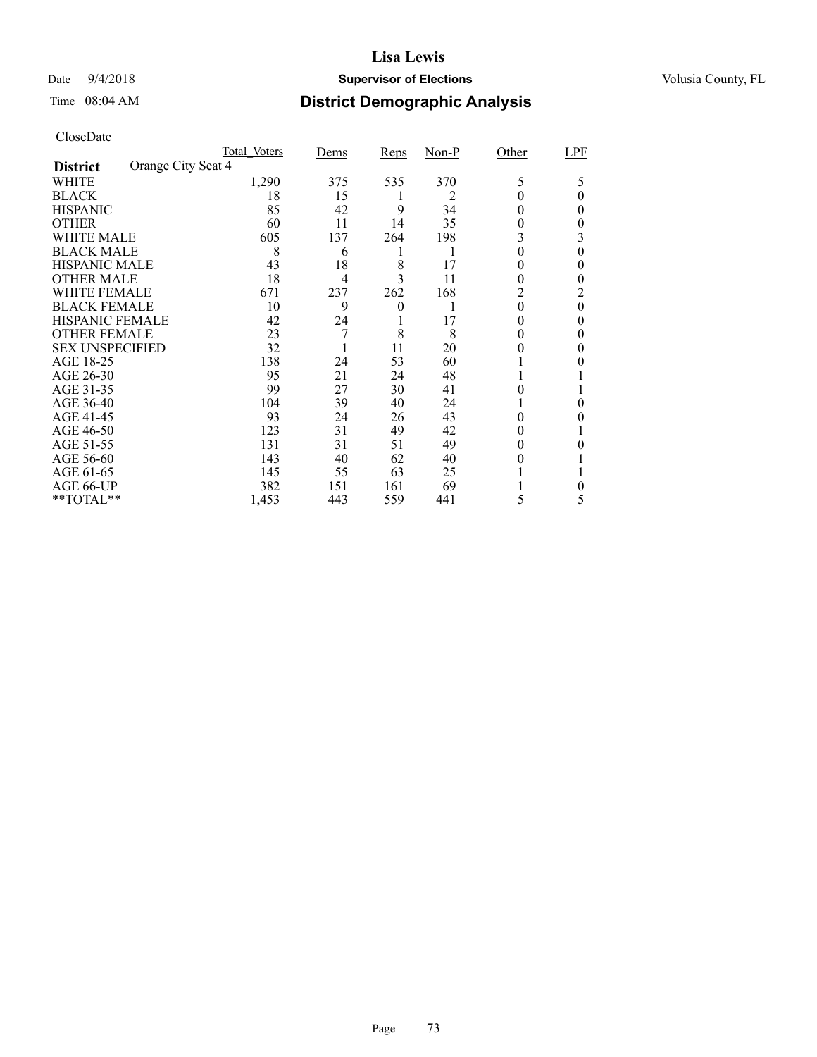# Lisa Lewis

Date 9/4/2018 **Supervisor of Elections** Volusia County, FL

Time 08:04 AM

## District Demographic Analysis

CloseDate

| District: Orange City Seat 4 | Total_Voters | Dems | Reps | Non-P | Other | LPF |
|---|---|---|---|---|---|---|
| WHITE | 1,290 | 375 | 535 | 370 | 5 | 5 |
| BLACK | 18 | 15 | 1 | 2 | 0 | 0 |
| HISPANIC | 85 | 42 | 9 | 34 | 0 | 0 |
| OTHER | 60 | 11 | 14 | 35 | 0 | 0 |
| WHITE MALE | 605 | 137 | 264 | 198 | 3 | 3 |
| BLACK MALE | 8 | 6 | 1 | 1 | 0 | 0 |
| HISPANIC MALE | 43 | 18 | 8 | 17 | 0 | 0 |
| OTHER MALE | 18 | 4 | 3 | 11 | 0 | 0 |
| WHITE FEMALE | 671 | 237 | 262 | 168 | 2 | 2 |
| BLACK FEMALE | 10 | 9 | 0 | 1 | 0 | 0 |
| HISPANIC FEMALE | 42 | 24 | 1 | 17 | 0 | 0 |
| OTHER FEMALE | 23 | 7 | 8 | 8 | 0 | 0 |
| SEX UNSPECIFIED | 32 | 1 | 11 | 20 | 0 | 0 |
| AGE 18-25 | 138 | 24 | 53 | 60 | 1 | 0 |
| AGE 26-30 | 95 | 21 | 24 | 48 | 1 | 1 |
| AGE 31-35 | 99 | 27 | 30 | 41 | 0 | 1 |
| AGE 36-40 | 104 | 39 | 40 | 24 | 1 | 0 |
| AGE 41-45 | 93 | 24 | 26 | 43 | 0 | 0 |
| AGE 46-50 | 123 | 31 | 49 | 42 | 0 | 1 |
| AGE 51-55 | 131 | 31 | 51 | 49 | 0 | 0 |
| AGE 56-60 | 143 | 40 | 62 | 40 | 0 | 1 |
| AGE 61-65 | 145 | 55 | 63 | 25 | 1 | 1 |
| AGE 66-UP | 382 | 151 | 161 | 69 | 1 | 0 |
| **TOTAL** | 1,453 | 443 | 559 | 441 | 5 | 5 |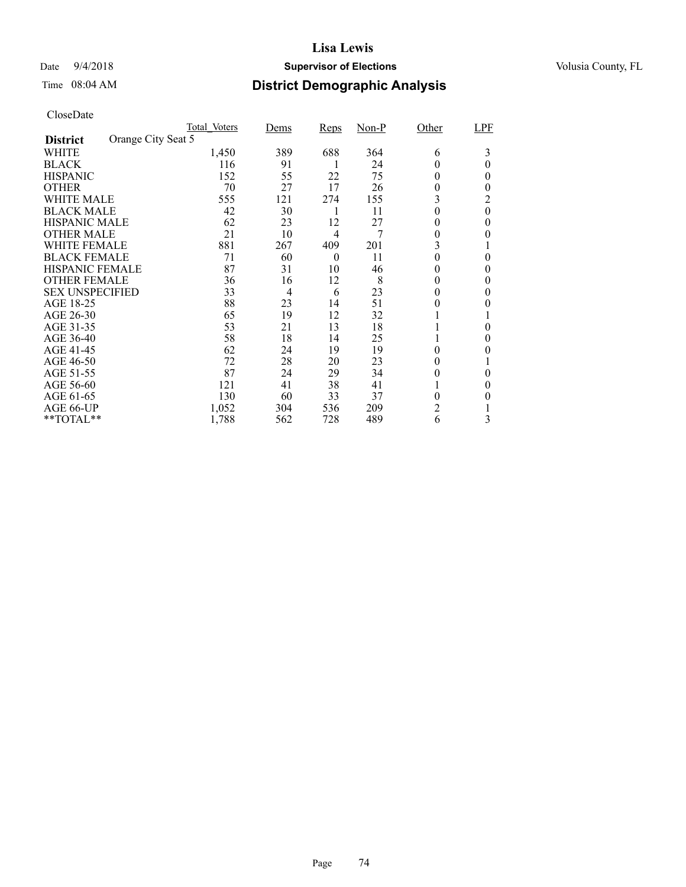# Lisa Lewis

Date 9/4/2018 **Supervisor of Elections** Volusia County, FL

Time 08:04 AM

## District Demographic Analysis

CloseDate

| **District** Orange City Seat 5 | Total_Voters | Dems | Reps | Non-P | Other | LPF |
|---|---|---|---|---|---|---|
| WHITE | 1,450 | 389 | 688 | 364 | 6 | 3 |
| BLACK | 116 | 91 | 1 | 24 | 0 | 0 |
| HISPANIC | 152 | 55 | 22 | 75 | 0 | 0 |
| OTHER | 70 | 27 | 17 | 26 | 0 | 0 |
| WHITE MALE | 555 | 121 | 274 | 155 | 3 | 2 |
| BLACK MALE | 42 | 30 | 1 | 11 | 0 | 0 |
| HISPANIC MALE | 62 | 23 | 12 | 27 | 0 | 0 |
| OTHER MALE | 21 | 10 | 4 | 7 | 0 | 0 |
| WHITE FEMALE | 881 | 267 | 409 | 201 | 3 | 1 |
| BLACK FEMALE | 71 | 60 | 0 | 11 | 0 | 0 |
| HISPANIC FEMALE | 87 | 31 | 10 | 46 | 0 | 0 |
| OTHER FEMALE | 36 | 16 | 12 | 8 | 0 | 0 |
| SEX UNSPECIFIED | 33 | 4 | 6 | 23 | 0 | 0 |
| AGE 18-25 | 88 | 23 | 14 | 51 | 0 | 0 |
| AGE 26-30 | 65 | 19 | 12 | 32 | 1 | 1 |
| AGE 31-35 | 53 | 21 | 13 | 18 | 1 | 0 |
| AGE 36-40 | 58 | 18 | 14 | 25 | 1 | 0 |
| AGE 41-45 | 62 | 24 | 19 | 19 | 0 | 0 |
| AGE 46-50 | 72 | 28 | 20 | 23 | 0 | 1 |
| AGE 51-55 | 87 | 24 | 29 | 34 | 0 | 0 |
| AGE 56-60 | 121 | 41 | 38 | 41 | 1 | 0 |
| AGE 61-65 | 130 | 60 | 33 | 37 | 0 | 0 |
| AGE 66-UP | 1,052 | 304 | 536 | 209 | 2 | 1 |
| **TOTAL** | 1,788 | 562 | 728 | 489 | 6 | 3 |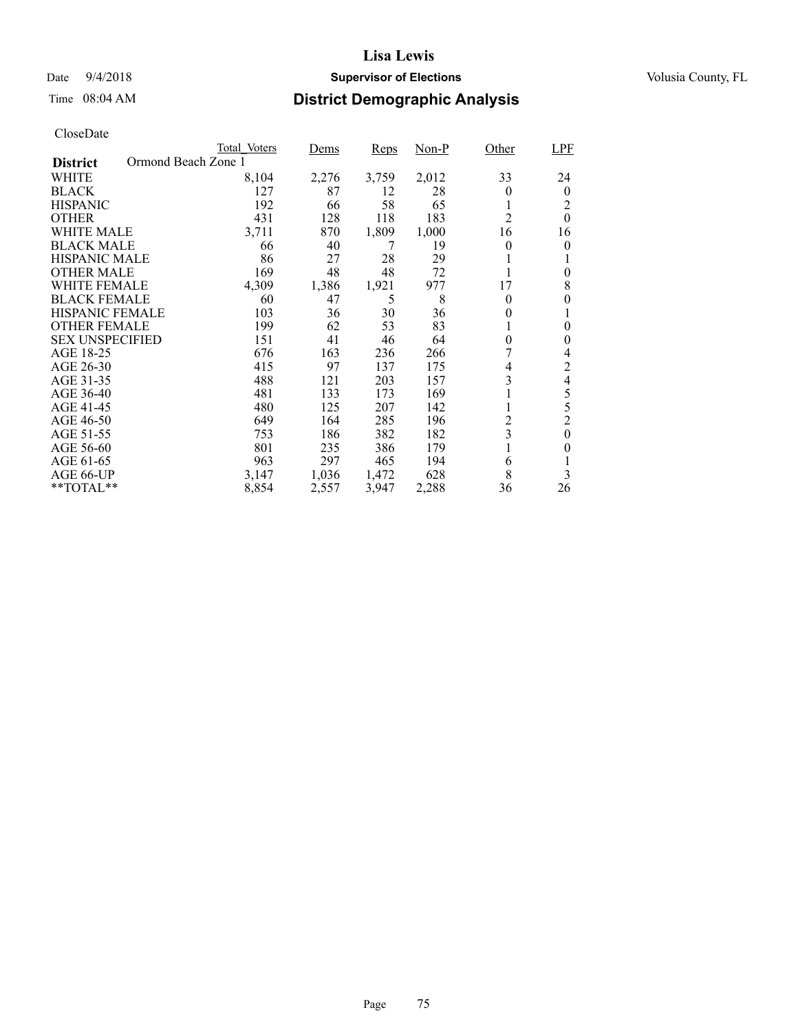# Lisa Lewis

Date 9/4/2018 **Supervisor of Elections** Volusia County, FL

Time 08:04 AM **District Demographic Analysis**

CloseDate

| District | Total_Voters | Dems | Reps | Non-P | Other | LPF |
|---|---|---|---|---|---|---|
| Ormond Beach Zone 1 | | | | | | |
| WHITE | 8,104 | 2,276 | 3,759 | 2,012 | 33 | 24 |
| BLACK | 127 | 87 | 12 | 28 | 0 | 0 |
| HISPANIC | 192 | 66 | 58 | 65 | 1 | 2 |
| OTHER | 431 | 128 | 118 | 183 | 2 | 0 |
| WHITE MALE | 3,711 | 870 | 1,809 | 1,000 | 16 | 16 |
| BLACK MALE | 66 | 40 | 7 | 19 | 0 | 0 |
| HISPANIC MALE | 86 | 27 | 28 | 29 | 1 | 1 |
| OTHER MALE | 169 | 48 | 48 | 72 | 1 | 0 |
| WHITE FEMALE | 4,309 | 1,386 | 1,921 | 977 | 17 | 8 |
| BLACK FEMALE | 60 | 47 | 5 | 8 | 0 | 0 |
| HISPANIC FEMALE | 103 | 36 | 30 | 36 | 0 | 1 |
| OTHER FEMALE | 199 | 62 | 53 | 83 | 1 | 0 |
| SEX UNSPECIFIED | 151 | 41 | 46 | 64 | 0 | 0 |
| AGE 18-25 | 676 | 163 | 236 | 266 | 7 | 4 |
| AGE 26-30 | 415 | 97 | 137 | 175 | 4 | 2 |
| AGE 31-35 | 488 | 121 | 203 | 157 | 3 | 4 |
| AGE 36-40 | 481 | 133 | 173 | 169 | 1 | 5 |
| AGE 41-45 | 480 | 125 | 207 | 142 | 1 | 5 |
| AGE 46-50 | 649 | 164 | 285 | 196 | 2 | 2 |
| AGE 51-55 | 753 | 186 | 382 | 182 | 3 | 0 |
| AGE 56-60 | 801 | 235 | 386 | 179 | 1 | 0 |
| AGE 61-65 | 963 | 297 | 465 | 194 | 6 | 1 |
| AGE 66-UP | 3,147 | 1,036 | 1,472 | 628 | 8 | 3 |
| **TOTAL** | 8,854 | 2,557 | 3,947 | 2,288 | 36 | 26 |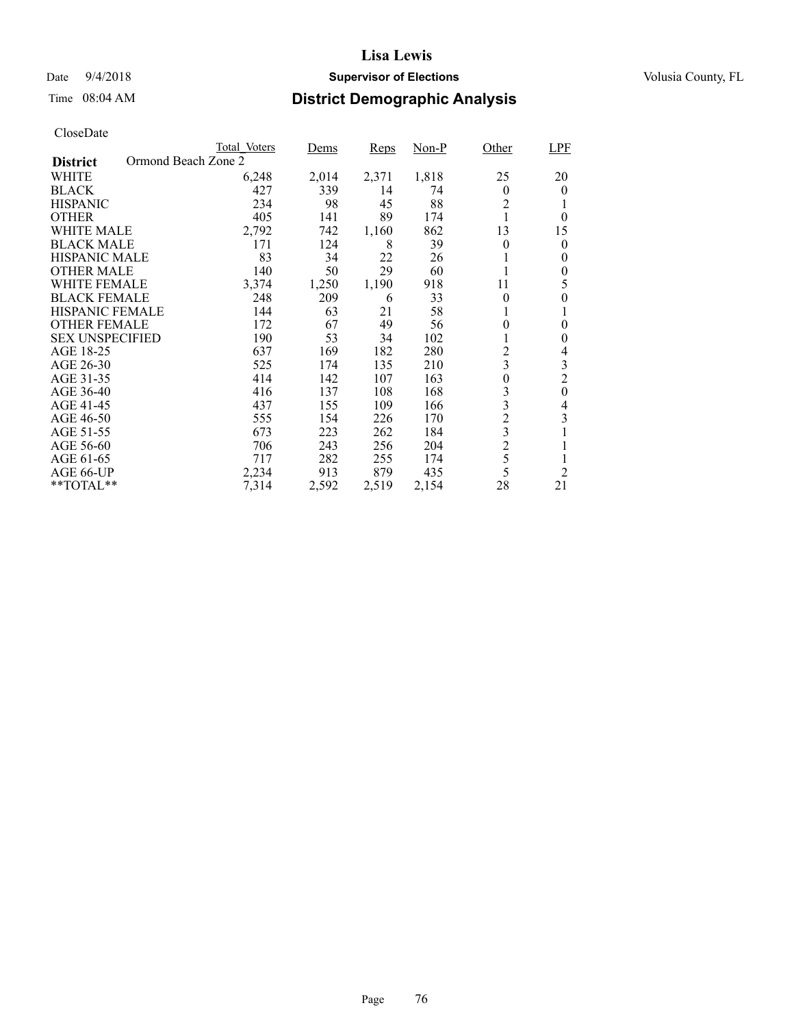# Lisa Lewis

Date 9/4/2018 **Supervisor of Elections** Volusia County, FL

Time 08:04 AM **District Demographic Analysis**

CloseDate

| District: Ormond Beach Zone 2 | Total_Voters | Dems | Reps | Non-P | Other | LPF |
|---|---|---|---|---|---|---|
| WHITE | 6,248 | 2,014 | 2,371 | 1,818 | 25 | 20 |
| BLACK | 427 | 339 | 14 | 74 | 0 | 0 |
| HISPANIC | 234 | 98 | 45 | 88 | 2 | 1 |
| OTHER | 405 | 141 | 89 | 174 | 1 | 0 |
| WHITE MALE | 2,792 | 742 | 1,160 | 862 | 13 | 15 |
| BLACK MALE | 171 | 124 | 8 | 39 | 0 | 0 |
| HISPANIC MALE | 83 | 34 | 22 | 26 | 1 | 0 |
| OTHER MALE | 140 | 50 | 29 | 60 | 1 | 0 |
| WHITE FEMALE | 3,374 | 1,250 | 1,190 | 918 | 11 | 5 |
| BLACK FEMALE | 248 | 209 | 6 | 33 | 0 | 0 |
| HISPANIC FEMALE | 144 | 63 | 21 | 58 | 1 | 1 |
| OTHER FEMALE | 172 | 67 | 49 | 56 | 0 | 0 |
| SEX UNSPECIFIED | 190 | 53 | 34 | 102 | 1 | 0 |
| AGE 18-25 | 637 | 169 | 182 | 280 | 2 | 4 |
| AGE 26-30 | 525 | 174 | 135 | 210 | 3 | 3 |
| AGE 31-35 | 414 | 142 | 107 | 163 | 0 | 2 |
| AGE 36-40 | 416 | 137 | 108 | 168 | 3 | 0 |
| AGE 41-45 | 437 | 155 | 109 | 166 | 3 | 4 |
| AGE 46-50 | 555 | 154 | 226 | 170 | 2 | 3 |
| AGE 51-55 | 673 | 223 | 262 | 184 | 3 | 1 |
| AGE 56-60 | 706 | 243 | 256 | 204 | 2 | 1 |
| AGE 61-65 | 717 | 282 | 255 | 174 | 5 | 1 |
| AGE 66-UP | 2,234 | 913 | 879 | 435 | 5 | 2 |
| **TOTAL** | 7,314 | 2,592 | 2,519 | 2,154 | 28 | 21 |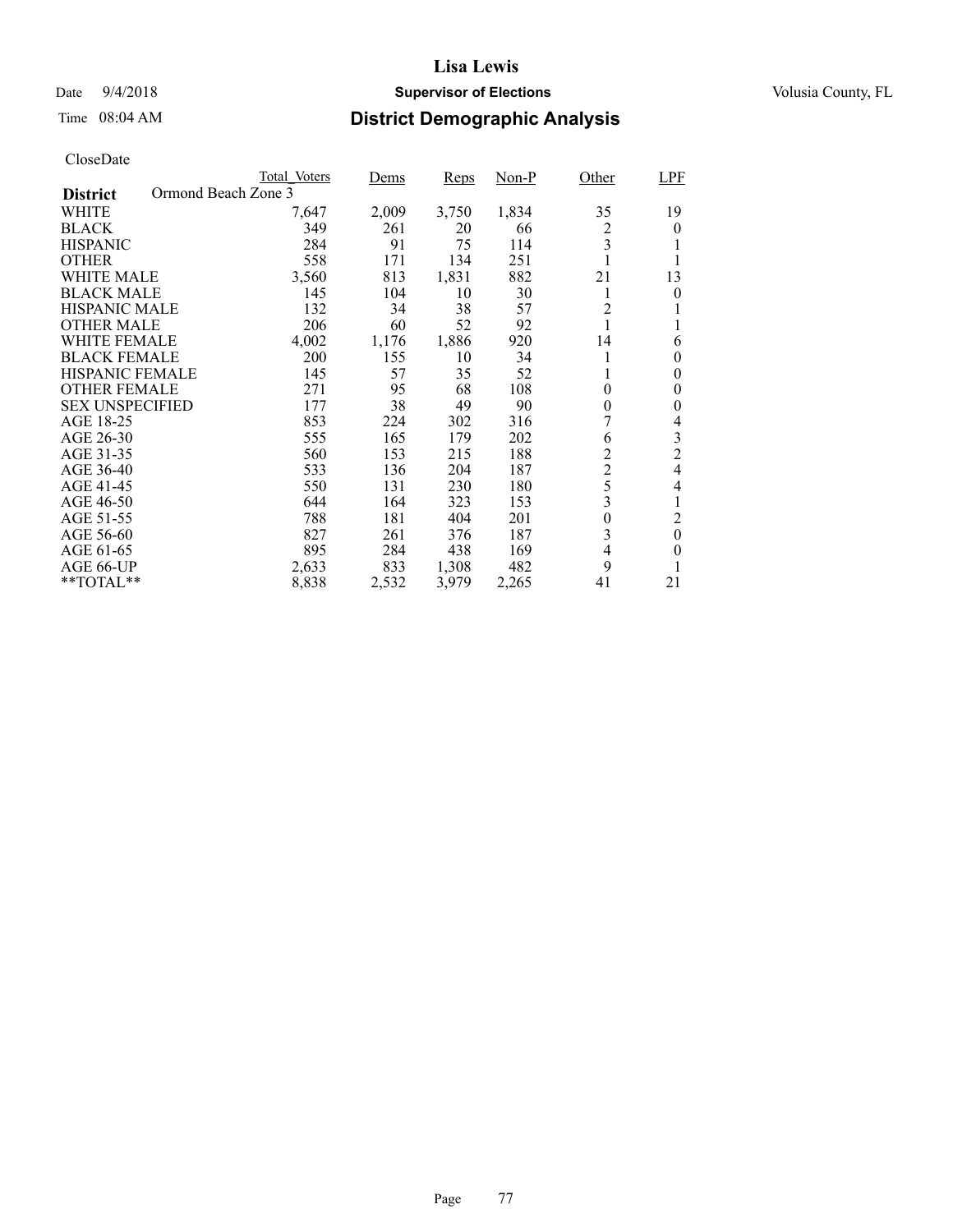# Lisa Lewis

Date 9/4/2018 **Supervisor of Elections** Volusia County, FL

Time 08:04 AM **District Demographic Analysis**

CloseDate

| District: Ormond Beach Zone 3 | Total_Voters | Dems | Reps | Non-P | Other | LPF |
|---|---|---|---|---|---|---|
| WHITE | 7,647 | 2,009 | 3,750 | 1,834 | 35 | 19 |
| BLACK | 349 | 261 | 20 | 66 | 2 | 0 |
| HISPANIC | 284 | 91 | 75 | 114 | 3 | 1 |
| OTHER | 558 | 171 | 134 | 251 | 1 | 1 |
| WHITE MALE | 3,560 | 813 | 1,831 | 882 | 21 | 13 |
| BLACK MALE | 145 | 104 | 10 | 30 | 1 | 0 |
| HISPANIC MALE | 132 | 34 | 38 | 57 | 2 | 1 |
| OTHER MALE | 206 | 60 | 52 | 92 | 1 | 1 |
| WHITE FEMALE | 4,002 | 1,176 | 1,886 | 920 | 14 | 6 |
| BLACK FEMALE | 200 | 155 | 10 | 34 | 1 | 0 |
| HISPANIC FEMALE | 145 | 57 | 35 | 52 | 1 | 0 |
| OTHER FEMALE | 271 | 95 | 68 | 108 | 0 | 0 |
| SEX UNSPECIFIED | 177 | 38 | 49 | 90 | 0 | 0 |
| AGE 18-25 | 853 | 224 | 302 | 316 | 7 | 4 |
| AGE 26-30 | 555 | 165 | 179 | 202 | 6 | 3 |
| AGE 31-35 | 560 | 153 | 215 | 188 | 2 | 2 |
| AGE 36-40 | 533 | 136 | 204 | 187 | 2 | 4 |
| AGE 41-45 | 550 | 131 | 230 | 180 | 5 | 4 |
| AGE 46-50 | 644 | 164 | 323 | 153 | 3 | 1 |
| AGE 51-55 | 788 | 181 | 404 | 201 | 0 | 2 |
| AGE 56-60 | 827 | 261 | 376 | 187 | 3 | 0 |
| AGE 61-65 | 895 | 284 | 438 | 169 | 4 | 0 |
| AGE 66-UP | 2,633 | 833 | 1,308 | 482 | 9 | 1 |
| **TOTAL** | 8,838 | 2,532 | 3,979 | 2,265 | 41 | 21 |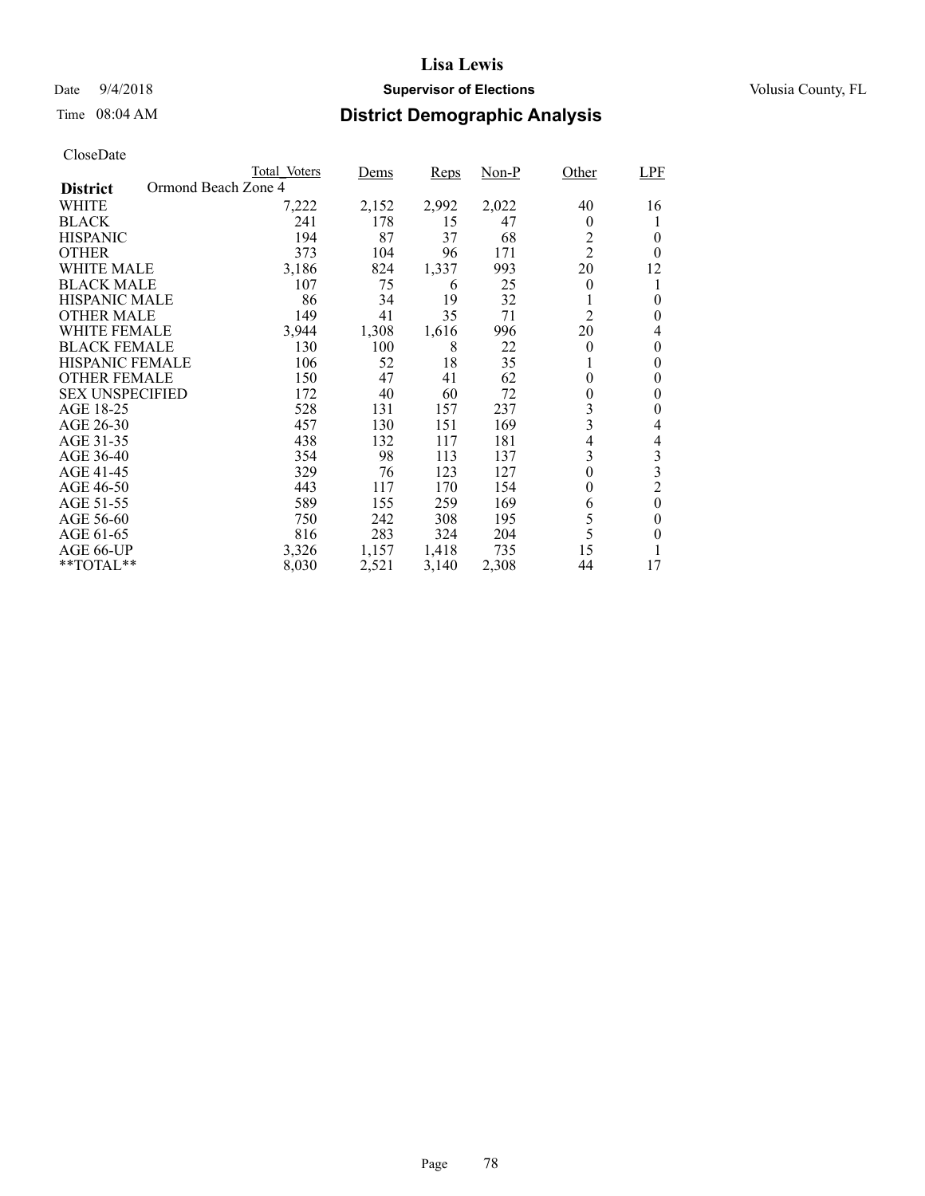# Lisa Lewis

Date 9/4/2018 **Supervisor of Elections** Volusia County, FL

Time 08:04 AM **District Demographic Analysis**

CloseDate

| **District** | Total_Voters | Dems | Reps | Non-P | Other | LPF |
|---|---|---|---|---|---|---|
| Ormond Beach Zone 4 | | | | | | |
| WHITE | 7,222 | 2,152 | 2,992 | 2,022 | 40 | 16 |
| BLACK | 241 | 178 | 15 | 47 | 0 | 1 |
| HISPANIC | 194 | 87 | 37 | 68 | 2 | 0 |
| OTHER | 373 | 104 | 96 | 171 | 2 | 0 |
| WHITE MALE | 3,186 | 824 | 1,337 | 993 | 20 | 12 |
| BLACK MALE | 107 | 75 | 6 | 25 | 0 | 1 |
| HISPANIC MALE | 86 | 34 | 19 | 32 | 1 | 0 |
| OTHER MALE | 149 | 41 | 35 | 71 | 2 | 0 |
| WHITE FEMALE | 3,944 | 1,308 | 1,616 | 996 | 20 | 4 |
| BLACK FEMALE | 130 | 100 | 8 | 22 | 0 | 0 |
| HISPANIC FEMALE | 106 | 52 | 18 | 35 | 1 | 0 |
| OTHER FEMALE | 150 | 47 | 41 | 62 | 0 | 0 |
| SEX UNSPECIFIED | 172 | 40 | 60 | 72 | 0 | 0 |
| AGE 18-25 | 528 | 131 | 157 | 237 | 3 | 0 |
| AGE 26-30 | 457 | 130 | 151 | 169 | 3 | 4 |
| AGE 31-35 | 438 | 132 | 117 | 181 | 4 | 4 |
| AGE 36-40 | 354 | 98 | 113 | 137 | 3 | 3 |
| AGE 41-45 | 329 | 76 | 123 | 127 | 0 | 3 |
| AGE 46-50 | 443 | 117 | 170 | 154 | 0 | 2 |
| AGE 51-55 | 589 | 155 | 259 | 169 | 6 | 0 |
| AGE 56-60 | 750 | 242 | 308 | 195 | 5 | 0 |
| AGE 61-65 | 816 | 283 | 324 | 204 | 5 | 0 |
| AGE 66-UP | 3,326 | 1,157 | 1,418 | 735 | 15 | 1 |
| **TOTAL** | 8,030 | 2,521 | 3,140 | 2,308 | 44 | 17 |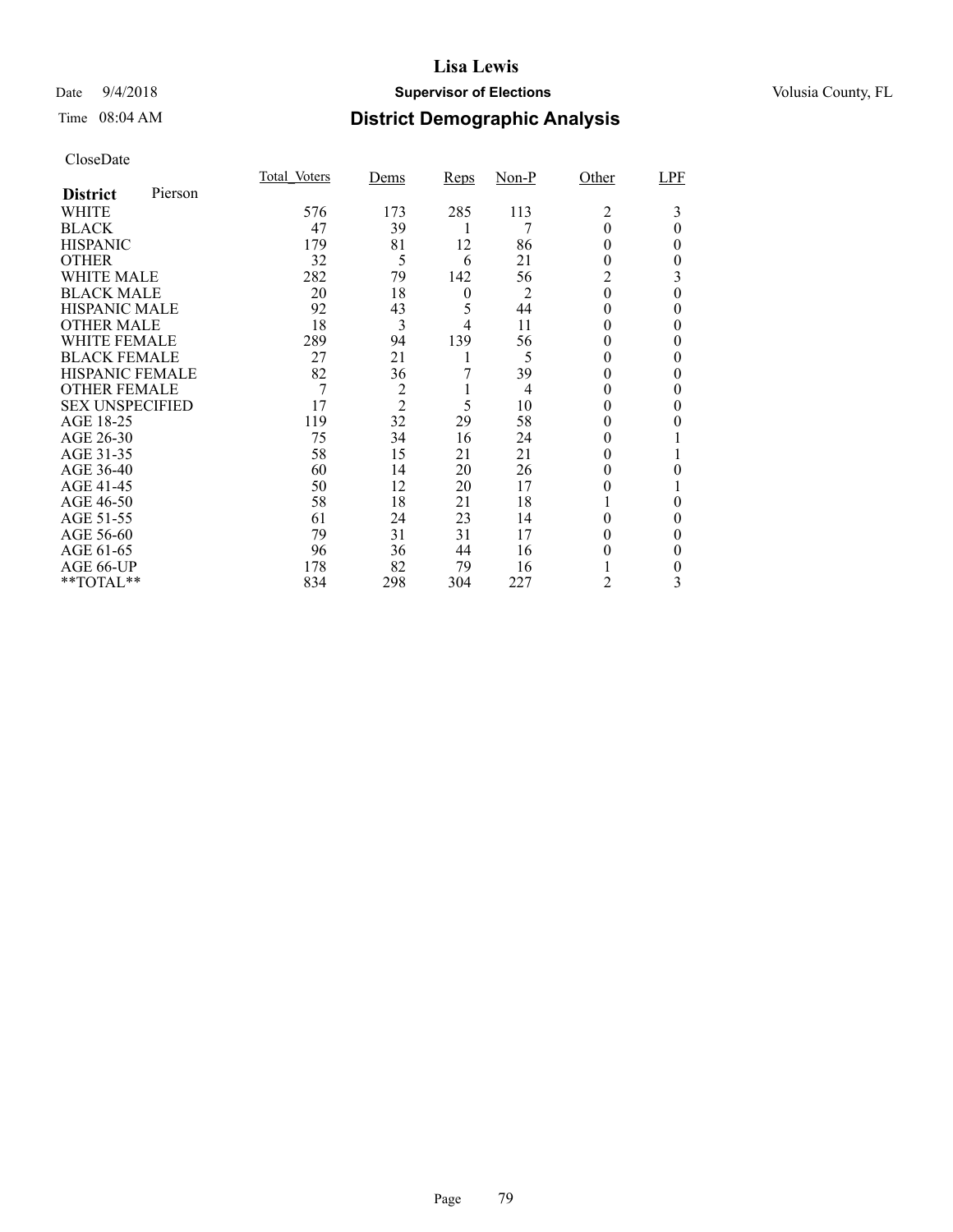# Lisa Lewis

Date 9/4/2018 **Supervisor of Elections** Volusia County, FL

Time 08:04 AM **District Demographic Analysis**

CloseDate

| **District** Pierson | Total_Voters | Dems | Reps | Non-P | Other | LPF |
|---|---|---|---|---|---|---|
| WHITE | 576 | 173 | 285 | 113 | 2 | 3 |
| BLACK | 47 | 39 | 1 | 7 | 0 | 0 |
| HISPANIC | 179 | 81 | 12 | 86 | 0 | 0 |
| OTHER | 32 | 5 | 6 | 21 | 0 | 0 |
| WHITE MALE | 282 | 79 | 142 | 56 | 2 | 3 |
| BLACK MALE | 20 | 18 | 0 | 2 | 0 | 0 |
| HISPANIC MALE | 92 | 43 | 5 | 44 | 0 | 0 |
| OTHER MALE | 18 | 3 | 4 | 11 | 0 | 0 |
| WHITE FEMALE | 289 | 94 | 139 | 56 | 0 | 0 |
| BLACK FEMALE | 27 | 21 | 1 | 5 | 0 | 0 |
| HISPANIC FEMALE | 82 | 36 | 7 | 39 | 0 | 0 |
| OTHER FEMALE | 7 | 2 | 1 | 4 | 0 | 0 |
| SEX UNSPECIFIED | 17 | 2 | 5 | 10 | 0 | 0 |
| AGE 18-25 | 119 | 32 | 29 | 58 | 0 | 0 |
| AGE 26-30 | 75 | 34 | 16 | 24 | 0 | 1 |
| AGE 31-35 | 58 | 15 | 21 | 21 | 0 | 1 |
| AGE 36-40 | 60 | 14 | 20 | 26 | 0 | 0 |
| AGE 41-45 | 50 | 12 | 20 | 17 | 0 | 1 |
| AGE 46-50 | 58 | 18 | 21 | 18 | 1 | 0 |
| AGE 51-55 | 61 | 24 | 23 | 14 | 0 | 0 |
| AGE 56-60 | 79 | 31 | 31 | 17 | 0 | 0 |
| AGE 61-65 | 96 | 36 | 44 | 16 | 0 | 0 |
| AGE 66-UP | 178 | 82 | 79 | 16 | 1 | 0 |
| **TOTAL** | 834 | 298 | 304 | 227 | 2 | 3 |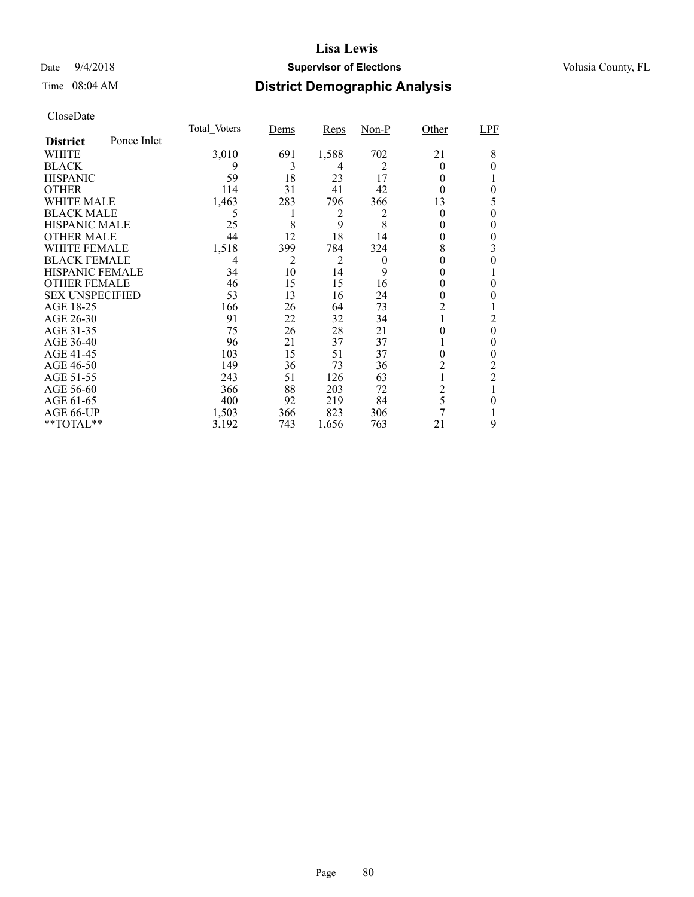# Lisa Lewis

Date 9/4/2018 **Supervisor of Elections** Volusia County, FL

Time 08:04 AM

## District Demographic Analysis

CloseDate

| District Ponce Inlet | Total_Voters | Dems | Reps | Non-P | Other | LPF |
|---|---|---|---|---|---|---|
| WHITE | 3,010 | 691 | 1,588 | 702 | 21 | 8 |
| BLACK | 9 | 3 | 4 | 2 | 0 | 0 |
| HISPANIC | 59 | 18 | 23 | 17 | 0 | 1 |
| OTHER | 114 | 31 | 41 | 42 | 0 | 0 |
| WHITE MALE | 1,463 | 283 | 796 | 366 | 13 | 5 |
| BLACK MALE | 5 | 1 | 2 | 2 | 0 | 0 |
| HISPANIC MALE | 25 | 8 | 9 | 8 | 0 | 0 |
| OTHER MALE | 44 | 12 | 18 | 14 | 0 | 0 |
| WHITE FEMALE | 1,518 | 399 | 784 | 324 | 8 | 3 |
| BLACK FEMALE | 4 | 2 | 2 | 0 | 0 | 0 |
| HISPANIC FEMALE | 34 | 10 | 14 | 9 | 0 | 1 |
| OTHER FEMALE | 46 | 15 | 15 | 16 | 0 | 0 |
| SEX UNSPECIFIED | 53 | 13 | 16 | 24 | 0 | 0 |
| AGE 18-25 | 166 | 26 | 64 | 73 | 2 | 1 |
| AGE 26-30 | 91 | 22 | 32 | 34 | 1 | 2 |
| AGE 31-35 | 75 | 26 | 28 | 21 | 0 | 0 |
| AGE 36-40 | 96 | 21 | 37 | 37 | 1 | 0 |
| AGE 41-45 | 103 | 15 | 51 | 37 | 0 | 0 |
| AGE 46-50 | 149 | 36 | 73 | 36 | 2 | 2 |
| AGE 51-55 | 243 | 51 | 126 | 63 | 1 | 2 |
| AGE 56-60 | 366 | 88 | 203 | 72 | 2 | 1 |
| AGE 61-65 | 400 | 92 | 219 | 84 | 5 | 0 |
| AGE 66-UP | 1,503 | 366 | 823 | 306 | 7 | 1 |
| **TOTAL** | 3,192 | 743 | 1,656 | 763 | 21 | 9 |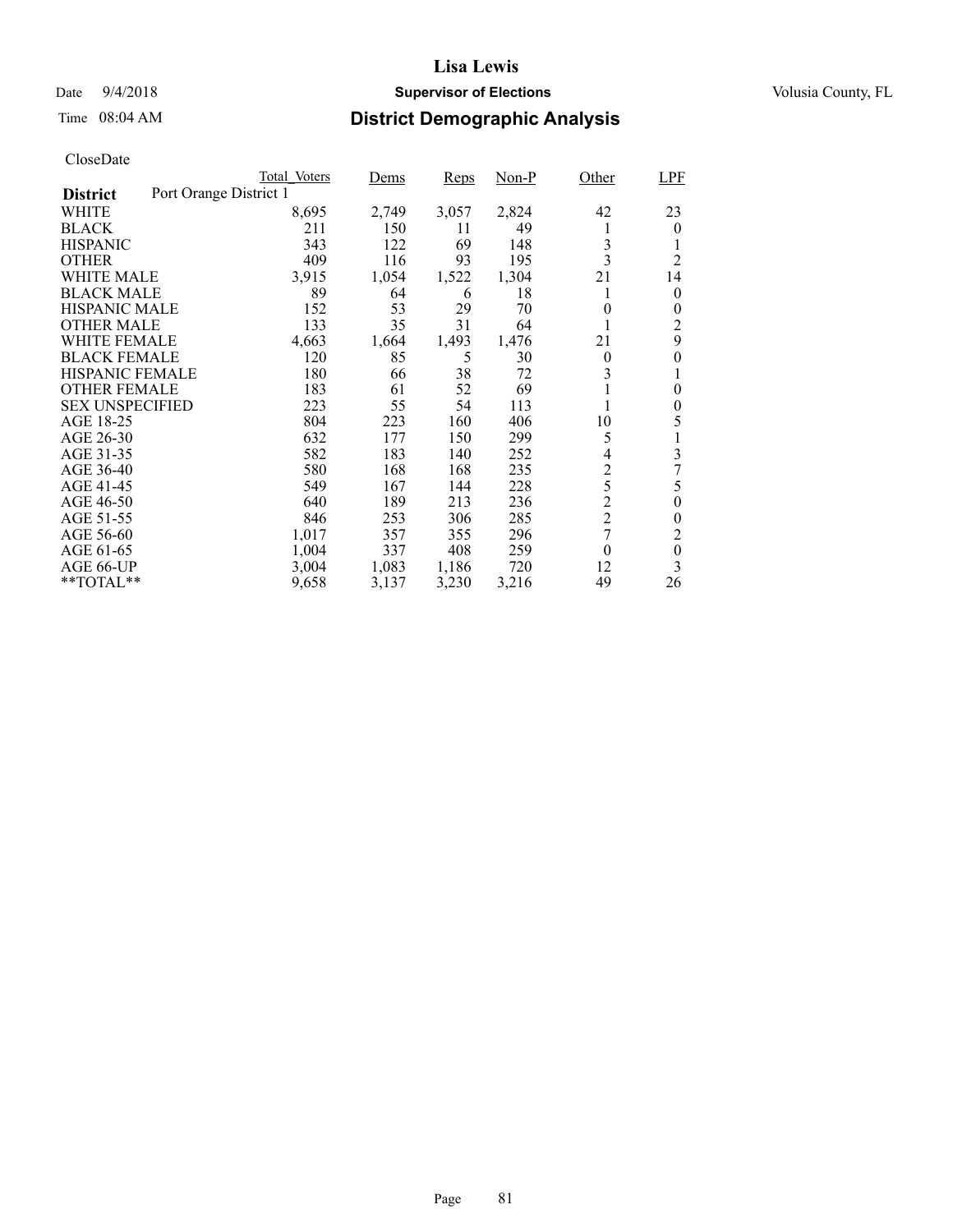# Lisa Lewis

Date 9/4/2018 **Supervisor of Elections** Volusia County, FL

Time 08:04 AM **District Demographic Analysis**

CloseDate

| District: Port Orange District 1 | Total_Voters | Dems | Reps | Non-P | Other | LPF |
|---|---|---|---|---|---|---|
| WHITE | 8,695 | 2,749 | 3,057 | 2,824 | 42 | 23 |
| BLACK | 211 | 150 | 11 | 49 | 1 | 0 |
| HISPANIC | 343 | 122 | 69 | 148 | 3 | 1 |
| OTHER | 409 | 116 | 93 | 195 | 3 | 2 |
| WHITE MALE | 3,915 | 1,054 | 1,522 | 1,304 | 21 | 14 |
| BLACK MALE | 89 | 64 | 6 | 18 | 1 | 0 |
| HISPANIC MALE | 152 | 53 | 29 | 70 | 0 | 0 |
| OTHER MALE | 133 | 35 | 31 | 64 | 1 | 2 |
| WHITE FEMALE | 4,663 | 1,664 | 1,493 | 1,476 | 21 | 9 |
| BLACK FEMALE | 120 | 85 | 5 | 30 | 0 | 0 |
| HISPANIC FEMALE | 180 | 66 | 38 | 72 | 3 | 1 |
| OTHER FEMALE | 183 | 61 | 52 | 69 | 1 | 0 |
| SEX UNSPECIFIED | 223 | 55 | 54 | 113 | 1 | 0 |
| AGE 18-25 | 804 | 223 | 160 | 406 | 10 | 5 |
| AGE 26-30 | 632 | 177 | 150 | 299 | 5 | 1 |
| AGE 31-35 | 582 | 183 | 140 | 252 | 4 | 3 |
| AGE 36-40 | 580 | 168 | 168 | 235 | 2 | 7 |
| AGE 41-45 | 549 | 167 | 144 | 228 | 5 | 5 |
| AGE 46-50 | 640 | 189 | 213 | 236 | 2 | 0 |
| AGE 51-55 | 846 | 253 | 306 | 285 | 2 | 0 |
| AGE 56-60 | 1,017 | 357 | 355 | 296 | 7 | 2 |
| AGE 61-65 | 1,004 | 337 | 408 | 259 | 0 | 0 |
| AGE 66-UP | 3,004 | 1,083 | 1,186 | 720 | 12 | 3 |
| **TOTAL** | 9,658 | 3,137 | 3,230 | 3,216 | 49 | 26 |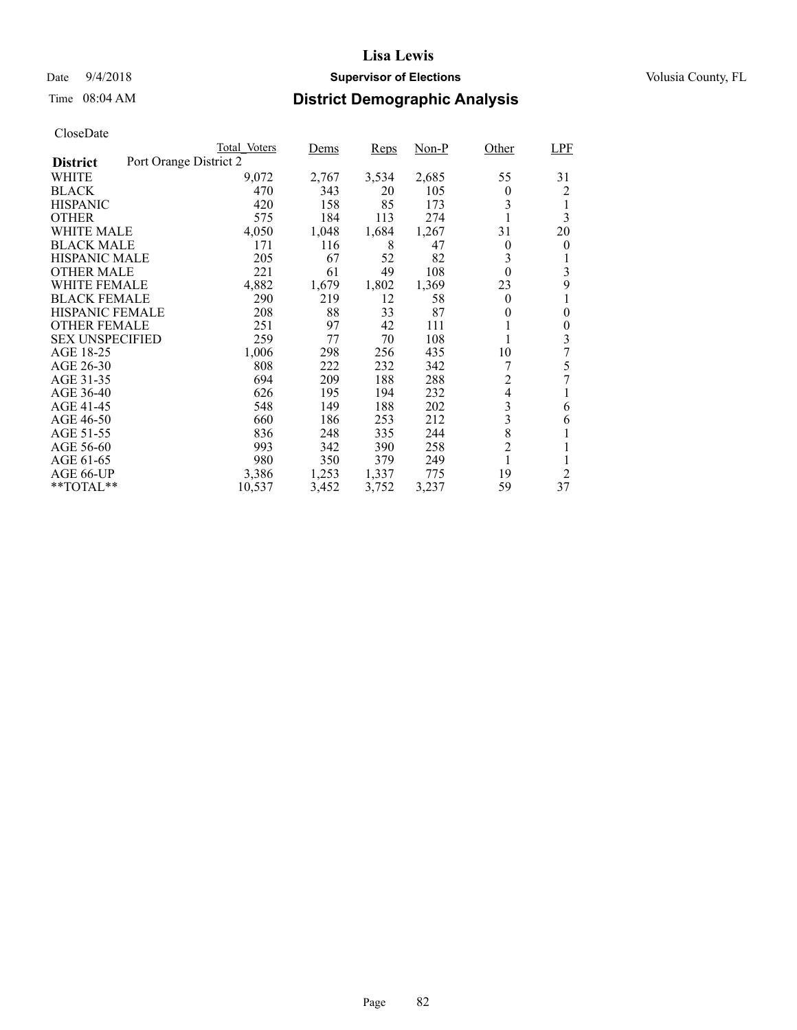# Lisa Lewis

Date 9/4/2018 **Supervisor of Elections** Volusia County, FL

Time 08:04 AM **District Demographic Analysis**

CloseDate

| **District** Port Orange District 2 | Total_Voters | Dems | Reps | Non-P | Other | LPF |
|---|---|---|---|---|---|---|
| WHITE | 9,072 | 2,767 | 3,534 | 2,685 | 55 | 31 |
| BLACK | 470 | 343 | 20 | 105 | 0 | 2 |
| HISPANIC | 420 | 158 | 85 | 173 | 3 | 1 |
| OTHER | 575 | 184 | 113 | 274 | 1 | 3 |
| WHITE MALE | 4,050 | 1,048 | 1,684 | 1,267 | 31 | 20 |
| BLACK MALE | 171 | 116 | 8 | 47 | 0 | 0 |
| HISPANIC MALE | 205 | 67 | 52 | 82 | 3 | 1 |
| OTHER MALE | 221 | 61 | 49 | 108 | 0 | 3 |
| WHITE FEMALE | 4,882 | 1,679 | 1,802 | 1,369 | 23 | 9 |
| BLACK FEMALE | 290 | 219 | 12 | 58 | 0 | 1 |
| HISPANIC FEMALE | 208 | 88 | 33 | 87 | 0 | 0 |
| OTHER FEMALE | 251 | 97 | 42 | 111 | 1 | 0 |
| SEX UNSPECIFIED | 259 | 77 | 70 | 108 | 1 | 3 |
| AGE 18-25 | 1,006 | 298 | 256 | 435 | 10 | 7 |
| AGE 26-30 | 808 | 222 | 232 | 342 | 7 | 5 |
| AGE 31-35 | 694 | 209 | 188 | 288 | 2 | 7 |
| AGE 36-40 | 626 | 195 | 194 | 232 | 4 | 1 |
| AGE 41-45 | 548 | 149 | 188 | 202 | 3 | 6 |
| AGE 46-50 | 660 | 186 | 253 | 212 | 3 | 6 |
| AGE 51-55 | 836 | 248 | 335 | 244 | 8 | 1 |
| AGE 56-60 | 993 | 342 | 390 | 258 | 2 | 1 |
| AGE 61-65 | 980 | 350 | 379 | 249 | 1 | 1 |
| AGE 66-UP | 3,386 | 1,253 | 1,337 | 775 | 19 | 2 |
| **TOTAL** | 10,537 | 3,452 | 3,752 | 3,237 | 59 | 37 |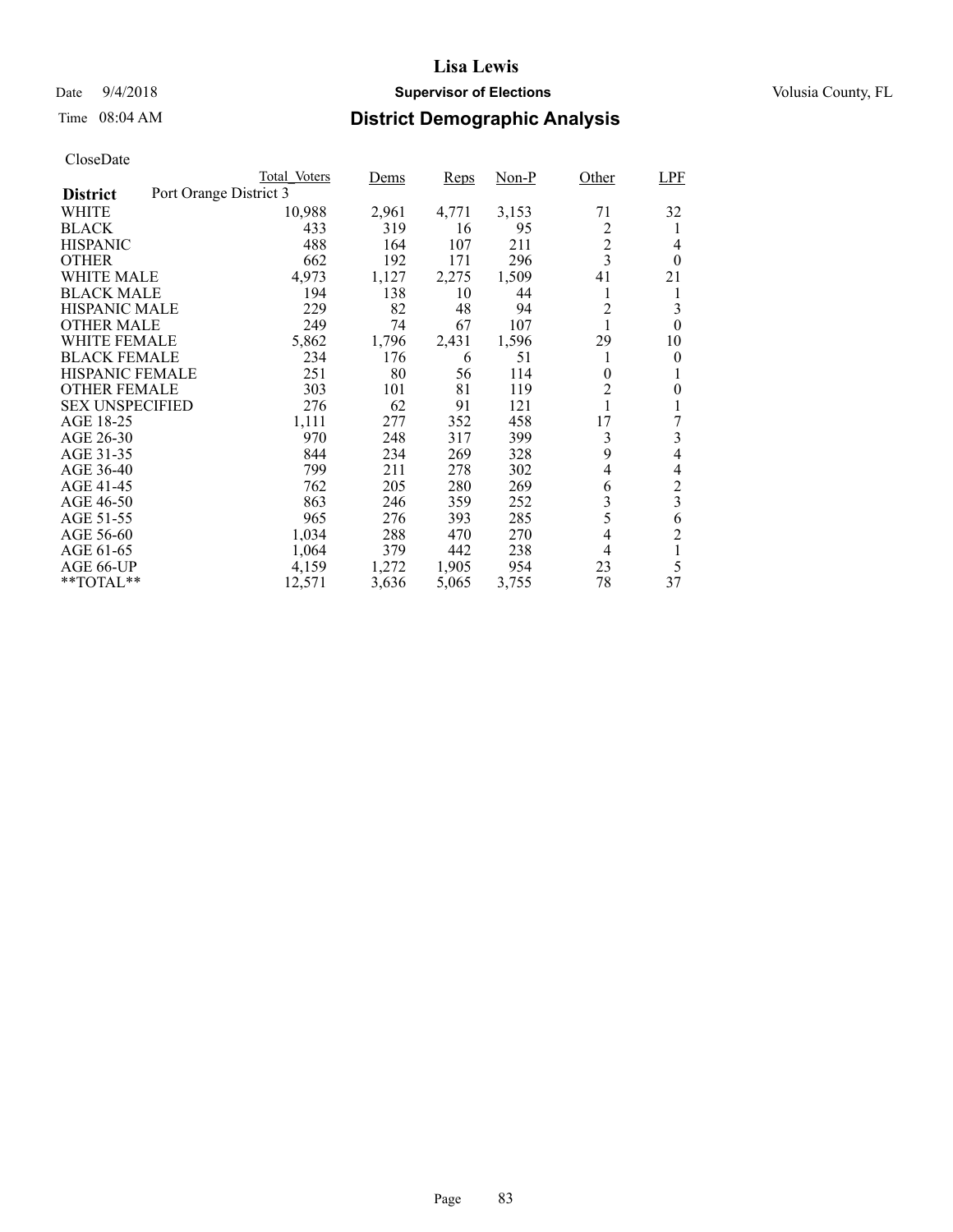# Lisa Lewis

Date 9/4/2018 **Supervisor of Elections** Volusia County, FL

Time 08:04 AM **District Demographic Analysis**

CloseDate

| District: Port Orange District 3 | Total_Voters | Dems | Reps | Non-P | Other | LPF |
|---|---|---|---|---|---|---|
| WHITE | 10,988 | 2,961 | 4,771 | 3,153 | 71 | 32 |
| BLACK | 433 | 319 | 16 | 95 | 2 | 1 |
| HISPANIC | 488 | 164 | 107 | 211 | 2 | 4 |
| OTHER | 662 | 192 | 171 | 296 | 3 | 0 |
| WHITE MALE | 4,973 | 1,127 | 2,275 | 1,509 | 41 | 21 |
| BLACK MALE | 194 | 138 | 10 | 44 | 1 | 1 |
| HISPANIC MALE | 229 | 82 | 48 | 94 | 2 | 3 |
| OTHER MALE | 249 | 74 | 67 | 107 | 1 | 0 |
| WHITE FEMALE | 5,862 | 1,796 | 2,431 | 1,596 | 29 | 10 |
| BLACK FEMALE | 234 | 176 | 6 | 51 | 1 | 0 |
| HISPANIC FEMALE | 251 | 80 | 56 | 114 | 0 | 1 |
| OTHER FEMALE | 303 | 101 | 81 | 119 | 2 | 0 |
| SEX UNSPECIFIED | 276 | 62 | 91 | 121 | 1 | 1 |
| AGE 18-25 | 1,111 | 277 | 352 | 458 | 17 | 7 |
| AGE 26-30 | 970 | 248 | 317 | 399 | 3 | 3 |
| AGE 31-35 | 844 | 234 | 269 | 328 | 9 | 4 |
| AGE 36-40 | 799 | 211 | 278 | 302 | 4 | 4 |
| AGE 41-45 | 762 | 205 | 280 | 269 | 6 | 2 |
| AGE 46-50 | 863 | 246 | 359 | 252 | 3 | 3 |
| AGE 51-55 | 965 | 276 | 393 | 285 | 5 | 6 |
| AGE 56-60 | 1,034 | 288 | 470 | 270 | 4 | 2 |
| AGE 61-65 | 1,064 | 379 | 442 | 238 | 4 | 1 |
| AGE 66-UP | 4,159 | 1,272 | 1,905 | 954 | 23 | 5 |
| **TOTAL** | 12,571 | 3,636 | 5,065 | 3,755 | 78 | 37 |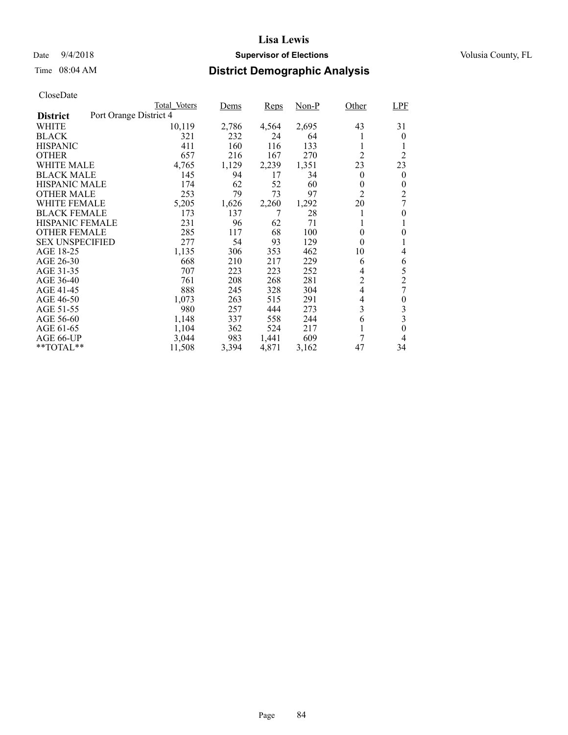# Lisa Lewis

Date 9/4/2018 **Supervisor of Elections** Volusia County, FL

Time 08:04 AM **District Demographic Analysis**

CloseDate

| | Total_Voters | Dems | Reps | Non-P | Other | LPF |
|---|---|---|---|---|---|---|
| **District** Port Orange District 4 | | | | | | |
| WHITE | 10,119 | 2,786 | 4,564 | 2,695 | 43 | 31 |
| BLACK | 321 | 232 | 24 | 64 | 1 | 0 |
| HISPANIC | 411 | 160 | 116 | 133 | 1 | 1 |
| OTHER | 657 | 216 | 167 | 270 | 2 | 2 |
| WHITE MALE | 4,765 | 1,129 | 2,239 | 1,351 | 23 | 23 |
| BLACK MALE | 145 | 94 | 17 | 34 | 0 | 0 |
| HISPANIC MALE | 174 | 62 | 52 | 60 | 0 | 0 |
| OTHER MALE | 253 | 79 | 73 | 97 | 2 | 2 |
| WHITE FEMALE | 5,205 | 1,626 | 2,260 | 1,292 | 20 | 7 |
| BLACK FEMALE | 173 | 137 | 7 | 28 | 1 | 0 |
| HISPANIC FEMALE | 231 | 96 | 62 | 71 | 1 | 1 |
| OTHER FEMALE | 285 | 117 | 68 | 100 | 0 | 0 |
| SEX UNSPECIFIED | 277 | 54 | 93 | 129 | 0 | 1 |
| AGE 18-25 | 1,135 | 306 | 353 | 462 | 10 | 4 |
| AGE 26-30 | 668 | 210 | 217 | 229 | 6 | 6 |
| AGE 31-35 | 707 | 223 | 223 | 252 | 4 | 5 |
| AGE 36-40 | 761 | 208 | 268 | 281 | 2 | 2 |
| AGE 41-45 | 888 | 245 | 328 | 304 | 4 | 7 |
| AGE 46-50 | 1,073 | 263 | 515 | 291 | 4 | 0 |
| AGE 51-55 | 980 | 257 | 444 | 273 | 3 | 3 |
| AGE 56-60 | 1,148 | 337 | 558 | 244 | 6 | 3 |
| AGE 61-65 | 1,104 | 362 | 524 | 217 | 1 | 0 |
| AGE 66-UP | 3,044 | 983 | 1,441 | 609 | 7 | 4 |
| **TOTAL** | 11,508 | 3,394 | 4,871 | 3,162 | 47 | 34 |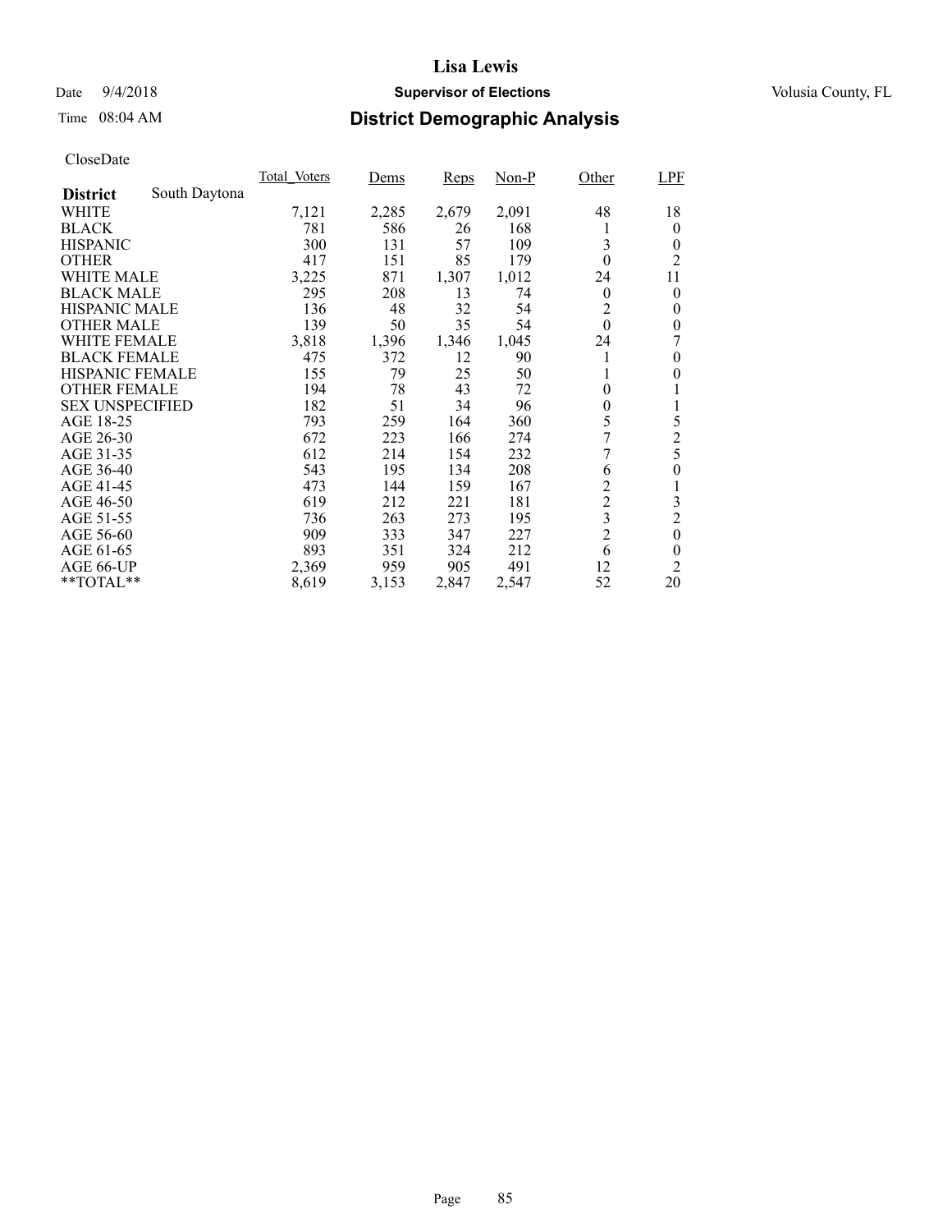# Lisa Lewis

Date 9/4/2018 **Supervisor of Elections** Volusia County, FL

Time 08:04 AM **District Demographic Analysis**

CloseDate

| District South Daytona | Total_Voters | Dems | Reps | Non-P | Other | LPF |
|---|---|---|---|---|---|---|
| WHITE | 7,121 | 2,285 | 2,679 | 2,091 | 48 | 18 |
| BLACK | 781 | 586 | 26 | 168 | 1 | 0 |
| HISPANIC | 300 | 131 | 57 | 109 | 3 | 0 |
| OTHER | 417 | 151 | 85 | 179 | 0 | 2 |
| WHITE MALE | 3,225 | 871 | 1,307 | 1,012 | 24 | 11 |
| BLACK MALE | 295 | 208 | 13 | 74 | 0 | 0 |
| HISPANIC MALE | 136 | 48 | 32 | 54 | 2 | 0 |
| OTHER MALE | 139 | 50 | 35 | 54 | 0 | 0 |
| WHITE FEMALE | 3,818 | 1,396 | 1,346 | 1,045 | 24 | 7 |
| BLACK FEMALE | 475 | 372 | 12 | 90 | 1 | 0 |
| HISPANIC FEMALE | 155 | 79 | 25 | 50 | 1 | 0 |
| OTHER FEMALE | 194 | 78 | 43 | 72 | 0 | 1 |
| SEX UNSPECIFIED | 182 | 51 | 34 | 96 | 0 | 1 |
| AGE 18-25 | 793 | 259 | 164 | 360 | 5 | 5 |
| AGE 26-30 | 672 | 223 | 166 | 274 | 7 | 2 |
| AGE 31-35 | 612 | 214 | 154 | 232 | 7 | 5 |
| AGE 36-40 | 543 | 195 | 134 | 208 | 6 | 0 |
| AGE 41-45 | 473 | 144 | 159 | 167 | 2 | 1 |
| AGE 46-50 | 619 | 212 | 221 | 181 | 2 | 3 |
| AGE 51-55 | 736 | 263 | 273 | 195 | 3 | 2 |
| AGE 56-60 | 909 | 333 | 347 | 227 | 2 | 0 |
| AGE 61-65 | 893 | 351 | 324 | 212 | 6 | 0 |
| AGE 66-UP | 2,369 | 959 | 905 | 491 | 12 | 2 |
| **TOTAL** | 8,619 | 3,153 | 2,847 | 2,547 | 52 | 20 |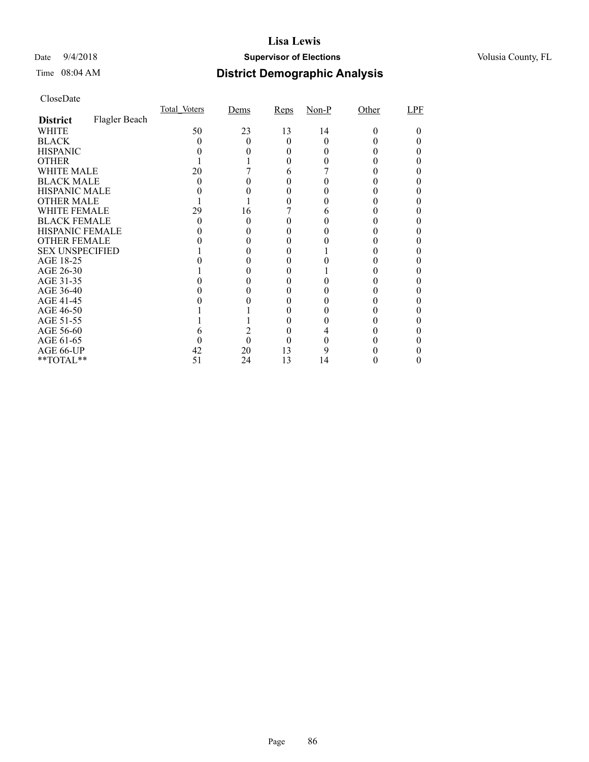# Lisa Lewis

Date 9/4/2018 **Supervisor of Elections** Volusia County, FL

Time 08:04 AM **District Demographic Analysis**

CloseDate

| | Total_Voters | Dems | Reps | Non-P | Other | LPF |
|---|---|---|---|---|---|---|
| **District** Flagler Beach | | | | | | |
| WHITE | 50 | 23 | 13 | 14 | 0 | 0 |
| BLACK | 0 | 0 | 0 | 0 | 0 | 0 |
| HISPANIC | 0 | 0 | 0 | 0 | 0 | 0 |
| OTHER | 1 | 1 | 0 | 0 | 0 | 0 |
| WHITE MALE | 20 | 7 | 6 | 7 | 0 | 0 |
| BLACK MALE | 0 | 0 | 0 | 0 | 0 | 0 |
| HISPANIC MALE | 0 | 0 | 0 | 0 | 0 | 0 |
| OTHER MALE | 1 | 1 | 0 | 0 | 0 | 0 |
| WHITE FEMALE | 29 | 16 | 7 | 6 | 0 | 0 |
| BLACK FEMALE | 0 | 0 | 0 | 0 | 0 | 0 |
| HISPANIC FEMALE | 0 | 0 | 0 | 0 | 0 | 0 |
| OTHER FEMALE | 0 | 0 | 0 | 0 | 0 | 0 |
| SEX UNSPECIFIED | 1 | 0 | 0 | 1 | 0 | 0 |
| AGE 18-25 | 0 | 0 | 0 | 0 | 0 | 0 |
| AGE 26-30 | 1 | 0 | 0 | 1 | 0 | 0 |
| AGE 31-35 | 0 | 0 | 0 | 0 | 0 | 0 |
| AGE 36-40 | 0 | 0 | 0 | 0 | 0 | 0 |
| AGE 41-45 | 0 | 0 | 0 | 0 | 0 | 0 |
| AGE 46-50 | 1 | 1 | 0 | 0 | 0 | 0 |
| AGE 51-55 | 1 | 1 | 0 | 0 | 0 | 0 |
| AGE 56-60 | 6 | 2 | 0 | 4 | 0 | 0 |
| AGE 61-65 | 0 | 0 | 0 | 0 | 0 | 0 |
| AGE 66-UP | 42 | 20 | 13 | 9 | 0 | 0 |
| **TOTAL** | 51 | 24 | 13 | 14 | 0 | 0 |